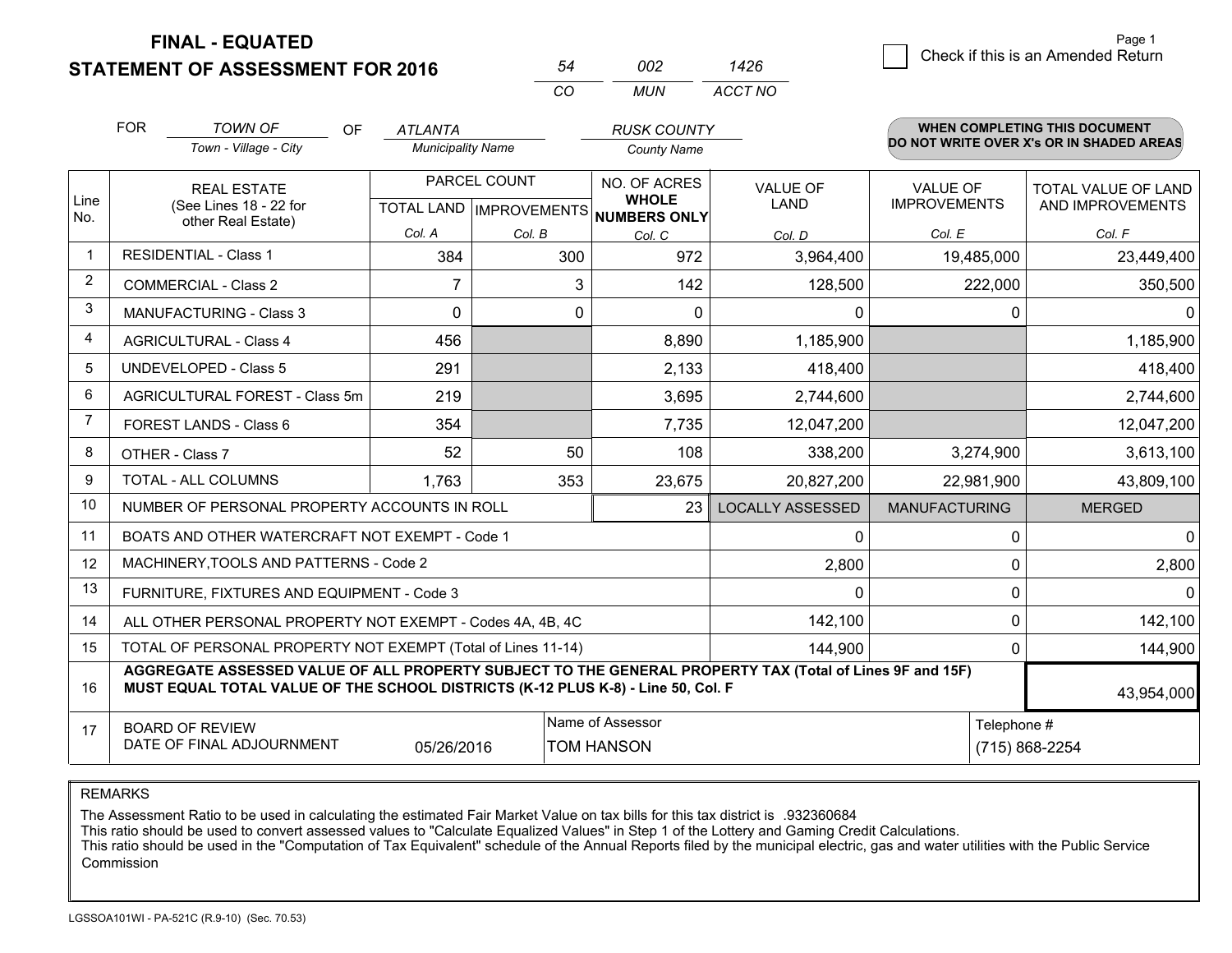# FINAL - EQUATED
## STATEMENT OF ASSESSMENT FOR 2016

| 54 | 002 | 1426 |
|---|---|---|
| CO | MUN | ACCT NO |

Page 1

☐ Check if this is an Amended Return

FOR *TOWN OF* (Town - Village - City) OF *ATLANTA* (Municipality Name) *RUSK COUNTY* (County Name)

**WHEN COMPLETING THIS DOCUMENT DO NOT WRITE OVER X's OR IN SHADED AREAS**

| Line No. | REAL ESTATE (See Lines 18 - 22 for other Real Estate) | PARCEL COUNT | | NO. OF ACRES **WHOLE NUMBERS ONLY** | VALUE OF LAND | VALUE OF IMPROVEMENTS | TOTAL VALUE OF LAND AND IMPROVEMENTS |
|---|---|---|---|---|---|---|---|
| | | TOTAL LAND | IMPROVEMENTS | | | | |
| | | Col. A | Col. B | Col. C | Col. D | Col. E | Col. F |
| 1 | RESIDENTIAL - Class 1 | 384 | 300 | 972 | 3,964,400 | 19,485,000 | 23,449,400 |
| 2 | COMMERCIAL - Class 2 | 7 | 3 | 142 | 128,500 | 222,000 | 350,500 |
| 3 | MANUFACTURING - Class 3 | 0 | 0 | 0 | 0 | 0 | 0 |
| 4 | AGRICULTURAL - Class 4 | 456 | | 8,890 | 1,185,900 | | 1,185,900 |
| 5 | UNDEVELOPED - Class 5 | 291 | | 2,133 | 418,400 | | 418,400 |
| 6 | AGRICULTURAL FOREST - Class 5m | 219 | | 3,695 | 2,744,600 | | 2,744,600 |
| 7 | FOREST LANDS - Class 6 | 354 | | 7,735 | 12,047,200 | | 12,047,200 |
| 8 | OTHER - Class 7 | 52 | 50 | 108 | 338,200 | 3,274,900 | 3,613,100 |
| 9 | TOTAL - ALL COLUMNS | 1,763 | 353 | 23,675 | 20,827,200 | 22,981,900 | 43,809,100 |
| 10 | NUMBER OF PERSONAL PROPERTY ACCOUNTS IN ROLL | | | 23 | LOCALLY ASSESSED | MANUFACTURING | MERGED |
| 11 | BOATS AND OTHER WATERCRAFT NOT EXEMPT - Code 1 | | | | 0 | 0 | 0 |
| 12 | MACHINERY,TOOLS AND PATTERNS - Code 2 | | | | 2,800 | 0 | 2,800 |
| 13 | FURNITURE, FIXTURES AND EQUIPMENT - Code 3 | | | | 0 | 0 | 0 |
| 14 | ALL OTHER PERSONAL PROPERTY NOT EXEMPT - Codes 4A, 4B, 4C | | | | 142,100 | 0 | 142,100 |
| 15 | TOTAL OF PERSONAL PROPERTY NOT EXEMPT (Total of Lines 11-14) | | | | 144,900 | 0 | 144,900 |
| 16 | **AGGREGATE ASSESSED VALUE OF ALL PROPERTY SUBJECT TO THE GENERAL PROPERTY TAX (Total of Lines 9F and 15F) MUST EQUAL TOTAL VALUE OF THE SCHOOL DISTRICTS (K-12 PLUS K-8) - Line 50, Col. F** | | | | | | 43,954,000 |
| 17 | BOARD OF REVIEW DATE OF FINAL ADJOURNMENT | 05/26/2016 | | Name of Assessor: TOM HANSON | | Telephone #: (715) 868-2254 | |

REMARKS

The Assessment Ratio to be used in calculating the estimated Fair Market Value on tax bills for this tax district is .932360684
This ratio should be used to convert assessed values to "Calculate Equalized Values" in Step 1 of the Lottery and Gaming Credit Calculations.
This ratio should be used in the "Computation of Tax Equivalent" schedule of the Annual Reports filed by the municipal electric, gas and water utilities with the Public Service Commission

LGSSOA101WI - PA-521C (R.9-10) (Sec. 70.53)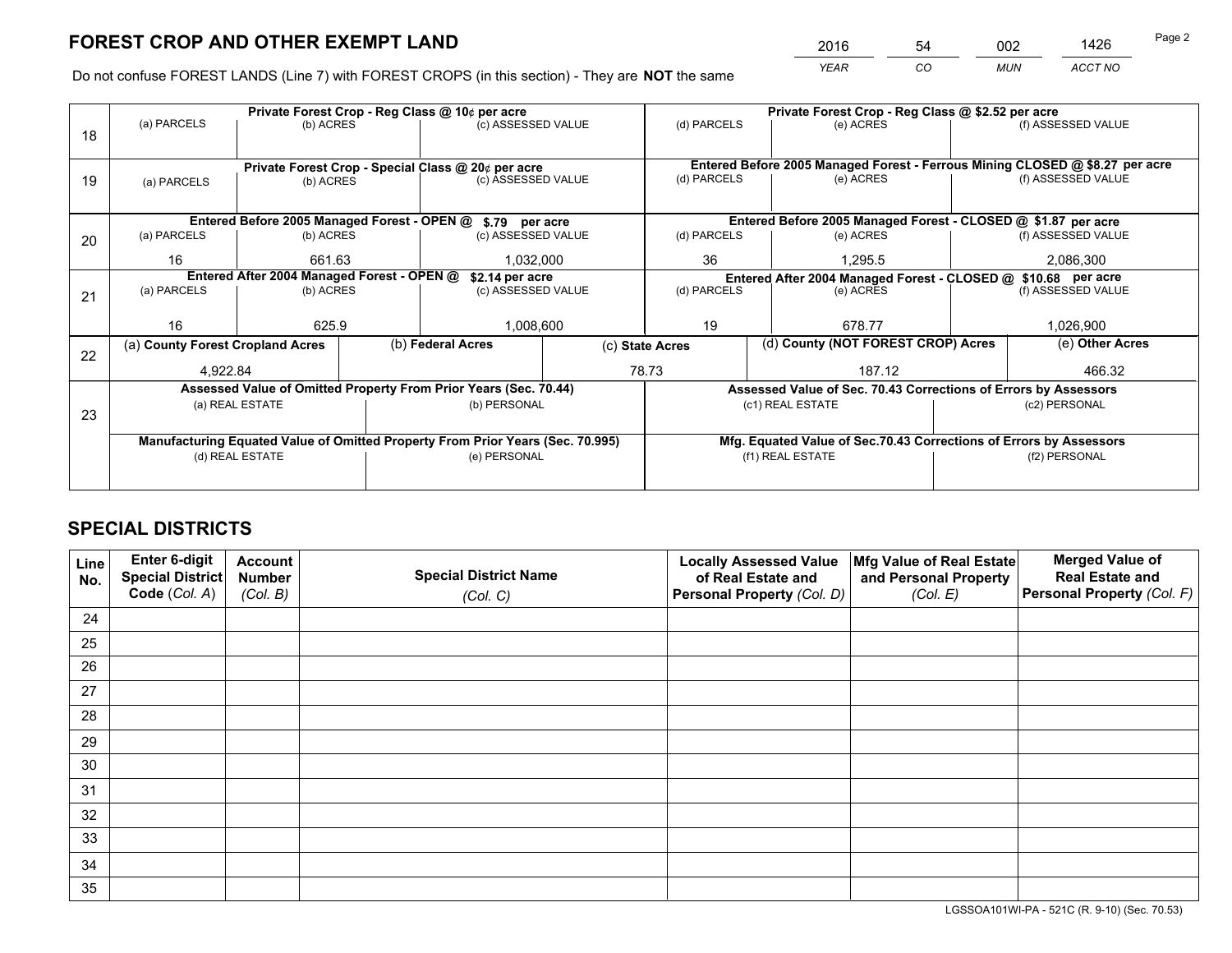# FOREST CROP AND OTHER EXEMPT LAND

| YEAR | CO | MUN | ACCT NO |
|---|---|---|---|
| 2016 | 54 | 002 | 1426 |

Do not confuse FOREST LANDS (Line 7) with FOREST CROPS (in this section) - They are **NOT** the same

| Line | Private Forest Crop - Reg Class @ 10¢ per acre | | | Private Forest Crop - Reg Class @ $2.52 per acre | | |
|---|---|---|---|---|---|---|
| | (a) PARCELS | (b) ACRES | (c) ASSESSED VALUE | (d) PARCELS | (e) ACRES | (f) ASSESSED VALUE |
| 18 | | | | | | |
| | **Private Forest Crop - Special Class @ 20¢ per acre** | | | **Entered Before 2005 Managed Forest - Ferrous Mining CLOSED @ $8.27 per acre** | | |
| 19 | (a) PARCELS | (b) ACRES | (c) ASSESSED VALUE | (d) PARCELS | (e) ACRES | (f) ASSESSED VALUE |
| | | | | | | |
| | **Entered Before 2005 Managed Forest - OPEN @ $.79 per acre** | | | **Entered Before 2005 Managed Forest - CLOSED @ $1.87 per acre** | | |
| 20 | (a) PARCELS | (b) ACRES | (c) ASSESSED VALUE | (d) PARCELS | (e) ACRES | (f) ASSESSED VALUE |
| | 16 | 661.63 | 1,032,000 | 36 | 1,295.5 | 2,086,300 |
| | **Entered After 2004 Managed Forest - OPEN @ $2.14 per acre** | | | **Entered After 2004 Managed Forest - CLOSED @ $10.68 per acre** | | |
| 21 | (a) PARCELS | (b) ACRES | (c) ASSESSED VALUE | (d) PARCELS | (e) ACRES | (f) ASSESSED VALUE |
| | 16 | 625.9 | 1,008,600 | 19 | 678.77 | 1,026,900 |

| Line | (a) County Forest Cropland Acres | (b) Federal Acres | (c) State Acres | (d) County (NOT FOREST CROP) Acres | (e) Other Acres |
|---|---|---|---|---|---|
| 22 | 4,922.84 | | 78.73 | 187.12 | 466.32 |

| Line | Assessed Value of Omitted Property From Prior Years (Sec. 70.44) | | Assessed Value of Sec. 70.43 Corrections of Errors by Assessors | |
|---|---|---|---|---|
| 23 | (a) REAL ESTATE | (b) PERSONAL | (c1) REAL ESTATE | (c2) PERSONAL |
| | | | | |
| | **Manufacturing Equated Value of Omitted Property From Prior Years (Sec. 70.995)** | | **Mfg. Equated Value of Sec.70.43 Corrections of Errors by Assessors** | |
| | (d) REAL ESTATE | (e) PERSONAL | (f1) REAL ESTATE | (f2) PERSONAL |
| | | | | |

# SPECIAL DISTRICTS

| Line No. | Enter 6-digit Special District Code (Col. A) | Account Number (Col. B) | Special District Name (Col. C) | Locally Assessed Value of Real Estate and Personal Property (Col. D) | Mfg Value of Real Estate and Personal Property (Col. E) | Merged Value of Real Estate and Personal Property (Col. F) |
|---|---|---|---|---|---|---|
| 24 | | | | | | |
| 25 | | | | | | |
| 26 | | | | | | |
| 27 | | | | | | |
| 28 | | | | | | |
| 29 | | | | | | |
| 30 | | | | | | |
| 31 | | | | | | |
| 32 | | | | | | |
| 33 | | | | | | |
| 34 | | | | | | |
| 35 | | | | | | |

LGSSOA101WI-PA - 521C (R. 9-10) (Sec. 70.53)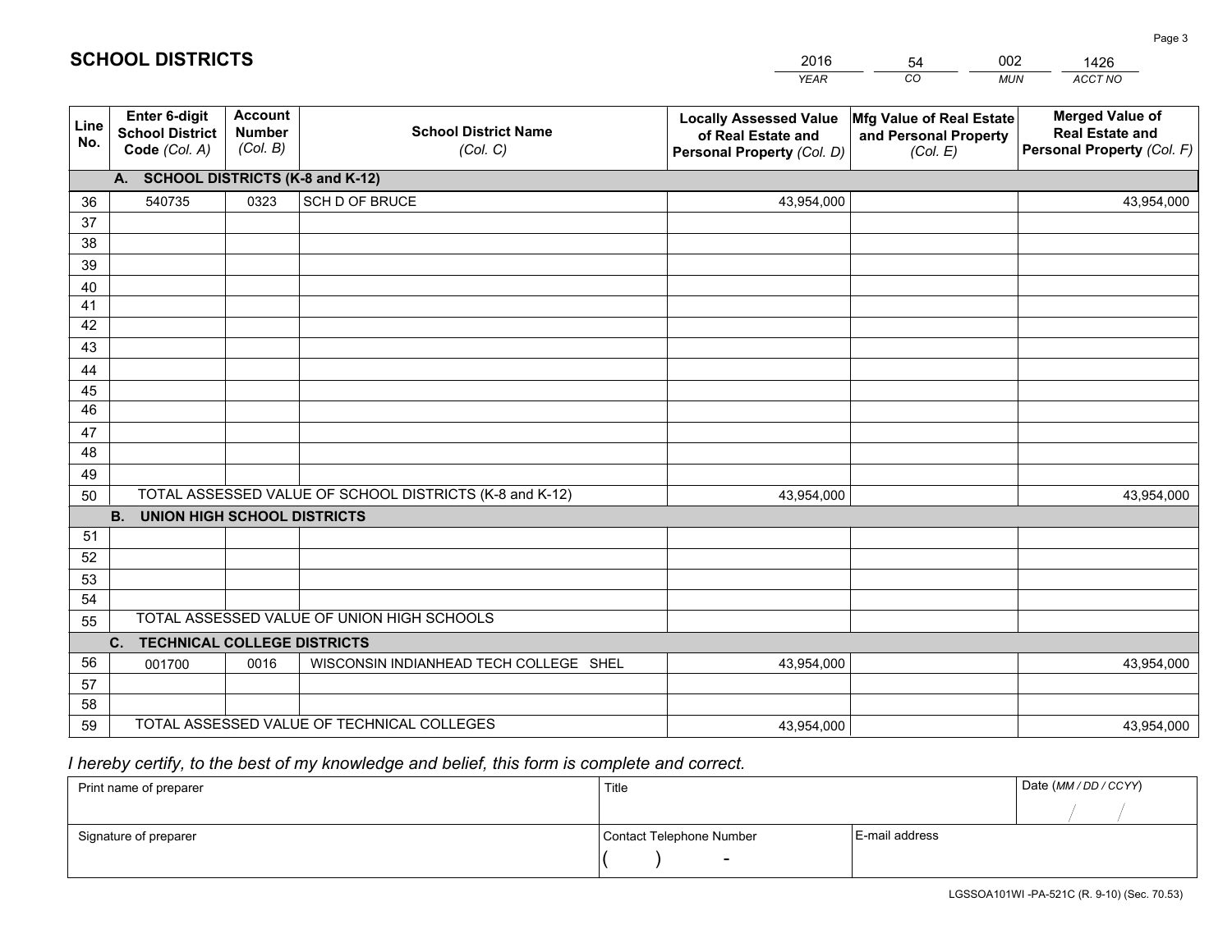# SCHOOL DISTRICTS

| 2016 | 54 | 002 | 1426 |
|---|---|---|---|
| *YEAR* | *CO* | *MUN* | *ACCT NO* |

| Line No. | Enter 6-digit School District Code *(Col. A)* | Account Number *(Col. B)* | School District Name *(Col. C)* | Locally Assessed Value of Real Estate and Personal Property *(Col. D)* | Mfg Value of Real Estate and Personal Property *(Col. E)* | Merged Value of Real Estate and Personal Property *(Col. F)* |
|---|---|---|---|---|---|---|
| **A. SCHOOL DISTRICTS (K-8 and K-12)** | | | | | | |
| 36 | 540735 | 0323 | SCH D OF BRUCE | 43,954,000 | | 43,954,000 |
| 37 | | | | | | |
| 38 | | | | | | |
| 39 | | | | | | |
| 40 | | | | | | |
| 41 | | | | | | |
| 42 | | | | | | |
| 43 | | | | | | |
| 44 | | | | | | |
| 45 | | | | | | |
| 46 | | | | | | |
| 47 | | | | | | |
| 48 | | | | | | |
| 49 | | | | | | |
| 50 | TOTAL ASSESSED VALUE OF SCHOOL DISTRICTS (K-8 and K-12) | | | 43,954,000 | | 43,954,000 |
| **B. UNION HIGH SCHOOL DISTRICTS** | | | | | | |
| 51 | | | | | | |
| 52 | | | | | | |
| 53 | | | | | | |
| 54 | | | | | | |
| 55 | TOTAL ASSESSED VALUE OF UNION HIGH SCHOOLS | | | | | |
| **C. TECHNICAL COLLEGE DISTRICTS** | | | | | | |
| 56 | 001700 | 0016 | WISCONSIN INDIANHEAD TECH COLLEGE SHEL | 43,954,000 | | 43,954,000 |
| 57 | | | | | | |
| 58 | | | | | | |
| 59 | TOTAL ASSESSED VALUE OF TECHNICAL COLLEGES | | | 43,954,000 | | 43,954,000 |

*I hereby certify, to the best of my knowledge and belief, this form is complete and correct.*

| Print name of preparer | Title | | Date *(MM / DD / CCYY)* |
|---|---|---|---|
| | | | / / |
| Signature of preparer | Contact Telephone Number | E-mail address | |
| | ( ) - | | |

LGSSOA101WI -PA-521C (R. 9-10) (Sec. 70.53)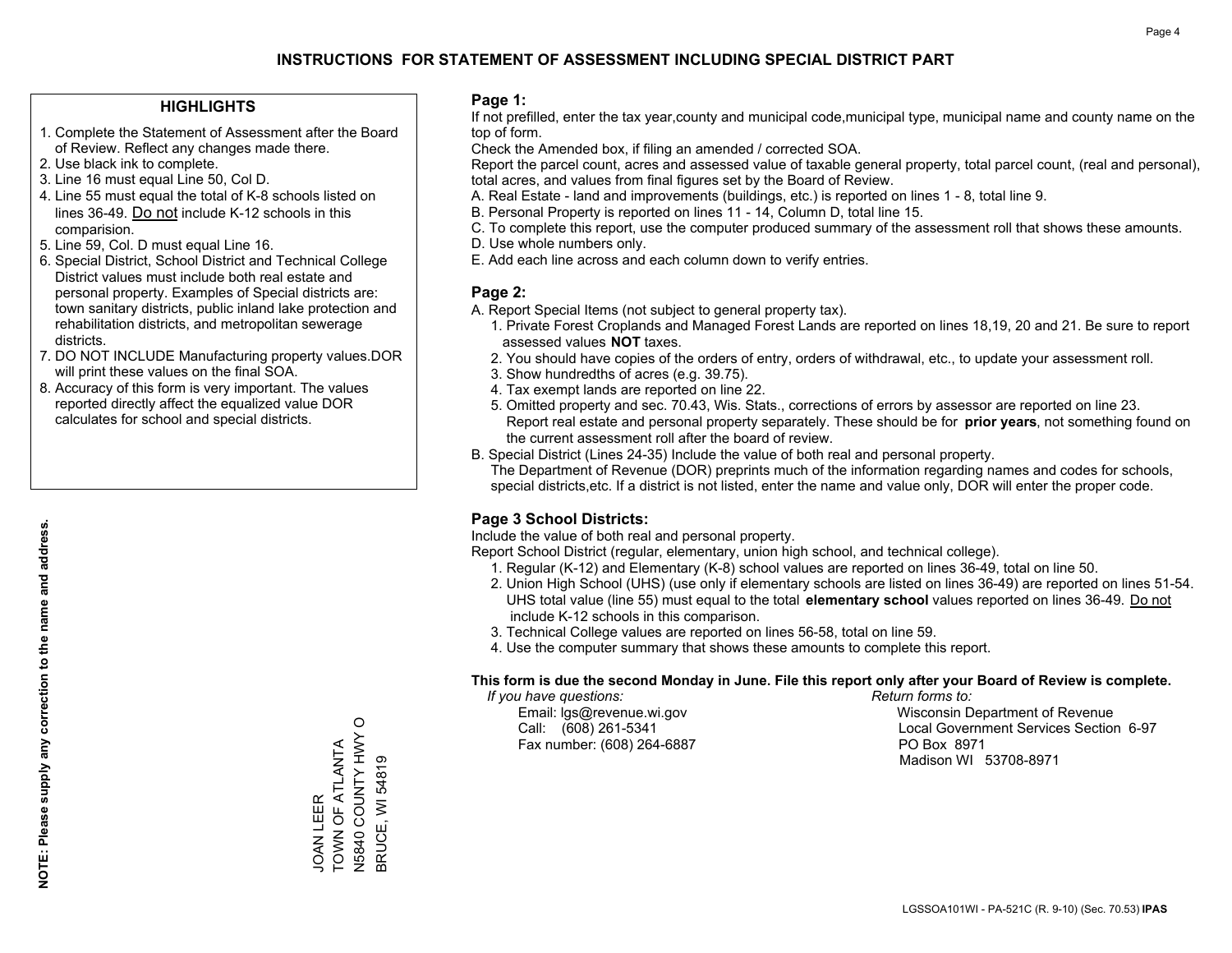# INSTRUCTIONS FOR STATEMENT OF ASSESSMENT INCLUDING SPECIAL DISTRICT PART

## HIGHLIGHTS

1. Complete the Statement of Assessment after the Board of Review. Reflect any changes made there.
2. Use black ink to complete.
3. Line 16 must equal Line 50, Col D.
4. Line 55 must equal the total of K-8 schools listed on lines 36-49. Do not include K-12 schools in this comparision.
5. Line 59, Col. D must equal Line 16.
6. Special District, School District and Technical College District values must include both real estate and personal property. Examples of Special districts are: town sanitary districts, public inland lake protection and rehabilitation districts, and metropolitan sewerage districts.
7. DO NOT INCLUDE Manufacturing property values.DOR will print these values on the final SOA.
8. Accuracy of this form is very important. The values reported directly affect the equalized value DOR calculates for school and special districts.

**NOTE: Please supply any correction to the name and address.**

JOAN LEER
TOWN OF ATLANTA
N5840 COUNTY HWY O
BRUCE, WI 54819

## Page 1:

If not prefilled, enter the tax year,county and municipal code,municipal type, municipal name and county name on the top of form.

Check the Amended box, if filing an amended / corrected SOA.

Report the parcel count, acres and assessed value of taxable general property, total parcel count, (real and personal), total acres, and values from final figures set by the Board of Review.

A. Real Estate - land and improvements (buildings, etc.) is reported on lines 1 - 8, total line 9.
B. Personal Property is reported on lines 11 - 14, Column D, total line 15.
C. To complete this report, use the computer produced summary of the assessment roll that shows these amounts.
D. Use whole numbers only.
E. Add each line across and each column down to verify entries.

## Page 2:

A. Report Special Items (not subject to general property tax).
   1. Private Forest Croplands and Managed Forest Lands are reported on lines 18,19, 20 and 21. Be sure to report assessed values **NOT** taxes.
   2. You should have copies of the orders of entry, orders of withdrawal, etc., to update your assessment roll.
   3. Show hundredths of acres (e.g. 39.75).
   4. Tax exempt lands are reported on line 22.
   5. Omitted property and sec. 70.43, Wis. Stats., corrections of errors by assessor are reported on line 23. Report real estate and personal property separately. These should be for **prior years**, not something found on the current assessment roll after the board of review.
B. Special District (Lines 24-35) Include the value of both real and personal property.
   The Department of Revenue (DOR) preprints much of the information regarding names and codes for schools, special districts,etc. If a district is not listed, enter the name and value only, DOR will enter the proper code.

## Page 3 School Districts:

Include the value of both real and personal property.

Report School District (regular, elementary, union high school, and technical college).

1. Regular (K-12) and Elementary (K-8) school values are reported on lines 36-49, total on line 50.
2. Union High School (UHS) (use only if elementary schools are listed on lines 36-49) are reported on lines 51-54. UHS total value (line 55) must equal to the total **elementary school** values reported on lines 36-49. Do not include K-12 schools in this comparison.
3. Technical College values are reported on lines 56-58, total on line 59.
4. Use the computer summary that shows these amounts to complete this report.

**This form is due the second Monday in June. File this report only after your Board of Review is complete.**

*If you have questions:*
Email: lgs@revenue.wi.gov
Call: (608) 261-5341
Fax number: (608) 264-6887

*Return forms to:*
Wisconsin Department of Revenue
Local Government Services Section 6-97
PO Box 8971
Madison WI 53708-8971

LGSSOA101WI - PA-521C (R. 9-10) (Sec. 70.53) **IPAS**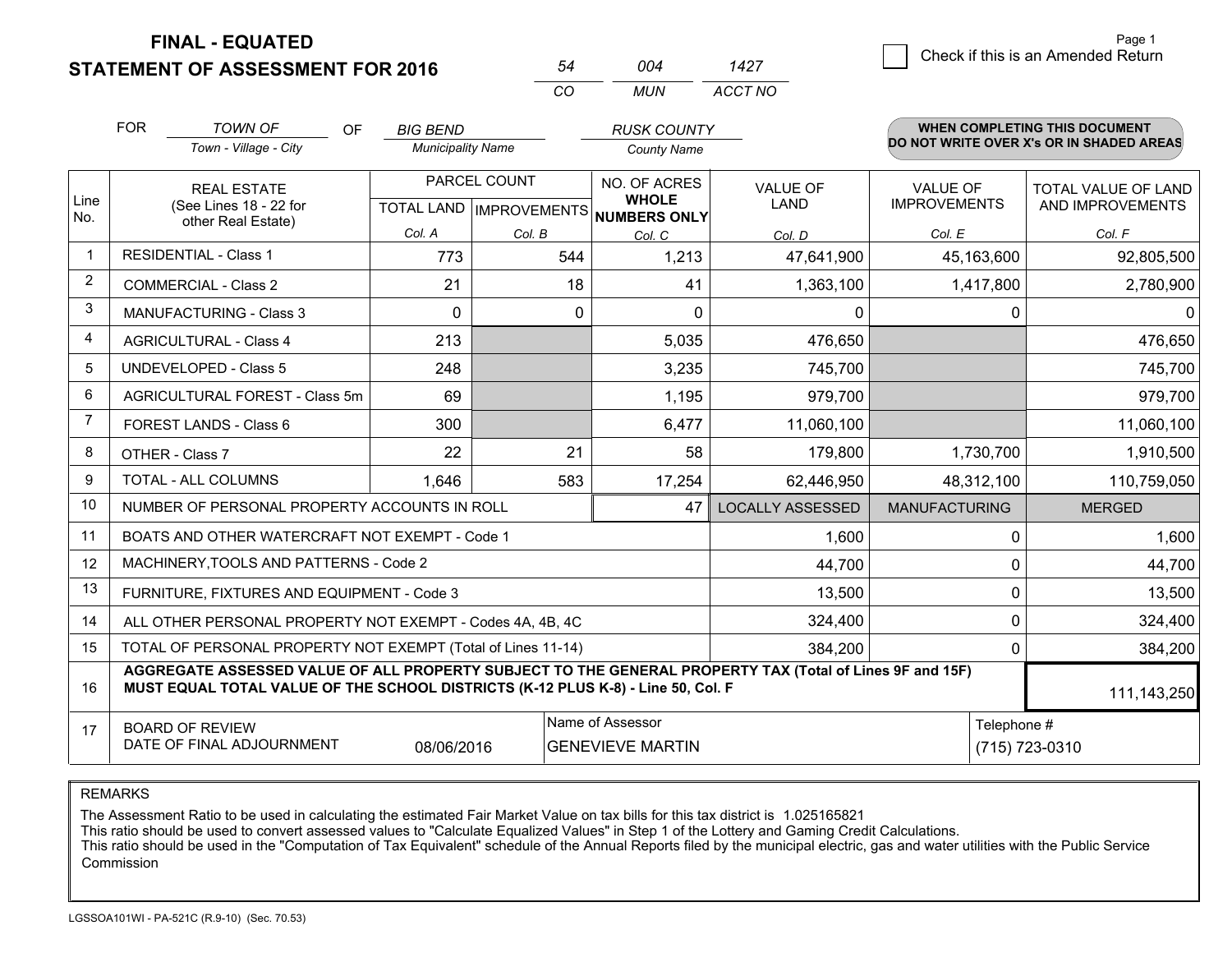# FINAL - EQUATED
## STATEMENT OF ASSESSMENT FOR 2016

| 54 | 004 | 1427 |
|---|---|---|
| CO | MUN | ACCT NO |

Page 1

☐ Check if this is an Amended Return

FOR *TOWN OF* (Town - Village - City) OF *BIG BEND* (Municipality Name) *RUSK COUNTY* (County Name)

**WHEN COMPLETING THIS DOCUMENT DO NOT WRITE OVER X's OR IN SHADED AREAS**

| Line No. | REAL ESTATE (See Lines 18 - 22 for other Real Estate) | PARCEL COUNT TOTAL LAND Col. A | PARCEL COUNT IMPROVEMENTS Col. B | NO. OF ACRES WHOLE NUMBERS ONLY Col. C | VALUE OF LAND Col. D | VALUE OF IMPROVEMENTS Col. E | TOTAL VALUE OF LAND AND IMPROVEMENTS Col. F |
|---|---|---|---|---|---|---|---|
| 1 | RESIDENTIAL - Class 1 | 773 | 544 | 1,213 | 47,641,900 | 45,163,600 | 92,805,500 |
| 2 | COMMERCIAL - Class 2 | 21 | 18 | 41 | 1,363,100 | 1,417,800 | 2,780,900 |
| 3 | MANUFACTURING - Class 3 | 0 | 0 | 0 | 0 | 0 | 0 |
| 4 | AGRICULTURAL - Class 4 | 213 | | 5,035 | 476,650 | | 476,650 |
| 5 | UNDEVELOPED - Class 5 | 248 | | 3,235 | 745,700 | | 745,700 |
| 6 | AGRICULTURAL FOREST - Class 5m | 69 | | 1,195 | 979,700 | | 979,700 |
| 7 | FOREST LANDS - Class 6 | 300 | | 6,477 | 11,060,100 | | 11,060,100 |
| 8 | OTHER - Class 7 | 22 | 21 | 58 | 179,800 | 1,730,700 | 1,910,500 |
| 9 | TOTAL - ALL COLUMNS | 1,646 | 583 | 17,254 | 62,446,950 | 48,312,100 | 110,759,050 |
| 10 | NUMBER OF PERSONAL PROPERTY ACCOUNTS IN ROLL | | | 47 | LOCALLY ASSESSED | MANUFACTURING | MERGED |
| 11 | BOATS AND OTHER WATERCRAFT NOT EXEMPT - Code 1 | | | | 1,600 | 0 | 1,600 |
| 12 | MACHINERY,TOOLS AND PATTERNS - Code 2 | | | | 44,700 | 0 | 44,700 |
| 13 | FURNITURE, FIXTURES AND EQUIPMENT - Code 3 | | | | 13,500 | 0 | 13,500 |
| 14 | ALL OTHER PERSONAL PROPERTY NOT EXEMPT - Codes 4A, 4B, 4C | | | | 324,400 | 0 | 324,400 |
| 15 | TOTAL OF PERSONAL PROPERTY NOT EXEMPT (Total of Lines 11-14) | | | | 384,200 | 0 | 384,200 |
| 16 | **AGGREGATE ASSESSED VALUE OF ALL PROPERTY SUBJECT TO THE GENERAL PROPERTY TAX (Total of Lines 9F and 15F) MUST EQUAL TOTAL VALUE OF THE SCHOOL DISTRICTS (K-12 PLUS K-8) - Line 50, Col. F** | | | | | | 111,143,250 |
| 17 | BOARD OF REVIEW DATE OF FINAL ADJOURNMENT | 08/06/2016 | Name of Assessor | GENEVIEVE MARTIN | | Telephone # | (715) 723-0310 |

REMARKS

The Assessment Ratio to be used in calculating the estimated Fair Market Value on tax bills for this tax district is 1.025165821
This ratio should be used to convert assessed values to "Calculate Equalized Values" in Step 1 of the Lottery and Gaming Credit Calculations.
This ratio should be used in the "Computation of Tax Equivalent" schedule of the Annual Reports filed by the municipal electric, gas and water utilities with the Public Service Commission

LGSSOA101WI - PA-521C (R.9-10) (Sec. 70.53)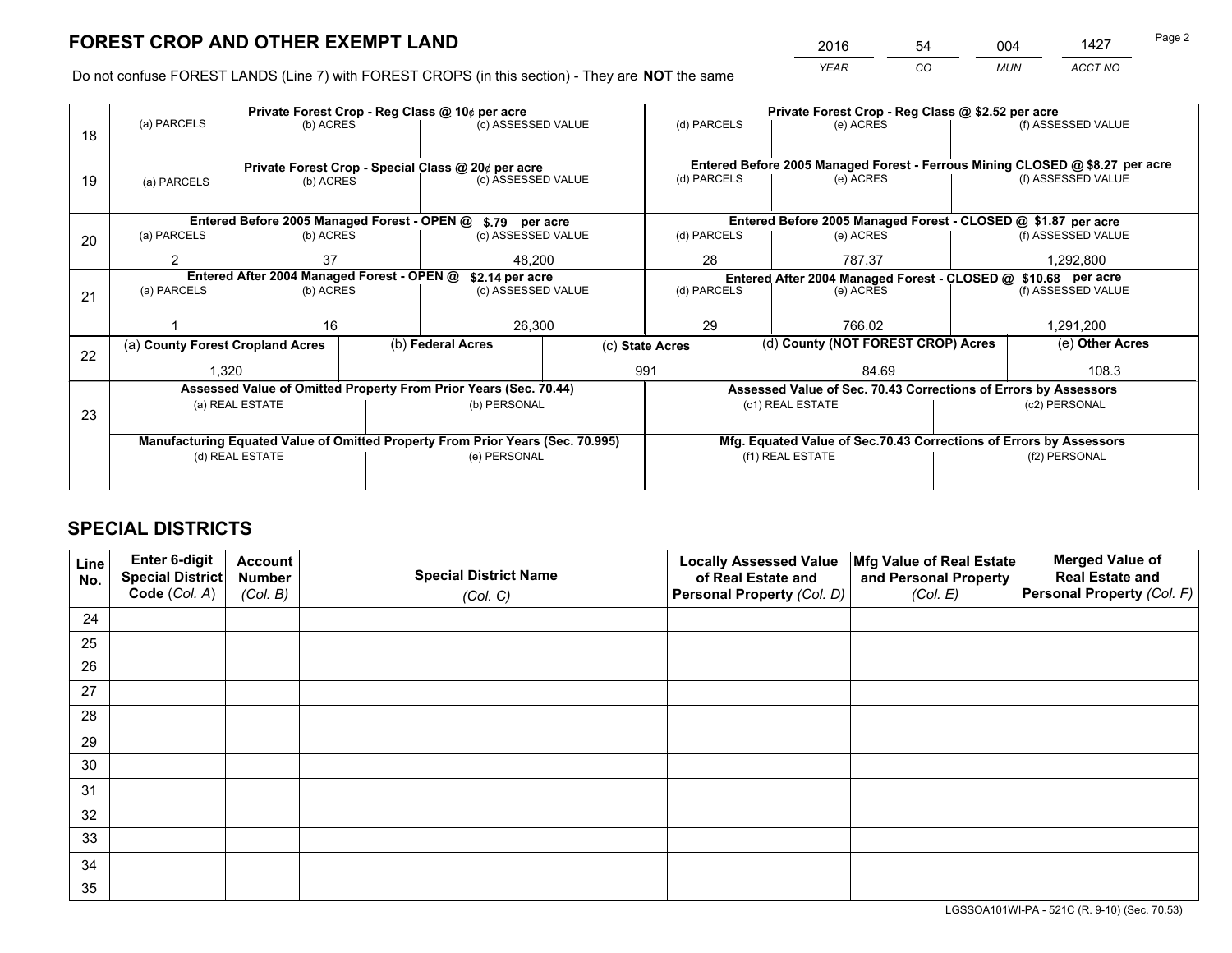# FOREST CROP AND OTHER EXEMPT LAND

| 2016 | 54 | 004 | 1427 |
|---|---|---|---|
| *YEAR* | *CO* | *MUN* | *ACCT NO* |

Page 2

Do not confuse FOREST LANDS (Line 7) with FOREST CROPS (in this section) - They are **NOT** the same

| Line | Private Forest Crop - Reg Class @ 10¢ per acre | | | Private Forest Crop - Reg Class @ $2.52 per acre | | |
|---|---|---|---|---|---|---|
| 18 | (a) PARCELS | (b) ACRES | (c) ASSESSED VALUE | (d) PARCELS | (e) ACRES | (f) ASSESSED VALUE |
| | | | | | | |
| | **Private Forest Crop - Special Class @ 20¢ per acre** | | | **Entered Before 2005 Managed Forest - Ferrous Mining CLOSED @ $8.27 per acre** | | |
| 19 | (a) PARCELS | (b) ACRES | (c) ASSESSED VALUE | (d) PARCELS | (e) ACRES | (f) ASSESSED VALUE |
| | | | | | | |
| | **Entered Before 2005 Managed Forest - OPEN @ $.79 per acre** | | | **Entered Before 2005 Managed Forest - CLOSED @ $1.87 per acre** | | |
| 20 | (a) PARCELS | (b) ACRES | (c) ASSESSED VALUE | (d) PARCELS | (e) ACRES | (f) ASSESSED VALUE |
| | 2 | 37 | 48,200 | 28 | 787.37 | 1,292,800 |
| | **Entered After 2004 Managed Forest - OPEN @ $2.14 per acre** | | | **Entered After 2004 Managed Forest - CLOSED @ $10.68 per acre** | | |
| 21 | (a) PARCELS | (b) ACRES | (c) ASSESSED VALUE | (d) PARCELS | (e) ACRES | (f) ASSESSED VALUE |
| | 1 | 16 | 26,300 | 29 | 766.02 | 1,291,200 |

| Line | (a) County Forest Cropland Acres | (b) Federal Acres | (c) State Acres | (d) County (NOT FOREST CROP) Acres | (e) Other Acres |
|---|---|---|---|---|---|
| 22 | 1,320 | | 991 | 84.69 | 108.3 |

| Line | Assessed Value of Omitted Property From Prior Years (Sec. 70.44) | | Assessed Value of Sec. 70.43 Corrections of Errors by Assessors | |
|---|---|---|---|---|
| 23 | (a) REAL ESTATE | (b) PERSONAL | (c1) REAL ESTATE | (c2) PERSONAL |
| | | | | |
| | **Manufacturing Equated Value of Omitted Property From Prior Years (Sec. 70.995)** | | **Mfg. Equated Value of Sec.70.43 Corrections of Errors by Assessors** | |
| | (d) REAL ESTATE | (e) PERSONAL | (f1) REAL ESTATE | (f2) PERSONAL |
| | | | | |

# SPECIAL DISTRICTS

| Line No. | Enter 6-digit Special District Code (*Col. A*) | Account Number (*Col. B*) | Special District Name (*Col. C*) | Locally Assessed Value of Real Estate and Personal Property (*Col. D*) | Mfg Value of Real Estate and Personal Property (*Col. E*) | Merged Value of Real Estate and Personal Property (*Col. F*) |
|---|---|---|---|---|---|---|
| 24 | | | | | | |
| 25 | | | | | | |
| 26 | | | | | | |
| 27 | | | | | | |
| 28 | | | | | | |
| 29 | | | | | | |
| 30 | | | | | | |
| 31 | | | | | | |
| 32 | | | | | | |
| 33 | | | | | | |
| 34 | | | | | | |
| 35 | | | | | | |

LGSSOA101WI-PA - 521C (R. 9-10) (Sec. 70.53)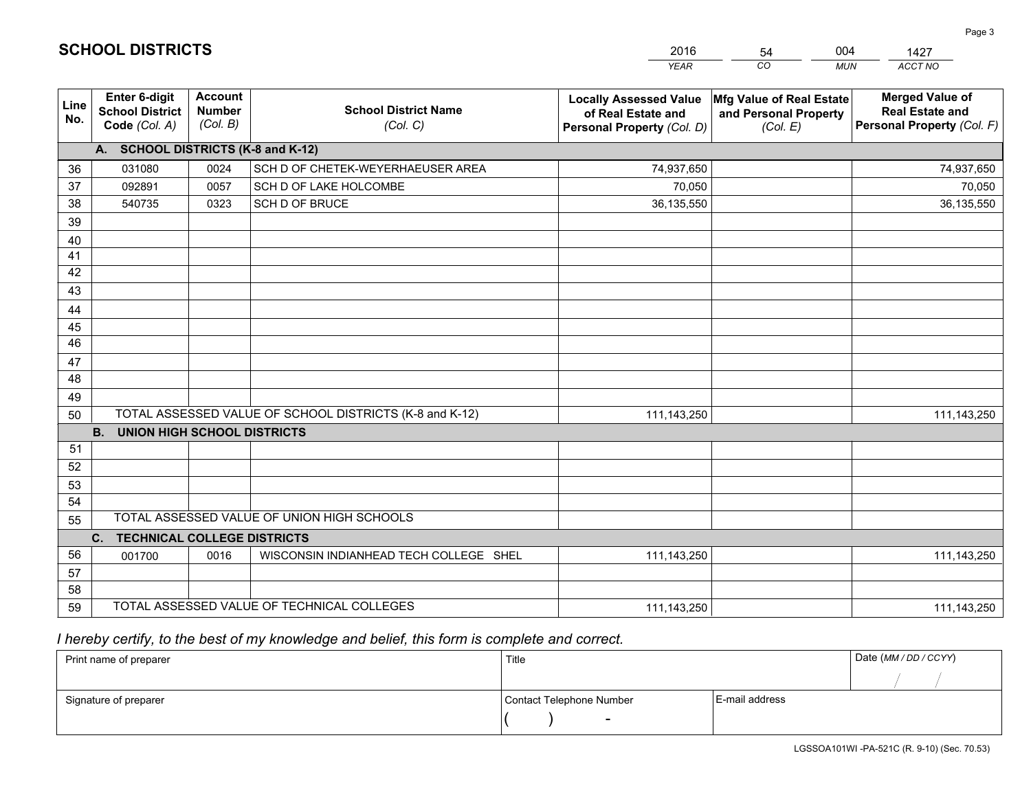# SCHOOL DISTRICTS

| 2016 | 54 | 004 | 1427 |
|---|---|---|---|
| *YEAR* | *CO* | *MUN* | *ACCT NO* |

| Line No. | Enter 6-digit School District Code *(Col. A)* | Account Number *(Col. B)* | School District Name *(Col. C)* | Locally Assessed Value of Real Estate and Personal Property *(Col. D)* | Mfg Value of Real Estate and Personal Property *(Col. E)* | Merged Value of Real Estate and Personal Property *(Col. F)* |
|---|---|---|---|---|---|---|
| | **A. SCHOOL DISTRICTS (K-8 and K-12)** | | | | | |
| 36 | 031080 | 0024 | SCH D OF CHETEK-WEYERHAEUSER AREA | 74,937,650 | | 74,937,650 |
| 37 | 092891 | 0057 | SCH D OF LAKE HOLCOMBE | 70,050 | | 70,050 |
| 38 | 540735 | 0323 | SCH D OF BRUCE | 36,135,550 | | 36,135,550 |
| 39 | | | | | | |
| 40 | | | | | | |
| 41 | | | | | | |
| 42 | | | | | | |
| 43 | | | | | | |
| 44 | | | | | | |
| 45 | | | | | | |
| 46 | | | | | | |
| 47 | | | | | | |
| 48 | | | | | | |
| 49 | | | | | | |
| 50 | TOTAL ASSESSED VALUE OF SCHOOL DISTRICTS (K-8 and K-12) | | | 111,143,250 | | 111,143,250 |
| | **B. UNION HIGH SCHOOL DISTRICTS** | | | | | |
| 51 | | | | | | |
| 52 | | | | | | |
| 53 | | | | | | |
| 54 | | | | | | |
| 55 | TOTAL ASSESSED VALUE OF UNION HIGH SCHOOLS | | | | | |
| | **C. TECHNICAL COLLEGE DISTRICTS** | | | | | |
| 56 | 001700 | 0016 | WISCONSIN INDIANHEAD TECH COLLEGE SHEL | 111,143,250 | | 111,143,250 |
| 57 | | | | | | |
| 58 | | | | | | |
| 59 | TOTAL ASSESSED VALUE OF TECHNICAL COLLEGES | | | 111,143,250 | | 111,143,250 |

*I hereby certify, to the best of my knowledge and belief, this form is complete and correct.*

| Print name of preparer | Title | | Date *(MM / DD / CCYY)* |
|---|---|---|---|
| | | | / / |
| Signature of preparer | Contact Telephone Number | E-mail address | |
| | ( ) - | | |

LGSSOA101WI -PA-521C (R. 9-10) (Sec. 70.53)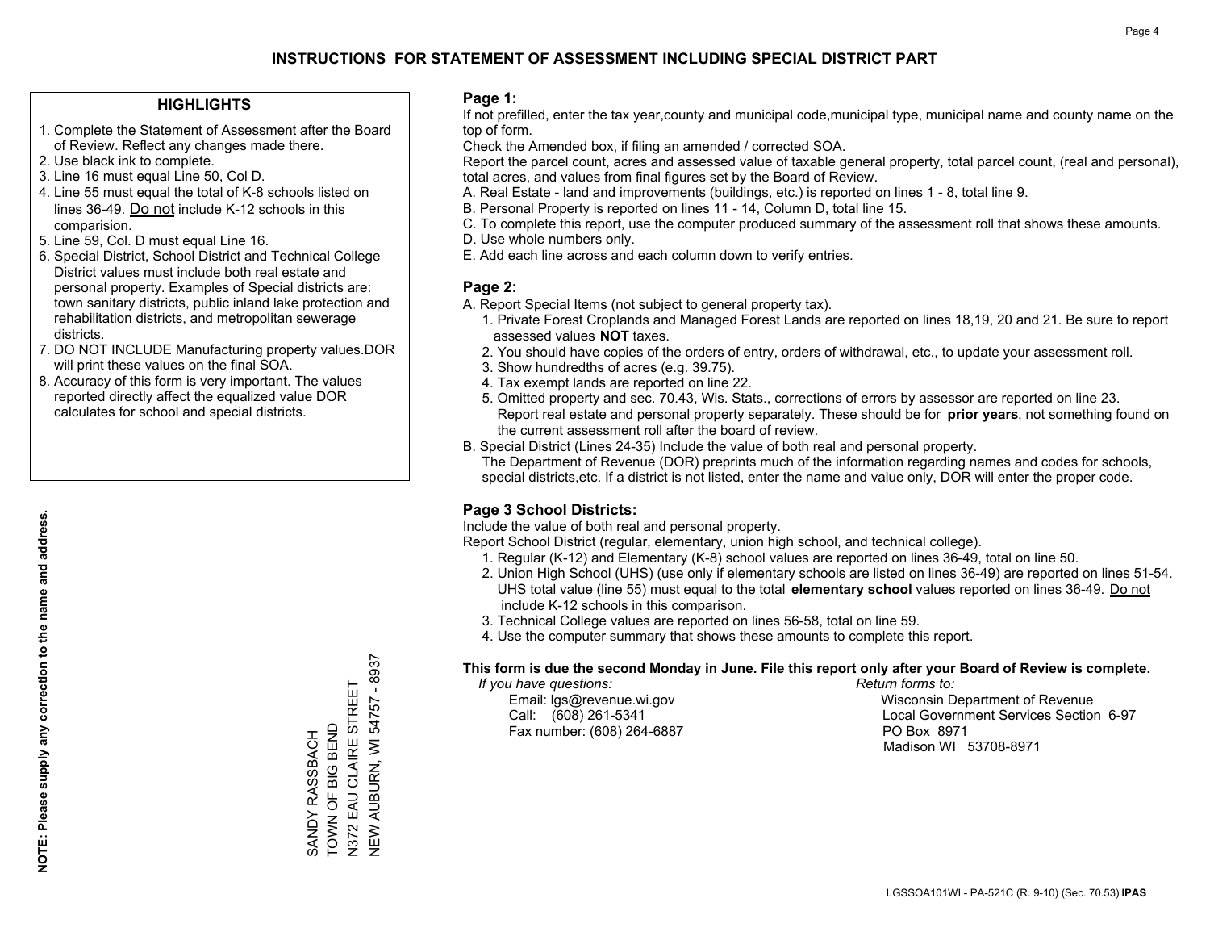# INSTRUCTIONS FOR STATEMENT OF ASSESSMENT INCLUDING SPECIAL DISTRICT PART

## HIGHLIGHTS

1. Complete the Statement of Assessment after the Board of Review. Reflect any changes made there.
2. Use black ink to complete.
3. Line 16 must equal Line 50, Col D.
4. Line 55 must equal the total of K-8 schools listed on lines 36-49. Do not include K-12 schools in this comparision.
5. Line 59, Col. D must equal Line 16.
6. Special District, School District and Technical College District values must include both real estate and personal property. Examples of Special districts are: town sanitary districts, public inland lake protection and rehabilitation districts, and metropolitan sewerage districts.
7. DO NOT INCLUDE Manufacturing property values.DOR will print these values on the final SOA.
8. Accuracy of this form is very important. The values reported directly affect the equalized value DOR calculates for school and special districts.

**NOTE: Please supply any correction to the name and address.**

SANDY RASSBACH
TOWN OF BIG BEND
N372 EAU CLAIRE STREET
NEW AUBURN, WI 54757 - 8937

## Page 1:

If not prefilled, enter the tax year,county and municipal code,municipal type, municipal name and county name on the top of form.

Check the Amended box, if filing an amended / corrected SOA.

Report the parcel count, acres and assessed value of taxable general property, total parcel count, (real and personal), total acres, and values from final figures set by the Board of Review.

A. Real Estate - land and improvements (buildings, etc.) is reported on lines 1 - 8, total line 9.
B. Personal Property is reported on lines 11 - 14, Column D, total line 15.
C. To complete this report, use the computer produced summary of the assessment roll that shows these amounts.
D. Use whole numbers only.
E. Add each line across and each column down to verify entries.

## Page 2:

A. Report Special Items (not subject to general property tax).
1. Private Forest Croplands and Managed Forest Lands are reported on lines 18,19, 20 and 21. Be sure to report assessed values **NOT** taxes.
2. You should have copies of the orders of entry, orders of withdrawal, etc., to update your assessment roll.
3. Show hundredths of acres (e.g. 39.75).
4. Tax exempt lands are reported on line 22.
5. Omitted property and sec. 70.43, Wis. Stats., corrections of errors by assessor are reported on line 23. Report real estate and personal property separately. These should be for **prior years**, not something found on the current assessment roll after the board of review.

B. Special District (Lines 24-35) Include the value of both real and personal property.
The Department of Revenue (DOR) preprints much of the information regarding names and codes for schools, special districts,etc. If a district is not listed, enter the name and value only, DOR will enter the proper code.

## Page 3 School Districts:

Include the value of both real and personal property.

Report School District (regular, elementary, union high school, and technical college).

1. Regular (K-12) and Elementary (K-8) school values are reported on lines 36-49, total on line 50.
2. Union High School (UHS) (use only if elementary schools are listed on lines 36-49) are reported on lines 51-54. UHS total value (line 55) must equal to the total **elementary school** values reported on lines 36-49. Do not include K-12 schools in this comparison.
3. Technical College values are reported on lines 56-58, total on line 59.
4. Use the computer summary that shows these amounts to complete this report.

**This form is due the second Monday in June. File this report only after your Board of Review is complete.**

*If you have questions:*
Email: lgs@revenue.wi.gov
Call: (608) 261-5341
Fax number: (608) 264-6887

*Return forms to:*
Wisconsin Department of Revenue
Local Government Services Section 6-97
PO Box 8971
Madison WI 53708-8971

LGSSOA101WI - PA-521C (R. 9-10) (Sec. 70.53) **IPAS**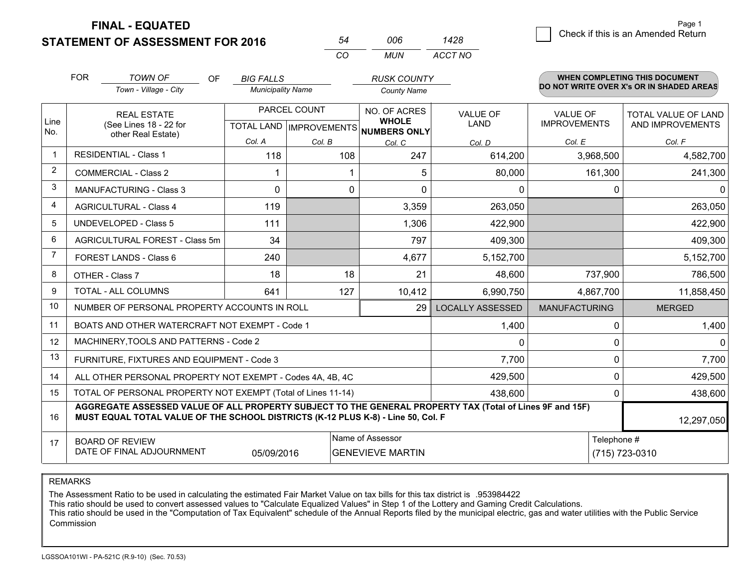# FINAL - EQUATED
## STATEMENT OF ASSESSMENT FOR 2016

| 54 | 006 | 1428 |
|---|---|---|
| CO | MUN | ACCT NO |

☐ Check if this is an Amended Return

FOR *TOWN OF* (Town - Village - City) OF *BIG FALLS* (Municipality Name) *RUSK COUNTY* (County Name)

**WHEN COMPLETING THIS DOCUMENT DO NOT WRITE OVER X's OR IN SHADED AREAS**

| Line No. | REAL ESTATE (See Lines 18 - 22 for other Real Estate) | PARCEL COUNT TOTAL LAND Col. A | PARCEL COUNT IMPROVEMENTS Col. B | NO. OF ACRES WHOLE NUMBERS ONLY Col. C | VALUE OF LAND Col. D | VALUE OF IMPROVEMENTS Col. E | TOTAL VALUE OF LAND AND IMPROVEMENTS Col. F |
|---|---|---|---|---|---|---|---|
| 1 | RESIDENTIAL - Class 1 | 118 | 108 | 247 | 614,200 | 3,968,500 | 4,582,700 |
| 2 | COMMERCIAL - Class 2 | 1 | 1 | 5 | 80,000 | 161,300 | 241,300 |
| 3 | MANUFACTURING - Class 3 | 0 | 0 | 0 | 0 | 0 | 0 |
| 4 | AGRICULTURAL - Class 4 | 119 | | 3,359 | 263,050 | | 263,050 |
| 5 | UNDEVELOPED - Class 5 | 111 | | 1,306 | 422,900 | | 422,900 |
| 6 | AGRICULTURAL FOREST - Class 5m | 34 | | 797 | 409,300 | | 409,300 |
| 7 | FOREST LANDS - Class 6 | 240 | | 4,677 | 5,152,700 | | 5,152,700 |
| 8 | OTHER - Class 7 | 18 | 18 | 21 | 48,600 | 737,900 | 786,500 |
| 9 | TOTAL - ALL COLUMNS | 641 | 127 | 10,412 | 6,990,750 | 4,867,700 | 11,858,450 |
| 10 | NUMBER OF PERSONAL PROPERTY ACCOUNTS IN ROLL | | | 29 | LOCALLY ASSESSED | MANUFACTURING | MERGED |
| 11 | BOATS AND OTHER WATERCRAFT NOT EXEMPT - Code 1 | | | | 1,400 | 0 | 1,400 |
| 12 | MACHINERY,TOOLS AND PATTERNS - Code 2 | | | | 0 | 0 | 0 |
| 13 | FURNITURE, FIXTURES AND EQUIPMENT - Code 3 | | | | 7,700 | 0 | 7,700 |
| 14 | ALL OTHER PERSONAL PROPERTY NOT EXEMPT - Codes 4A, 4B, 4C | | | | 429,500 | 0 | 429,500 |
| 15 | TOTAL OF PERSONAL PROPERTY NOT EXEMPT (Total of Lines 11-14) | | | | 438,600 | 0 | 438,600 |
| 16 | **AGGREGATE ASSESSED VALUE OF ALL PROPERTY SUBJECT TO THE GENERAL PROPERTY TAX (Total of Lines 9F and 15F) MUST EQUAL TOTAL VALUE OF THE SCHOOL DISTRICTS (K-12 PLUS K-8) - Line 50, Col. F** | | | | | | 12,297,050 |
| 17 | BOARD OF REVIEW DATE OF FINAL ADJOURNMENT | 05/09/2016 | | Name of Assessor: GENEVIEVE MARTIN | | Telephone #: (715) 723-0310 | |

REMARKS

The Assessment Ratio to be used in calculating the estimated Fair Market Value on tax bills for this tax district is .953984422
This ratio should be used to convert assessed values to "Calculate Equalized Values" in Step 1 of the Lottery and Gaming Credit Calculations.
This ratio should be used in the "Computation of Tax Equivalent" schedule of the Annual Reports filed by the municipal electric, gas and water utilities with the Public Service Commission

LGSSOA101WI - PA-521C (R.9-10) (Sec. 70.53)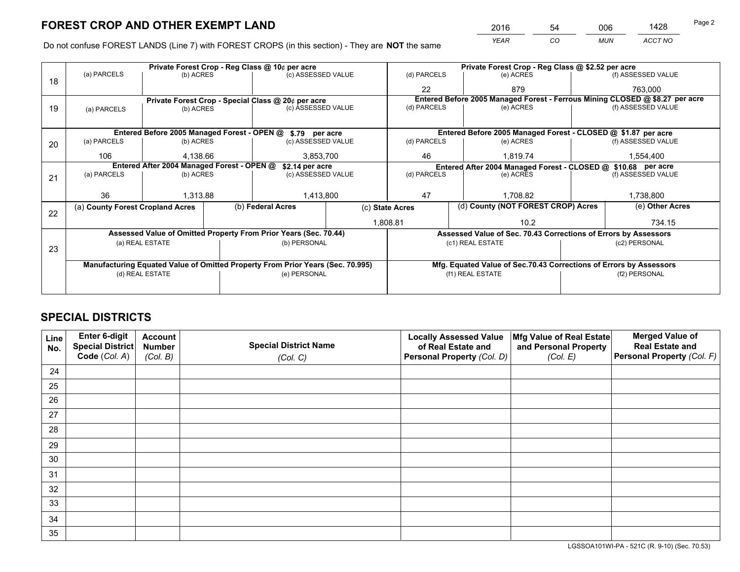# FOREST CROP AND OTHER EXEMPT LAND

| 2016 | 54 | 006 | 1428 |
|---|---|---|---|
| *YEAR* | *CO* | *MUN* | *ACCT NO* |

Do not confuse FOREST LANDS (Line 7) with FOREST CROPS (in this section) - They are **NOT** the same

| Line | Private Forest Crop - Reg Class @ 10¢ per acre | | | Private Forest Crop - Reg Class @ $2.52 per acre | | |
|---|---|---|---|---|---|---|
| 18 | (a) PARCELS | (b) ACRES | (c) ASSESSED VALUE | (d) PARCELS | (e) ACRES | (f) ASSESSED VALUE |
| | | | | 22 | 879 | 763,000 |
| | **Private Forest Crop - Special Class @ 20¢ per acre** | | | **Entered Before 2005 Managed Forest - Ferrous Mining CLOSED @ $8.27 per acre** | | |
| 19 | (a) PARCELS | (b) ACRES | (c) ASSESSED VALUE | (d) PARCELS | (e) ACRES | (f) ASSESSED VALUE |
| | | | | | | |
| | **Entered Before 2005 Managed Forest - OPEN @ $.79 per acre** | | | **Entered Before 2005 Managed Forest - CLOSED @ $1.87 per acre** | | |
| 20 | (a) PARCELS | (b) ACRES | (c) ASSESSED VALUE | (d) PARCELS | (e) ACRES | (f) ASSESSED VALUE |
| | 106 | 4,138.66 | 3,853,700 | 46 | 1,819.74 | 1,554,400 |
| | **Entered After 2004 Managed Forest - OPEN @ $2.14 per acre** | | | **Entered After 2004 Managed Forest - CLOSED @ $10.68 per acre** | | |
| 21 | (a) PARCELS | (b) ACRES | (c) ASSESSED VALUE | (d) PARCELS | (e) ACRES | (f) ASSESSED VALUE |
| | 36 | 1,313.88 | 1,413,800 | 47 | 1,708.82 | 1,738,800 |

| Line | (a) County Forest Cropland Acres | (b) Federal Acres | (c) State Acres | (d) County (NOT FOREST CROP) Acres | (e) Other Acres |
|---|---|---|---|---|---|
| 22 | | | 1,808.81 | 10.2 | 734.15 |

| Line | Assessed Value of Omitted Property From Prior Years (Sec. 70.44) | | Assessed Value of Sec. 70.43 Corrections of Errors by Assessors | |
|---|---|---|---|---|
| 23 | (a) REAL ESTATE | (b) PERSONAL | (c1) REAL ESTATE | (c2) PERSONAL |
| | | | | |
| | **Manufacturing Equated Value of Omitted Property From Prior Years (Sec. 70.995)** | | **Mfg. Equated Value of Sec.70.43 Corrections of Errors by Assessors** | |
| | (d) REAL ESTATE | (e) PERSONAL | (f1) REAL ESTATE | (f2) PERSONAL |
| | | | | |

# SPECIAL DISTRICTS

| Line No. | Enter 6-digit Special District Code (Col. A) | Account Number (Col. B) | Special District Name (Col. C) | Locally Assessed Value of Real Estate and Personal Property (Col. D) | Mfg Value of Real Estate and Personal Property (Col. E) | Merged Value of Real Estate and Personal Property (Col. F) |
|---|---|---|---|---|---|---|
| 24 | | | | | | |
| 25 | | | | | | |
| 26 | | | | | | |
| 27 | | | | | | |
| 28 | | | | | | |
| 29 | | | | | | |
| 30 | | | | | | |
| 31 | | | | | | |
| 32 | | | | | | |
| 33 | | | | | | |
| 34 | | | | | | |
| 35 | | | | | | |

LGSSOA101WI-PA - 521C (R. 9-10) (Sec. 70.53)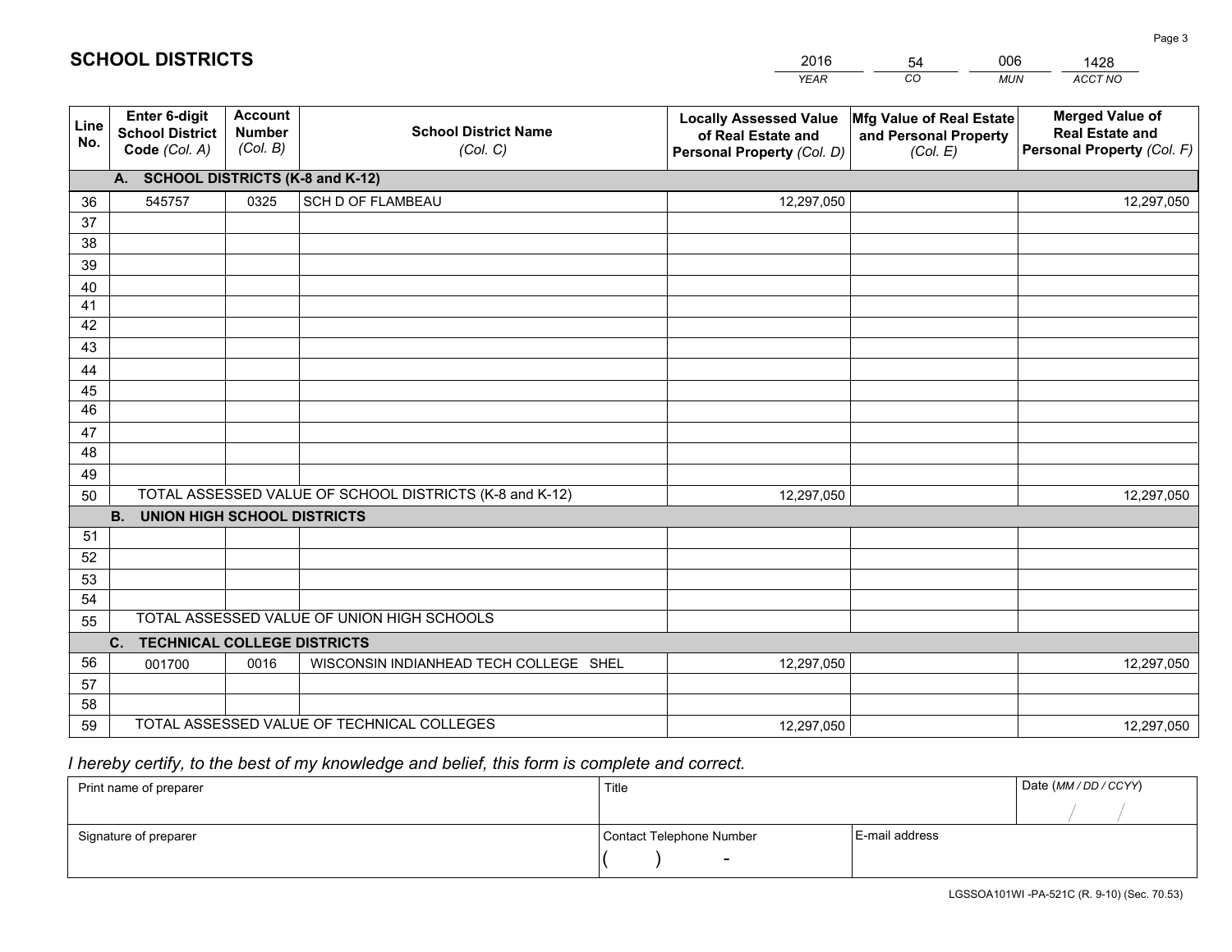# SCHOOL DISTRICTS

| 2016 | 54 | 006 | 1428 |
|---|---|---|---|
| *YEAR* | *CO* | *MUN* | *ACCT NO* |

| Line No. | Enter 6-digit School District Code *(Col. A)* | Account Number *(Col. B)* | School District Name *(Col. C)* | Locally Assessed Value of Real Estate and Personal Property *(Col. D)* | Mfg Value of Real Estate and Personal Property *(Col. E)* | Merged Value of Real Estate and Personal Property *(Col. F)* |
|---|---|---|---|---|---|---|
| | **A. SCHOOL DISTRICTS (K-8 and K-12)** | | | | | |
| 36 | 545757 | 0325 | SCH D OF FLAMBEAU | 12,297,050 | | 12,297,050 |
| 37 | | | | | | |
| 38 | | | | | | |
| 39 | | | | | | |
| 40 | | | | | | |
| 41 | | | | | | |
| 42 | | | | | | |
| 43 | | | | | | |
| 44 | | | | | | |
| 45 | | | | | | |
| 46 | | | | | | |
| 47 | | | | | | |
| 48 | | | | | | |
| 49 | | | | | | |
| 50 | TOTAL ASSESSED VALUE OF SCHOOL DISTRICTS (K-8 and K-12) | | | 12,297,050 | | 12,297,050 |
| | **B. UNION HIGH SCHOOL DISTRICTS** | | | | | |
| 51 | | | | | | |
| 52 | | | | | | |
| 53 | | | | | | |
| 54 | | | | | | |
| 55 | TOTAL ASSESSED VALUE OF UNION HIGH SCHOOLS | | | | | |
| | **C. TECHNICAL COLLEGE DISTRICTS** | | | | | |
| 56 | 001700 | 0016 | WISCONSIN INDIANHEAD TECH COLLEGE SHEL | 12,297,050 | | 12,297,050 |
| 57 | | | | | | |
| 58 | | | | | | |
| 59 | TOTAL ASSESSED VALUE OF TECHNICAL COLLEGES | | | 12,297,050 | | 12,297,050 |

*I hereby certify, to the best of my knowledge and belief, this form is complete and correct.*

| Print name of preparer | Title | | Date *(MM / DD / CCYY)* |
|---|---|---|---|
| | | | / / |
| Signature of preparer | Contact Telephone Number | E-mail address | |
| | ( ) - | | |

LGSSOA101WI -PA-521C (R. 9-10) (Sec. 70.53)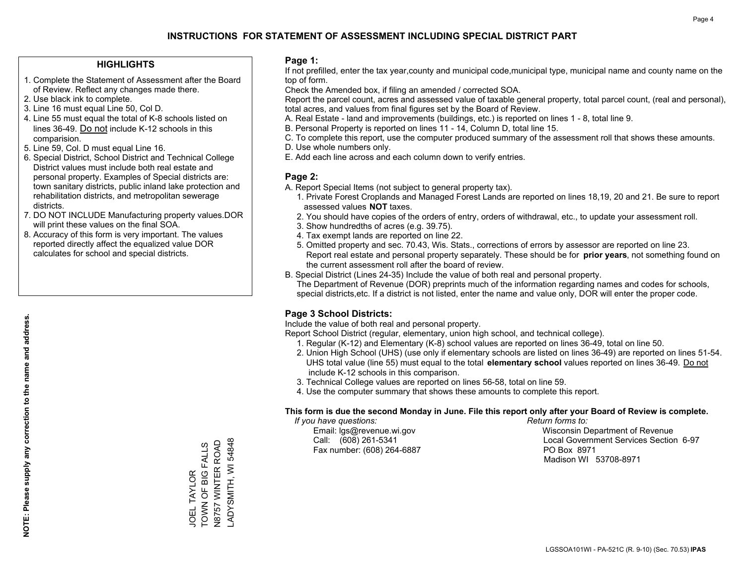# INSTRUCTIONS FOR STATEMENT OF ASSESSMENT INCLUDING SPECIAL DISTRICT PART

## HIGHLIGHTS

1. Complete the Statement of Assessment after the Board of Review. Reflect any changes made there.
2. Use black ink to complete.
3. Line 16 must equal Line 50, Col D.
4. Line 55 must equal the total of K-8 schools listed on lines 36-49. Do not include K-12 schools in this comparision.
5. Line 59, Col. D must equal Line 16.
6. Special District, School District and Technical College District values must include both real estate and personal property. Examples of Special districts are: town sanitary districts, public inland lake protection and rehabilitation districts, and metropolitan sewerage districts.
7. DO NOT INCLUDE Manufacturing property values.DOR will print these values on the final SOA.
8. Accuracy of this form is very important. The values reported directly affect the equalized value DOR calculates for school and special districts.

**NOTE: Please supply any correction to the name and address.**

JOEL TAYLOR
TOWN OF BIG FALLS
N8757 WINTER ROAD
LADYSMITH, WI 54848

## Page 1:

If not prefilled, enter the tax year,county and municipal code,municipal type, municipal name and county name on the top of form.

Check the Amended box, if filing an amended / corrected SOA.

Report the parcel count, acres and assessed value of taxable general property, total parcel count, (real and personal), total acres, and values from final figures set by the Board of Review.

A. Real Estate - land and improvements (buildings, etc.) is reported on lines 1 - 8, total line 9.
B. Personal Property is reported on lines 11 - 14, Column D, total line 15.
C. To complete this report, use the computer produced summary of the assessment roll that shows these amounts.
D. Use whole numbers only.
E. Add each line across and each column down to verify entries.

## Page 2:

A. Report Special Items (not subject to general property tax).
   1. Private Forest Croplands and Managed Forest Lands are reported on lines 18,19, 20 and 21. Be sure to report assessed values **NOT** taxes.
   2. You should have copies of the orders of entry, orders of withdrawal, etc., to update your assessment roll.
   3. Show hundredths of acres (e.g. 39.75).
   4. Tax exempt lands are reported on line 22.
   5. Omitted property and sec. 70.43, Wis. Stats., corrections of errors by assessor are reported on line 23. Report real estate and personal property separately. These should be for **prior years**, not something found on the current assessment roll after the board of review.
B. Special District (Lines 24-35) Include the value of both real and personal property.
   The Department of Revenue (DOR) preprints much of the information regarding names and codes for schools, special districts,etc. If a district is not listed, enter the name and value only, DOR will enter the proper code.

## Page 3 School Districts:

Include the value of both real and personal property.

Report School District (regular, elementary, union high school, and technical college).

1. Regular (K-12) and Elementary (K-8) school values are reported on lines 36-49, total on line 50.
2. Union High School (UHS) (use only if elementary schools are listed on lines 36-49) are reported on lines 51-54. UHS total value (line 55) must equal to the total **elementary school** values reported on lines 36-49. Do not include K-12 schools in this comparison.
3. Technical College values are reported on lines 56-58, total on line 59.
4. Use the computer summary that shows these amounts to complete this report.

**This form is due the second Monday in June. File this report only after your Board of Review is complete.**

*If you have questions:*
Email: lgs@revenue.wi.gov
Call: (608) 261-5341
Fax number: (608) 264-6887

*Return forms to:*
Wisconsin Department of Revenue
Local Government Services Section 6-97
PO Box 8971
Madison WI 53708-8971

LGSSOA101WI - PA-521C (R. 9-10) (Sec. 70.53) **IPAS**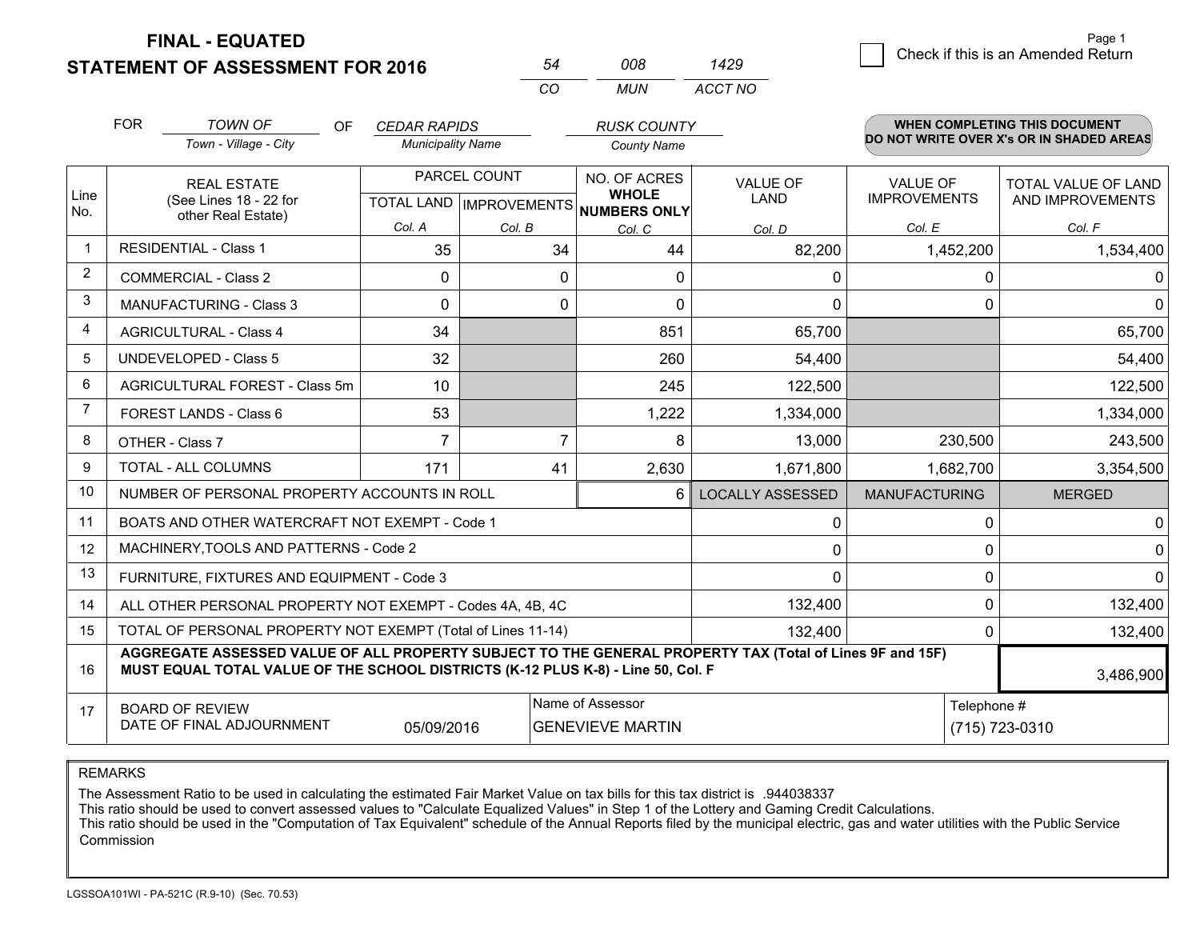# FINAL - EQUATED
## STATEMENT OF ASSESSMENT FOR 2016

| 54 | 008 | 1429 |
|---|---|---|
| CO | MUN | ACCT NO |

☐ Check if this is an Amended Return

FOR *TOWN OF* (Town - Village - City) OF *CEDAR RAPIDS* (Municipality Name) *RUSK COUNTY* (County Name)

**WHEN COMPLETING THIS DOCUMENT DO NOT WRITE OVER X's OR IN SHADED AREAS**

| Line No. | REAL ESTATE (See Lines 18 - 22 for other Real Estate) | PARCEL COUNT TOTAL LAND Col. A | PARCEL COUNT IMPROVEMENTS Col. B | NO. OF ACRES WHOLE NUMBERS ONLY Col. C | VALUE OF LAND Col. D | VALUE OF IMPROVEMENTS Col. E | TOTAL VALUE OF LAND AND IMPROVEMENTS Col. F |
|---|---|---|---|---|---|---|---|
| 1 | RESIDENTIAL - Class 1 | 35 | 34 | 44 | 82,200 | 1,452,200 | 1,534,400 |
| 2 | COMMERCIAL - Class 2 | 0 | 0 | 0 | 0 | 0 | 0 |
| 3 | MANUFACTURING - Class 3 | 0 | 0 | 0 | 0 | 0 | 0 |
| 4 | AGRICULTURAL - Class 4 | 34 | | 851 | 65,700 | | 65,700 |
| 5 | UNDEVELOPED - Class 5 | 32 | | 260 | 54,400 | | 54,400 |
| 6 | AGRICULTURAL FOREST - Class 5m | 10 | | 245 | 122,500 | | 122,500 |
| 7 | FOREST LANDS - Class 6 | 53 | | 1,222 | 1,334,000 | | 1,334,000 |
| 8 | OTHER - Class 7 | 7 | 7 | 8 | 13,000 | 230,500 | 243,500 |
| 9 | TOTAL - ALL COLUMNS | 171 | 41 | 2,630 | 1,671,800 | 1,682,700 | 3,354,500 |
| 10 | NUMBER OF PERSONAL PROPERTY ACCOUNTS IN ROLL | | | 6 | LOCALLY ASSESSED | MANUFACTURING | MERGED |
| 11 | BOATS AND OTHER WATERCRAFT NOT EXEMPT - Code 1 | | | | 0 | 0 | 0 |
| 12 | MACHINERY,TOOLS AND PATTERNS - Code 2 | | | | 0 | 0 | 0 |
| 13 | FURNITURE, FIXTURES AND EQUIPMENT - Code 3 | | | | 0 | 0 | 0 |
| 14 | ALL OTHER PERSONAL PROPERTY NOT EXEMPT - Codes 4A, 4B, 4C | | | | 132,400 | 0 | 132,400 |
| 15 | TOTAL OF PERSONAL PROPERTY NOT EXEMPT (Total of Lines 11-14) | | | | 132,400 | 0 | 132,400 |
| 16 | **AGGREGATE ASSESSED VALUE OF ALL PROPERTY SUBJECT TO THE GENERAL PROPERTY TAX (Total of Lines 9F and 15F) MUST EQUAL TOTAL VALUE OF THE SCHOOL DISTRICTS (K-12 PLUS K-8) - Line 50, Col. F** | | | | | | 3,486,900 |
| 17 | BOARD OF REVIEW DATE OF FINAL ADJOURNMENT | 05/09/2016 | | Name of Assessor: GENEVIEVE MARTIN | | Telephone #: (715) 723-0310 | |

REMARKS

The Assessment Ratio to be used in calculating the estimated Fair Market Value on tax bills for this tax district is .944038337
This ratio should be used to convert assessed values to "Calculate Equalized Values" in Step 1 of the Lottery and Gaming Credit Calculations.
This ratio should be used in the "Computation of Tax Equivalent" schedule of the Annual Reports filed by the municipal electric, gas and water utilities with the Public Service Commission

LGSSOA101WI - PA-521C (R.9-10) (Sec. 70.53)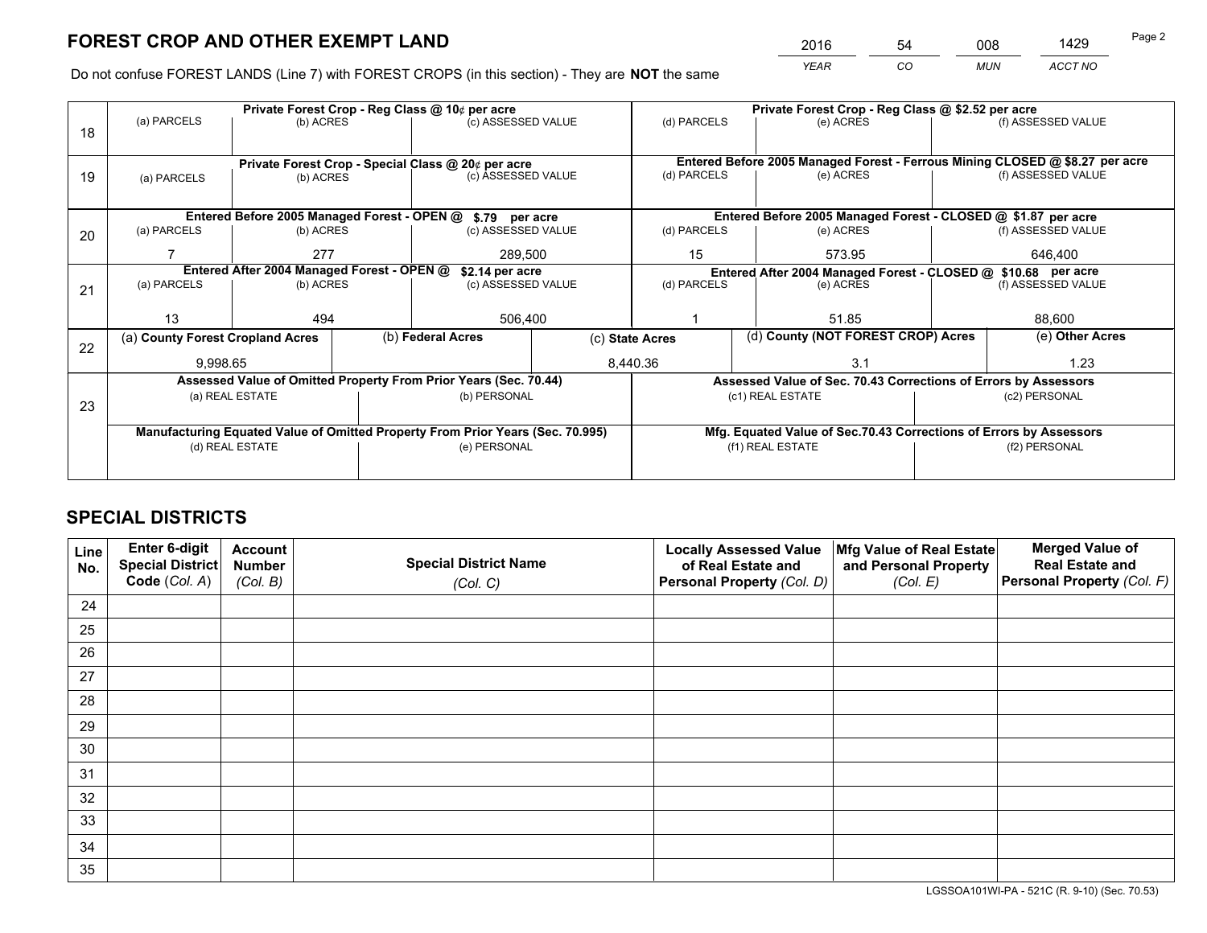# FOREST CROP AND OTHER EXEMPT LAND

| 2016 | 54 | 008 | 1429 |
|---|---|---|---|
| *YEAR* | *CO* | *MUN* | *ACCT NO* |

Do not confuse FOREST LANDS (Line 7) with FOREST CROPS (in this section) - They are **NOT** the same

| Line | Private Forest Crop - Reg Class @ 10¢ per acre | | | Private Forest Crop - Reg Class @ $2.52 per acre | | |
|---|---|---|---|---|---|---|
| 18 | (a) PARCELS | (b) ACRES | (c) ASSESSED VALUE | (d) PARCELS | (e) ACRES | (f) ASSESSED VALUE |
| | | | | | | |
| | **Private Forest Crop - Special Class @ 20¢ per acre** | | | **Entered Before 2005 Managed Forest - Ferrous Mining CLOSED @ $8.27 per acre** | | |
| 19 | (a) PARCELS | (b) ACRES | (c) ASSESSED VALUE | (d) PARCELS | (e) ACRES | (f) ASSESSED VALUE |
| | | | | | | |
| | **Entered Before 2005 Managed Forest - OPEN @ $.79 per acre** | | | **Entered Before 2005 Managed Forest - CLOSED @ $1.87 per acre** | | |
| 20 | (a) PARCELS | (b) ACRES | (c) ASSESSED VALUE | (d) PARCELS | (e) ACRES | (f) ASSESSED VALUE |
| | 7 | 277 | 289,500 | 15 | 573.95 | 646,400 |
| | **Entered After 2004 Managed Forest - OPEN @ $2.14 per acre** | | | **Entered After 2004 Managed Forest - CLOSED @ $10.68 per acre** | | |
| 21 | (a) PARCELS | (b) ACRES | (c) ASSESSED VALUE | (d) PARCELS | (e) ACRES | (f) ASSESSED VALUE |
| | 13 | 494 | 506,400 | 1 | 51.85 | 88,600 |

| Line | (a) County Forest Cropland Acres | (b) Federal Acres | (c) State Acres | (d) County (NOT FOREST CROP) Acres | (e) Other Acres |
|---|---|---|---|---|---|
| 22 | 9,998.65 | | 8,440.36 | 3.1 | 1.23 |

| Line | Assessed Value of Omitted Property From Prior Years (Sec. 70.44) | | Assessed Value of Sec. 70.43 Corrections of Errors by Assessors | |
|---|---|---|---|---|
| 23 | (a) REAL ESTATE | (b) PERSONAL | (c1) REAL ESTATE | (c2) PERSONAL |
| | | | | |
| | **Manufacturing Equated Value of Omitted Property From Prior Years (Sec. 70.995)** | | **Mfg. Equated Value of Sec.70.43 Corrections of Errors by Assessors** | |
| | (d) REAL ESTATE | (e) PERSONAL | (f1) REAL ESTATE | (f2) PERSONAL |
| | | | | |

# SPECIAL DISTRICTS

| Line No. | Enter 6-digit Special District Code (*Col. A*) | Account Number (*Col. B*) | Special District Name (*Col. C*) | Locally Assessed Value of Real Estate and Personal Property (*Col. D*) | Mfg Value of Real Estate and Personal Property (*Col. E*) | Merged Value of Real Estate and Personal Property (*Col. F*) |
|---|---|---|---|---|---|---|
| 24 | | | | | | |
| 25 | | | | | | |
| 26 | | | | | | |
| 27 | | | | | | |
| 28 | | | | | | |
| 29 | | | | | | |
| 30 | | | | | | |
| 31 | | | | | | |
| 32 | | | | | | |
| 33 | | | | | | |
| 34 | | | | | | |
| 35 | | | | | | |

LGSSOA101WI-PA - 521C (R. 9-10) (Sec. 70.53)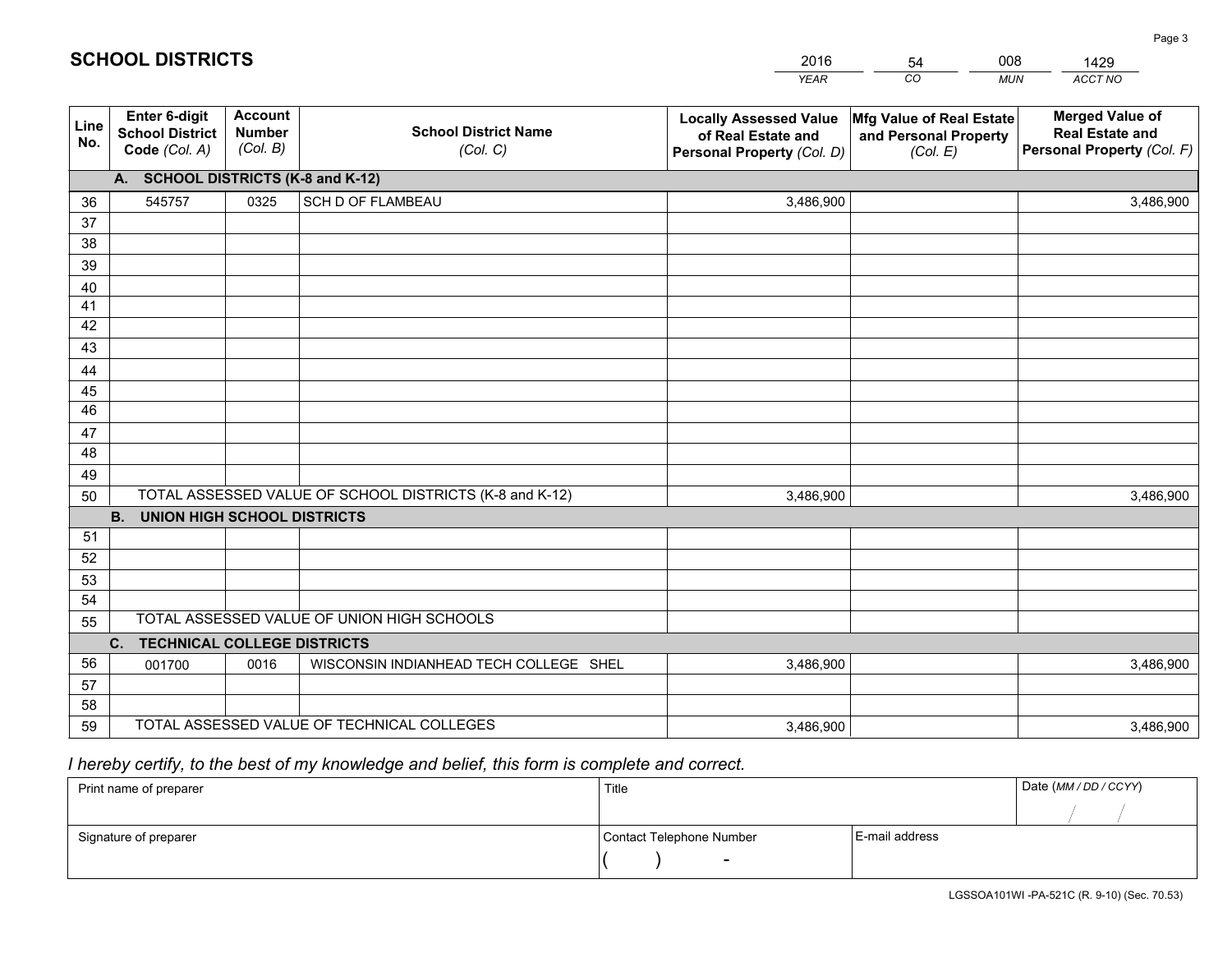# SCHOOL DISTRICTS

| 2016 | 54 | 008 | 1429 |
|---|---|---|---|
| *YEAR* | *CO* | *MUN* | *ACCT NO* |

| Line No. | Enter 6-digit School District Code *(Col. A)* | Account Number *(Col. B)* | School District Name *(Col. C)* | Locally Assessed Value of Real Estate and Personal Property *(Col. D)* | Mfg Value of Real Estate and Personal Property *(Col. E)* | Merged Value of Real Estate and Personal Property *(Col. F)* |
|---|---|---|---|---|---|---|
| **A. SCHOOL DISTRICTS (K-8 and K-12)** | | | | | | |
| 36 | 545757 | 0325 | SCH D OF FLAMBEAU | 3,486,900 | | 3,486,900 |
| 37 | | | | | | |
| 38 | | | | | | |
| 39 | | | | | | |
| 40 | | | | | | |
| 41 | | | | | | |
| 42 | | | | | | |
| 43 | | | | | | |
| 44 | | | | | | |
| 45 | | | | | | |
| 46 | | | | | | |
| 47 | | | | | | |
| 48 | | | | | | |
| 49 | | | | | | |
| 50 | TOTAL ASSESSED VALUE OF SCHOOL DISTRICTS (K-8 and K-12) | | | 3,486,900 | | 3,486,900 |
| **B. UNION HIGH SCHOOL DISTRICTS** | | | | | | |
| 51 | | | | | | |
| 52 | | | | | | |
| 53 | | | | | | |
| 54 | | | | | | |
| 55 | TOTAL ASSESSED VALUE OF UNION HIGH SCHOOLS | | | | | |
| **C. TECHNICAL COLLEGE DISTRICTS** | | | | | | |
| 56 | 001700 | 0016 | WISCONSIN INDIANHEAD TECH COLLEGE SHEL | 3,486,900 | | 3,486,900 |
| 57 | | | | | | |
| 58 | | | | | | |
| 59 | TOTAL ASSESSED VALUE OF TECHNICAL COLLEGES | | | 3,486,900 | | 3,486,900 |

*I hereby certify, to the best of my knowledge and belief, this form is complete and correct.*

| Print name of preparer | Title | | Date *(MM / DD / CCYY)* |
|---|---|---|---|
| | | | / / |
| Signature of preparer | Contact Telephone Number | E-mail address | |
| | ( ) - | | |

LGSSOA101WI -PA-521C (R. 9-10) (Sec. 70.53)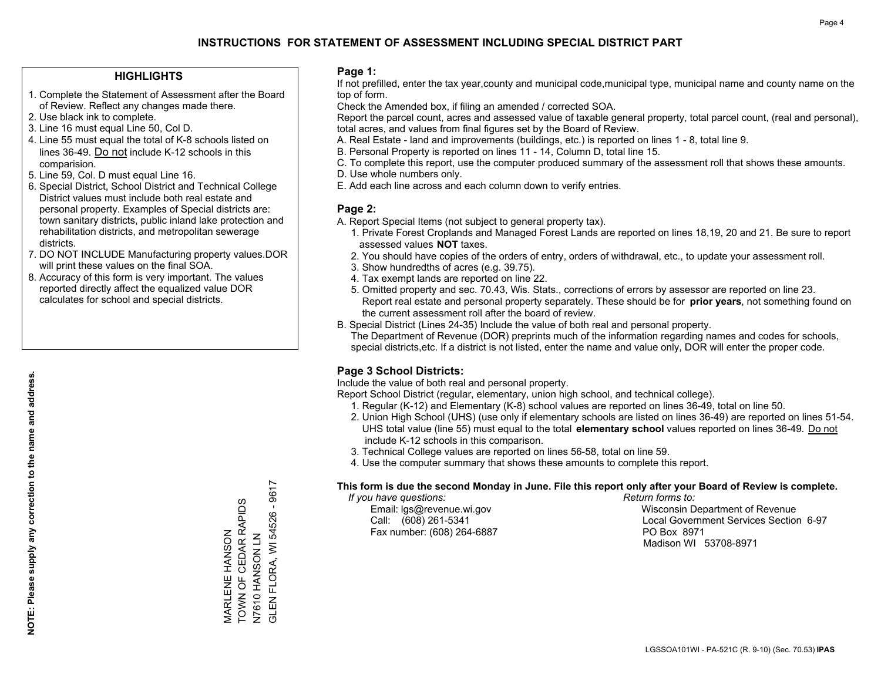# INSTRUCTIONS FOR STATEMENT OF ASSESSMENT INCLUDING SPECIAL DISTRICT PART

## HIGHLIGHTS

1. Complete the Statement of Assessment after the Board of Review. Reflect any changes made there.
2. Use black ink to complete.
3. Line 16 must equal Line 50, Col D.
4. Line 55 must equal the total of K-8 schools listed on lines 36-49. Do not include K-12 schools in this comparision.
5. Line 59, Col. D must equal Line 16.
6. Special District, School District and Technical College District values must include both real estate and personal property. Examples of Special districts are: town sanitary districts, public inland lake protection and rehabilitation districts, and metropolitan sewerage districts.
7. DO NOT INCLUDE Manufacturing property values.DOR will print these values on the final SOA.
8. Accuracy of this form is very important. The values reported directly affect the equalized value DOR calculates for school and special districts.

**NOTE: Please supply any correction to the name and address.**

MARLENE HANSON
TOWN OF CEDAR RAPIDS
N7610 HANSON LN
GLEN FLORA, WI 54526 - 9617

## Page 1:

If not prefilled, enter the tax year,county and municipal code,municipal type, municipal name and county name on the top of form.

Check the Amended box, if filing an amended / corrected SOA.

Report the parcel count, acres and assessed value of taxable general property, total parcel count, (real and personal), total acres, and values from final figures set by the Board of Review.

A. Real Estate - land and improvements (buildings, etc.) is reported on lines 1 - 8, total line 9.
B. Personal Property is reported on lines 11 - 14, Column D, total line 15.
C. To complete this report, use the computer produced summary of the assessment roll that shows these amounts.
D. Use whole numbers only.
E. Add each line across and each column down to verify entries.

## Page 2:

A. Report Special Items (not subject to general property tax).
   1. Private Forest Croplands and Managed Forest Lands are reported on lines 18,19, 20 and 21. Be sure to report assessed values **NOT** taxes.
   2. You should have copies of the orders of entry, orders of withdrawal, etc., to update your assessment roll.
   3. Show hundredths of acres (e.g. 39.75).
   4. Tax exempt lands are reported on line 22.
   5. Omitted property and sec. 70.43, Wis. Stats., corrections of errors by assessor are reported on line 23. Report real estate and personal property separately. These should be for **prior years**, not something found on the current assessment roll after the board of review.
B. Special District (Lines 24-35) Include the value of both real and personal property.
   The Department of Revenue (DOR) preprints much of the information regarding names and codes for schools, special districts,etc. If a district is not listed, enter the name and value only, DOR will enter the proper code.

## Page 3 School Districts:

Include the value of both real and personal property.

Report School District (regular, elementary, union high school, and technical college).

1. Regular (K-12) and Elementary (K-8) school values are reported on lines 36-49, total on line 50.
2. Union High School (UHS) (use only if elementary schools are listed on lines 36-49) are reported on lines 51-54. UHS total value (line 55) must equal to the total **elementary school** values reported on lines 36-49. Do not include K-12 schools in this comparison.
3. Technical College values are reported on lines 56-58, total on line 59.
4. Use the computer summary that shows these amounts to complete this report.

**This form is due the second Monday in June. File this report only after your Board of Review is complete.**

*If you have questions:*
Email: lgs@revenue.wi.gov
Call: (608) 261-5341
Fax number: (608) 264-6887

*Return forms to:*
Wisconsin Department of Revenue
Local Government Services Section 6-97
PO Box 8971
Madison WI 53708-8971

LGSSOA101WI - PA-521C (R. 9-10) (Sec. 70.53) **IPAS**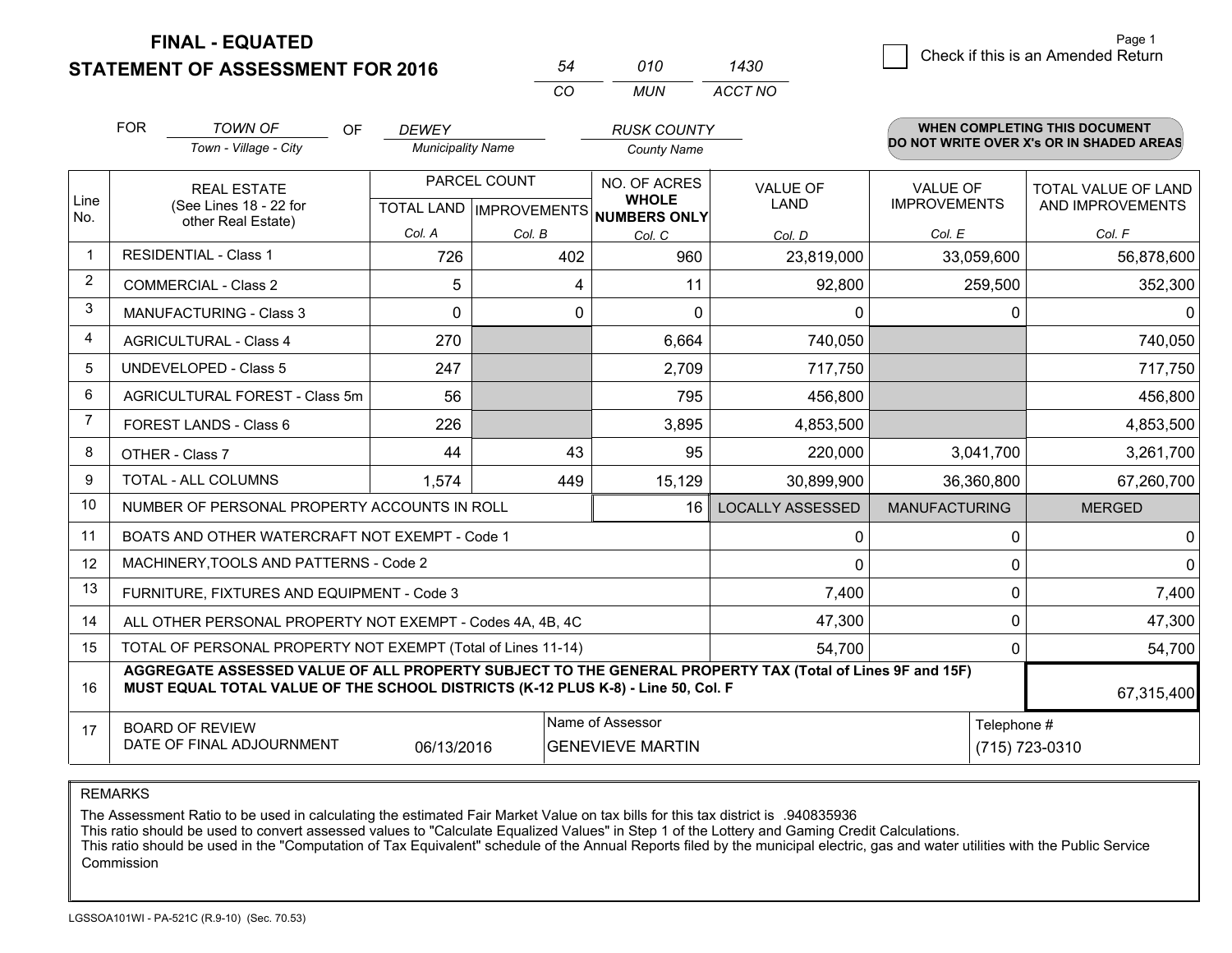**FINAL - EQUATED**

**STATEMENT OF ASSESSMENT FOR 2016**

| 54 | 010 | 1430 |
|---|---|---|
| CO | MUN | ACCT NO |

Page 1

☐ Check if this is an Amended Return

FOR *TOWN OF* (Town - Village - City) OF *DEWEY* (Municipality Name) *RUSK COUNTY* (County Name)

**WHEN COMPLETING THIS DOCUMENT DO NOT WRITE OVER X's OR IN SHADED AREAS**

| Line No. | REAL ESTATE (See Lines 18 - 22 for other Real Estate) | PARCEL COUNT TOTAL LAND Col. A | PARCEL COUNT IMPROVEMENTS Col. B | NO. OF ACRES WHOLE NUMBERS ONLY Col. C | VALUE OF LAND Col. D | VALUE OF IMPROVEMENTS Col. E | TOTAL VALUE OF LAND AND IMPROVEMENTS Col. F |
|---|---|---|---|---|---|---|---|
| 1 | RESIDENTIAL - Class 1 | 726 | 402 | 960 | 23,819,000 | 33,059,600 | 56,878,600 |
| 2 | COMMERCIAL - Class 2 | 5 | 4 | 11 | 92,800 | 259,500 | 352,300 |
| 3 | MANUFACTURING - Class 3 | 0 | 0 | 0 | 0 | 0 | 0 |
| 4 | AGRICULTURAL - Class 4 | 270 | | 6,664 | 740,050 | | 740,050 |
| 5 | UNDEVELOPED - Class 5 | 247 | | 2,709 | 717,750 | | 717,750 |
| 6 | AGRICULTURAL FOREST - Class 5m | 56 | | 795 | 456,800 | | 456,800 |
| 7 | FOREST LANDS - Class 6 | 226 | | 3,895 | 4,853,500 | | 4,853,500 |
| 8 | OTHER - Class 7 | 44 | 43 | 95 | 220,000 | 3,041,700 | 3,261,700 |
| 9 | TOTAL - ALL COLUMNS | 1,574 | 449 | 15,129 | 30,899,900 | 36,360,800 | 67,260,700 |
| 10 | NUMBER OF PERSONAL PROPERTY ACCOUNTS IN ROLL | | | 16 | LOCALLY ASSESSED | MANUFACTURING | MERGED |
| 11 | BOATS AND OTHER WATERCRAFT NOT EXEMPT - Code 1 | | | | 0 | 0 | 0 |
| 12 | MACHINERY,TOOLS AND PATTERNS - Code 2 | | | | 0 | 0 | 0 |
| 13 | FURNITURE, FIXTURES AND EQUIPMENT - Code 3 | | | | 7,400 | 0 | 7,400 |
| 14 | ALL OTHER PERSONAL PROPERTY NOT EXEMPT - Codes 4A, 4B, 4C | | | | 47,300 | 0 | 47,300 |
| 15 | TOTAL OF PERSONAL PROPERTY NOT EXEMPT (Total of Lines 11-14) | | | | 54,700 | 0 | 54,700 |
| 16 | **AGGREGATE ASSESSED VALUE OF ALL PROPERTY SUBJECT TO THE GENERAL PROPERTY TAX (Total of Lines 9F and 15F) MUST EQUAL TOTAL VALUE OF THE SCHOOL DISTRICTS (K-12 PLUS K-8) - Line 50, Col. F** | | | | | | 67,315,400 |
| 17 | BOARD OF REVIEW DATE OF FINAL ADJOURNMENT | 06/13/2016 | Name of Assessor | GENEVIEVE MARTIN | | Telephone # | (715) 723-0310 |

REMARKS

The Assessment Ratio to be used in calculating the estimated Fair Market Value on tax bills for this tax district is .940835936
This ratio should be used to convert assessed values to "Calculate Equalized Values" in Step 1 of the Lottery and Gaming Credit Calculations.
This ratio should be used in the "Computation of Tax Equivalent" schedule of the Annual Reports filed by the municipal electric, gas and water utilities with the Public Service Commission

LGSSOA101WI - PA-521C (R.9-10) (Sec. 70.53)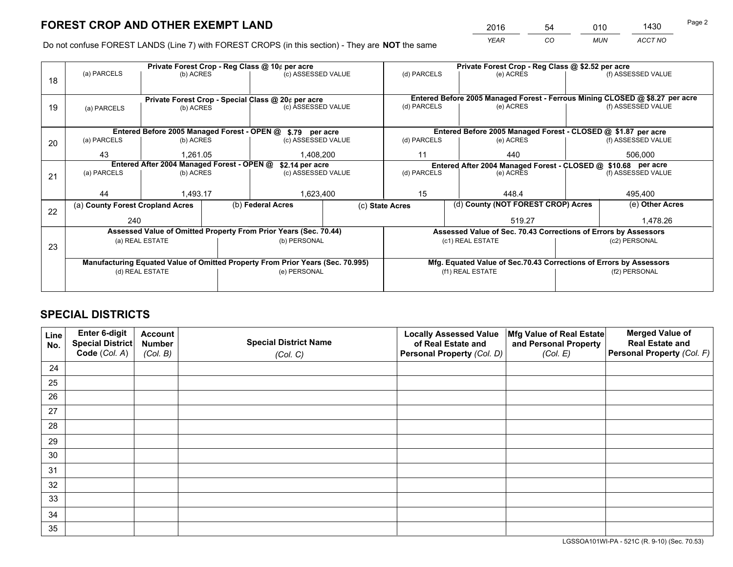# FOREST CROP AND OTHER EXEMPT LAND

| 2016 | 54 | 010 | 1430 |
|---|---|---|---|
| YEAR | CO | MUN | ACCT NO |

Do not confuse FOREST LANDS (Line 7) with FOREST CROPS (in this section) - They are **NOT** the same

| Line | Private Forest Crop - Reg Class @ 10¢ per acre | | | Private Forest Crop - Reg Class @ $2.52 per acre | | |
|---|---|---|---|---|---|---|
| 18 | (a) PARCELS | (b) ACRES | (c) ASSESSED VALUE | (d) PARCELS | (e) ACRES | (f) ASSESSED VALUE |
| | | | | | | |
| | **Private Forest Crop - Special Class @ 20¢ per acre** | | | **Entered Before 2005 Managed Forest - Ferrous Mining CLOSED @ $8.27 per acre** | | |
| 19 | (a) PARCELS | (b) ACRES | (c) ASSESSED VALUE | (d) PARCELS | (e) ACRES | (f) ASSESSED VALUE |
| | | | | | | |
| | **Entered Before 2005 Managed Forest - OPEN @ $.79 per acre** | | | **Entered Before 2005 Managed Forest - CLOSED @ $1.87 per acre** | | |
| 20 | (a) PARCELS | (b) ACRES | (c) ASSESSED VALUE | (d) PARCELS | (e) ACRES | (f) ASSESSED VALUE |
| | 43 | 1,261.05 | 1,408,200 | 11 | 440 | 506,000 |
| | **Entered After 2004 Managed Forest - OPEN @ $2.14 per acre** | | | **Entered After 2004 Managed Forest - CLOSED @ $10.68 per acre** | | |
| 21 | (a) PARCELS | (b) ACRES | (c) ASSESSED VALUE | (d) PARCELS | (e) ACRES | (f) ASSESSED VALUE |
| | 44 | 1,493.17 | 1,623,400 | 15 | 448.4 | 495,400 |

| Line | (a) County Forest Cropland Acres | (b) Federal Acres | (c) State Acres | (d) County (NOT FOREST CROP) Acres | (e) Other Acres |
|---|---|---|---|---|---|
| 22 | 240 | | | 519.27 | 1,478.26 |

| Line | Assessed Value of Omitted Property From Prior Years (Sec. 70.44) | | Assessed Value of Sec. 70.43 Corrections of Errors by Assessors | |
|---|---|---|---|---|
| 23 | (a) REAL ESTATE | (b) PERSONAL | (c1) REAL ESTATE | (c2) PERSONAL |
| | | | | |
| | **Manufacturing Equated Value of Omitted Property From Prior Years (Sec. 70.995)** | | **Mfg. Equated Value of Sec.70.43 Corrections of Errors by Assessors** | |
| | (d) REAL ESTATE | (e) PERSONAL | (f1) REAL ESTATE | (f2) PERSONAL |
| | | | | |

# SPECIAL DISTRICTS

| Line No. | Enter 6-digit Special District Code (Col. A) | Account Number (Col. B) | Special District Name (Col. C) | Locally Assessed Value of Real Estate and Personal Property (Col. D) | Mfg Value of Real Estate and Personal Property (Col. E) | Merged Value of Real Estate and Personal Property (Col. F) |
|---|---|---|---|---|---|---|
| 24 | | | | | | |
| 25 | | | | | | |
| 26 | | | | | | |
| 27 | | | | | | |
| 28 | | | | | | |
| 29 | | | | | | |
| 30 | | | | | | |
| 31 | | | | | | |
| 32 | | | | | | |
| 33 | | | | | | |
| 34 | | | | | | |
| 35 | | | | | | |

LGSSOA101WI-PA - 521C (R. 9-10) (Sec. 70.53)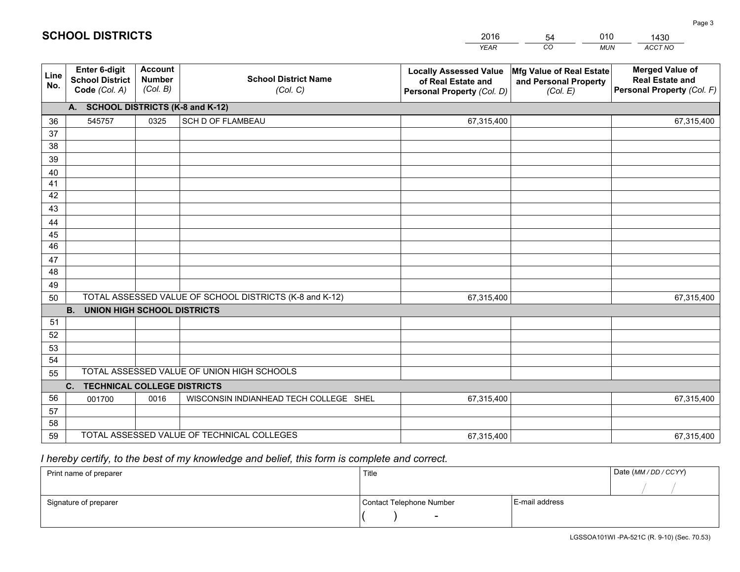# SCHOOL DISTRICTS

| YEAR | CO | MUN | ACCT NO |
|---|---|---|---|
| 2016 | 54 | 010 | 1430 |

| Line No. | Enter 6-digit School District Code (Col. A) | Account Number (Col. B) | School District Name (Col. C) | Locally Assessed Value of Real Estate and Personal Property (Col. D) | Mfg Value of Real Estate and Personal Property (Col. E) | Merged Value of Real Estate and Personal Property (Col. F) |
|---|---|---|---|---|---|---|
| | **A. SCHOOL DISTRICTS (K-8 and K-12)** | | | | | |
| 36 | 545757 | 0325 | SCH D OF FLAMBEAU | 67,315,400 | | 67,315,400 |
| 37 | | | | | | |
| 38 | | | | | | |
| 39 | | | | | | |
| 40 | | | | | | |
| 41 | | | | | | |
| 42 | | | | | | |
| 43 | | | | | | |
| 44 | | | | | | |
| 45 | | | | | | |
| 46 | | | | | | |
| 47 | | | | | | |
| 48 | | | | | | |
| 49 | | | | | | |
| 50 | TOTAL ASSESSED VALUE OF SCHOOL DISTRICTS (K-8 and K-12) | | | 67,315,400 | | 67,315,400 |
| | **B. UNION HIGH SCHOOL DISTRICTS** | | | | | |
| 51 | | | | | | |
| 52 | | | | | | |
| 53 | | | | | | |
| 54 | | | | | | |
| 55 | TOTAL ASSESSED VALUE OF UNION HIGH SCHOOLS | | | | | |
| | **C. TECHNICAL COLLEGE DISTRICTS** | | | | | |
| 56 | 001700 | 0016 | WISCONSIN INDIANHEAD TECH COLLEGE SHEL | 67,315,400 | | 67,315,400 |
| 57 | | | | | | |
| 58 | | | | | | |
| 59 | TOTAL ASSESSED VALUE OF TECHNICAL COLLEGES | | | 67,315,400 | | 67,315,400 |

*I hereby certify, to the best of my knowledge and belief, this form is complete and correct.*

| Print name of preparer | Title | | Date (MM / DD / CCYY) |
|---|---|---|---|
| | | | / / |
| Signature of preparer | Contact Telephone Number | E-mail address | |
| | ( ) - | | |

LGSSOA101WI -PA-521C (R. 9-10) (Sec. 70.53)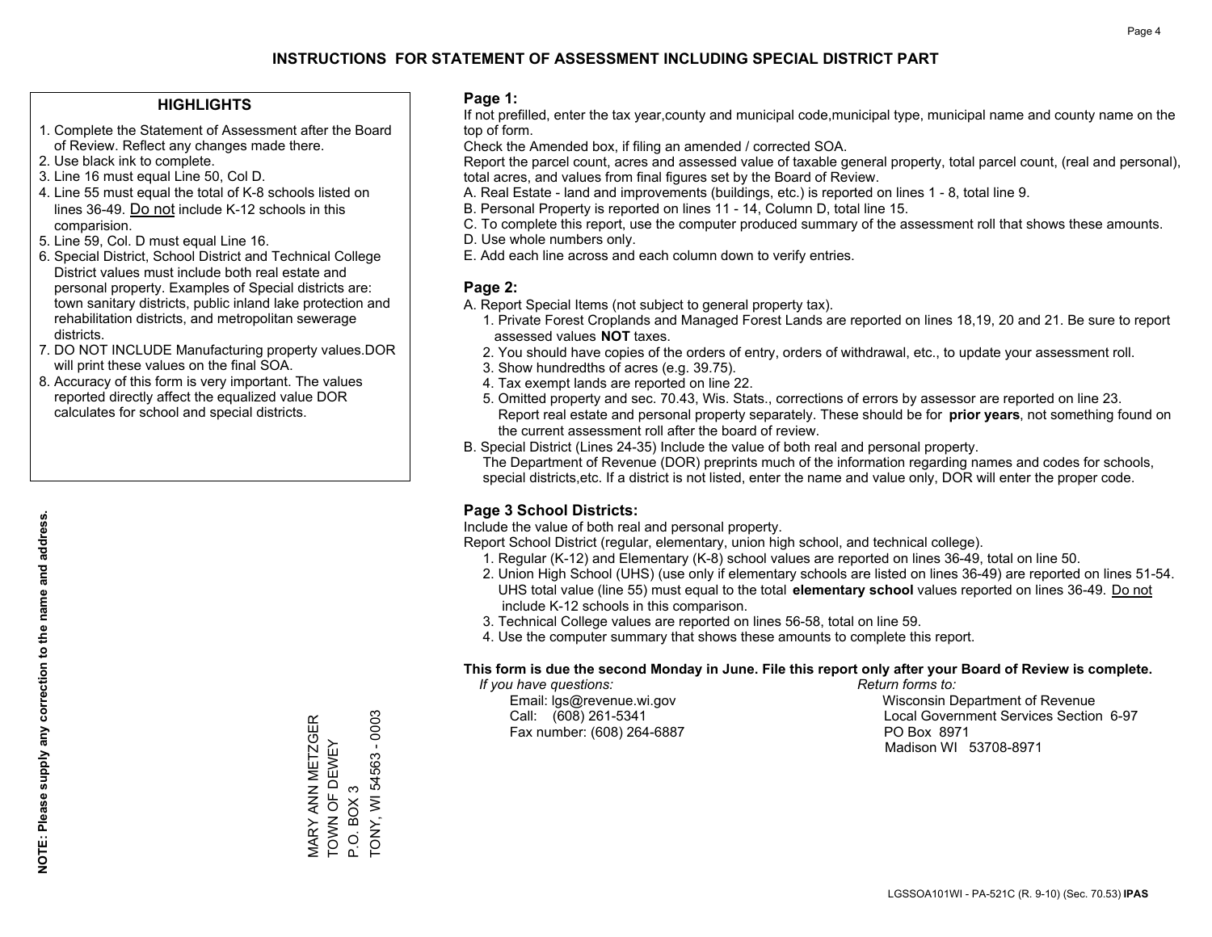# INSTRUCTIONS FOR STATEMENT OF ASSESSMENT INCLUDING SPECIAL DISTRICT PART

## HIGHLIGHTS

1. Complete the Statement of Assessment after the Board of Review. Reflect any changes made there.
2. Use black ink to complete.
3. Line 16 must equal Line 50, Col D.
4. Line 55 must equal the total of K-8 schools listed on lines 36-49. Do not include K-12 schools in this comparision.
5. Line 59, Col. D must equal Line 16.
6. Special District, School District and Technical College District values must include both real estate and personal property. Examples of Special districts are: town sanitary districts, public inland lake protection and rehabilitation districts, and metropolitan sewerage districts.
7. DO NOT INCLUDE Manufacturing property values.DOR will print these values on the final SOA.
8. Accuracy of this form is very important. The values reported directly affect the equalized value DOR calculates for school and special districts.

**NOTE: Please supply any correction to the name and address.**

MARY ANN METZGER
TOWN OF DEWEY
P.O. BOX 3
TONY, WI 54563 - 0003

## Page 1:

If not prefilled, enter the tax year,county and municipal code,municipal type, municipal name and county name on the top of form.

Check the Amended box, if filing an amended / corrected SOA.

Report the parcel count, acres and assessed value of taxable general property, total parcel count, (real and personal), total acres, and values from final figures set by the Board of Review.

A. Real Estate - land and improvements (buildings, etc.) is reported on lines 1 - 8, total line 9.
B. Personal Property is reported on lines 11 - 14, Column D, total line 15.
C. To complete this report, use the computer produced summary of the assessment roll that shows these amounts.
D. Use whole numbers only.
E. Add each line across and each column down to verify entries.

## Page 2:

A. Report Special Items (not subject to general property tax).
   1. Private Forest Croplands and Managed Forest Lands are reported on lines 18,19, 20 and 21. Be sure to report assessed values **NOT** taxes.
   2. You should have copies of the orders of entry, orders of withdrawal, etc., to update your assessment roll.
   3. Show hundredths of acres (e.g. 39.75).
   4. Tax exempt lands are reported on line 22.
   5. Omitted property and sec. 70.43, Wis. Stats., corrections of errors by assessor are reported on line 23. Report real estate and personal property separately. These should be for **prior years**, not something found on the current assessment roll after the board of review.
B. Special District (Lines 24-35) Include the value of both real and personal property.
   The Department of Revenue (DOR) preprints much of the information regarding names and codes for schools, special districts,etc. If a district is not listed, enter the name and value only, DOR will enter the proper code.

## Page 3 School Districts:

Include the value of both real and personal property.

Report School District (regular, elementary, union high school, and technical college).

1. Regular (K-12) and Elementary (K-8) school values are reported on lines 36-49, total on line 50.
2. Union High School (UHS) (use only if elementary schools are listed on lines 36-49) are reported on lines 51-54. UHS total value (line 55) must equal to the total **elementary school** values reported on lines 36-49. Do not include K-12 schools in this comparison.
3. Technical College values are reported on lines 56-58, total on line 59.
4. Use the computer summary that shows these amounts to complete this report.

**This form is due the second Monday in June. File this report only after your Board of Review is complete.**

*If you have questions:*
Email: lgs@revenue.wi.gov
Call: (608) 261-5341
Fax number: (608) 264-6887

*Return forms to:*
Wisconsin Department of Revenue
Local Government Services Section 6-97
PO Box 8971
Madison WI 53708-8971

LGSSOA101WI - PA-521C (R. 9-10) (Sec. 70.53) **IPAS**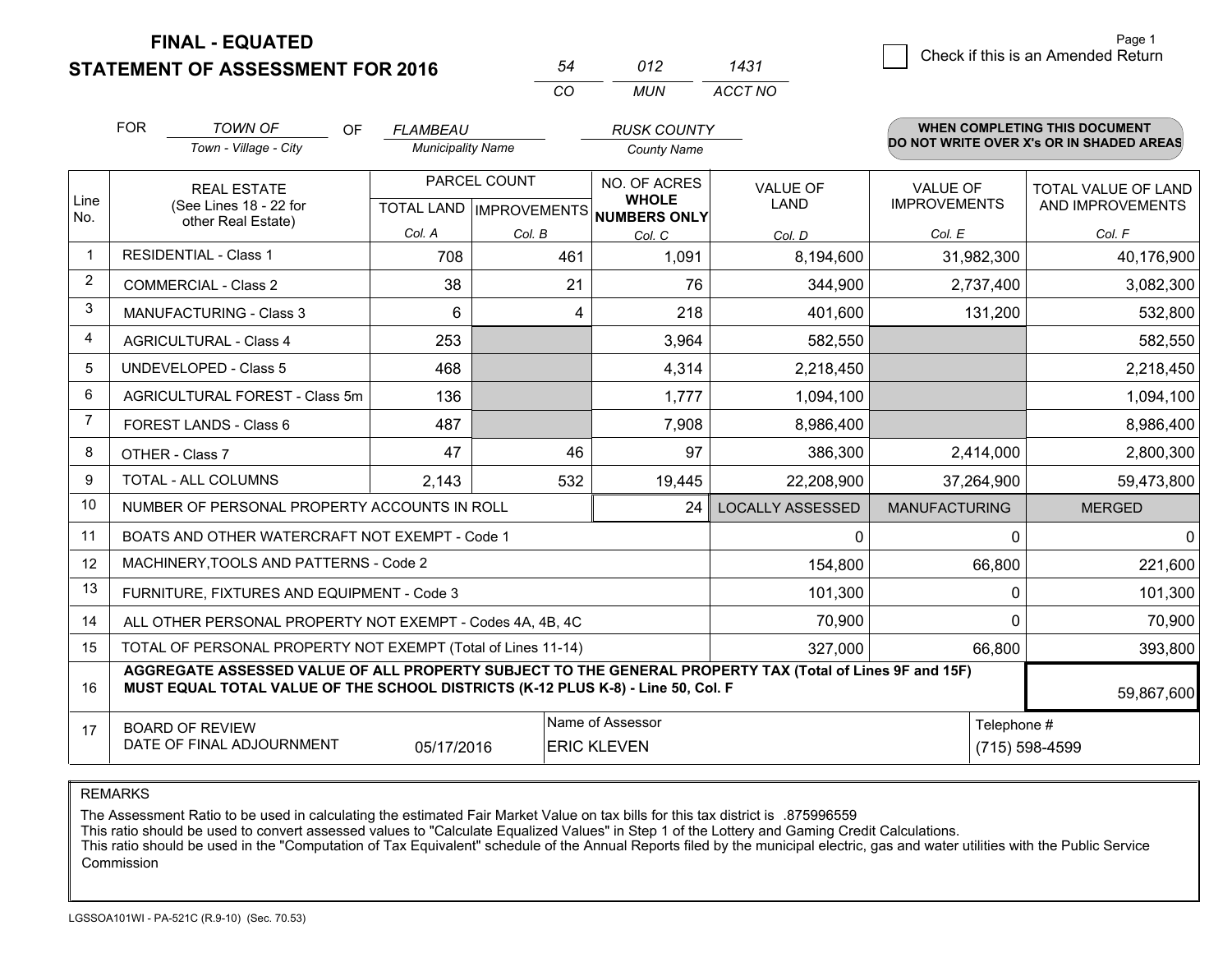# FINAL - EQUATED
## STATEMENT OF ASSESSMENT FOR 2016

| 54 | 012 | 1431 |
|---|---|---|
| CO | MUN | ACCT NO |

☐ Check if this is an Amended Return

FOR *TOWN OF* (Town - Village - City) OF *FLAMBEAU* (Municipality Name) *RUSK COUNTY* (County Name)

**WHEN COMPLETING THIS DOCUMENT DO NOT WRITE OVER X's OR IN SHADED AREAS**

| Line No. | REAL ESTATE (See Lines 18 - 22 for other Real Estate) | PARCEL COUNT TOTAL LAND Col. A | PARCEL COUNT IMPROVEMENTS Col. B | NO. OF ACRES WHOLE NUMBERS ONLY Col. C | VALUE OF LAND Col. D | VALUE OF IMPROVEMENTS Col. E | TOTAL VALUE OF LAND AND IMPROVEMENTS Col. F |
|---|---|---|---|---|---|---|---|
| 1 | RESIDENTIAL - Class 1 | 708 | 461 | 1,091 | 8,194,600 | 31,982,300 | 40,176,900 |
| 2 | COMMERCIAL - Class 2 | 38 | 21 | 76 | 344,900 | 2,737,400 | 3,082,300 |
| 3 | MANUFACTURING - Class 3 | 6 | 4 | 218 | 401,600 | 131,200 | 532,800 |
| 4 | AGRICULTURAL - Class 4 | 253 | | 3,964 | 582,550 | | 582,550 |
| 5 | UNDEVELOPED - Class 5 | 468 | | 4,314 | 2,218,450 | | 2,218,450 |
| 6 | AGRICULTURAL FOREST - Class 5m | 136 | | 1,777 | 1,094,100 | | 1,094,100 |
| 7 | FOREST LANDS - Class 6 | 487 | | 7,908 | 8,986,400 | | 8,986,400 |
| 8 | OTHER - Class 7 | 47 | 46 | 97 | 386,300 | 2,414,000 | 2,800,300 |
| 9 | TOTAL - ALL COLUMNS | 2,143 | 532 | 19,445 | 22,208,900 | 37,264,900 | 59,473,800 |
| 10 | NUMBER OF PERSONAL PROPERTY ACCOUNTS IN ROLL | | | 24 | LOCALLY ASSESSED | MANUFACTURING | MERGED |
| 11 | BOATS AND OTHER WATERCRAFT NOT EXEMPT - Code 1 | | | | 0 | 0 | 0 |
| 12 | MACHINERY,TOOLS AND PATTERNS - Code 2 | | | | 154,800 | 66,800 | 221,600 |
| 13 | FURNITURE, FIXTURES AND EQUIPMENT - Code 3 | | | | 101,300 | 0 | 101,300 |
| 14 | ALL OTHER PERSONAL PROPERTY NOT EXEMPT - Codes 4A, 4B, 4C | | | | 70,900 | 0 | 70,900 |
| 15 | TOTAL OF PERSONAL PROPERTY NOT EXEMPT (Total of Lines 11-14) | | | | 327,000 | 66,800 | 393,800 |
| 16 | **AGGREGATE ASSESSED VALUE OF ALL PROPERTY SUBJECT TO THE GENERAL PROPERTY TAX (Total of Lines 9F and 15F) MUST EQUAL TOTAL VALUE OF THE SCHOOL DISTRICTS (K-12 PLUS K-8) - Line 50, Col. F** | | | | | | 59,867,600 |
| 17 | BOARD OF REVIEW DATE OF FINAL ADJOURNMENT | 05/17/2016 | Name of Assessor | ERIC KLEVEN | | Telephone # | (715) 598-4599 |

REMARKS

The Assessment Ratio to be used in calculating the estimated Fair Market Value on tax bills for this tax district is .875996559
This ratio should be used to convert assessed values to "Calculate Equalized Values" in Step 1 of the Lottery and Gaming Credit Calculations.
This ratio should be used in the "Computation of Tax Equivalent" schedule of the Annual Reports filed by the municipal electric, gas and water utilities with the Public Service Commission

LGSSOA101WI - PA-521C (R.9-10) (Sec. 70.53)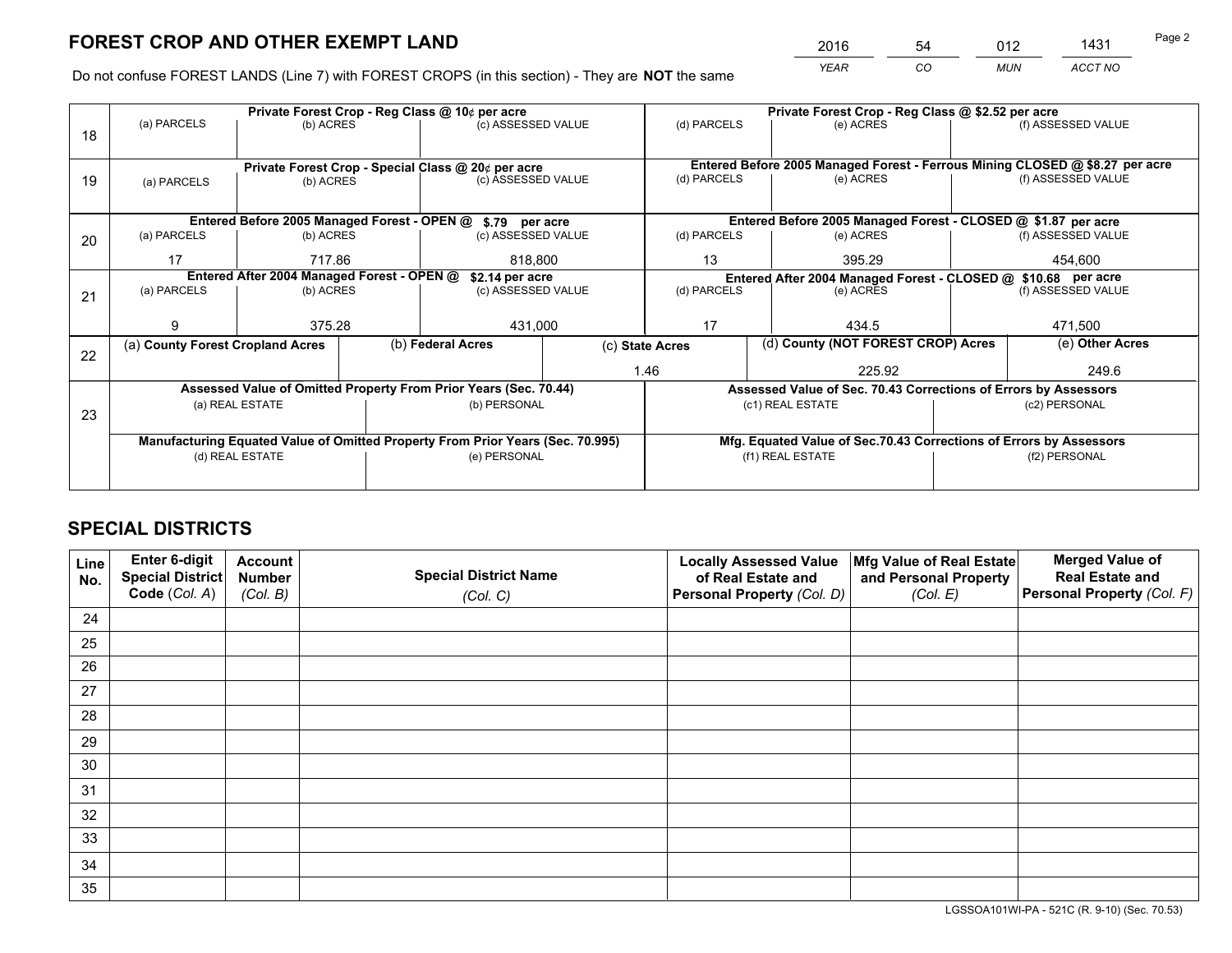# FOREST CROP AND OTHER EXEMPT LAND

| 2016 | 54 | 012 | 1431 |
|---|---|---|---|
| *YEAR* | *CO* | *MUN* | *ACCT NO* |

Do not confuse FOREST LANDS (Line 7) with FOREST CROPS (in this section) - They are **NOT** the same

| Line | Private Forest Crop - Reg Class @ 10¢ per acre | | | Private Forest Crop - Reg Class @ $2.52 per acre | | |
|---|---|---|---|---|---|---|
| | (a) PARCELS | (b) ACRES | (c) ASSESSED VALUE | (d) PARCELS | (e) ACRES | (f) ASSESSED VALUE |
| 18 | | | | | | |
| | **Private Forest Crop - Special Class @ 20¢ per acre** | | | **Entered Before 2005 Managed Forest - Ferrous Mining CLOSED @ $8.27 per acre** | | |
| 19 | (a) PARCELS | (b) ACRES | (c) ASSESSED VALUE | (d) PARCELS | (e) ACRES | (f) ASSESSED VALUE |
| | | | | | | |
| | **Entered Before 2005 Managed Forest - OPEN @ $.79 per acre** | | | **Entered Before 2005 Managed Forest - CLOSED @ $1.87 per acre** | | |
| | (a) PARCELS | (b) ACRES | (c) ASSESSED VALUE | (d) PARCELS | (e) ACRES | (f) ASSESSED VALUE |
| 20 | 17 | 717.86 | 818,800 | 13 | 395.29 | 454,600 |
| | **Entered After 2004 Managed Forest - OPEN @ $2.14 per acre** | | | **Entered After 2004 Managed Forest - CLOSED @ $10.68 per acre** | | |
| | (a) PARCELS | (b) ACRES | (c) ASSESSED VALUE | (d) PARCELS | (e) ACRES | (f) ASSESSED VALUE |
| 21 | 9 | 375.28 | 431,000 | 17 | 434.5 | 471,500 |

| Line | (a) County Forest Cropland Acres | (b) Federal Acres | (c) State Acres | (d) County (NOT FOREST CROP) Acres | (e) Other Acres |
|---|---|---|---|---|---|
| 22 | | | 1.46 | 225.92 | 249.6 |

| Line | Assessed Value of Omitted Property From Prior Years (Sec. 70.44) | | Assessed Value of Sec. 70.43 Corrections of Errors by Assessors | |
|---|---|---|---|---|
| 23 | (a) REAL ESTATE | (b) PERSONAL | (c1) REAL ESTATE | (c2) PERSONAL |
| | | | | |
| | **Manufacturing Equated Value of Omitted Property From Prior Years (Sec. 70.995)** | | **Mfg. Equated Value of Sec.70.43 Corrections of Errors by Assessors** | |
| | (d) REAL ESTATE | (e) PERSONAL | (f1) REAL ESTATE | (f2) PERSONAL |
| | | | | |

# SPECIAL DISTRICTS

| Line No. | Enter 6-digit Special District Code (*Col. A*) | Account Number (*Col. B*) | Special District Name (*Col. C*) | Locally Assessed Value of Real Estate and Personal Property (*Col. D*) | Mfg Value of Real Estate and Personal Property (*Col. E*) | Merged Value of Real Estate and Personal Property (*Col. F*) |
|---|---|---|---|---|---|---|
| 24 | | | | | | |
| 25 | | | | | | |
| 26 | | | | | | |
| 27 | | | | | | |
| 28 | | | | | | |
| 29 | | | | | | |
| 30 | | | | | | |
| 31 | | | | | | |
| 32 | | | | | | |
| 33 | | | | | | |
| 34 | | | | | | |
| 35 | | | | | | |

LGSSOA101WI-PA - 521C (R. 9-10) (Sec. 70.53)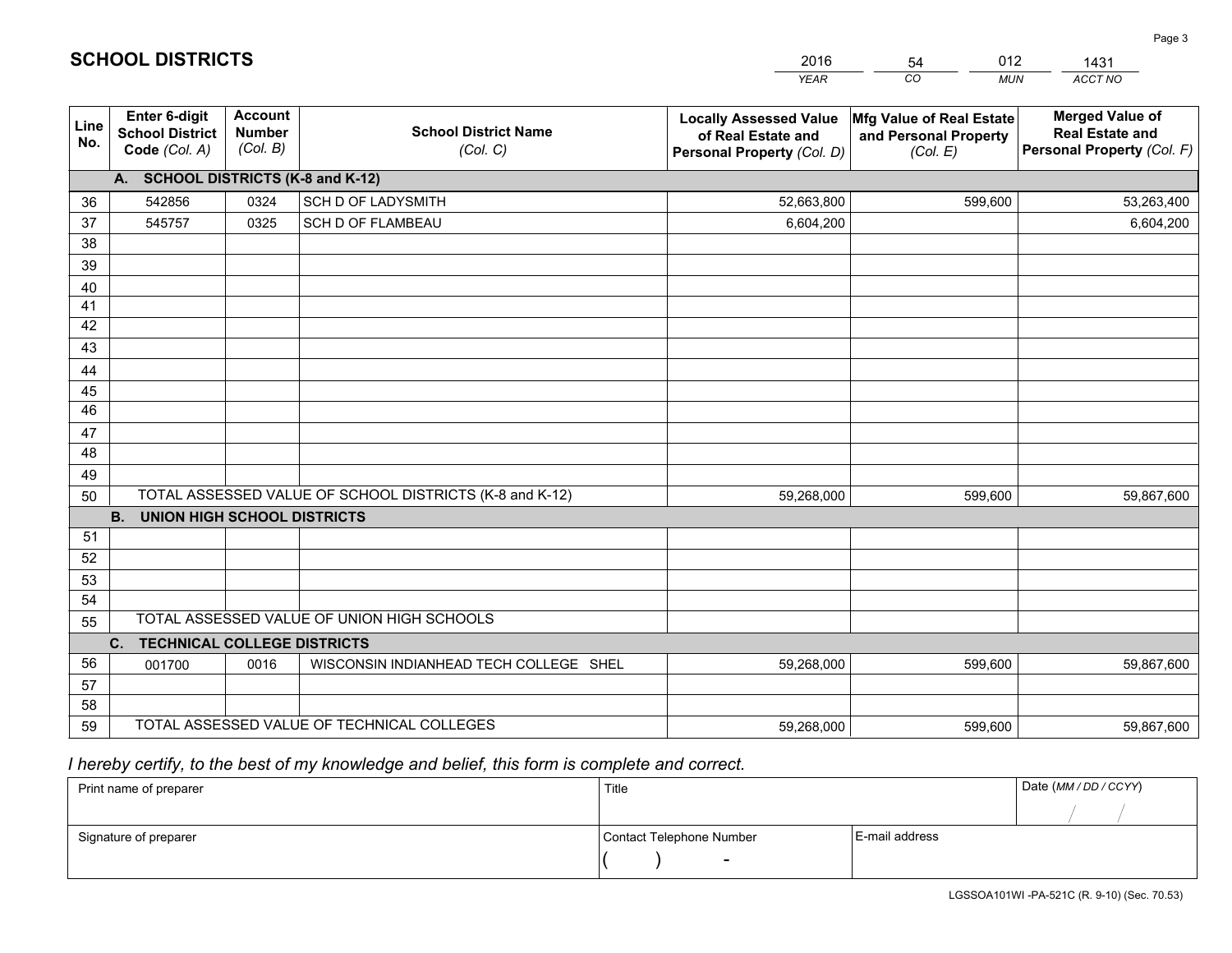# SCHOOL DISTRICTS

| 2016 | 54 | 012 | 1431 |
|---|---|---|---|
| *YEAR* | *CO* | *MUN* | *ACCT NO* |

| Line No. | Enter 6-digit School District Code *(Col. A)* | Account Number *(Col. B)* | School District Name *(Col. C)* | Locally Assessed Value of Real Estate and Personal Property *(Col. D)* | Mfg Value of Real Estate and Personal Property *(Col. E)* | Merged Value of Real Estate and Personal Property *(Col. F)* |
|---|---|---|---|---|---|---|
| **A. SCHOOL DISTRICTS (K-8 and K-12)** | | | | | | |
| 36 | 542856 | 0324 | SCH D OF LADYSMITH | 52,663,800 | 599,600 | 53,263,400 |
| 37 | 545757 | 0325 | SCH D OF FLAMBEAU | 6,604,200 | | 6,604,200 |
| 38 | | | | | | |
| 39 | | | | | | |
| 40 | | | | | | |
| 41 | | | | | | |
| 42 | | | | | | |
| 43 | | | | | | |
| 44 | | | | | | |
| 45 | | | | | | |
| 46 | | | | | | |
| 47 | | | | | | |
| 48 | | | | | | |
| 49 | | | | | | |
| 50 | TOTAL ASSESSED VALUE OF SCHOOL DISTRICTS (K-8 and K-12) | | | 59,268,000 | 599,600 | 59,867,600 |
| **B. UNION HIGH SCHOOL DISTRICTS** | | | | | | |
| 51 | | | | | | |
| 52 | | | | | | |
| 53 | | | | | | |
| 54 | | | | | | |
| 55 | TOTAL ASSESSED VALUE OF UNION HIGH SCHOOLS | | | | | |
| **C. TECHNICAL COLLEGE DISTRICTS** | | | | | | |
| 56 | 001700 | 0016 | WISCONSIN INDIANHEAD TECH COLLEGE SHEL | 59,268,000 | 599,600 | 59,867,600 |
| 57 | | | | | | |
| 58 | | | | | | |
| 59 | TOTAL ASSESSED VALUE OF TECHNICAL COLLEGES | | | 59,268,000 | 599,600 | 59,867,600 |

*I hereby certify, to the best of my knowledge and belief, this form is complete and correct.*

| Print name of preparer | Title | | Date *(MM / DD / CCYY)* |
|---|---|---|---|
| | | | / / |
| Signature of preparer | Contact Telephone Number | E-mail address | |
| | ( ) - | | |

LGSSOA101WI -PA-521C (R. 9-10) (Sec. 70.53)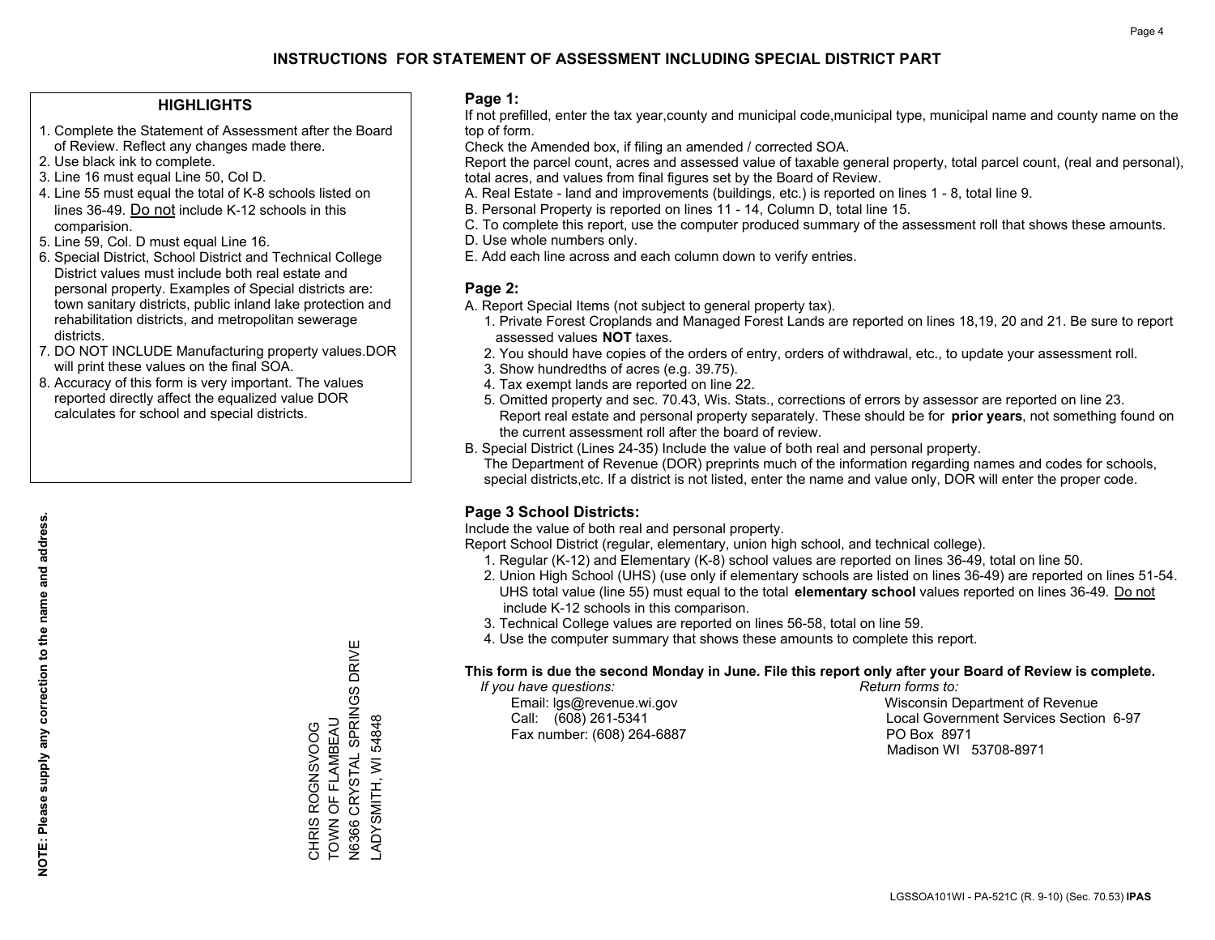# INSTRUCTIONS FOR STATEMENT OF ASSESSMENT INCLUDING SPECIAL DISTRICT PART

## HIGHLIGHTS

1. Complete the Statement of Assessment after the Board of Review. Reflect any changes made there.
2. Use black ink to complete.
3. Line 16 must equal Line 50, Col D.
4. Line 55 must equal the total of K-8 schools listed on lines 36-49. Do not include K-12 schools in this comparision.
5. Line 59, Col. D must equal Line 16.
6. Special District, School District and Technical College District values must include both real estate and personal property. Examples of Special districts are: town sanitary districts, public inland lake protection and rehabilitation districts, and metropolitan sewerage districts.
7. DO NOT INCLUDE Manufacturing property values.DOR will print these values on the final SOA.
8. Accuracy of this form is very important. The values reported directly affect the equalized value DOR calculates for school and special districts.

**NOTE: Please supply any correction to the name and address.**

CHRIS ROGNSVOOG
TOWN OF FLAMBEAU
N6366 CRYSTAL SPRINGS DRIVE
LADYSMITH, WI 54848

## Page 1:

If not prefilled, enter the tax year,county and municipal code,municipal type, municipal name and county name on the top of form.

Check the Amended box, if filing an amended / corrected SOA.

Report the parcel count, acres and assessed value of taxable general property, total parcel count, (real and personal), total acres, and values from final figures set by the Board of Review.

A. Real Estate - land and improvements (buildings, etc.) is reported on lines 1 - 8, total line 9.
B. Personal Property is reported on lines 11 - 14, Column D, total line 15.
C. To complete this report, use the computer produced summary of the assessment roll that shows these amounts.
D. Use whole numbers only.
E. Add each line across and each column down to verify entries.

## Page 2:

A. Report Special Items (not subject to general property tax).
   1. Private Forest Croplands and Managed Forest Lands are reported on lines 18,19, 20 and 21. Be sure to report assessed values **NOT** taxes.
   2. You should have copies of the orders of entry, orders of withdrawal, etc., to update your assessment roll.
   3. Show hundredths of acres (e.g. 39.75).
   4. Tax exempt lands are reported on line 22.
   5. Omitted property and sec. 70.43, Wis. Stats., corrections of errors by assessor are reported on line 23. Report real estate and personal property separately. These should be for **prior years**, not something found on the current assessment roll after the board of review.

B. Special District (Lines 24-35) Include the value of both real and personal property.
   The Department of Revenue (DOR) preprints much of the information regarding names and codes for schools, special districts,etc. If a district is not listed, enter the name and value only, DOR will enter the proper code.

## Page 3 School Districts:

Include the value of both real and personal property.

Report School District (regular, elementary, union high school, and technical college).

1. Regular (K-12) and Elementary (K-8) school values are reported on lines 36-49, total on line 50.
2. Union High School (UHS) (use only if elementary schools are listed on lines 36-49) are reported on lines 51-54. UHS total value (line 55) must equal to the total **elementary school** values reported on lines 36-49. Do not include K-12 schools in this comparison.
3. Technical College values are reported on lines 56-58, total on line 59.
4. Use the computer summary that shows these amounts to complete this report.

**This form is due the second Monday in June. File this report only after your Board of Review is complete.**

*If you have questions:*
Email: lgs@revenue.wi.gov
Call: (608) 261-5341
Fax number: (608) 264-6887

*Return forms to:*
Wisconsin Department of Revenue
Local Government Services Section 6-97
PO Box 8971
Madison WI 53708-8971

LGSSOA101WI - PA-521C (R. 9-10) (Sec. 70.53) **IPAS**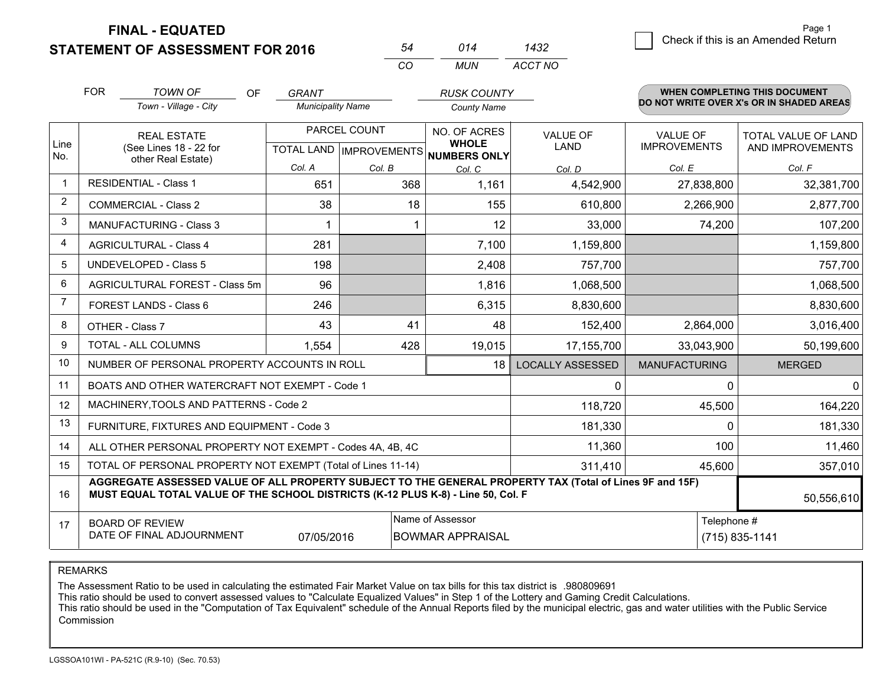# FINAL - EQUATED
## STATEMENT OF ASSESSMENT FOR 2016

| 54 | 014 | 1432 |
|---|---|---|
| CO | MUN | ACCT NO |

☐ Check if this is an Amended Return

FOR *TOWN OF* (Town - Village - City) OF *GRANT* (Municipality Name) *RUSK COUNTY* (County Name)

**WHEN COMPLETING THIS DOCUMENT DO NOT WRITE OVER X's OR IN SHADED AREAS**

| Line No. | REAL ESTATE (See Lines 18 - 22 for other Real Estate) | PARCEL COUNT TOTAL LAND Col. A | PARCEL COUNT IMPROVEMENTS Col. B | NO. OF ACRES WHOLE NUMBERS ONLY Col. C | VALUE OF LAND Col. D | VALUE OF IMPROVEMENTS Col. E | TOTAL VALUE OF LAND AND IMPROVEMENTS Col. F |
|---|---|---|---|---|---|---|---|
| 1 | RESIDENTIAL - Class 1 | 651 | 368 | 1,161 | 4,542,900 | 27,838,800 | 32,381,700 |
| 2 | COMMERCIAL - Class 2 | 38 | 18 | 155 | 610,800 | 2,266,900 | 2,877,700 |
| 3 | MANUFACTURING - Class 3 | 1 | 1 | 12 | 33,000 | 74,200 | 107,200 |
| 4 | AGRICULTURAL - Class 4 | 281 | | 7,100 | 1,159,800 | | 1,159,800 |
| 5 | UNDEVELOPED - Class 5 | 198 | | 2,408 | 757,700 | | 757,700 |
| 6 | AGRICULTURAL FOREST - Class 5m | 96 | | 1,816 | 1,068,500 | | 1,068,500 |
| 7 | FOREST LANDS - Class 6 | 246 | | 6,315 | 8,830,600 | | 8,830,600 |
| 8 | OTHER - Class 7 | 43 | 41 | 48 | 152,400 | 2,864,000 | 3,016,400 |
| 9 | TOTAL - ALL COLUMNS | 1,554 | 428 | 19,015 | 17,155,700 | 33,043,900 | 50,199,600 |
| 10 | NUMBER OF PERSONAL PROPERTY ACCOUNTS IN ROLL | | | 18 | LOCALLY ASSESSED | MANUFACTURING | MERGED |
| 11 | BOATS AND OTHER WATERCRAFT NOT EXEMPT - Code 1 | | | | 0 | 0 | 0 |
| 12 | MACHINERY,TOOLS AND PATTERNS - Code 2 | | | | 118,720 | 45,500 | 164,220 |
| 13 | FURNITURE, FIXTURES AND EQUIPMENT - Code 3 | | | | 181,330 | 0 | 181,330 |
| 14 | ALL OTHER PERSONAL PROPERTY NOT EXEMPT - Codes 4A, 4B, 4C | | | | 11,360 | 100 | 11,460 |
| 15 | TOTAL OF PERSONAL PROPERTY NOT EXEMPT (Total of Lines 11-14) | | | | 311,410 | 45,600 | 357,010 |
| 16 | **AGGREGATE ASSESSED VALUE OF ALL PROPERTY SUBJECT TO THE GENERAL PROPERTY TAX (Total of Lines 9F and 15F) MUST EQUAL TOTAL VALUE OF THE SCHOOL DISTRICTS (K-12 PLUS K-8) - Line 50, Col. F** | | | | | | 50,556,610 |
| 17 | BOARD OF REVIEW DATE OF FINAL ADJOURNMENT | 07/05/2016 | Name of Assessor: BOWMAR APPRAISAL | | | Telephone #: (715) 835-1141 | |

REMARKS

The Assessment Ratio to be used in calculating the estimated Fair Market Value on tax bills for this tax district is .980809691
This ratio should be used to convert assessed values to "Calculate Equalized Values" in Step 1 of the Lottery and Gaming Credit Calculations.
This ratio should be used in the "Computation of Tax Equivalent" schedule of the Annual Reports filed by the municipal electric, gas and water utilities with the Public Service Commission

LGSSOA101WI - PA-521C (R.9-10) (Sec. 70.53)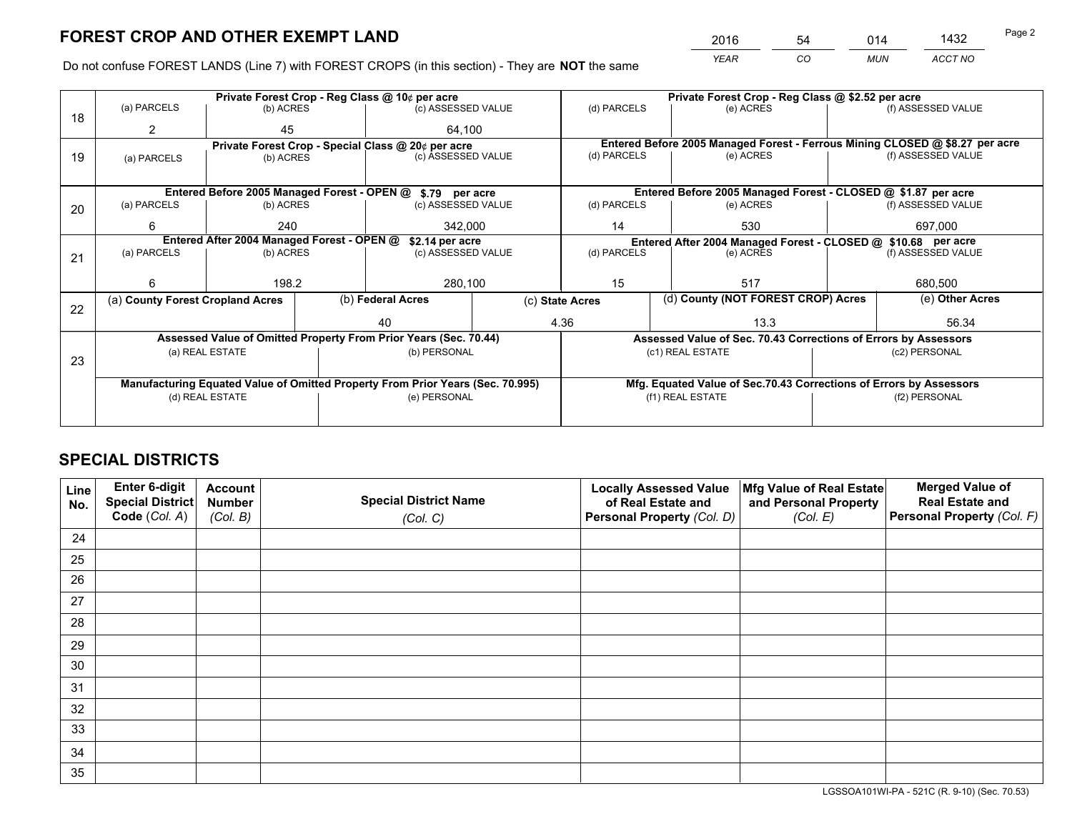# FOREST CROP AND OTHER EXEMPT LAND

| 2016 | 54 | 014 | 1432 |
|---|---|---|---|
| *YEAR* | *CO* | *MUN* | *ACCT NO* |

Do not confuse FOREST LANDS (Line 7) with FOREST CROPS (in this section) - They are **NOT** the same

| Line | Private Forest Crop - Reg Class @ 10¢ per acre | | | Private Forest Crop - Reg Class @ $2.52 per acre | | |
|---|---|---|---|---|---|---|
| 18 | (a) PARCELS | (b) ACRES | (c) ASSESSED VALUE | (d) PARCELS | (e) ACRES | (f) ASSESSED VALUE |
| | 2 | 45 | 64,100 | | | |
| | **Private Forest Crop - Special Class @ 20¢ per acre** | | | **Entered Before 2005 Managed Forest - Ferrous Mining CLOSED @ $8.27 per acre** | | |
| 19 | (a) PARCELS | (b) ACRES | (c) ASSESSED VALUE | (d) PARCELS | (e) ACRES | (f) ASSESSED VALUE |
| | | | | | | |
| | **Entered Before 2005 Managed Forest - OPEN @ $.79 per acre** | | | **Entered Before 2005 Managed Forest - CLOSED @ $1.87 per acre** | | |
| 20 | (a) PARCELS | (b) ACRES | (c) ASSESSED VALUE | (d) PARCELS | (e) ACRES | (f) ASSESSED VALUE |
| | 6 | 240 | 342,000 | 14 | 530 | 697,000 |
| | **Entered After 2004 Managed Forest - OPEN @ $2.14 per acre** | | | **Entered After 2004 Managed Forest - CLOSED @ $10.68 per acre** | | |
| 21 | (a) PARCELS | (b) ACRES | (c) ASSESSED VALUE | (d) PARCELS | (e) ACRES | (f) ASSESSED VALUE |
| | 6 | 198.2 | 280,100 | 15 | 517 | 680,500 |

| Line | (a) County Forest Cropland Acres | (b) Federal Acres | (c) State Acres | (d) County (NOT FOREST CROP) Acres | (e) Other Acres |
|---|---|---|---|---|---|
| 22 | | 40 | 4.36 | 13.3 | 56.34 |

| Line | Assessed Value of Omitted Property From Prior Years (Sec. 70.44) | | Assessed Value of Sec. 70.43 Corrections of Errors by Assessors | |
|---|---|---|---|---|
| 23 | (a) REAL ESTATE | (b) PERSONAL | (c1) REAL ESTATE | (c2) PERSONAL |
| | | | | |
| | **Manufacturing Equated Value of Omitted Property From Prior Years (Sec. 70.995)** | | **Mfg. Equated Value of Sec.70.43 Corrections of Errors by Assessors** | |
| | (d) REAL ESTATE | (e) PERSONAL | (f1) REAL ESTATE | (f2) PERSONAL |
| | | | | |

# SPECIAL DISTRICTS

| Line No. | Enter 6-digit Special District Code (*Col. A*) | Account Number (*Col. B*) | Special District Name (*Col. C*) | Locally Assessed Value of Real Estate and Personal Property (*Col. D*) | Mfg Value of Real Estate and Personal Property (*Col. E*) | Merged Value of Real Estate and Personal Property (*Col. F*) |
|---|---|---|---|---|---|---|
| 24 | | | | | | |
| 25 | | | | | | |
| 26 | | | | | | |
| 27 | | | | | | |
| 28 | | | | | | |
| 29 | | | | | | |
| 30 | | | | | | |
| 31 | | | | | | |
| 32 | | | | | | |
| 33 | | | | | | |
| 34 | | | | | | |
| 35 | | | | | | |

LGSSOA101WI-PA - 521C (R. 9-10) (Sec. 70.53)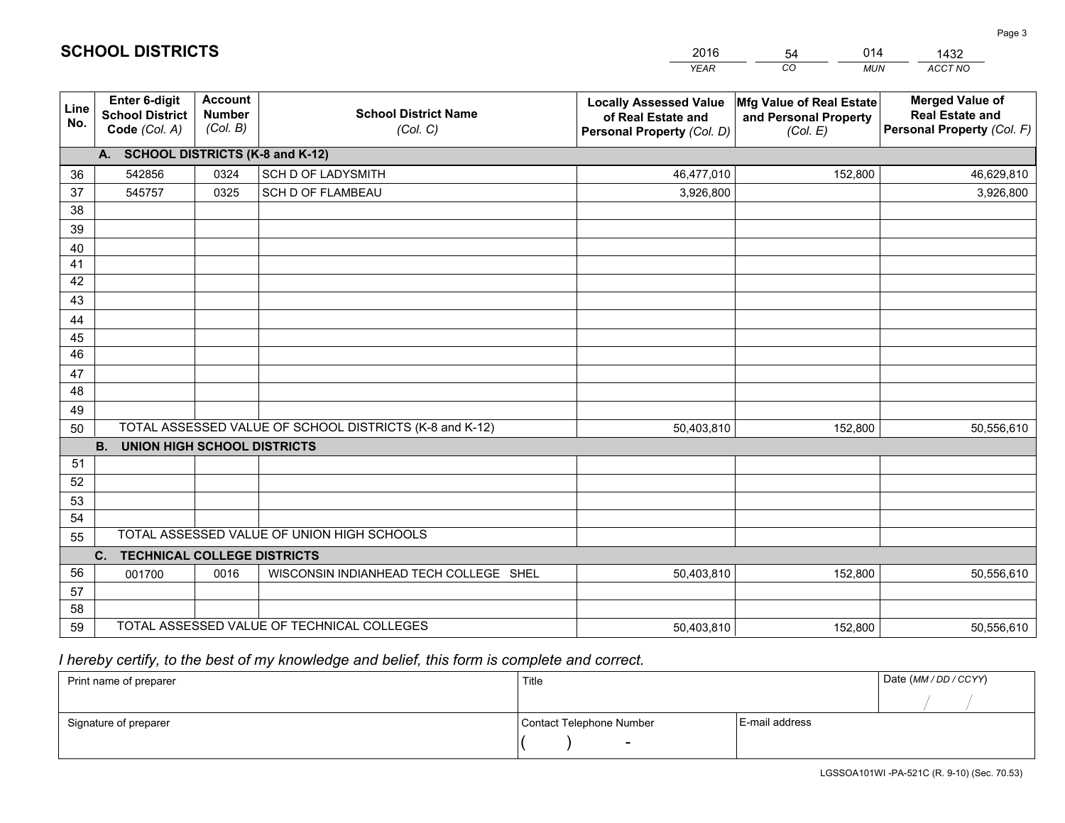# SCHOOL DISTRICTS

| 2016 | 54 | 014 | 1432 |
|---|---|---|---|
| *YEAR* | *CO* | *MUN* | *ACCT NO* |

| Line No. | Enter 6-digit School District Code *(Col. A)* | Account Number *(Col. B)* | School District Name *(Col. C)* | Locally Assessed Value of Real Estate and Personal Property *(Col. D)* | Mfg Value of Real Estate and Personal Property *(Col. E)* | Merged Value of Real Estate and Personal Property *(Col. F)* |
|---|---|---|---|---|---|---|
| | **A. SCHOOL DISTRICTS (K-8 and K-12)** | | | | | |
| 36 | 542856 | 0324 | SCH D OF LADYSMITH | 46,477,010 | 152,800 | 46,629,810 |
| 37 | 545757 | 0325 | SCH D OF FLAMBEAU | 3,926,800 | | 3,926,800 |
| 38 | | | | | | |
| 39 | | | | | | |
| 40 | | | | | | |
| 41 | | | | | | |
| 42 | | | | | | |
| 43 | | | | | | |
| 44 | | | | | | |
| 45 | | | | | | |
| 46 | | | | | | |
| 47 | | | | | | |
| 48 | | | | | | |
| 49 | | | | | | |
| 50 | TOTAL ASSESSED VALUE OF SCHOOL DISTRICTS (K-8 and K-12) | | | 50,403,810 | 152,800 | 50,556,610 |
| | **B. UNION HIGH SCHOOL DISTRICTS** | | | | | |
| 51 | | | | | | |
| 52 | | | | | | |
| 53 | | | | | | |
| 54 | | | | | | |
| 55 | TOTAL ASSESSED VALUE OF UNION HIGH SCHOOLS | | | | | |
| | **C. TECHNICAL COLLEGE DISTRICTS** | | | | | |
| 56 | 001700 | 0016 | WISCONSIN INDIANHEAD TECH COLLEGE SHEL | 50,403,810 | 152,800 | 50,556,610 |
| 57 | | | | | | |
| 58 | | | | | | |
| 59 | TOTAL ASSESSED VALUE OF TECHNICAL COLLEGES | | | 50,403,810 | 152,800 | 50,556,610 |

*I hereby certify, to the best of my knowledge and belief, this form is complete and correct.*

| Print name of preparer | Title | | Date *(MM / DD / CCYY)* |
|---|---|---|---|
| | | | / / |
| Signature of preparer | Contact Telephone Number | E-mail address | |
| | ( ) - | | |

LGSSOA101WI -PA-521C (R. 9-10) (Sec. 70.53)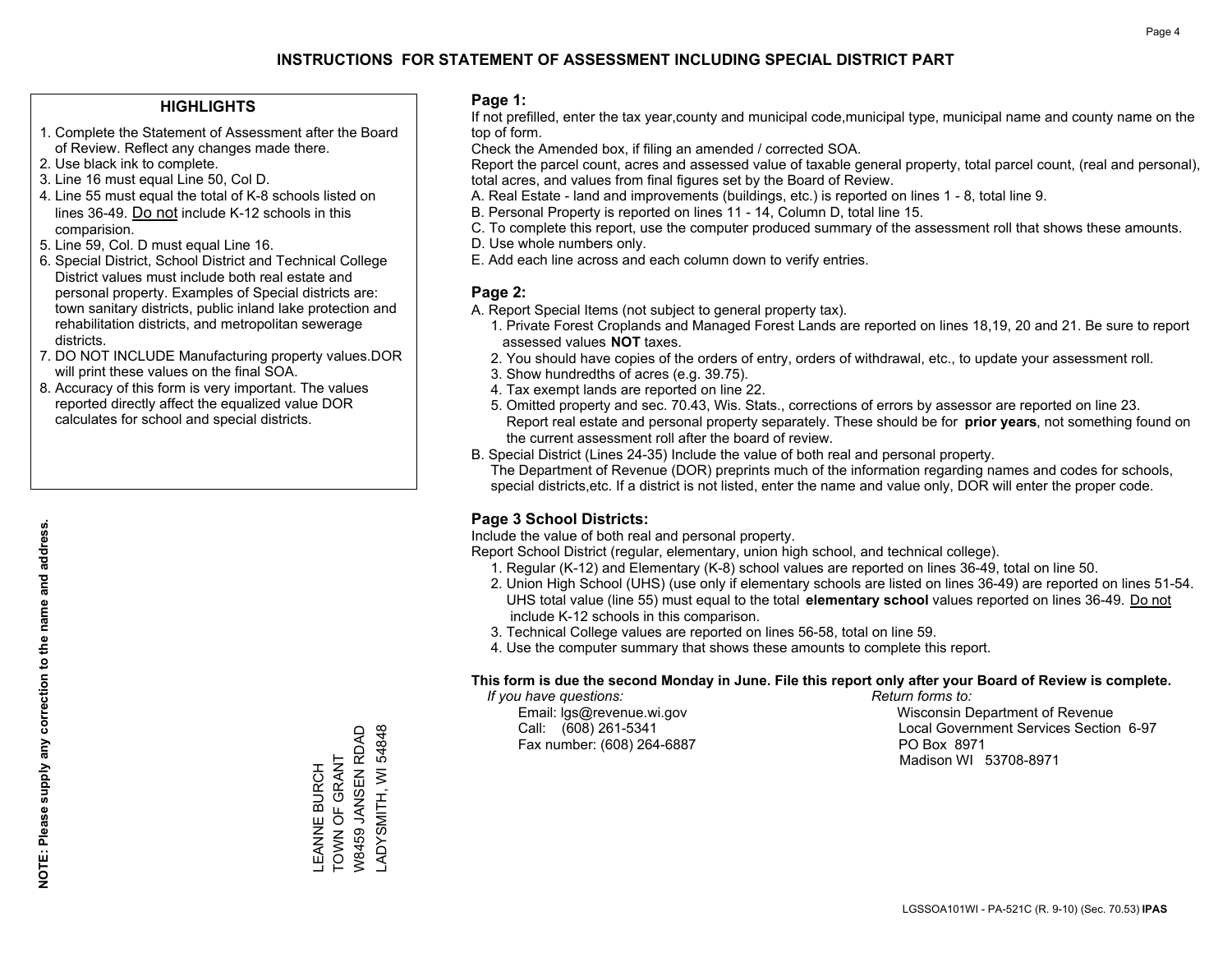# INSTRUCTIONS FOR STATEMENT OF ASSESSMENT INCLUDING SPECIAL DISTRICT PART

## HIGHLIGHTS

1. Complete the Statement of Assessment after the Board of Review. Reflect any changes made there.
2. Use black ink to complete.
3. Line 16 must equal Line 50, Col D.
4. Line 55 must equal the total of K-8 schools listed on lines 36-49. Do not include K-12 schools in this comparision.
5. Line 59, Col. D must equal Line 16.
6. Special District, School District and Technical College District values must include both real estate and personal property. Examples of Special districts are: town sanitary districts, public inland lake protection and rehabilitation districts, and metropolitan sewerage districts.
7. DO NOT INCLUDE Manufacturing property values.DOR will print these values on the final SOA.
8. Accuracy of this form is very important. The values reported directly affect the equalized value DOR calculates for school and special districts.

**NOTE: Please supply any correction to the name and address.**

LEANNE BURCH
TOWN OF GRANT
W8459 JANSEN RDAD
LADYSMITH, WI 54848

## Page 1:

If not prefilled, enter the tax year,county and municipal code,municipal type, municipal name and county name on the top of form.

Check the Amended box, if filing an amended / corrected SOA.

Report the parcel count, acres and assessed value of taxable general property, total parcel count, (real and personal), total acres, and values from final figures set by the Board of Review.

A. Real Estate - land and improvements (buildings, etc.) is reported on lines 1 - 8, total line 9.
B. Personal Property is reported on lines 11 - 14, Column D, total line 15.
C. To complete this report, use the computer produced summary of the assessment roll that shows these amounts.
D. Use whole numbers only.
E. Add each line across and each column down to verify entries.

## Page 2:

A. Report Special Items (not subject to general property tax).
   1. Private Forest Croplands and Managed Forest Lands are reported on lines 18,19, 20 and 21. Be sure to report assessed values **NOT** taxes.
   2. You should have copies of the orders of entry, orders of withdrawal, etc., to update your assessment roll.
   3. Show hundredths of acres (e.g. 39.75).
   4. Tax exempt lands are reported on line 22.
   5. Omitted property and sec. 70.43, Wis. Stats., corrections of errors by assessor are reported on line 23. Report real estate and personal property separately. These should be for **prior years**, not something found on the current assessment roll after the board of review.
B. Special District (Lines 24-35) Include the value of both real and personal property.
   The Department of Revenue (DOR) preprints much of the information regarding names and codes for schools, special districts,etc. If a district is not listed, enter the name and value only, DOR will enter the proper code.

## Page 3 School Districts:

Include the value of both real and personal property.

Report School District (regular, elementary, union high school, and technical college).

1. Regular (K-12) and Elementary (K-8) school values are reported on lines 36-49, total on line 50.
2. Union High School (UHS) (use only if elementary schools are listed on lines 36-49) are reported on lines 51-54. UHS total value (line 55) must equal to the total **elementary school** values reported on lines 36-49. Do not include K-12 schools in this comparison.
3. Technical College values are reported on lines 56-58, total on line 59.
4. Use the computer summary that shows these amounts to complete this report.

**This form is due the second Monday in June. File this report only after your Board of Review is complete.**

*If you have questions:*
Email: lgs@revenue.wi.gov
Call: (608) 261-5341
Fax number: (608) 264-6887

*Return forms to:*
Wisconsin Department of Revenue
Local Government Services Section 6-97
PO Box 8971
Madison WI 53708-8971

LGSSOA101WI - PA-521C (R. 9-10) (Sec. 70.53) **IPAS**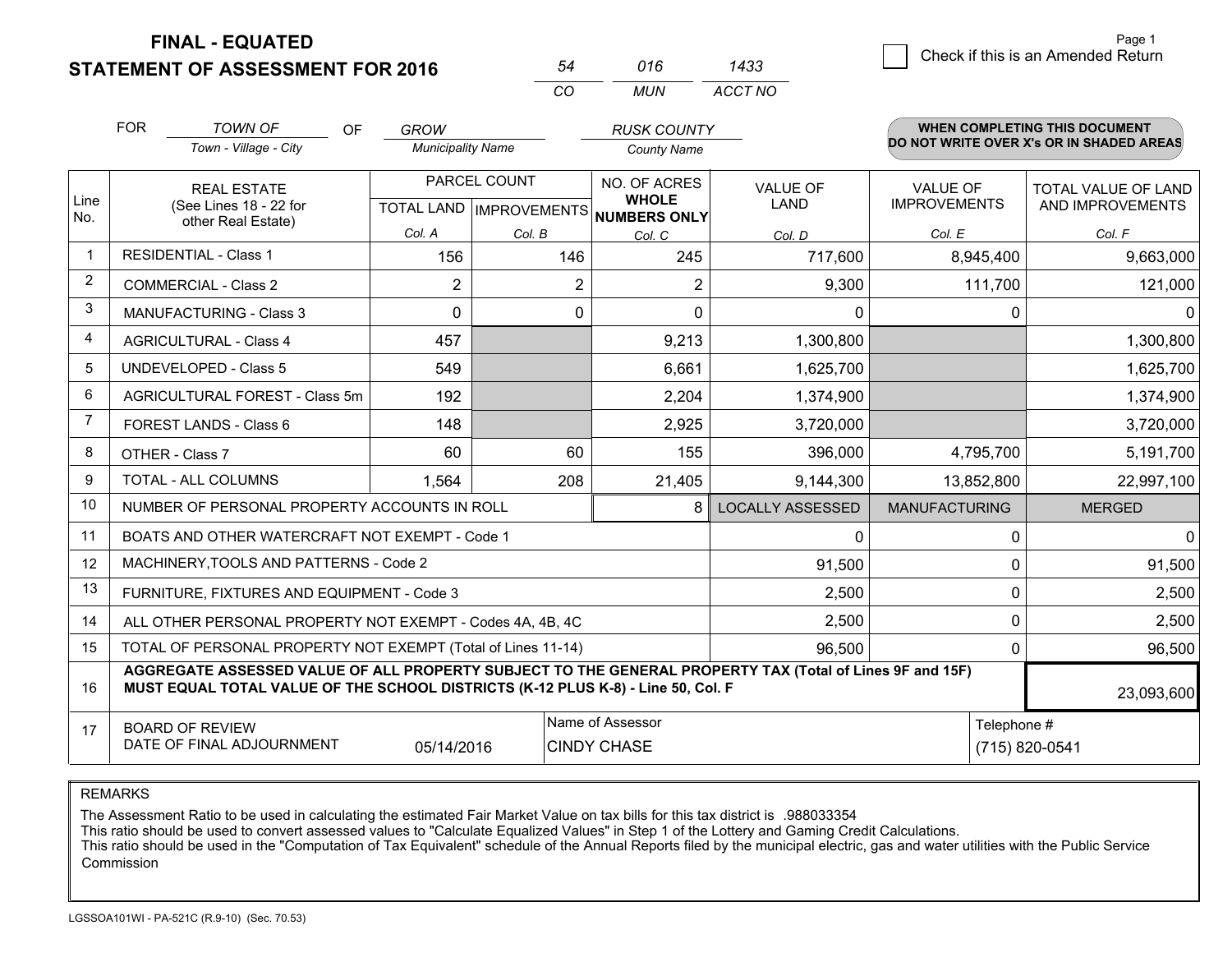# FINAL - EQUATED
## STATEMENT OF ASSESSMENT FOR 2016

| 54 | 016 | 1433 |
|---|---|---|
| CO | MUN | ACCT NO |

Check if this is an Amended Return

FOR *TOWN OF* (Town - Village - City) OF *GROW* (Municipality Name) *RUSK COUNTY* (County Name)

**WHEN COMPLETING THIS DOCUMENT DO NOT WRITE OVER X's OR IN SHADED AREAS**

| Line No. | REAL ESTATE (See Lines 18 - 22 for other Real Estate) | PARCEL COUNT | | NO. OF ACRES WHOLE NUMBERS ONLY | VALUE OF LAND | VALUE OF IMPROVEMENTS | TOTAL VALUE OF LAND AND IMPROVEMENTS |
|---|---|---|---|---|---|---|---|
| | | TOTAL LAND Col. A | IMPROVEMENTS Col. B | Col. C | Col. D | Col. E | Col. F |
| 1 | RESIDENTIAL - Class 1 | 156 | 146 | 245 | 717,600 | 8,945,400 | 9,663,000 |
| 2 | COMMERCIAL - Class 2 | 2 | 2 | 2 | 9,300 | 111,700 | 121,000 |
| 3 | MANUFACTURING - Class 3 | 0 | 0 | 0 | 0 | 0 | 0 |
| 4 | AGRICULTURAL - Class 4 | 457 | | 9,213 | 1,300,800 | | 1,300,800 |
| 5 | UNDEVELOPED - Class 5 | 549 | | 6,661 | 1,625,700 | | 1,625,700 |
| 6 | AGRICULTURAL FOREST - Class 5m | 192 | | 2,204 | 1,374,900 | | 1,374,900 |
| 7 | FOREST LANDS - Class 6 | 148 | | 2,925 | 3,720,000 | | 3,720,000 |
| 8 | OTHER - Class 7 | 60 | 60 | 155 | 396,000 | 4,795,700 | 5,191,700 |
| 9 | TOTAL - ALL COLUMNS | 1,564 | 208 | 21,405 | 9,144,300 | 13,852,800 | 22,997,100 |
| 10 | NUMBER OF PERSONAL PROPERTY ACCOUNTS IN ROLL | | | 8 | LOCALLY ASSESSED | MANUFACTURING | MERGED |
| 11 | BOATS AND OTHER WATERCRAFT NOT EXEMPT - Code 1 | | | | 0 | 0 | 0 |
| 12 | MACHINERY,TOOLS AND PATTERNS - Code 2 | | | | 91,500 | 0 | 91,500 |
| 13 | FURNITURE, FIXTURES AND EQUIPMENT - Code 3 | | | | 2,500 | 0 | 2,500 |
| 14 | ALL OTHER PERSONAL PROPERTY NOT EXEMPT - Codes 4A, 4B, 4C | | | | 2,500 | 0 | 2,500 |
| 15 | TOTAL OF PERSONAL PROPERTY NOT EXEMPT (Total of Lines 11-14) | | | | 96,500 | 0 | 96,500 |
| 16 | **AGGREGATE ASSESSED VALUE OF ALL PROPERTY SUBJECT TO THE GENERAL PROPERTY TAX (Total of Lines 9F and 15F) MUST EQUAL TOTAL VALUE OF THE SCHOOL DISTRICTS (K-12 PLUS K-8) - Line 50, Col. F** | | | | | | 23,093,600 |
| 17 | BOARD OF REVIEW DATE OF FINAL ADJOURNMENT | 05/14/2016 | | Name of Assessor: CINDY CHASE | | | Telephone #: (715) 820-0541 |

REMARKS

The Assessment Ratio to be used in calculating the estimated Fair Market Value on tax bills for this tax district is .988033354
This ratio should be used to convert assessed values to "Calculate Equalized Values" in Step 1 of the Lottery and Gaming Credit Calculations.
This ratio should be used in the "Computation of Tax Equivalent" schedule of the Annual Reports filed by the municipal electric, gas and water utilities with the Public Service Commission

LGSSOA101WI - PA-521C (R.9-10) (Sec. 70.53)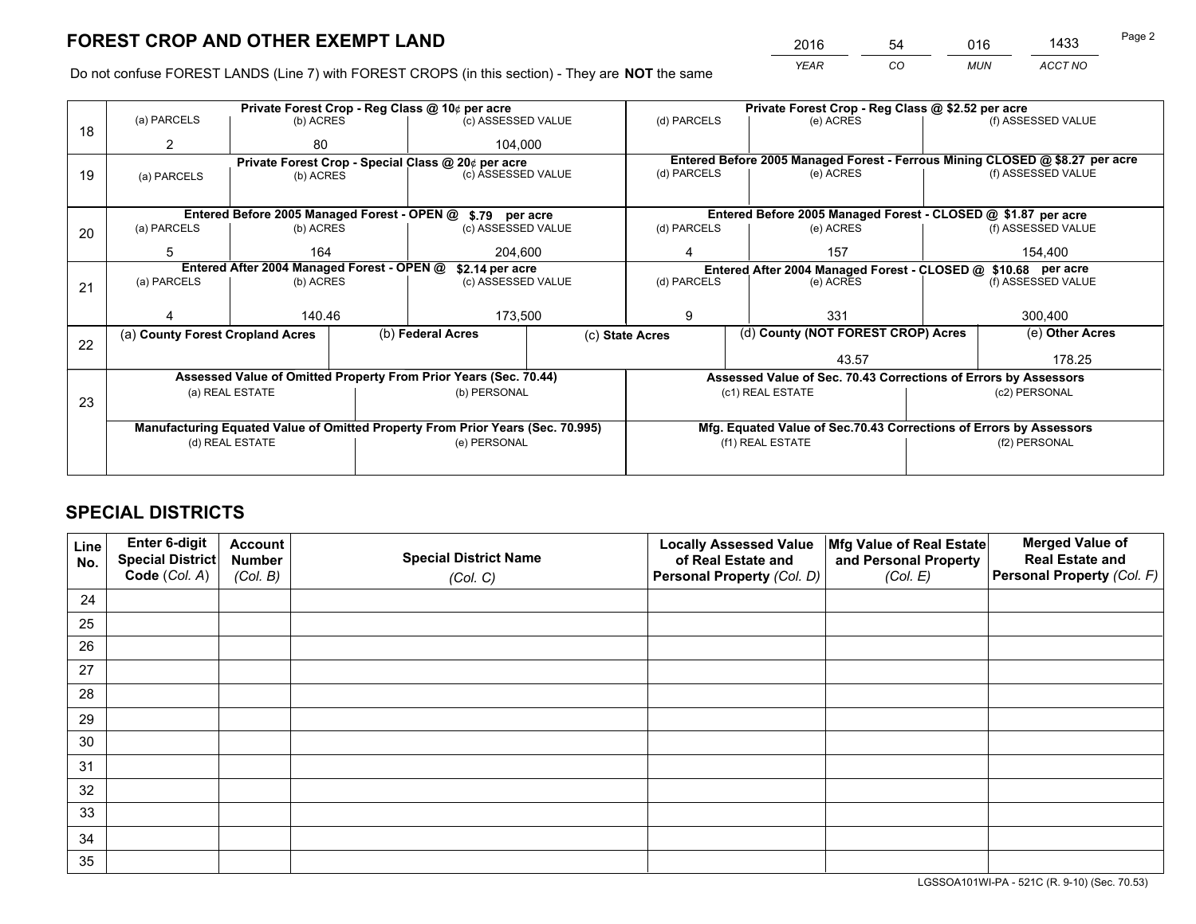# FOREST CROP AND OTHER EXEMPT LAND

| 2016 | 54 | 016 | 1433 |
|---|---|---|---|
| *YEAR* | *CO* | *MUN* | *ACCT NO* |

Do not confuse FOREST LANDS (Line 7) with FOREST CROPS (in this section) - They are **NOT** the same

| Line | Private Forest Crop - Reg Class @ 10¢ per acre | | | Private Forest Crop - Reg Class @ $2.52 per acre | | |
|---|---|---|---|---|---|---|
| 18 | (a) PARCELS | (b) ACRES | (c) ASSESSED VALUE | (d) PARCELS | (e) ACRES | (f) ASSESSED VALUE |
| | 2 | 80 | 104,000 | | | |
| | **Private Forest Crop - Special Class @ 20¢ per acre** | | | **Entered Before 2005 Managed Forest - Ferrous Mining CLOSED @ $8.27 per acre** | | |
| 19 | (a) PARCELS | (b) ACRES | (c) ASSESSED VALUE | (d) PARCELS | (e) ACRES | (f) ASSESSED VALUE |
| | | | | | | |
| | **Entered Before 2005 Managed Forest - OPEN @ $.79 per acre** | | | **Entered Before 2005 Managed Forest - CLOSED @ $1.87 per acre** | | |
| 20 | (a) PARCELS | (b) ACRES | (c) ASSESSED VALUE | (d) PARCELS | (e) ACRES | (f) ASSESSED VALUE |
| | 5 | 164 | 204,600 | 4 | 157 | 154,400 |
| | **Entered After 2004 Managed Forest - OPEN @ $2.14 per acre** | | | **Entered After 2004 Managed Forest - CLOSED @ $10.68 per acre** | | |
| 21 | (a) PARCELS | (b) ACRES | (c) ASSESSED VALUE | (d) PARCELS | (e) ACRES | (f) ASSESSED VALUE |
| | 4 | 140.46 | 173,500 | 9 | 331 | 300,400 |

| Line | (a) County Forest Cropland Acres | (b) Federal Acres | (c) State Acres | (d) County (NOT FOREST CROP) Acres | (e) Other Acres |
|---|---|---|---|---|---|
| 22 | | | | 43.57 | 178.25 |

| Line | Assessed Value of Omitted Property From Prior Years (Sec. 70.44) | | Assessed Value of Sec. 70.43 Corrections of Errors by Assessors | |
|---|---|---|---|---|
| 23 | (a) REAL ESTATE | (b) PERSONAL | (c1) REAL ESTATE | (c2) PERSONAL |
| | | | | |
| | **Manufacturing Equated Value of Omitted Property From Prior Years (Sec. 70.995)** | | **Mfg. Equated Value of Sec.70.43 Corrections of Errors by Assessors** | |
| | (d) REAL ESTATE | (e) PERSONAL | (f1) REAL ESTATE | (f2) PERSONAL |
| | | | | |

# SPECIAL DISTRICTS

| Line No. | Enter 6-digit Special District Code (Col. A) | Account Number (Col. B) | Special District Name (Col. C) | Locally Assessed Value of Real Estate and Personal Property (Col. D) | Mfg Value of Real Estate and Personal Property (Col. E) | Merged Value of Real Estate and Personal Property (Col. F) |
|---|---|---|---|---|---|---|
| 24 | | | | | | |
| 25 | | | | | | |
| 26 | | | | | | |
| 27 | | | | | | |
| 28 | | | | | | |
| 29 | | | | | | |
| 30 | | | | | | |
| 31 | | | | | | |
| 32 | | | | | | |
| 33 | | | | | | |
| 34 | | | | | | |
| 35 | | | | | | |

LGSSOA101WI-PA - 521C (R. 9-10) (Sec. 70.53)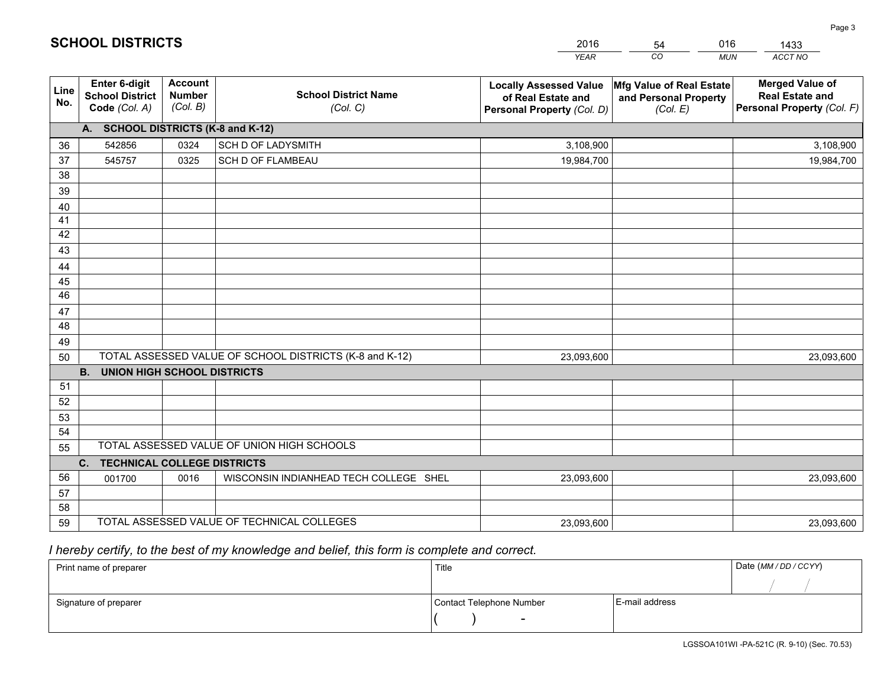## SCHOOL DISTRICTS

| 2016 | 54 | 016 | 1433 |
|---|---|---|---|
| *YEAR* | *CO* | *MUN* | *ACCT NO* |

| Line No. | Enter 6-digit School District Code *(Col. A)* | Account Number *(Col. B)* | School District Name *(Col. C)* | Locally Assessed Value of Real Estate and Personal Property *(Col. D)* | Mfg Value of Real Estate and Personal Property *(Col. E)* | Merged Value of Real Estate and Personal Property *(Col. F)* |
|---|---|---|---|---|---|---|
| | **A. SCHOOL DISTRICTS (K-8 and K-12)** | | | | | |
| 36 | 542856 | 0324 | SCH D OF LADYSMITH | 3,108,900 | | 3,108,900 |
| 37 | 545757 | 0325 | SCH D OF FLAMBEAU | 19,984,700 | | 19,984,700 |
| 38 | | | | | | |
| 39 | | | | | | |
| 40 | | | | | | |
| 41 | | | | | | |
| 42 | | | | | | |
| 43 | | | | | | |
| 44 | | | | | | |
| 45 | | | | | | |
| 46 | | | | | | |
| 47 | | | | | | |
| 48 | | | | | | |
| 49 | | | | | | |
| 50 | TOTAL ASSESSED VALUE OF SCHOOL DISTRICTS (K-8 and K-12) | | | 23,093,600 | | 23,093,600 |
| | **B. UNION HIGH SCHOOL DISTRICTS** | | | | | |
| 51 | | | | | | |
| 52 | | | | | | |
| 53 | | | | | | |
| 54 | | | | | | |
| 55 | TOTAL ASSESSED VALUE OF UNION HIGH SCHOOLS | | | | | |
| | **C. TECHNICAL COLLEGE DISTRICTS** | | | | | |
| 56 | 001700 | 0016 | WISCONSIN INDIANHEAD TECH COLLEGE SHEL | 23,093,600 | | 23,093,600 |
| 57 | | | | | | |
| 58 | | | | | | |
| 59 | TOTAL ASSESSED VALUE OF TECHNICAL COLLEGES | | | 23,093,600 | | 23,093,600 |

*I hereby certify, to the best of my knowledge and belief, this form is complete and correct.*

| Print name of preparer | Title | | Date *(MM / DD / CCYY)* |
|---|---|---|---|
| | | | / / |
| Signature of preparer | Contact Telephone Number | E-mail address | |
| | ( ) - | | |

LGSSOA101WI -PA-521C (R. 9-10) (Sec. 70.53)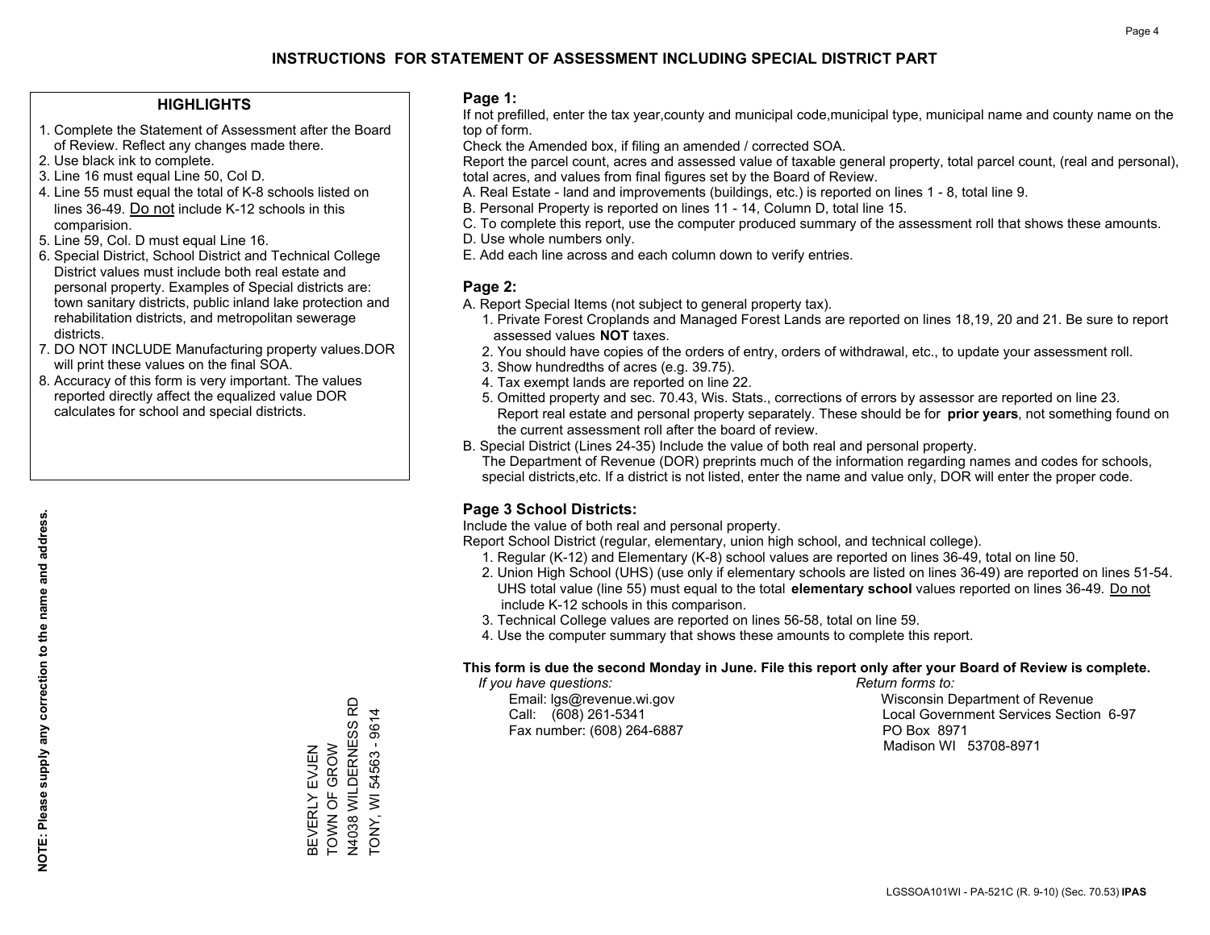# INSTRUCTIONS FOR STATEMENT OF ASSESSMENT INCLUDING SPECIAL DISTRICT PART

## HIGHLIGHTS

1. Complete the Statement of Assessment after the Board of Review. Reflect any changes made there.
2. Use black ink to complete.
3. Line 16 must equal Line 50, Col D.
4. Line 55 must equal the total of K-8 schools listed on lines 36-49. Do not include K-12 schools in this comparision.
5. Line 59, Col. D must equal Line 16.
6. Special District, School District and Technical College District values must include both real estate and personal property. Examples of Special districts are: town sanitary districts, public inland lake protection and rehabilitation districts, and metropolitan sewerage districts.
7. DO NOT INCLUDE Manufacturing property values.DOR will print these values on the final SOA.
8. Accuracy of this form is very important. The values reported directly affect the equalized value DOR calculates for school and special districts.

**NOTE: Please supply any correction to the name and address.**

BEVERLY EVJEN
TOWN OF GROW
N4038 WILDERNESS RD
TONY, WI 54563 - 9614

## Page 1:

If not prefilled, enter the tax year,county and municipal code,municipal type, municipal name and county name on the top of form.

Check the Amended box, if filing an amended / corrected SOA.

Report the parcel count, acres and assessed value of taxable general property, total parcel count, (real and personal), total acres, and values from final figures set by the Board of Review.

A. Real Estate - land and improvements (buildings, etc.) is reported on lines 1 - 8, total line 9.
B. Personal Property is reported on lines 11 - 14, Column D, total line 15.
C. To complete this report, use the computer produced summary of the assessment roll that shows these amounts.
D. Use whole numbers only.
E. Add each line across and each column down to verify entries.

## Page 2:

A. Report Special Items (not subject to general property tax).
   1. Private Forest Croplands and Managed Forest Lands are reported on lines 18,19, 20 and 21. Be sure to report assessed values **NOT** taxes.
   2. You should have copies of the orders of entry, orders of withdrawal, etc., to update your assessment roll.
   3. Show hundredths of acres (e.g. 39.75).
   4. Tax exempt lands are reported on line 22.
   5. Omitted property and sec. 70.43, Wis. Stats., corrections of errors by assessor are reported on line 23. Report real estate and personal property separately. These should be for **prior years**, not something found on the current assessment roll after the board of review.
B. Special District (Lines 24-35) Include the value of both real and personal property.
   The Department of Revenue (DOR) preprints much of the information regarding names and codes for schools, special districts,etc. If a district is not listed, enter the name and value only, DOR will enter the proper code.

## Page 3 School Districts:

Include the value of both real and personal property.

Report School District (regular, elementary, union high school, and technical college).

1. Regular (K-12) and Elementary (K-8) school values are reported on lines 36-49, total on line 50.
2. Union High School (UHS) (use only if elementary schools are listed on lines 36-49) are reported on lines 51-54. UHS total value (line 55) must equal to the total **elementary school** values reported on lines 36-49. Do not include K-12 schools in this comparison.
3. Technical College values are reported on lines 56-58, total on line 59.
4. Use the computer summary that shows these amounts to complete this report.

**This form is due the second Monday in June. File this report only after your Board of Review is complete.**

*If you have questions:*
Email: lgs@revenue.wi.gov
Call: (608) 261-5341
Fax number: (608) 264-6887

*Return forms to:*
Wisconsin Department of Revenue
Local Government Services Section 6-97
PO Box 8971
Madison WI 53708-8971

LGSSOA101WI - PA-521C (R. 9-10) (Sec. 70.53) **IPAS**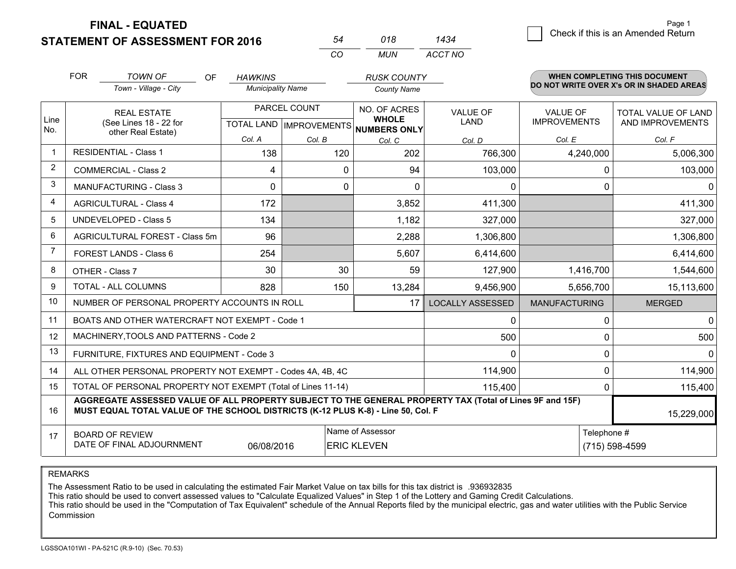**FINAL - EQUATED**

**STATEMENT OF ASSESSMENT FOR 2016**

| 54 | 018 | 1434 |
|---|---|---|
| CO | MUN | ACCT NO |

Page 1

☐ Check if this is an Amended Return

FOR *TOWN OF* (Town - Village - City) OF *HAWKINS* (Municipality Name) *RUSK COUNTY* (County Name)

**WHEN COMPLETING THIS DOCUMENT DO NOT WRITE OVER X's OR IN SHADED AREAS**

| Line No. | REAL ESTATE (See Lines 18 - 22 for other Real Estate) | PARCEL COUNT TOTAL LAND Col. A | IMPROVEMENTS Col. B | NO. OF ACRES WHOLE NUMBERS ONLY Col. C | VALUE OF LAND Col. D | VALUE OF IMPROVEMENTS Col. E | TOTAL VALUE OF LAND AND IMPROVEMENTS Col. F |
|---|---|---|---|---|---|---|---|
| 1 | RESIDENTIAL - Class 1 | 138 | 120 | 202 | 766,300 | 4,240,000 | 5,006,300 |
| 2 | COMMERCIAL - Class 2 | 4 | 0 | 94 | 103,000 | 0 | 103,000 |
| 3 | MANUFACTURING - Class 3 | 0 | 0 | 0 | 0 | 0 | 0 |
| 4 | AGRICULTURAL - Class 4 | 172 | | 3,852 | 411,300 | | 411,300 |
| 5 | UNDEVELOPED - Class 5 | 134 | | 1,182 | 327,000 | | 327,000 |
| 6 | AGRICULTURAL FOREST - Class 5m | 96 | | 2,288 | 1,306,800 | | 1,306,800 |
| 7 | FOREST LANDS - Class 6 | 254 | | 5,607 | 6,414,600 | | 6,414,600 |
| 8 | OTHER - Class 7 | 30 | 30 | 59 | 127,900 | 1,416,700 | 1,544,600 |
| 9 | TOTAL - ALL COLUMNS | 828 | 150 | 13,284 | 9,456,900 | 5,656,700 | 15,113,600 |
| 10 | NUMBER OF PERSONAL PROPERTY ACCOUNTS IN ROLL | | | 17 | LOCALLY ASSESSED | MANUFACTURING | MERGED |
| 11 | BOATS AND OTHER WATERCRAFT NOT EXEMPT - Code 1 | | | | 0 | 0 | 0 |
| 12 | MACHINERY,TOOLS AND PATTERNS - Code 2 | | | | 500 | 0 | 500 |
| 13 | FURNITURE, FIXTURES AND EQUIPMENT - Code 3 | | | | 0 | 0 | 0 |
| 14 | ALL OTHER PERSONAL PROPERTY NOT EXEMPT - Codes 4A, 4B, 4C | | | | 114,900 | 0 | 114,900 |
| 15 | TOTAL OF PERSONAL PROPERTY NOT EXEMPT (Total of Lines 11-14) | | | | 115,400 | 0 | 115,400 |
| 16 | **AGGREGATE ASSESSED VALUE OF ALL PROPERTY SUBJECT TO THE GENERAL PROPERTY TAX (Total of Lines 9F and 15F) MUST EQUAL TOTAL VALUE OF THE SCHOOL DISTRICTS (K-12 PLUS K-8) - Line 50, Col. F** | | | | | | 15,229,000 |
| 17 | BOARD OF REVIEW DATE OF FINAL ADJOURNMENT | 06/08/2016 | | Name of Assessor: ERIC KLEVEN | | Telephone #: (715) 598-4599 | |

REMARKS

The Assessment Ratio to be used in calculating the estimated Fair Market Value on tax bills for this tax district is .936932835
This ratio should be used to convert assessed values to "Calculate Equalized Values" in Step 1 of the Lottery and Gaming Credit Calculations.
This ratio should be used in the "Computation of Tax Equivalent" schedule of the Annual Reports filed by the municipal electric, gas and water utilities with the Public Service Commission

LGSSOA101WI - PA-521C (R.9-10) (Sec. 70.53)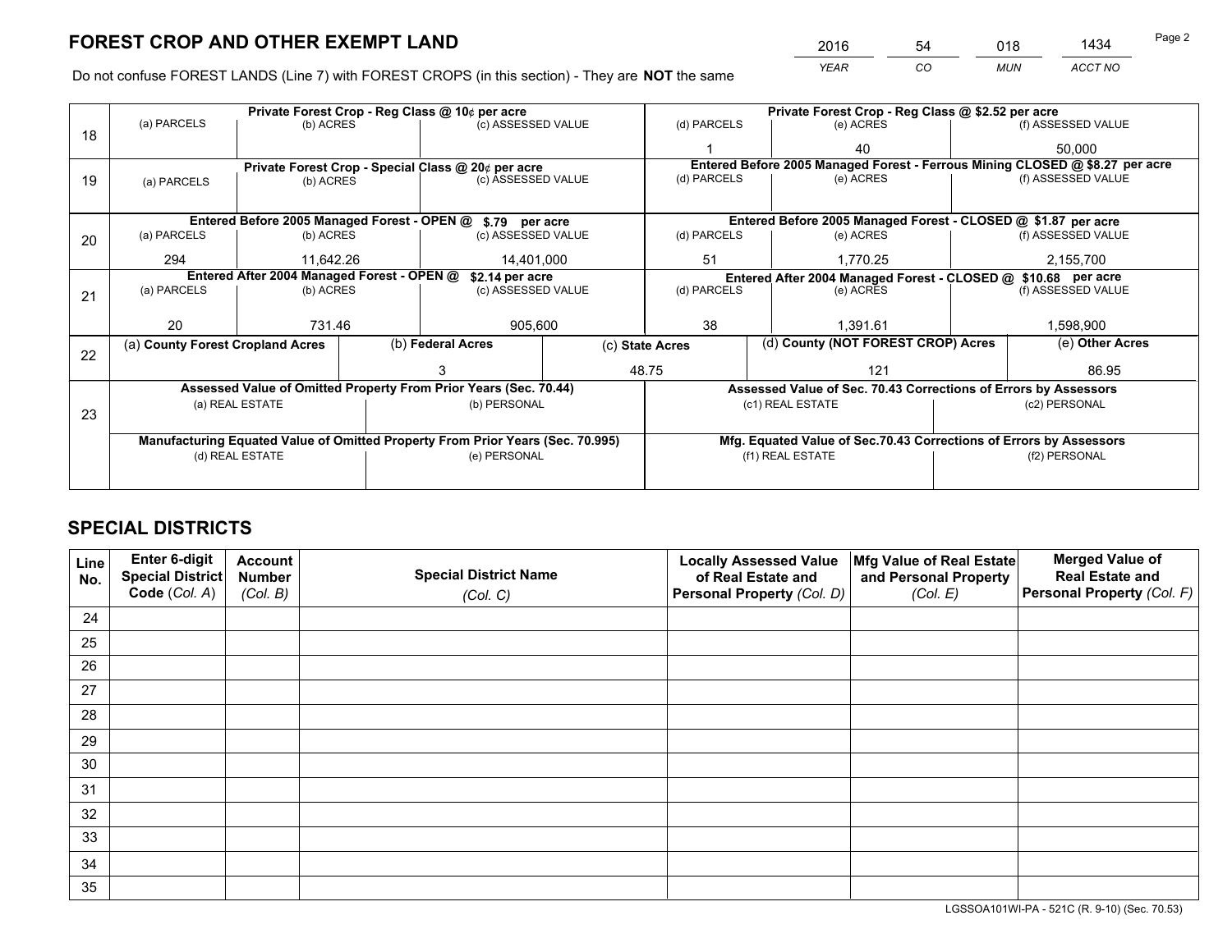# FOREST CROP AND OTHER EXEMPT LAND

| 2016 | 54 | 018 | 1434 |
|---|---|---|---|
| *YEAR* | *CO* | *MUN* | *ACCT NO* |

Do not confuse FOREST LANDS (Line 7) with FOREST CROPS (in this section) - They are **NOT** the same

| Line | Private Forest Crop - Reg Class @ 10¢ per acre | | | Private Forest Crop - Reg Class @ $2.52 per acre | | |
|---|---|---|---|---|---|---|
| | (a) PARCELS | (b) ACRES | (c) ASSESSED VALUE | (d) PARCELS | (e) ACRES | (f) ASSESSED VALUE |
| 18 | | | | 1 | 40 | 50,000 |
| | **Private Forest Crop - Special Class @ 20¢ per acre** | | | **Entered Before 2005 Managed Forest - Ferrous Mining CLOSED @ $8.27 per acre** | | |
| | (a) PARCELS | (b) ACRES | (c) ASSESSED VALUE | (d) PARCELS | (e) ACRES | (f) ASSESSED VALUE |
| 19 | | | | | | |
| | **Entered Before 2005 Managed Forest - OPEN @ $.79 per acre** | | | **Entered Before 2005 Managed Forest - CLOSED @ $1.87 per acre** | | |
| | (a) PARCELS | (b) ACRES | (c) ASSESSED VALUE | (d) PARCELS | (e) ACRES | (f) ASSESSED VALUE |
| 20 | 294 | 11,642.26 | 14,401,000 | 51 | 1,770.25 | 2,155,700 |
| | **Entered After 2004 Managed Forest - OPEN @ $2.14 per acre** | | | **Entered After 2004 Managed Forest - CLOSED @ $10.68 per acre** | | |
| | (a) PARCELS | (b) ACRES | (c) ASSESSED VALUE | (d) PARCELS | (e) ACRES | (f) ASSESSED VALUE |
| 21 | 20 | 731.46 | 905,600 | 38 | 1,391.61 | 1,598,900 |

| Line | (a) County Forest Cropland Acres | (b) Federal Acres | (c) State Acres | (d) County (NOT FOREST CROP) Acres | (e) Other Acres |
|---|---|---|---|---|---|
| 22 | | 3 | 48.75 | 121 | 86.95 |

| Line | Assessed Value of Omitted Property From Prior Years (Sec. 70.44) | | Assessed Value of Sec. 70.43 Corrections of Errors by Assessors | |
|---|---|---|---|---|
| | (a) REAL ESTATE | (b) PERSONAL | (c1) REAL ESTATE | (c2) PERSONAL |
| 23 | | | | |
| | **Manufacturing Equated Value of Omitted Property From Prior Years (Sec. 70.995)** | | **Mfg. Equated Value of Sec.70.43 Corrections of Errors by Assessors** | |
| | (d) REAL ESTATE | (e) PERSONAL | (f1) REAL ESTATE | (f2) PERSONAL |
| | | | | |

# SPECIAL DISTRICTS

| Line No. | Enter 6-digit Special District Code (*Col. A*) | Account Number (*Col. B*) | Special District Name (*Col. C*) | Locally Assessed Value of Real Estate and Personal Property (*Col. D*) | Mfg Value of Real Estate and Personal Property (*Col. E*) | Merged Value of Real Estate and Personal Property (*Col. F*) |
|---|---|---|---|---|---|---|
| 24 | | | | | | |
| 25 | | | | | | |
| 26 | | | | | | |
| 27 | | | | | | |
| 28 | | | | | | |
| 29 | | | | | | |
| 30 | | | | | | |
| 31 | | | | | | |
| 32 | | | | | | |
| 33 | | | | | | |
| 34 | | | | | | |
| 35 | | | | | | |

LGSSOA101WI-PA - 521C (R. 9-10) (Sec. 70.53)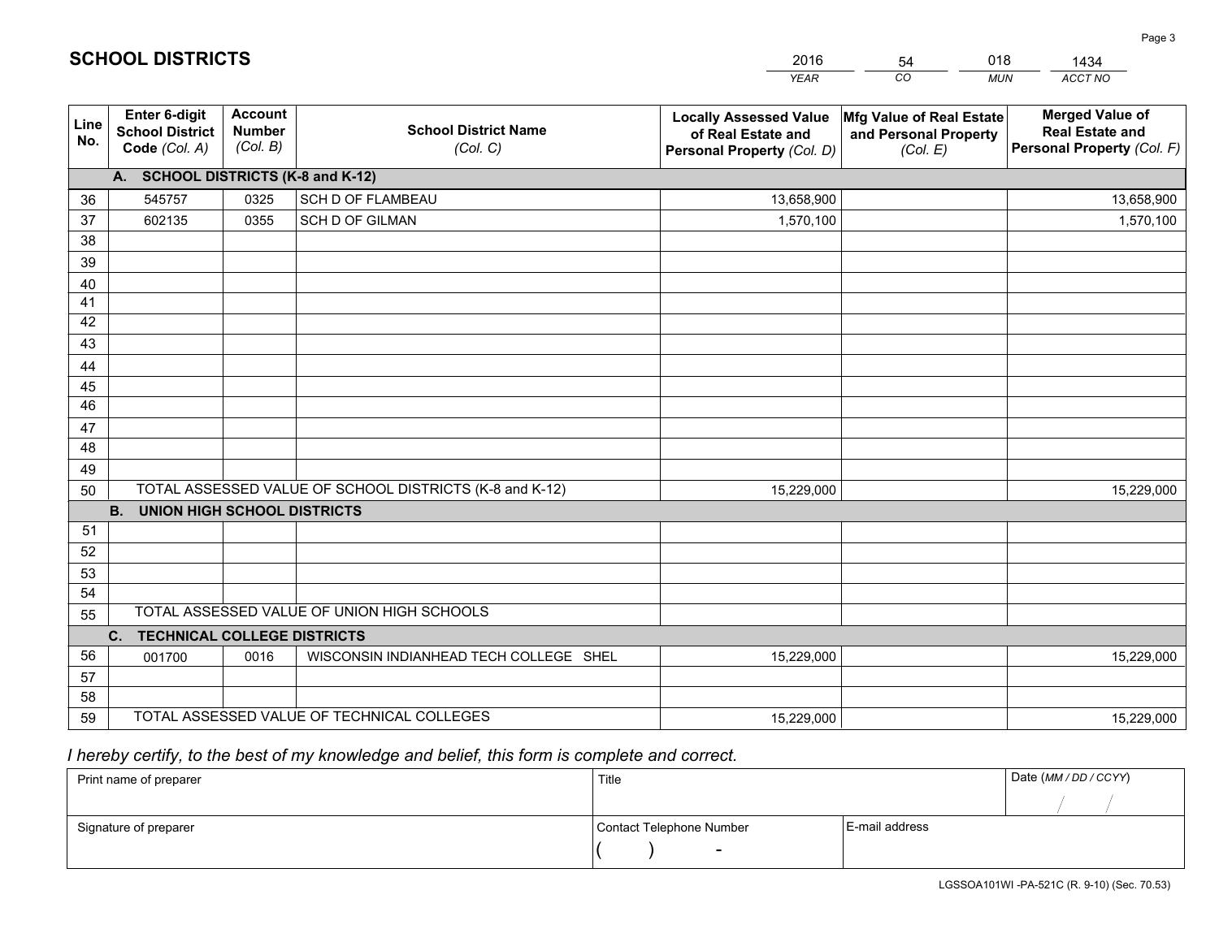# SCHOOL DISTRICTS

| 2016 | 54 | 018 | 1434 |
|---|---|---|---|
| *YEAR* | *CO* | *MUN* | *ACCT NO* |

| Line No. | Enter 6-digit School District Code *(Col. A)* | Account Number *(Col. B)* | School District Name *(Col. C)* | Locally Assessed Value of Real Estate and Personal Property *(Col. D)* | Mfg Value of Real Estate and Personal Property *(Col. E)* | Merged Value of Real Estate and Personal Property *(Col. F)* |
|---|---|---|---|---|---|---|
| **A.** | **SCHOOL DISTRICTS (K-8 and K-12)** | | | | | |
| 36 | 545757 | 0325 | SCH D OF FLAMBEAU | 13,658,900 | | 13,658,900 |
| 37 | 602135 | 0355 | SCH D OF GILMAN | 1,570,100 | | 1,570,100 |
| 38 | | | | | | |
| 39 | | | | | | |
| 40 | | | | | | |
| 41 | | | | | | |
| 42 | | | | | | |
| 43 | | | | | | |
| 44 | | | | | | |
| 45 | | | | | | |
| 46 | | | | | | |
| 47 | | | | | | |
| 48 | | | | | | |
| 49 | | | | | | |
| 50 | TOTAL ASSESSED VALUE OF SCHOOL DISTRICTS (K-8 and K-12) | | | 15,229,000 | | 15,229,000 |
| **B.** | **UNION HIGH SCHOOL DISTRICTS** | | | | | |
| 51 | | | | | | |
| 52 | | | | | | |
| 53 | | | | | | |
| 54 | | | | | | |
| 55 | TOTAL ASSESSED VALUE OF UNION HIGH SCHOOLS | | | | | |
| **C.** | **TECHNICAL COLLEGE DISTRICTS** | | | | | |
| 56 | 001700 | 0016 | WISCONSIN INDIANHEAD TECH COLLEGE SHEL | 15,229,000 | | 15,229,000 |
| 57 | | | | | | |
| 58 | | | | | | |
| 59 | TOTAL ASSESSED VALUE OF TECHNICAL COLLEGES | | | 15,229,000 | | 15,229,000 |

*I hereby certify, to the best of my knowledge and belief, this form is complete and correct.*

| Print name of preparer | Title | | Date *(MM / DD / CCYY)* |
|---|---|---|---|
| | | | / / |
| Signature of preparer | Contact Telephone Number | E-mail address | |
| | ( ) - | | |

LGSSOA101WI -PA-521C (R. 9-10) (Sec. 70.53)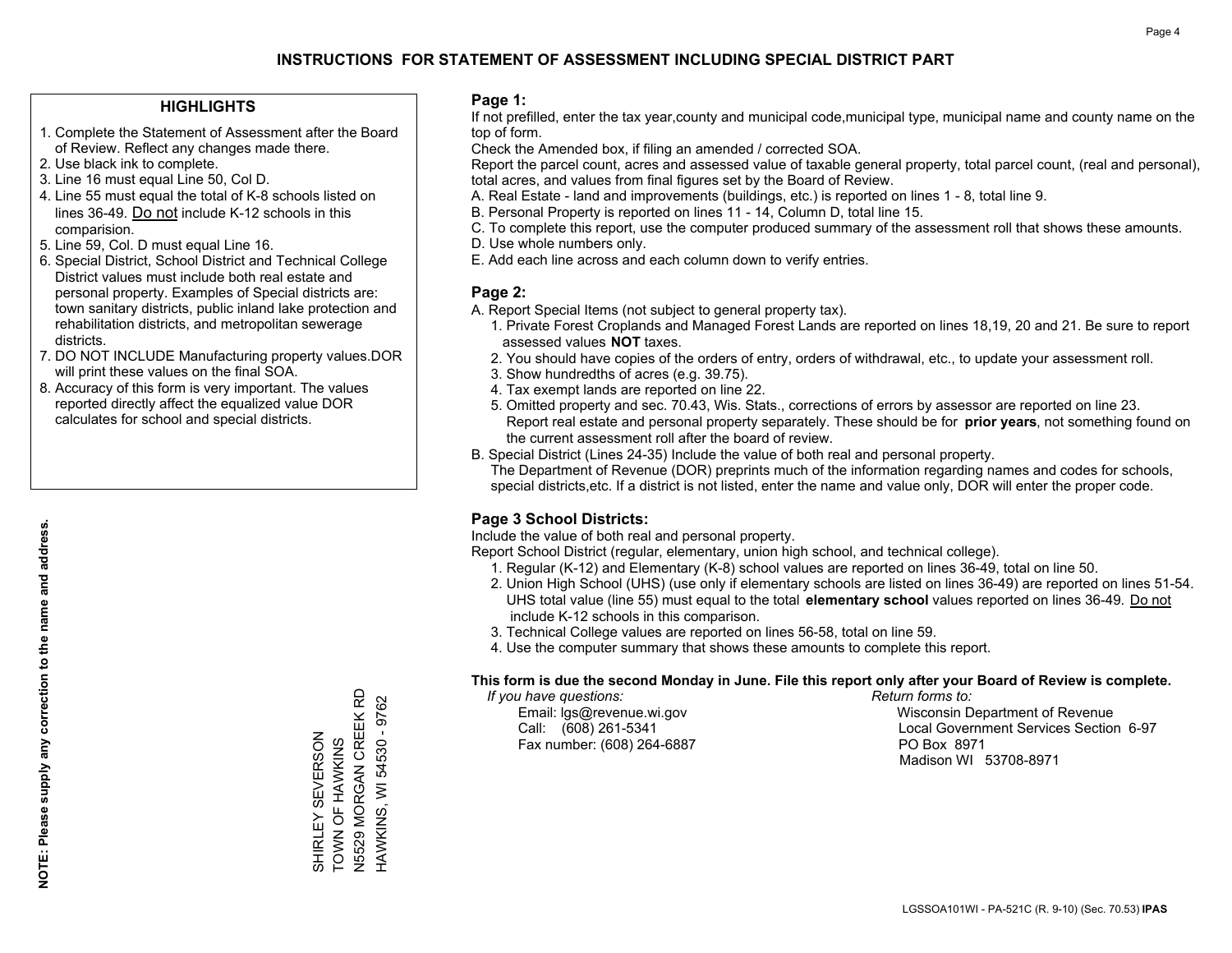# INSTRUCTIONS FOR STATEMENT OF ASSESSMENT INCLUDING SPECIAL DISTRICT PART

## HIGHLIGHTS

1. Complete the Statement of Assessment after the Board of Review. Reflect any changes made there.
2. Use black ink to complete.
3. Line 16 must equal Line 50, Col D.
4. Line 55 must equal the total of K-8 schools listed on lines 36-49. Do not include K-12 schools in this comparision.
5. Line 59, Col. D must equal Line 16.
6. Special District, School District and Technical College District values must include both real estate and personal property. Examples of Special districts are: town sanitary districts, public inland lake protection and rehabilitation districts, and metropolitan sewerage districts.
7. DO NOT INCLUDE Manufacturing property values.DOR will print these values on the final SOA.
8. Accuracy of this form is very important. The values reported directly affect the equalized value DOR calculates for school and special districts.

**NOTE: Please supply any correction to the name and address.**

SHIRLEY SEVERSON
TOWN OF HAWKINS
N5529 MORGAN CREEK RD
HAWKINS, WI 54530 - 9762

## Page 1:

If not prefilled, enter the tax year,county and municipal code,municipal type, municipal name and county name on the top of form.

Check the Amended box, if filing an amended / corrected SOA.

Report the parcel count, acres and assessed value of taxable general property, total parcel count, (real and personal), total acres, and values from final figures set by the Board of Review.

A. Real Estate - land and improvements (buildings, etc.) is reported on lines 1 - 8, total line 9.
B. Personal Property is reported on lines 11 - 14, Column D, total line 15.
C. To complete this report, use the computer produced summary of the assessment roll that shows these amounts.
D. Use whole numbers only.
E. Add each line across and each column down to verify entries.

## Page 2:

A. Report Special Items (not subject to general property tax).
   1. Private Forest Croplands and Managed Forest Lands are reported on lines 18,19, 20 and 21. Be sure to report assessed values **NOT** taxes.
   2. You should have copies of the orders of entry, orders of withdrawal, etc., to update your assessment roll.
   3. Show hundredths of acres (e.g. 39.75).
   4. Tax exempt lands are reported on line 22.
   5. Omitted property and sec. 70.43, Wis. Stats., corrections of errors by assessor are reported on line 23. Report real estate and personal property separately. These should be for **prior years**, not something found on the current assessment roll after the board of review.
B. Special District (Lines 24-35) Include the value of both real and personal property.
   The Department of Revenue (DOR) preprints much of the information regarding names and codes for schools, special districts,etc. If a district is not listed, enter the name and value only, DOR will enter the proper code.

## Page 3 School Districts:

Include the value of both real and personal property.

Report School District (regular, elementary, union high school, and technical college).

1. Regular (K-12) and Elementary (K-8) school values are reported on lines 36-49, total on line 50.
2. Union High School (UHS) (use only if elementary schools are listed on lines 36-49) are reported on lines 51-54. UHS total value (line 55) must equal to the total **elementary school** values reported on lines 36-49. Do not include K-12 schools in this comparison.
3. Technical College values are reported on lines 56-58, total on line 59.
4. Use the computer summary that shows these amounts to complete this report.

**This form is due the second Monday in June. File this report only after your Board of Review is complete.**

*If you have questions:*
Email: lgs@revenue.wi.gov
Call: (608) 261-5341
Fax number: (608) 264-6887

*Return forms to:*
Wisconsin Department of Revenue
Local Government Services Section 6-97
PO Box 8971
Madison WI 53708-8971

LGSSOA101WI - PA-521C (R. 9-10) (Sec. 70.53) **IPAS**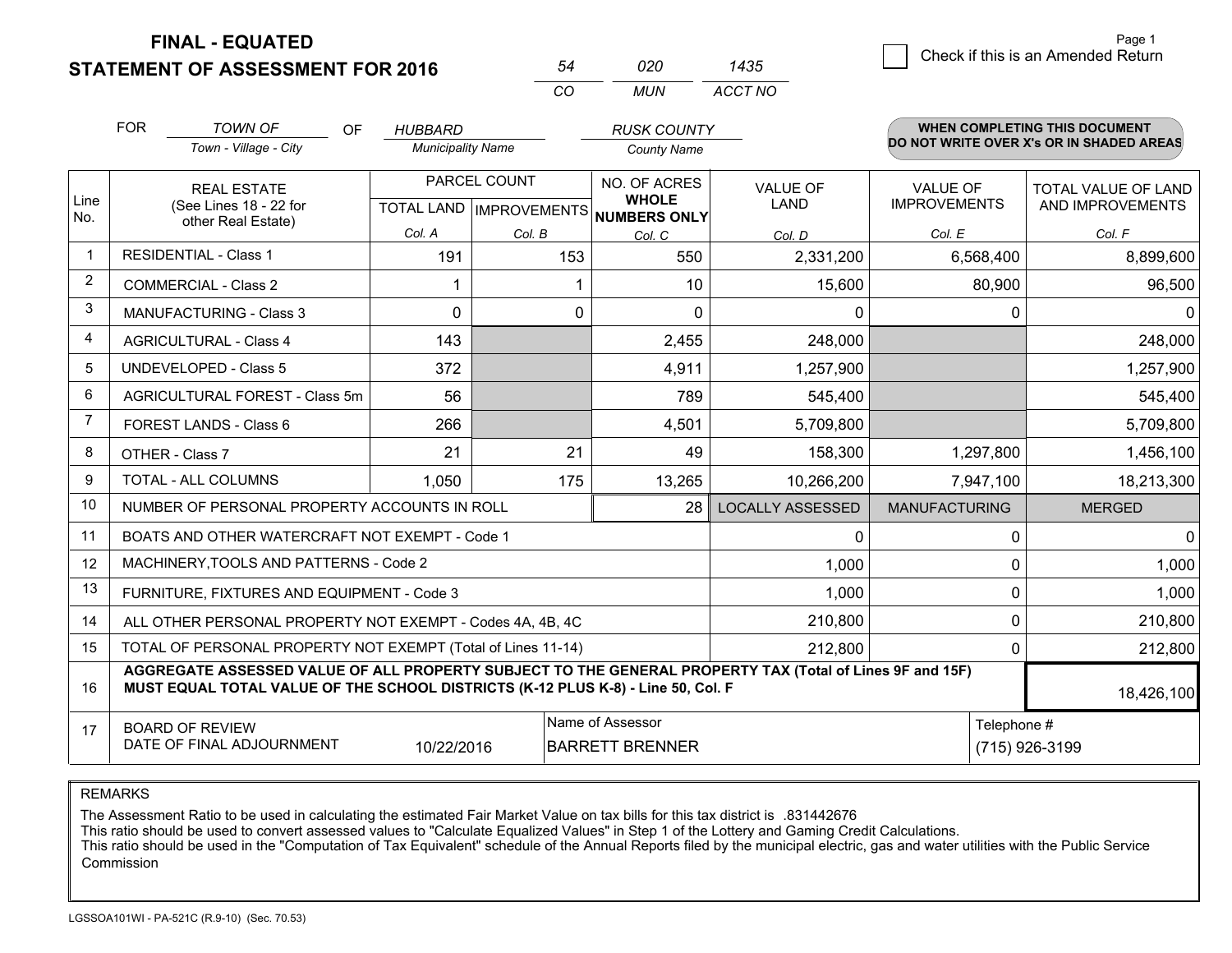# FINAL - EQUATED
# STATEMENT OF ASSESSMENT FOR 2016

| 54 | 020 | 1435 |
|---|---|---|
| CO | MUN | ACCT NO |

Page 1

☐ Check if this is an Amended Return

FOR *TOWN OF* (Town - Village - City) OF *HUBBARD* (Municipality Name) *RUSK COUNTY* (County Name)

**WHEN COMPLETING THIS DOCUMENT DO NOT WRITE OVER X's OR IN SHADED AREAS**

| Line No. | REAL ESTATE (See Lines 18 - 22 for other Real Estate) | PARCEL COUNT TOTAL LAND Col. A | PARCEL COUNT IMPROVEMENTS Col. B | NO. OF ACRES WHOLE NUMBERS ONLY Col. C | VALUE OF LAND Col. D | VALUE OF IMPROVEMENTS Col. E | TOTAL VALUE OF LAND AND IMPROVEMENTS Col. F |
|---|---|---|---|---|---|---|---|
| 1 | RESIDENTIAL - Class 1 | 191 | 153 | 550 | 2,331,200 | 6,568,400 | 8,899,600 |
| 2 | COMMERCIAL - Class 2 | 1 | 1 | 10 | 15,600 | 80,900 | 96,500 |
| 3 | MANUFACTURING - Class 3 | 0 | 0 | 0 | 0 | 0 | 0 |
| 4 | AGRICULTURAL - Class 4 | 143 | | 2,455 | 248,000 | | 248,000 |
| 5 | UNDEVELOPED - Class 5 | 372 | | 4,911 | 1,257,900 | | 1,257,900 |
| 6 | AGRICULTURAL FOREST - Class 5m | 56 | | 789 | 545,400 | | 545,400 |
| 7 | FOREST LANDS - Class 6 | 266 | | 4,501 | 5,709,800 | | 5,709,800 |
| 8 | OTHER - Class 7 | 21 | 21 | 49 | 158,300 | 1,297,800 | 1,456,100 |
| 9 | TOTAL - ALL COLUMNS | 1,050 | 175 | 13,265 | 10,266,200 | 7,947,100 | 18,213,300 |
| 10 | NUMBER OF PERSONAL PROPERTY ACCOUNTS IN ROLL | | | 28 | LOCALLY ASSESSED | MANUFACTURING | MERGED |
| 11 | BOATS AND OTHER WATERCRAFT NOT EXEMPT - Code 1 | | | | 0 | 0 | 0 |
| 12 | MACHINERY,TOOLS AND PATTERNS - Code 2 | | | | 1,000 | 0 | 1,000 |
| 13 | FURNITURE, FIXTURES AND EQUIPMENT - Code 3 | | | | 1,000 | 0 | 1,000 |
| 14 | ALL OTHER PERSONAL PROPERTY NOT EXEMPT - Codes 4A, 4B, 4C | | | | 210,800 | 0 | 210,800 |
| 15 | TOTAL OF PERSONAL PROPERTY NOT EXEMPT (Total of Lines 11-14) | | | | 212,800 | 0 | 212,800 |
| 16 | **AGGREGATE ASSESSED VALUE OF ALL PROPERTY SUBJECT TO THE GENERAL PROPERTY TAX (Total of Lines 9F and 15F) MUST EQUAL TOTAL VALUE OF THE SCHOOL DISTRICTS (K-12 PLUS K-8) - Line 50, Col. F** | | | | | | 18,426,100 |
| 17 | BOARD OF REVIEW DATE OF FINAL ADJOURNMENT | 10/22/2016 | Name of Assessor: BARRETT BRENNER | | | Telephone #: (715) 926-3199 | |

REMARKS

The Assessment Ratio to be used in calculating the estimated Fair Market Value on tax bills for this tax district is .831442676
This ratio should be used to convert assessed values to "Calculate Equalized Values" in Step 1 of the Lottery and Gaming Credit Calculations.
This ratio should be used in the "Computation of Tax Equivalent" schedule of the Annual Reports filed by the municipal electric, gas and water utilities with the Public Service Commission

LGSSOA101WI - PA-521C (R.9-10) (Sec. 70.53)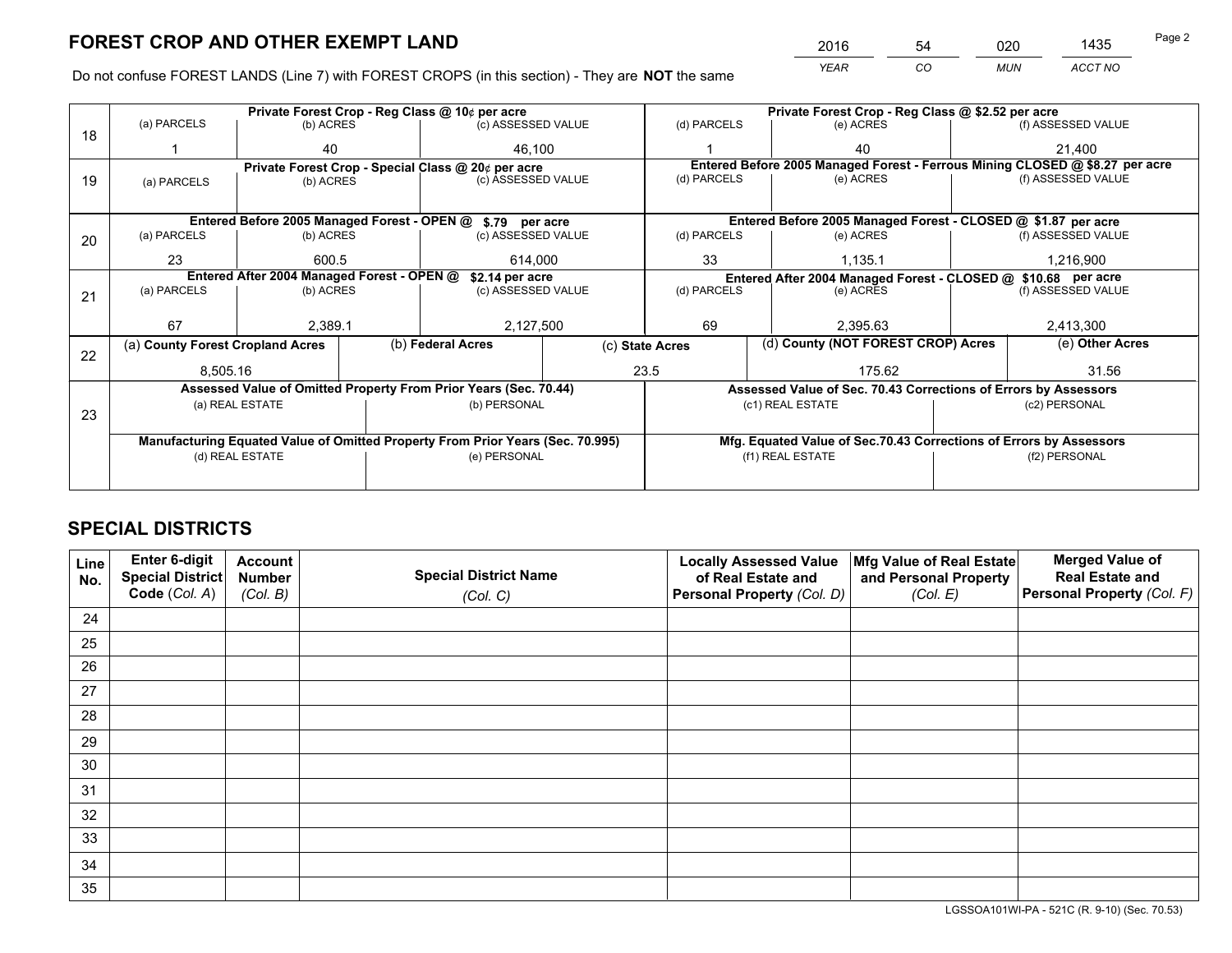# FOREST CROP AND OTHER EXEMPT LAND

| 2016 | 54 | 020 | 1435 |
|---|---|---|---|
| YEAR | CO | MUN | ACCT NO |

Do not confuse FOREST LANDS (Line 7) with FOREST CROPS (in this section) - They are **NOT** the same

| Line | Private Forest Crop - Reg Class @ 10¢ per acre | | | Private Forest Crop - Reg Class @ $2.52 per acre | | |
|---|---|---|---|---|---|---|
| 18 | (a) PARCELS | (b) ACRES | (c) ASSESSED VALUE | (d) PARCELS | (e) ACRES | (f) ASSESSED VALUE |
| | 1 | 40 | 46,100 | 1 | 40 | 21,400 |
| | **Private Forest Crop - Special Class @ 20¢ per acre** | | | **Entered Before 2005 Managed Forest - Ferrous Mining CLOSED @ $8.27 per acre** | | |
| 19 | (a) PARCELS | (b) ACRES | (c) ASSESSED VALUE | (d) PARCELS | (e) ACRES | (f) ASSESSED VALUE |
| | | | | | | |
| | **Entered Before 2005 Managed Forest - OPEN @ $.79 per acre** | | | **Entered Before 2005 Managed Forest - CLOSED @ $1.87 per acre** | | |
| 20 | (a) PARCELS | (b) ACRES | (c) ASSESSED VALUE | (d) PARCELS | (e) ACRES | (f) ASSESSED VALUE |
| | 23 | 600.5 | 614,000 | 33 | 1,135.1 | 1,216,900 |
| | **Entered After 2004 Managed Forest - OPEN @ $2.14 per acre** | | | **Entered After 2004 Managed Forest - CLOSED @ $10.68 per acre** | | |
| 21 | (a) PARCELS | (b) ACRES | (c) ASSESSED VALUE | (d) PARCELS | (e) ACRES | (f) ASSESSED VALUE |
| | 67 | 2,389.1 | 2,127,500 | 69 | 2,395.63 | 2,413,300 |

| Line | (a) County Forest Cropland Acres | (b) Federal Acres | (c) State Acres | (d) County (NOT FOREST CROP) Acres | (e) Other Acres |
|---|---|---|---|---|---|
| 22 | 8,505.16 | | 23.5 | 175.62 | 31.56 |

| Line | Assessed Value of Omitted Property From Prior Years (Sec. 70.44) | | Assessed Value of Sec. 70.43 Corrections of Errors by Assessors | |
|---|---|---|---|---|
| 23 | (a) REAL ESTATE | (b) PERSONAL | (c1) REAL ESTATE | (c2) PERSONAL |
| | | | | |
| | **Manufacturing Equated Value of Omitted Property From Prior Years (Sec. 70.995)** | | **Mfg. Equated Value of Sec.70.43 Corrections of Errors by Assessors** | |
| | (d) REAL ESTATE | (e) PERSONAL | (f1) REAL ESTATE | (f2) PERSONAL |
| | | | | |

# SPECIAL DISTRICTS

| Line No. | Enter 6-digit Special District Code (Col. A) | Account Number (Col. B) | Special District Name (Col. C) | Locally Assessed Value of Real Estate and Personal Property (Col. D) | Mfg Value of Real Estate and Personal Property (Col. E) | Merged Value of Real Estate and Personal Property (Col. F) |
|---|---|---|---|---|---|---|
| 24 | | | | | | |
| 25 | | | | | | |
| 26 | | | | | | |
| 27 | | | | | | |
| 28 | | | | | | |
| 29 | | | | | | |
| 30 | | | | | | |
| 31 | | | | | | |
| 32 | | | | | | |
| 33 | | | | | | |
| 34 | | | | | | |
| 35 | | | | | | |

LGSSOA101WI-PA - 521C (R. 9-10) (Sec. 70.53)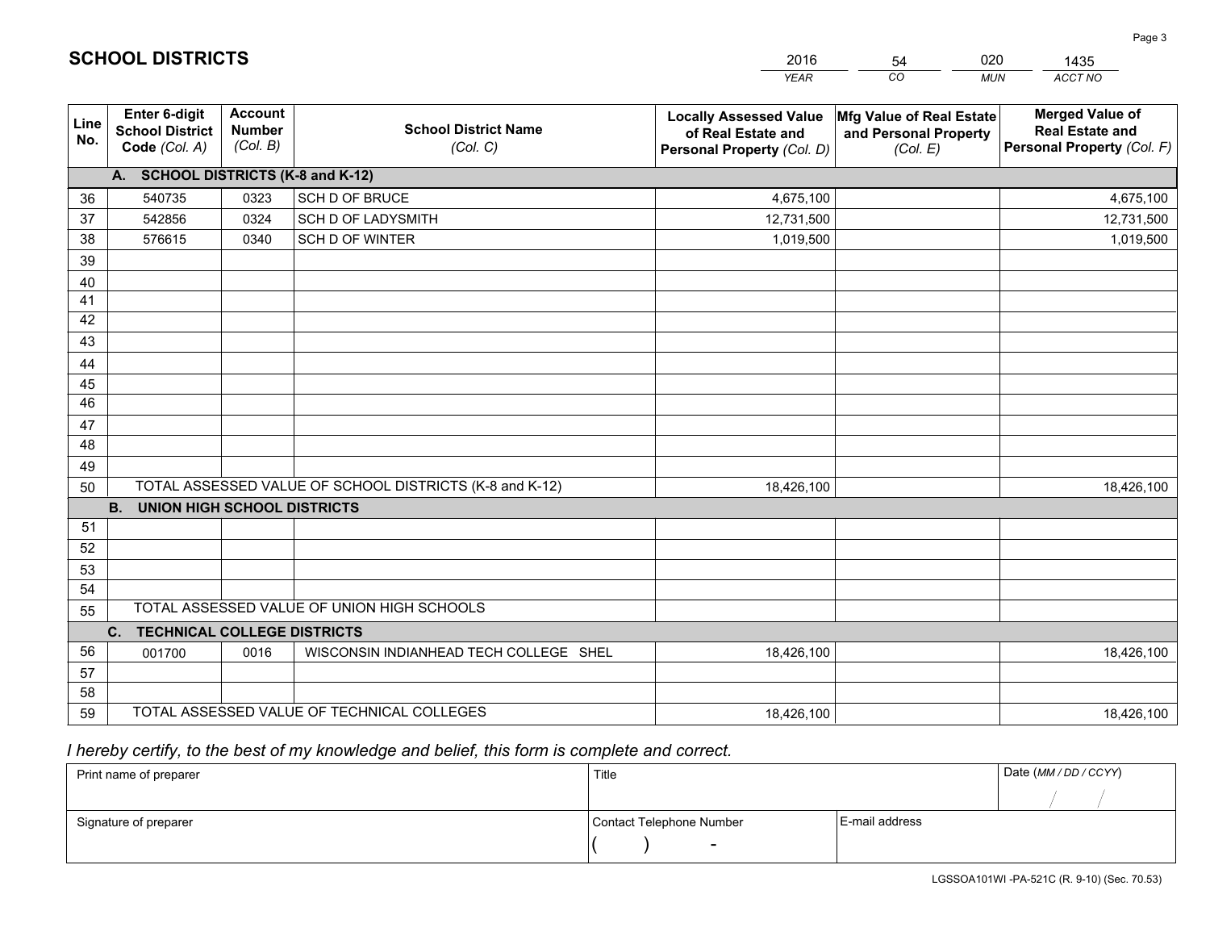# SCHOOL DISTRICTS

| 2016 | 54 | 020 | 1435 |
|---|---|---|---|
| *YEAR* | *CO* | *MUN* | *ACCT NO* |

| Line No. | Enter 6-digit School District Code *(Col. A)* | Account Number *(Col. B)* | School District Name *(Col. C)* | Locally Assessed Value of Real Estate and Personal Property *(Col. D)* | Mfg Value of Real Estate and Personal Property *(Col. E)* | Merged Value of Real Estate and Personal Property *(Col. F)* |
|---|---|---|---|---|---|---|
| **A. SCHOOL DISTRICTS (K-8 and K-12)** | | | | | | |
| 36 | 540735 | 0323 | SCH D OF BRUCE | 4,675,100 | | 4,675,100 |
| 37 | 542856 | 0324 | SCH D OF LADYSMITH | 12,731,500 | | 12,731,500 |
| 38 | 576615 | 0340 | SCH D OF WINTER | 1,019,500 | | 1,019,500 |
| 39 | | | | | | |
| 40 | | | | | | |
| 41 | | | | | | |
| 42 | | | | | | |
| 43 | | | | | | |
| 44 | | | | | | |
| 45 | | | | | | |
| 46 | | | | | | |
| 47 | | | | | | |
| 48 | | | | | | |
| 49 | | | | | | |
| 50 | TOTAL ASSESSED VALUE OF SCHOOL DISTRICTS (K-8 and K-12) | | | 18,426,100 | | 18,426,100 |
| **B. UNION HIGH SCHOOL DISTRICTS** | | | | | | |
| 51 | | | | | | |
| 52 | | | | | | |
| 53 | | | | | | |
| 54 | | | | | | |
| 55 | TOTAL ASSESSED VALUE OF UNION HIGH SCHOOLS | | | | | |
| **C. TECHNICAL COLLEGE DISTRICTS** | | | | | | |
| 56 | 001700 | 0016 | WISCONSIN INDIANHEAD TECH COLLEGE SHEL | 18,426,100 | | 18,426,100 |
| 57 | | | | | | |
| 58 | | | | | | |
| 59 | TOTAL ASSESSED VALUE OF TECHNICAL COLLEGES | | | 18,426,100 | | 18,426,100 |

*I hereby certify, to the best of my knowledge and belief, this form is complete and correct.*

| Print name of preparer | Title | | Date *(MM / DD / CCYY)* |
|---|---|---|---|
| | | | / / |
| Signature of preparer | Contact Telephone Number | E-mail address | |
| | ( ) - | | |

LGSSOA101WI -PA-521C (R. 9-10) (Sec. 70.53)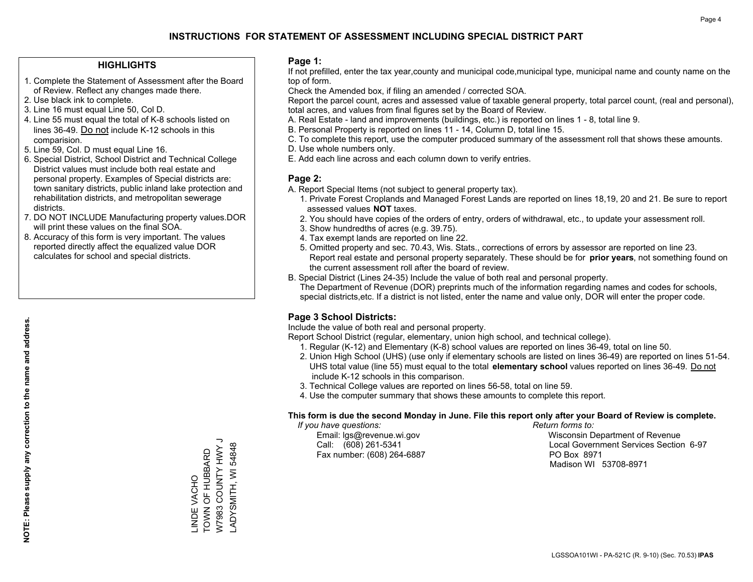# INSTRUCTIONS FOR STATEMENT OF ASSESSMENT INCLUDING SPECIAL DISTRICT PART

## HIGHLIGHTS

1. Complete the Statement of Assessment after the Board of Review. Reflect any changes made there.
2. Use black ink to complete.
3. Line 16 must equal Line 50, Col D.
4. Line 55 must equal the total of K-8 schools listed on lines 36-49. Do not include K-12 schools in this comparision.
5. Line 59, Col. D must equal Line 16.
6. Special District, School District and Technical College District values must include both real estate and personal property. Examples of Special districts are: town sanitary districts, public inland lake protection and rehabilitation districts, and metropolitan sewerage districts.
7. DO NOT INCLUDE Manufacturing property values.DOR will print these values on the final SOA.
8. Accuracy of this form is very important. The values reported directly affect the equalized value DOR calculates for school and special districts.

**NOTE: Please supply any correction to the name and address.**

LINDE VACHO
TOWN OF HUBBARD
W7983 COUNTY HWY J
LADYSMITH, WI 54848

## Page 1:

If not prefilled, enter the tax year,county and municipal code,municipal type, municipal name and county name on the top of form.

Check the Amended box, if filing an amended / corrected SOA.

Report the parcel count, acres and assessed value of taxable general property, total parcel count, (real and personal), total acres, and values from final figures set by the Board of Review.

A. Real Estate - land and improvements (buildings, etc.) is reported on lines 1 - 8, total line 9.
B. Personal Property is reported on lines 11 - 14, Column D, total line 15.
C. To complete this report, use the computer produced summary of the assessment roll that shows these amounts.
D. Use whole numbers only.
E. Add each line across and each column down to verify entries.

## Page 2:

A. Report Special Items (not subject to general property tax).
   1. Private Forest Croplands and Managed Forest Lands are reported on lines 18,19, 20 and 21. Be sure to report assessed values **NOT** taxes.
   2. You should have copies of the orders of entry, orders of withdrawal, etc., to update your assessment roll.
   3. Show hundredths of acres (e.g. 39.75).
   4. Tax exempt lands are reported on line 22.
   5. Omitted property and sec. 70.43, Wis. Stats., corrections of errors by assessor are reported on line 23. Report real estate and personal property separately. These should be for **prior years**, not something found on the current assessment roll after the board of review.

B. Special District (Lines 24-35) Include the value of both real and personal property.
   The Department of Revenue (DOR) preprints much of the information regarding names and codes for schools, special districts,etc. If a district is not listed, enter the name and value only, DOR will enter the proper code.

## Page 3 School Districts:

Include the value of both real and personal property.

Report School District (regular, elementary, union high school, and technical college).

1. Regular (K-12) and Elementary (K-8) school values are reported on lines 36-49, total on line 50.
2. Union High School (UHS) (use only if elementary schools are listed on lines 36-49) are reported on lines 51-54. UHS total value (line 55) must equal to the total **elementary school** values reported on lines 36-49. Do not include K-12 schools in this comparison.
3. Technical College values are reported on lines 56-58, total on line 59.
4. Use the computer summary that shows these amounts to complete this report.

**This form is due the second Monday in June. File this report only after your Board of Review is complete.**

*If you have questions:*
Email: lgs@revenue.wi.gov
Call: (608) 261-5341
Fax number: (608) 264-6887

*Return forms to:*
Wisconsin Department of Revenue
Local Government Services Section 6-97
PO Box 8971
Madison WI 53708-8971

LGSSOA101WI - PA-521C (R. 9-10) (Sec. 70.53) **IPAS**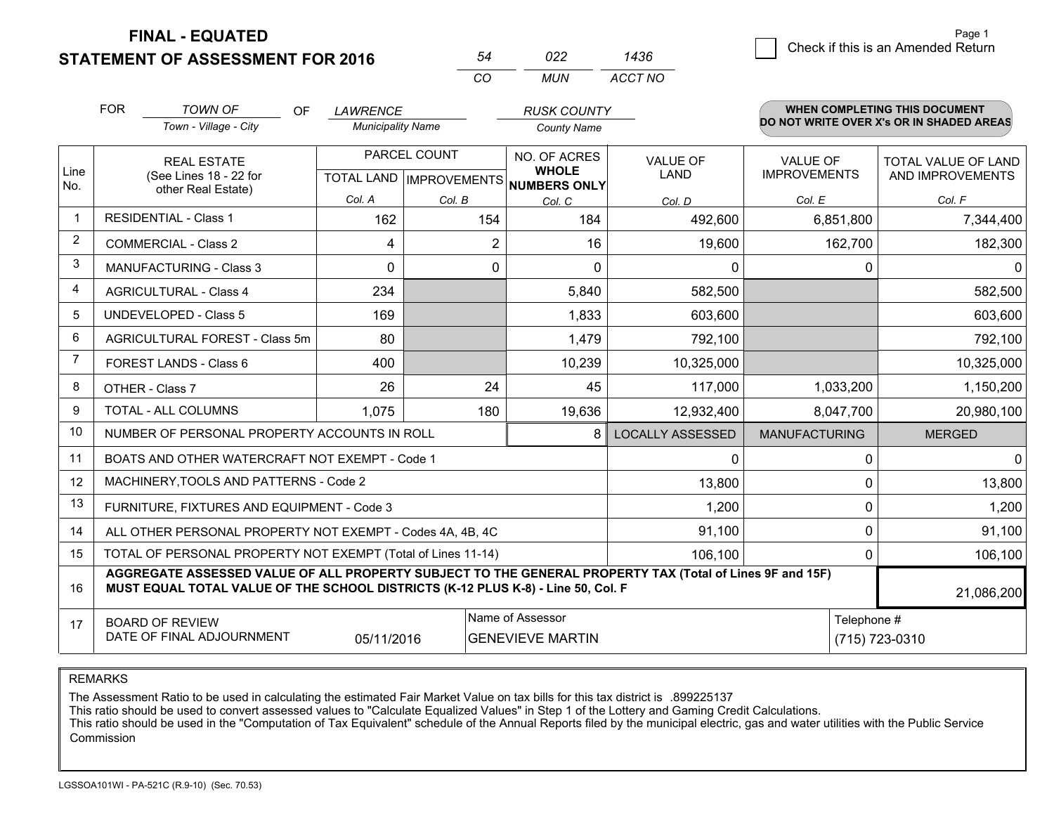**FINAL - EQUATED**
**STATEMENT OF ASSESSMENT FOR 2016**

| 54 | 022 | 1436 |
|---|---|---|
| CO | MUN | ACCT NO |

☐ Check if this is an Amended Return

FOR *TOWN OF* (Town - Village - City) OF *LAWRENCE* (Municipality Name) *RUSK COUNTY* (County Name)

**WHEN COMPLETING THIS DOCUMENT DO NOT WRITE OVER X's OR IN SHADED AREAS**

| Line No. | REAL ESTATE (See Lines 18 - 22 for other Real Estate) | PARCEL COUNT TOTAL LAND Col. A | PARCEL COUNT IMPROVEMENTS Col. B | NO. OF ACRES WHOLE NUMBERS ONLY Col. C | VALUE OF LAND Col. D | VALUE OF IMPROVEMENTS Col. E | TOTAL VALUE OF LAND AND IMPROVEMENTS Col. F |
|---|---|---|---|---|---|---|---|
| 1 | RESIDENTIAL - Class 1 | 162 | 154 | 184 | 492,600 | 6,851,800 | 7,344,400 |
| 2 | COMMERCIAL - Class 2 | 4 | 2 | 16 | 19,600 | 162,700 | 182,300 |
| 3 | MANUFACTURING - Class 3 | 0 | 0 | 0 | 0 | 0 | 0 |
| 4 | AGRICULTURAL - Class 4 | 234 | | 5,840 | 582,500 | | 582,500 |
| 5 | UNDEVELOPED - Class 5 | 169 | | 1,833 | 603,600 | | 603,600 |
| 6 | AGRICULTURAL FOREST - Class 5m | 80 | | 1,479 | 792,100 | | 792,100 |
| 7 | FOREST LANDS - Class 6 | 400 | | 10,239 | 10,325,000 | | 10,325,000 |
| 8 | OTHER - Class 7 | 26 | 24 | 45 | 117,000 | 1,033,200 | 1,150,200 |
| 9 | TOTAL - ALL COLUMNS | 1,075 | 180 | 19,636 | 12,932,400 | 8,047,700 | 20,980,100 |
| 10 | NUMBER OF PERSONAL PROPERTY ACCOUNTS IN ROLL | | | 8 | LOCALLY ASSESSED | MANUFACTURING | MERGED |
| 11 | BOATS AND OTHER WATERCRAFT NOT EXEMPT - Code 1 | | | | 0 | 0 | 0 |
| 12 | MACHINERY,TOOLS AND PATTERNS - Code 2 | | | | 13,800 | 0 | 13,800 |
| 13 | FURNITURE, FIXTURES AND EQUIPMENT - Code 3 | | | | 1,200 | 0 | 1,200 |
| 14 | ALL OTHER PERSONAL PROPERTY NOT EXEMPT - Codes 4A, 4B, 4C | | | | 91,100 | 0 | 91,100 |
| 15 | TOTAL OF PERSONAL PROPERTY NOT EXEMPT (Total of Lines 11-14) | | | | 106,100 | 0 | 106,100 |
| 16 | **AGGREGATE ASSESSED VALUE OF ALL PROPERTY SUBJECT TO THE GENERAL PROPERTY TAX (Total of Lines 9F and 15F) MUST EQUAL TOTAL VALUE OF THE SCHOOL DISTRICTS (K-12 PLUS K-8) - Line 50, Col. F** | | | | | | 21,086,200 |
| 17 | BOARD OF REVIEW DATE OF FINAL ADJOURNMENT | 05/11/2016 | | Name of Assessor: GENEVIEVE MARTIN | | Telephone #: (715) 723-0310 | |

REMARKS

The Assessment Ratio to be used in calculating the estimated Fair Market Value on tax bills for this tax district is .899225137
This ratio should be used to convert assessed values to "Calculate Equalized Values" in Step 1 of the Lottery and Gaming Credit Calculations.
This ratio should be used in the "Computation of Tax Equivalent" schedule of the Annual Reports filed by the municipal electric, gas and water utilities with the Public Service Commission

LGSSOA101WI - PA-521C (R.9-10) (Sec. 70.53)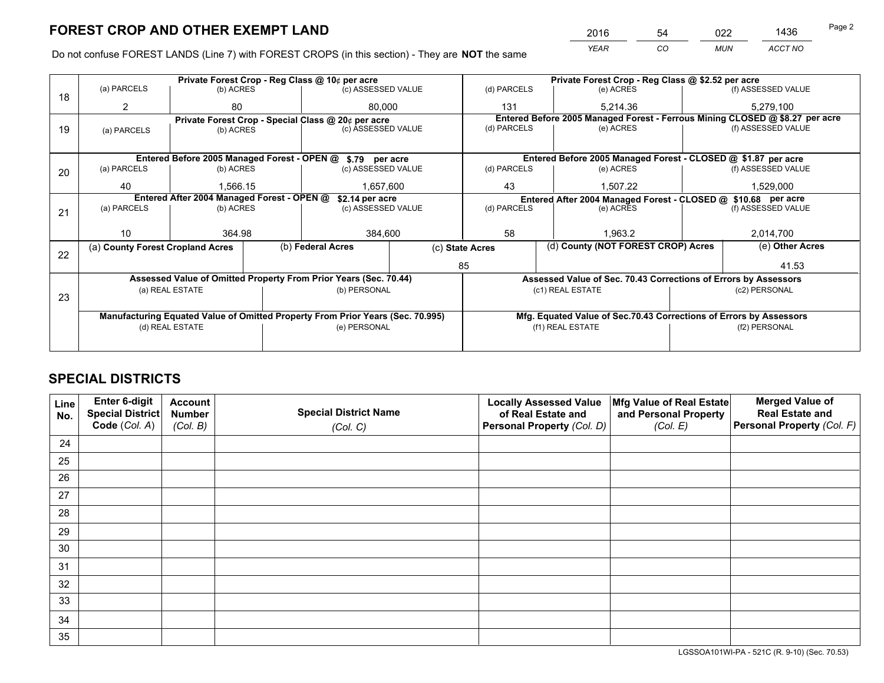# FOREST CROP AND OTHER EXEMPT LAND

| 2016 | 54 | 022 | 1436 |
|---|---|---|---|
| *YEAR* | *CO* | *MUN* | *ACCT NO* |

Do not confuse FOREST LANDS (Line 7) with FOREST CROPS (in this section) - They are **NOT** the same

| Line | Private Forest Crop - Reg Class @ 10¢ per acre | | | Private Forest Crop - Reg Class @ $2.52 per acre | | |
|---|---|---|---|---|---|---|
| | (a) PARCELS | (b) ACRES | (c) ASSESSED VALUE | (d) PARCELS | (e) ACRES | (f) ASSESSED VALUE |
| 18 | 2 | 80 | 80,000 | 131 | 5,214.36 | 5,279,100 |
| | **Private Forest Crop - Special Class @ 20¢ per acre** | | | **Entered Before 2005 Managed Forest - Ferrous Mining CLOSED @ $8.27 per acre** | | |
| 19 | (a) PARCELS | (b) ACRES | (c) ASSESSED VALUE | (d) PARCELS | (e) ACRES | (f) ASSESSED VALUE |
| | | | | | | |
| | **Entered Before 2005 Managed Forest - OPEN @ $.79 per acre** | | | **Entered Before 2005 Managed Forest - CLOSED @ $1.87 per acre** | | |
| | (a) PARCELS | (b) ACRES | (c) ASSESSED VALUE | (d) PARCELS | (e) ACRES | (f) ASSESSED VALUE |
| 20 | 40 | 1,566.15 | 1,657,600 | 43 | 1,507.22 | 1,529,000 |
| | **Entered After 2004 Managed Forest - OPEN @ $2.14 per acre** | | | **Entered After 2004 Managed Forest - CLOSED @ $10.68 per acre** | | |
| | (a) PARCELS | (b) ACRES | (c) ASSESSED VALUE | (d) PARCELS | (e) ACRES | (f) ASSESSED VALUE |
| 21 | 10 | 364.98 | 384,600 | 58 | 1,963.2 | 2,014,700 |

| Line | (a) County Forest Cropland Acres | (b) Federal Acres | (c) State Acres | (d) County (NOT FOREST CROP) Acres | (e) Other Acres |
|---|---|---|---|---|---|
| 22 | | | 85 | | 41.53 |

| Line | Assessed Value of Omitted Property From Prior Years (Sec. 70.44) | | Assessed Value of Sec. 70.43 Corrections of Errors by Assessors | |
|---|---|---|---|---|
| | (a) REAL ESTATE | (b) PERSONAL | (c1) REAL ESTATE | (c2) PERSONAL |
| 23 | | | | |
| | **Manufacturing Equated Value of Omitted Property From Prior Years (Sec. 70.995)** | | **Mfg. Equated Value of Sec.70.43 Corrections of Errors by Assessors** | |
| | (d) REAL ESTATE | (e) PERSONAL | (f1) REAL ESTATE | (f2) PERSONAL |
| | | | | |

# SPECIAL DISTRICTS

| Line No. | Enter 6-digit Special District Code (*Col. A*) | Account Number (*Col. B*) | Special District Name (*Col. C*) | Locally Assessed Value of Real Estate and Personal Property (*Col. D*) | Mfg Value of Real Estate and Personal Property (*Col. E*) | Merged Value of Real Estate and Personal Property (*Col. F*) |
|---|---|---|---|---|---|---|
| 24 | | | | | | |
| 25 | | | | | | |
| 26 | | | | | | |
| 27 | | | | | | |
| 28 | | | | | | |
| 29 | | | | | | |
| 30 | | | | | | |
| 31 | | | | | | |
| 32 | | | | | | |
| 33 | | | | | | |
| 34 | | | | | | |
| 35 | | | | | | |

LGSSOA101WI-PA - 521C (R. 9-10) (Sec. 70.53)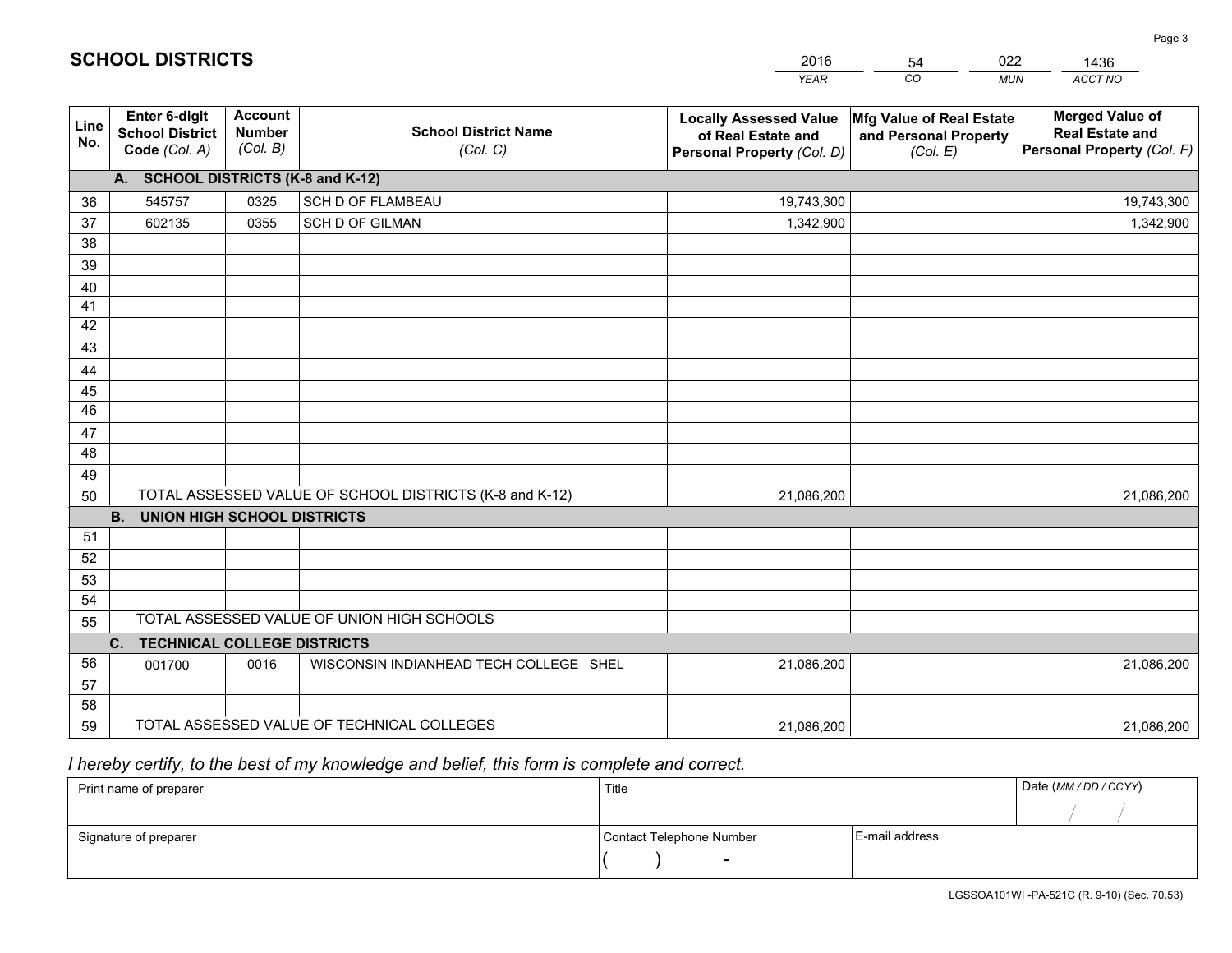# SCHOOL DISTRICTS

| 2016 | 54 | 022 | 1436 |
|---|---|---|---|
| *YEAR* | *CO* | *MUN* | *ACCT NO* |

| Line No. | Enter 6-digit School District Code *(Col. A)* | Account Number *(Col. B)* | School District Name *(Col. C)* | Locally Assessed Value of Real Estate and Personal Property *(Col. D)* | Mfg Value of Real Estate and Personal Property *(Col. E)* | Merged Value of Real Estate and Personal Property *(Col. F)* |
|---|---|---|---|---|---|---|
| **A. SCHOOL DISTRICTS (K-8 and K-12)** | | | | | | |
| 36 | 545757 | 0325 | SCH D OF FLAMBEAU | 19,743,300 | | 19,743,300 |
| 37 | 602135 | 0355 | SCH D OF GILMAN | 1,342,900 | | 1,342,900 |
| 38 | | | | | | |
| 39 | | | | | | |
| 40 | | | | | | |
| 41 | | | | | | |
| 42 | | | | | | |
| 43 | | | | | | |
| 44 | | | | | | |
| 45 | | | | | | |
| 46 | | | | | | |
| 47 | | | | | | |
| 48 | | | | | | |
| 49 | | | | | | |
| 50 | TOTAL ASSESSED VALUE OF SCHOOL DISTRICTS (K-8 and K-12) | | | 21,086,200 | | 21,086,200 |
| **B. UNION HIGH SCHOOL DISTRICTS** | | | | | | |
| 51 | | | | | | |
| 52 | | | | | | |
| 53 | | | | | | |
| 54 | | | | | | |
| 55 | TOTAL ASSESSED VALUE OF UNION HIGH SCHOOLS | | | | | |
| **C. TECHNICAL COLLEGE DISTRICTS** | | | | | | |
| 56 | 001700 | 0016 | WISCONSIN INDIANHEAD TECH COLLEGE SHEL | 21,086,200 | | 21,086,200 |
| 57 | | | | | | |
| 58 | | | | | | |
| 59 | TOTAL ASSESSED VALUE OF TECHNICAL COLLEGES | | | 21,086,200 | | 21,086,200 |

*I hereby certify, to the best of my knowledge and belief, this form is complete and correct.*

| Print name of preparer | Title | | Date *(MM / DD / CCYY)* |
|---|---|---|---|
| | | | / / |
| Signature of preparer | Contact Telephone Number | E-mail address | |
| | ( ) - | | |

LGSSOA101WI -PA-521C (R. 9-10) (Sec. 70.53)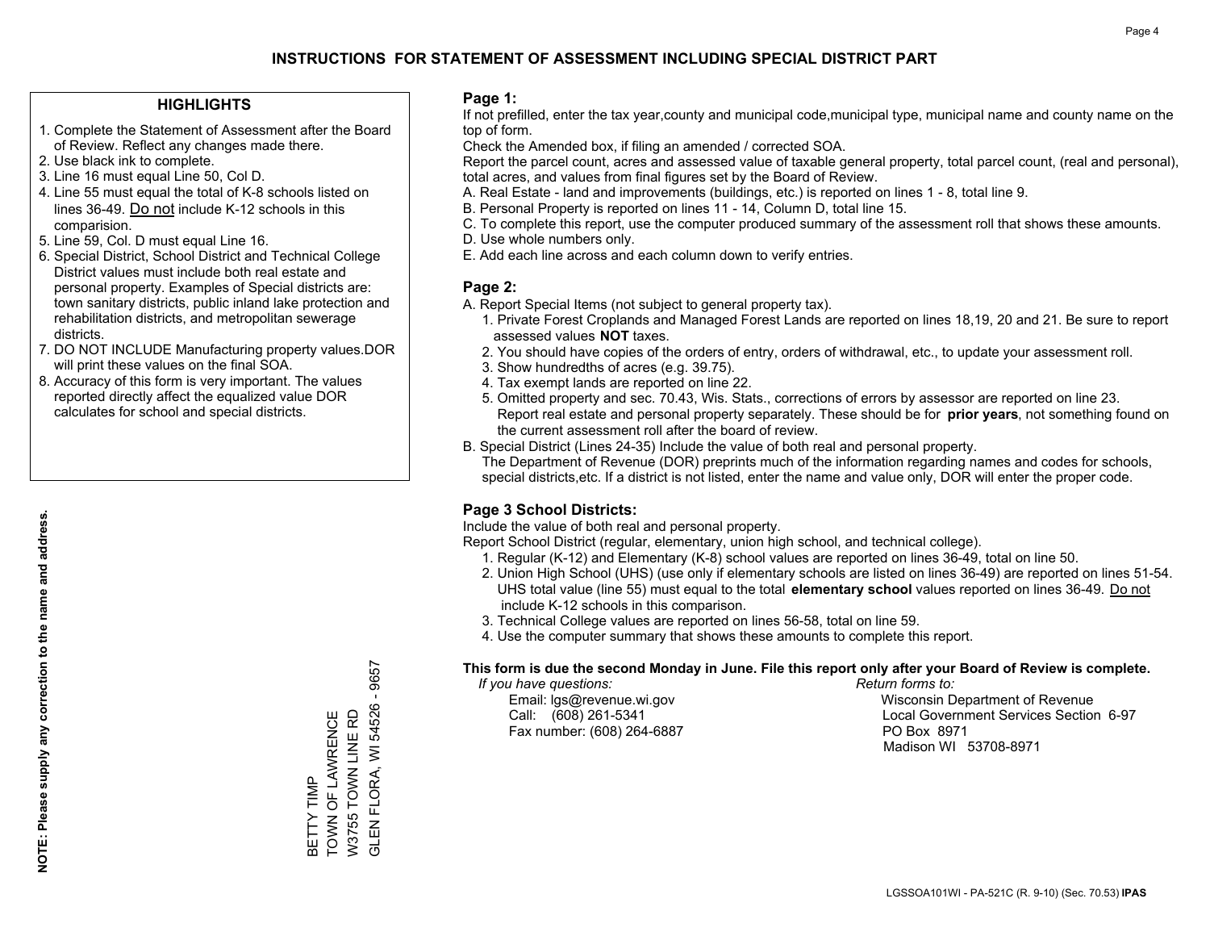# INSTRUCTIONS FOR STATEMENT OF ASSESSMENT INCLUDING SPECIAL DISTRICT PART

## HIGHLIGHTS

1. Complete the Statement of Assessment after the Board of Review. Reflect any changes made there.
2. Use black ink to complete.
3. Line 16 must equal Line 50, Col D.
4. Line 55 must equal the total of K-8 schools listed on lines 36-49. Do not include K-12 schools in this comparision.
5. Line 59, Col. D must equal Line 16.
6. Special District, School District and Technical College District values must include both real estate and personal property. Examples of Special districts are: town sanitary districts, public inland lake protection and rehabilitation districts, and metropolitan sewerage districts.
7. DO NOT INCLUDE Manufacturing property values.DOR will print these values on the final SOA.
8. Accuracy of this form is very important. The values reported directly affect the equalized value DOR calculates for school and special districts.

**NOTE: Please supply any correction to the name and address.**

BETTY TIMP
TOWN OF LAWRENCE
W3755 TOWN LINE RD
GLEN FLORA, WI 54526 - 9657

## Page 1:

If not prefilled, enter the tax year,county and municipal code,municipal type, municipal name and county name on the top of form.

Check the Amended box, if filing an amended / corrected SOA.

Report the parcel count, acres and assessed value of taxable general property, total parcel count, (real and personal), total acres, and values from final figures set by the Board of Review.

A. Real Estate - land and improvements (buildings, etc.) is reported on lines 1 - 8, total line 9.
B. Personal Property is reported on lines 11 - 14, Column D, total line 15.
C. To complete this report, use the computer produced summary of the assessment roll that shows these amounts.
D. Use whole numbers only.
E. Add each line across and each column down to verify entries.

## Page 2:

A. Report Special Items (not subject to general property tax).
   1. Private Forest Croplands and Managed Forest Lands are reported on lines 18,19, 20 and 21. Be sure to report assessed values **NOT** taxes.
   2. You should have copies of the orders of entry, orders of withdrawal, etc., to update your assessment roll.
   3. Show hundredths of acres (e.g. 39.75).
   4. Tax exempt lands are reported on line 22.
   5. Omitted property and sec. 70.43, Wis. Stats., corrections of errors by assessor are reported on line 23. Report real estate and personal property separately. These should be for **prior years**, not something found on the current assessment roll after the board of review.
B. Special District (Lines 24-35) Include the value of both real and personal property. The Department of Revenue (DOR) preprints much of the information regarding names and codes for schools, special districts,etc. If a district is not listed, enter the name and value only, DOR will enter the proper code.

## Page 3 School Districts:

Include the value of both real and personal property.

Report School District (regular, elementary, union high school, and technical college).

1. Regular (K-12) and Elementary (K-8) school values are reported on lines 36-49, total on line 50.
2. Union High School (UHS) (use only if elementary schools are listed on lines 36-49) are reported on lines 51-54. UHS total value (line 55) must equal to the total **elementary school** values reported on lines 36-49. Do not include K-12 schools in this comparison.
3. Technical College values are reported on lines 56-58, total on line 59.
4. Use the computer summary that shows these amounts to complete this report.

**This form is due the second Monday in June. File this report only after your Board of Review is complete.**

*If you have questions:*
Email: lgs@revenue.wi.gov
Call: (608) 261-5341
Fax number: (608) 264-6887

*Return forms to:*
Wisconsin Department of Revenue
Local Government Services Section 6-97
PO Box 8971
Madison WI 53708-8971

LGSSOA101WI - PA-521C (R. 9-10) (Sec. 70.53) **IPAS**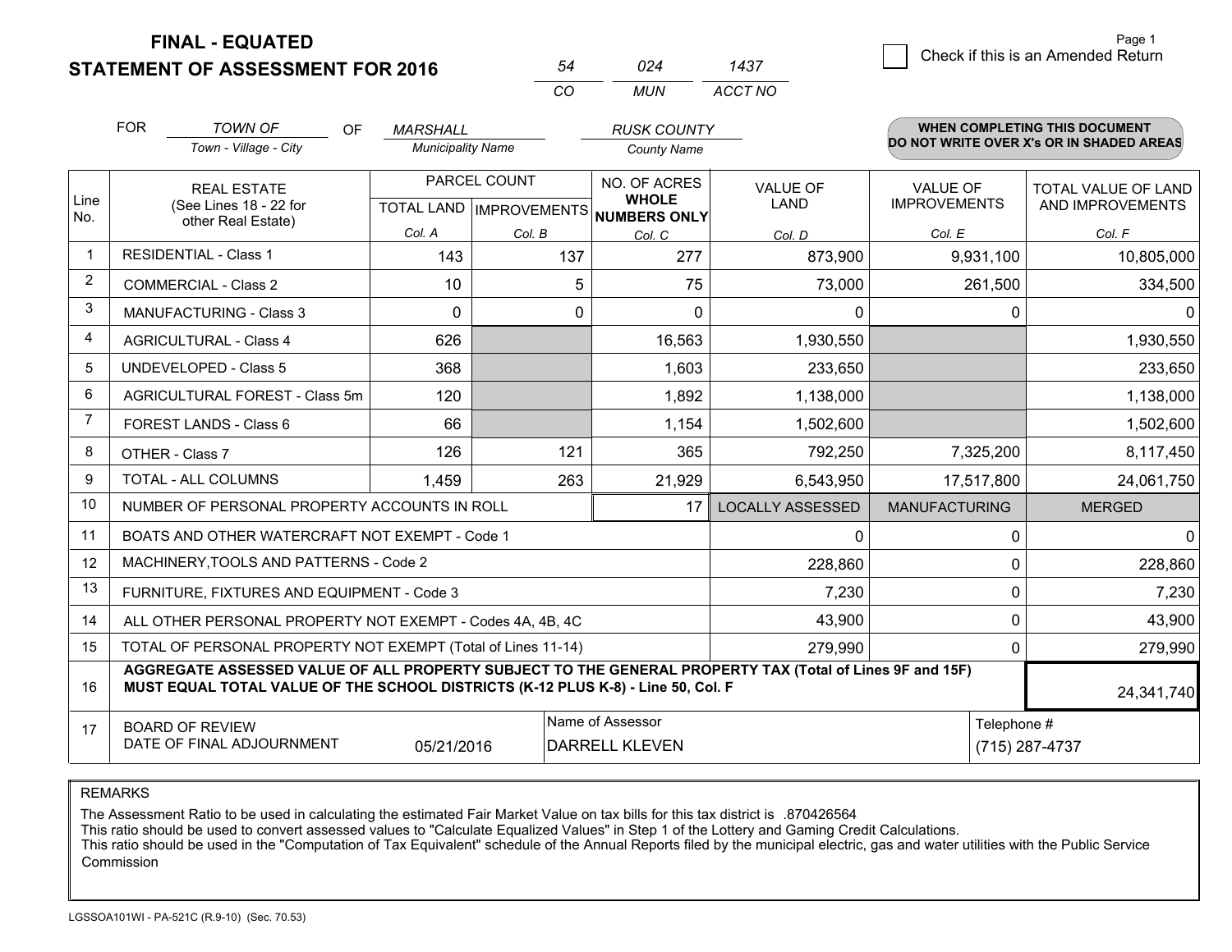# FINAL - EQUATED
# STATEMENT OF ASSESSMENT FOR 2016

| 54 | 024 | 1437 |
|---|---|---|
| CO | MUN | ACCT NO |

Page 1

☐ Check if this is an Amended Return

FOR *TOWN OF* (Town - Village - City) OF *MARSHALL* (Municipality Name) *RUSK COUNTY* (County Name)

**WHEN COMPLETING THIS DOCUMENT DO NOT WRITE OVER X's OR IN SHADED AREAS**

| Line No. | REAL ESTATE (See Lines 18 - 22 for other Real Estate) | PARCEL COUNT TOTAL LAND Col. A | PARCEL COUNT IMPROVEMENTS Col. B | NO. OF ACRES WHOLE NUMBERS ONLY Col. C | VALUE OF LAND Col. D | VALUE OF IMPROVEMENTS Col. E | TOTAL VALUE OF LAND AND IMPROVEMENTS Col. F |
|---|---|---|---|---|---|---|---|
| 1 | RESIDENTIAL - Class 1 | 143 | 137 | 277 | 873,900 | 9,931,100 | 10,805,000 |
| 2 | COMMERCIAL - Class 2 | 10 | 5 | 75 | 73,000 | 261,500 | 334,500 |
| 3 | MANUFACTURING - Class 3 | 0 | 0 | 0 | 0 | 0 | 0 |
| 4 | AGRICULTURAL - Class 4 | 626 | | 16,563 | 1,930,550 | | 1,930,550 |
| 5 | UNDEVELOPED - Class 5 | 368 | | 1,603 | 233,650 | | 233,650 |
| 6 | AGRICULTURAL FOREST - Class 5m | 120 | | 1,892 | 1,138,000 | | 1,138,000 |
| 7 | FOREST LANDS - Class 6 | 66 | | 1,154 | 1,502,600 | | 1,502,600 |
| 8 | OTHER - Class 7 | 126 | 121 | 365 | 792,250 | 7,325,200 | 8,117,450 |
| 9 | TOTAL - ALL COLUMNS | 1,459 | 263 | 21,929 | 6,543,950 | 17,517,800 | 24,061,750 |
| 10 | NUMBER OF PERSONAL PROPERTY ACCOUNTS IN ROLL | | | 17 | LOCALLY ASSESSED | MANUFACTURING | MERGED |
| 11 | BOATS AND OTHER WATERCRAFT NOT EXEMPT - Code 1 | | | | 0 | 0 | 0 |
| 12 | MACHINERY,TOOLS AND PATTERNS - Code 2 | | | | 228,860 | 0 | 228,860 |
| 13 | FURNITURE, FIXTURES AND EQUIPMENT - Code 3 | | | | 7,230 | 0 | 7,230 |
| 14 | ALL OTHER PERSONAL PROPERTY NOT EXEMPT - Codes 4A, 4B, 4C | | | | 43,900 | 0 | 43,900 |
| 15 | TOTAL OF PERSONAL PROPERTY NOT EXEMPT (Total of Lines 11-14) | | | | 279,990 | 0 | 279,990 |
| 16 | **AGGREGATE ASSESSED VALUE OF ALL PROPERTY SUBJECT TO THE GENERAL PROPERTY TAX (Total of Lines 9F and 15F) MUST EQUAL TOTAL VALUE OF THE SCHOOL DISTRICTS (K-12 PLUS K-8) - Line 50, Col. F** | | | | | | 24,341,740 |
| 17 | BOARD OF REVIEW DATE OF FINAL ADJOURNMENT | 05/21/2016 | Name of Assessor | DARRELL KLEVEN | | Telephone # | (715) 287-4737 |

REMARKS

The Assessment Ratio to be used in calculating the estimated Fair Market Value on tax bills for this tax district is .870426564
This ratio should be used to convert assessed values to "Calculate Equalized Values" in Step 1 of the Lottery and Gaming Credit Calculations.
This ratio should be used in the "Computation of Tax Equivalent" schedule of the Annual Reports filed by the municipal electric, gas and water utilities with the Public Service Commission

LGSSOA101WI - PA-521C (R.9-10) (Sec. 70.53)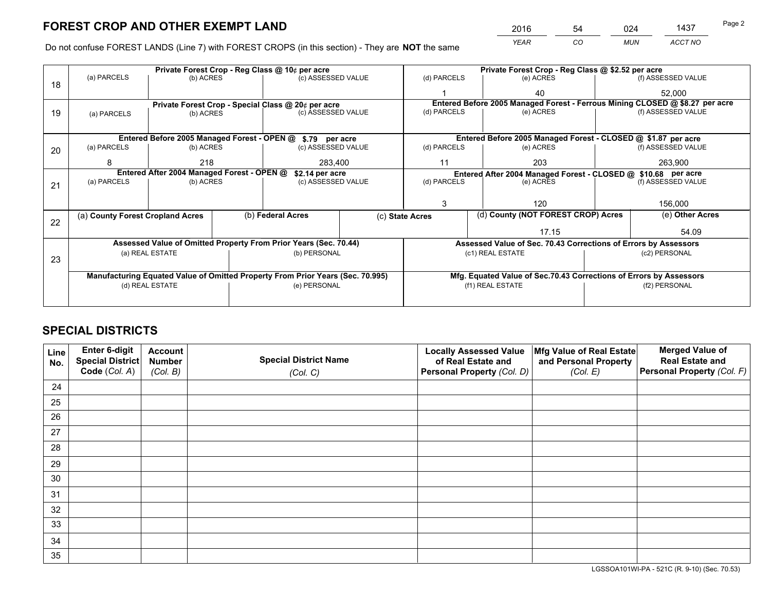# FOREST CROP AND OTHER EXEMPT LAND

| 2016 | 54 | 024 | 1437 |
|---|---|---|---|
| *YEAR* | *CO* | *MUN* | *ACCT NO* |

Do not confuse FOREST LANDS (Line 7) with FOREST CROPS (in this section) - They are **NOT** the same

| Line | Private Forest Crop - Reg Class @ 10¢ per acre | | | Private Forest Crop - Reg Class @ $2.52 per acre | | |
|---|---|---|---|---|---|---|
| | (a) PARCELS | (b) ACRES | (c) ASSESSED VALUE | (d) PARCELS | (e) ACRES | (f) ASSESSED VALUE |
| 18 | | | | 1 | 40 | 52,000 |
| | **Private Forest Crop - Special Class @ 20¢ per acre** | | | **Entered Before 2005 Managed Forest - Ferrous Mining CLOSED @ $8.27 per acre** | | |
| | (a) PARCELS | (b) ACRES | (c) ASSESSED VALUE | (d) PARCELS | (e) ACRES | (f) ASSESSED VALUE |
| 19 | | | | | | |
| | **Entered Before 2005 Managed Forest - OPEN @ $.79 per acre** | | | **Entered Before 2005 Managed Forest - CLOSED @ $1.87 per acre** | | |
| | (a) PARCELS | (b) ACRES | (c) ASSESSED VALUE | (d) PARCELS | (e) ACRES | (f) ASSESSED VALUE |
| 20 | 8 | 218 | 283,400 | 11 | 203 | 263,900 |
| | **Entered After 2004 Managed Forest - OPEN @ $2.14 per acre** | | | **Entered After 2004 Managed Forest - CLOSED @ $10.68 per acre** | | |
| | (a) PARCELS | (b) ACRES | (c) ASSESSED VALUE | (d) PARCELS | (e) ACRES | (f) ASSESSED VALUE |
| 21 | | | | 3 | 120 | 156,000 |

| Line | (a) **County Forest Cropland Acres** | (b) **Federal Acres** | (c) **State Acres** | (d) **County (NOT FOREST CROP) Acres** | (e) **Other Acres** |
|---|---|---|---|---|---|
| 22 | | | | 17.15 | 54.09 |

| Line | Assessed Value of Omitted Property From Prior Years (Sec. 70.44) | | Assessed Value of Sec. 70.43 Corrections of Errors by Assessors | |
|---|---|---|---|---|
| | (a) REAL ESTATE | (b) PERSONAL | (c1) REAL ESTATE | (c2) PERSONAL |
| 23 | | | | |
| | **Manufacturing Equated Value of Omitted Property From Prior Years (Sec. 70.995)** | | **Mfg. Equated Value of Sec.70.43 Corrections of Errors by Assessors** | |
| | (d) REAL ESTATE | (e) PERSONAL | (f1) REAL ESTATE | (f2) PERSONAL |
| | | | | |

# SPECIAL DISTRICTS

| Line No. | Enter 6-digit Special District Code (*Col. A*) | Account Number (*Col. B*) | Special District Name (*Col. C*) | Locally Assessed Value of Real Estate and Personal Property (*Col. D*) | Mfg Value of Real Estate and Personal Property (*Col. E*) | Merged Value of Real Estate and Personal Property (*Col. F*) |
|---|---|---|---|---|---|---|
| 24 | | | | | | |
| 25 | | | | | | |
| 26 | | | | | | |
| 27 | | | | | | |
| 28 | | | | | | |
| 29 | | | | | | |
| 30 | | | | | | |
| 31 | | | | | | |
| 32 | | | | | | |
| 33 | | | | | | |
| 34 | | | | | | |
| 35 | | | | | | |

LGSSOA101WI-PA - 521C (R. 9-10) (Sec. 70.53)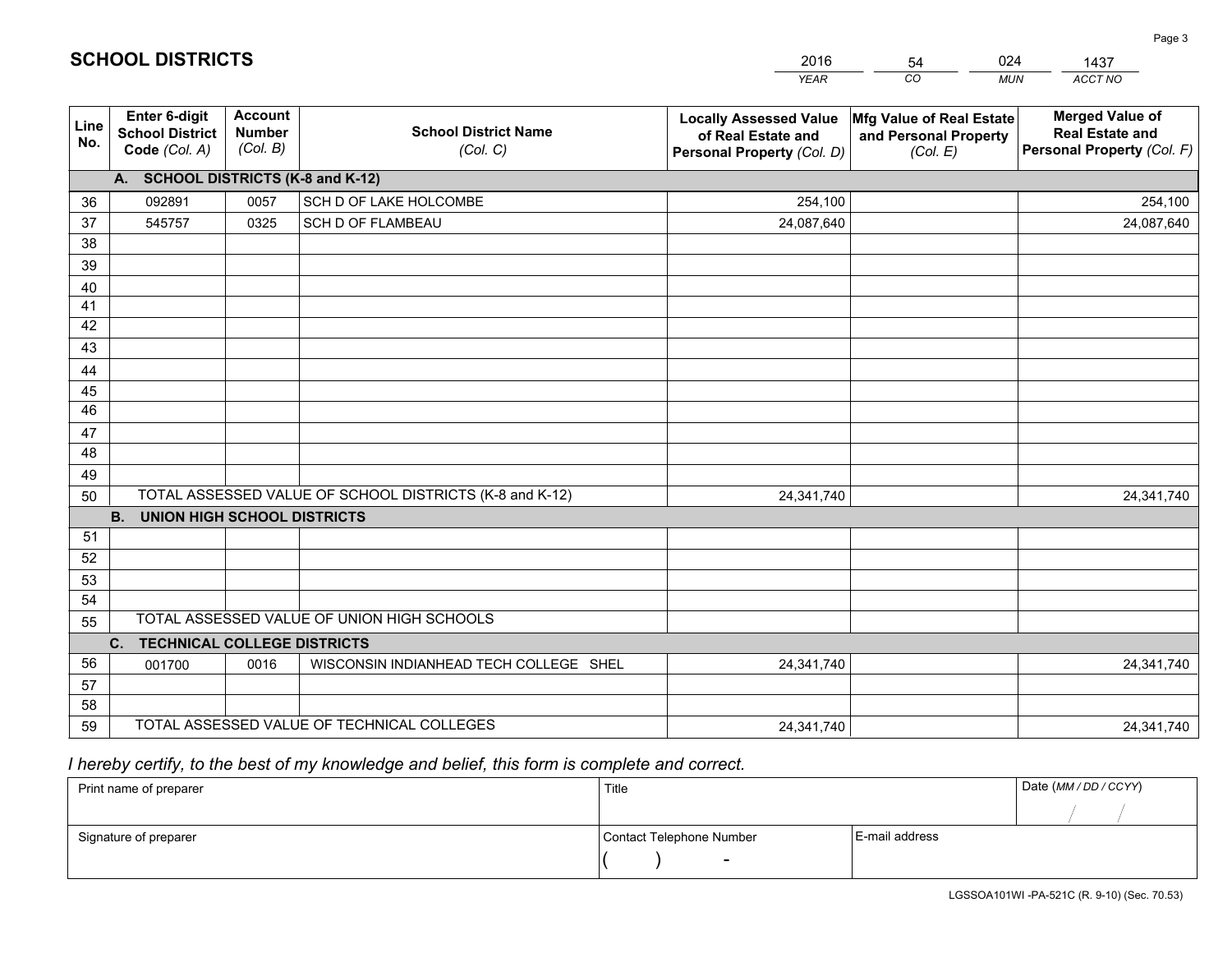# SCHOOL DISTRICTS

| 2016 | 54 | 024 | 1437 |
|---|---|---|---|
| *YEAR* | *CO* | *MUN* | *ACCT NO* |

| Line No. | Enter 6-digit School District Code *(Col. A)* | Account Number *(Col. B)* | School District Name *(Col. C)* | Locally Assessed Value of Real Estate and Personal Property *(Col. D)* | Mfg Value of Real Estate and Personal Property *(Col. E)* | Merged Value of Real Estate and Personal Property *(Col. F)* |
|---|---|---|---|---|---|---|
| | **A. SCHOOL DISTRICTS (K-8 and K-12)** | | | | | |
| 36 | 092891 | 0057 | SCH D OF LAKE HOLCOMBE | 254,100 | | 254,100 |
| 37 | 545757 | 0325 | SCH D OF FLAMBEAU | 24,087,640 | | 24,087,640 |
| 38 | | | | | | |
| 39 | | | | | | |
| 40 | | | | | | |
| 41 | | | | | | |
| 42 | | | | | | |
| 43 | | | | | | |
| 44 | | | | | | |
| 45 | | | | | | |
| 46 | | | | | | |
| 47 | | | | | | |
| 48 | | | | | | |
| 49 | | | | | | |
| 50 | TOTAL ASSESSED VALUE OF SCHOOL DISTRICTS (K-8 and K-12) | | | 24,341,740 | | 24,341,740 |
| | **B. UNION HIGH SCHOOL DISTRICTS** | | | | | |
| 51 | | | | | | |
| 52 | | | | | | |
| 53 | | | | | | |
| 54 | | | | | | |
| 55 | TOTAL ASSESSED VALUE OF UNION HIGH SCHOOLS | | | | | |
| | **C. TECHNICAL COLLEGE DISTRICTS** | | | | | |
| 56 | 001700 | 0016 | WISCONSIN INDIANHEAD TECH COLLEGE SHEL | 24,341,740 | | 24,341,740 |
| 57 | | | | | | |
| 58 | | | | | | |
| 59 | TOTAL ASSESSED VALUE OF TECHNICAL COLLEGES | | | 24,341,740 | | 24,341,740 |

*I hereby certify, to the best of my knowledge and belief, this form is complete and correct.*

| Print name of preparer | Title | | Date *(MM / DD / CCYY)* |
|---|---|---|---|
| | | | / / |
| Signature of preparer | Contact Telephone Number | E-mail address | |
| | ( ) - | | |

LGSSOA101WI -PA-521C (R. 9-10) (Sec. 70.53)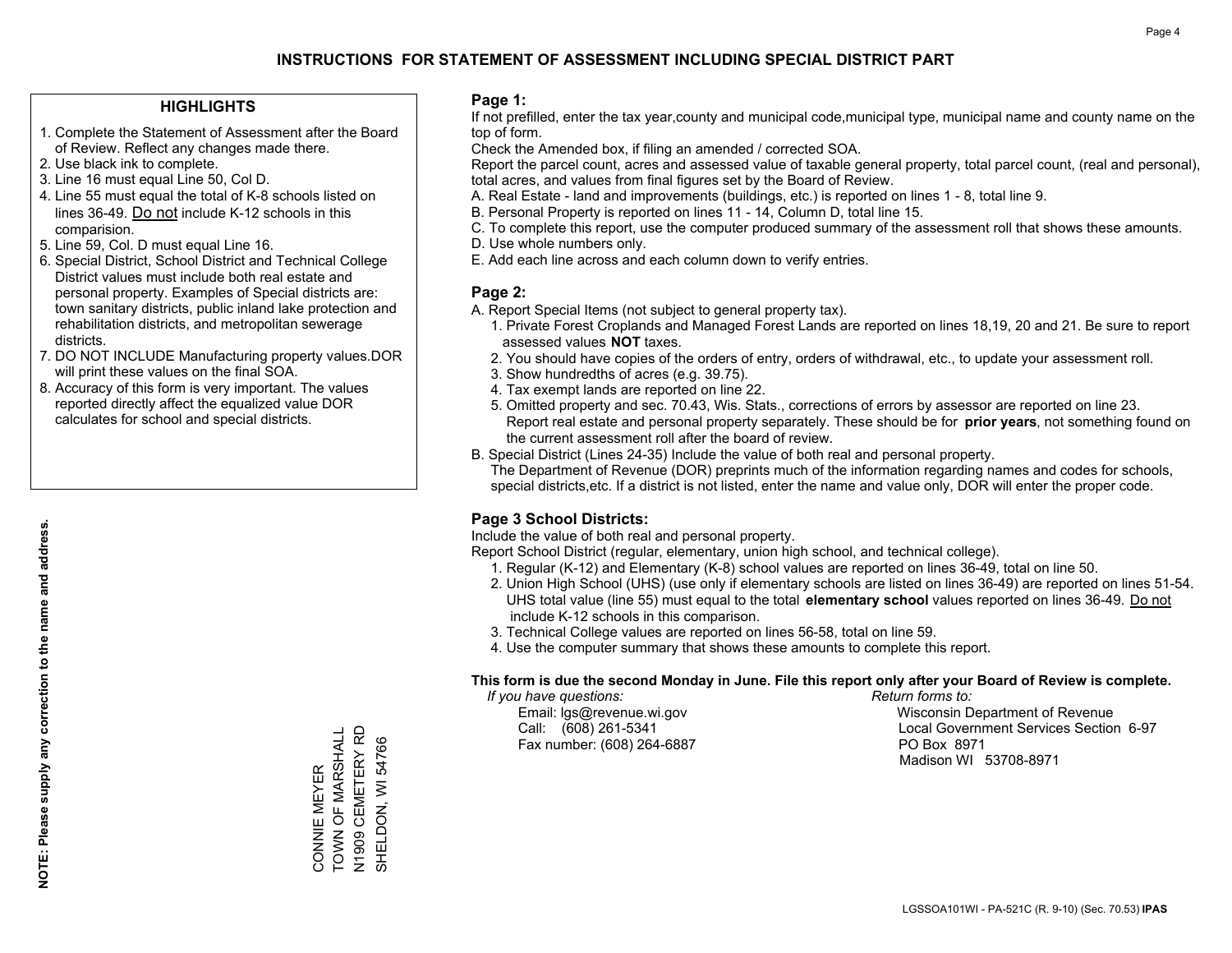# INSTRUCTIONS FOR STATEMENT OF ASSESSMENT INCLUDING SPECIAL DISTRICT PART

## HIGHLIGHTS

1. Complete the Statement of Assessment after the Board of Review. Reflect any changes made there.
2. Use black ink to complete.
3. Line 16 must equal Line 50, Col D.
4. Line 55 must equal the total of K-8 schools listed on lines 36-49. Do not include K-12 schools in this comparision.
5. Line 59, Col. D must equal Line 16.
6. Special District, School District and Technical College District values must include both real estate and personal property. Examples of Special districts are: town sanitary districts, public inland lake protection and rehabilitation districts, and metropolitan sewerage districts.
7. DO NOT INCLUDE Manufacturing property values.DOR will print these values on the final SOA.
8. Accuracy of this form is very important. The values reported directly affect the equalized value DOR calculates for school and special districts.

**NOTE: Please supply any correction to the name and address.**

CONNIE MEYER
TOWN OF MARSHALL
N1909 CEMETERY RD
SHELDON, WI 54766

## Page 1:

If not prefilled, enter the tax year,county and municipal code,municipal type, municipal name and county name on the top of form.

Check the Amended box, if filing an amended / corrected SOA.

Report the parcel count, acres and assessed value of taxable general property, total parcel count, (real and personal), total acres, and values from final figures set by the Board of Review.

A. Real Estate - land and improvements (buildings, etc.) is reported on lines 1 - 8, total line 9.
B. Personal Property is reported on lines 11 - 14, Column D, total line 15.
C. To complete this report, use the computer produced summary of the assessment roll that shows these amounts.
D. Use whole numbers only.
E. Add each line across and each column down to verify entries.

## Page 2:

A. Report Special Items (not subject to general property tax).
   1. Private Forest Croplands and Managed Forest Lands are reported on lines 18,19, 20 and 21. Be sure to report assessed values **NOT** taxes.
   2. You should have copies of the orders of entry, orders of withdrawal, etc., to update your assessment roll.
   3. Show hundredths of acres (e.g. 39.75).
   4. Tax exempt lands are reported on line 22.
   5. Omitted property and sec. 70.43, Wis. Stats., corrections of errors by assessor are reported on line 23. Report real estate and personal property separately. These should be for **prior years**, not something found on the current assessment roll after the board of review.
B. Special District (Lines 24-35) Include the value of both real and personal property.
   The Department of Revenue (DOR) preprints much of the information regarding names and codes for schools, special districts,etc. If a district is not listed, enter the name and value only, DOR will enter the proper code.

## Page 3 School Districts:

Include the value of both real and personal property.

Report School District (regular, elementary, union high school, and technical college).

1. Regular (K-12) and Elementary (K-8) school values are reported on lines 36-49, total on line 50.
2. Union High School (UHS) (use only if elementary schools are listed on lines 36-49) are reported on lines 51-54. UHS total value (line 55) must equal to the total **elementary school** values reported on lines 36-49. Do not include K-12 schools in this comparison.
3. Technical College values are reported on lines 56-58, total on line 59.
4. Use the computer summary that shows these amounts to complete this report.

**This form is due the second Monday in June. File this report only after your Board of Review is complete.**

*If you have questions:*
Email: lgs@revenue.wi.gov
Call: (608) 261-5341
Fax number: (608) 264-6887

*Return forms to:*
Wisconsin Department of Revenue
Local Government Services Section 6-97
PO Box 8971
Madison WI 53708-8971

LGSSOA101WI - PA-521C (R. 9-10) (Sec. 70.53) **IPAS**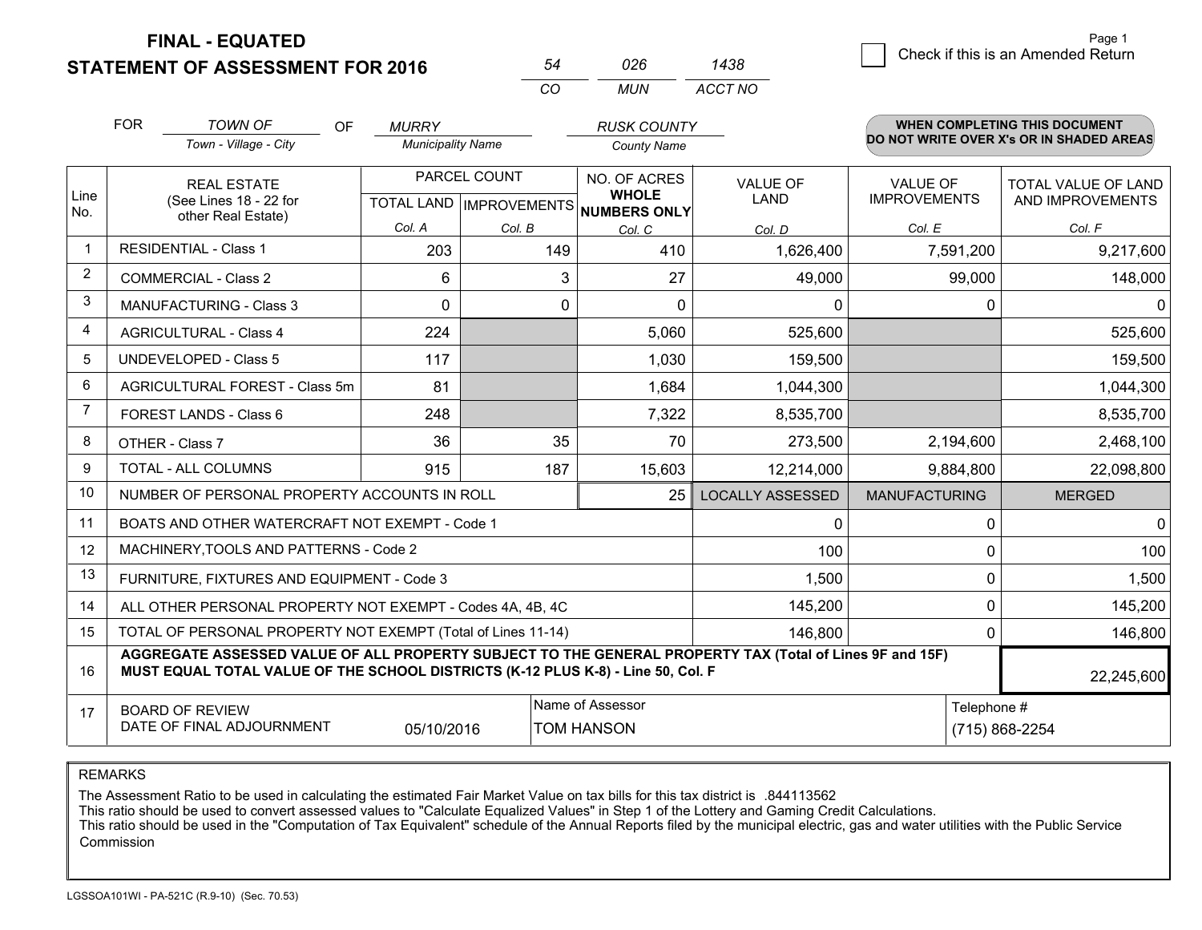**FINAL - EQUATED**
**STATEMENT OF ASSESSMENT FOR 2016**

| 54 | 026 | 1438 |
|---|---|---|
| CO | MUN | ACCT NO |

☐ Check if this is an Amended Return

FOR *TOWN OF* (Town - Village - City) OF *MURRY* (Municipality Name) *RUSK COUNTY* (County Name)

**WHEN COMPLETING THIS DOCUMENT DO NOT WRITE OVER X's OR IN SHADED AREAS**

| Line No. | REAL ESTATE (See Lines 18 - 22 for other Real Estate) | PARCEL COUNT TOTAL LAND Col. A | PARCEL COUNT IMPROVEMENTS Col. B | NO. OF ACRES WHOLE NUMBERS ONLY Col. C | VALUE OF LAND Col. D | VALUE OF IMPROVEMENTS Col. E | TOTAL VALUE OF LAND AND IMPROVEMENTS Col. F |
|---|---|---|---|---|---|---|---|
| 1 | RESIDENTIAL - Class 1 | 203 | 149 | 410 | 1,626,400 | 7,591,200 | 9,217,600 |
| 2 | COMMERCIAL - Class 2 | 6 | 3 | 27 | 49,000 | 99,000 | 148,000 |
| 3 | MANUFACTURING - Class 3 | 0 | 0 | 0 | 0 | 0 | 0 |
| 4 | AGRICULTURAL - Class 4 | 224 | | 5,060 | 525,600 | | 525,600 |
| 5 | UNDEVELOPED - Class 5 | 117 | | 1,030 | 159,500 | | 159,500 |
| 6 | AGRICULTURAL FOREST - Class 5m | 81 | | 1,684 | 1,044,300 | | 1,044,300 |
| 7 | FOREST LANDS - Class 6 | 248 | | 7,322 | 8,535,700 | | 8,535,700 |
| 8 | OTHER - Class 7 | 36 | 35 | 70 | 273,500 | 2,194,600 | 2,468,100 |
| 9 | TOTAL - ALL COLUMNS | 915 | 187 | 15,603 | 12,214,000 | 9,884,800 | 22,098,800 |
| 10 | NUMBER OF PERSONAL PROPERTY ACCOUNTS IN ROLL | | | 25 | LOCALLY ASSESSED | MANUFACTURING | MERGED |
| 11 | BOATS AND OTHER WATERCRAFT NOT EXEMPT - Code 1 | | | | 0 | 0 | 0 |
| 12 | MACHINERY,TOOLS AND PATTERNS - Code 2 | | | | 100 | 0 | 100 |
| 13 | FURNITURE, FIXTURES AND EQUIPMENT - Code 3 | | | | 1,500 | 0 | 1,500 |
| 14 | ALL OTHER PERSONAL PROPERTY NOT EXEMPT - Codes 4A, 4B, 4C | | | | 145,200 | 0 | 145,200 |
| 15 | TOTAL OF PERSONAL PROPERTY NOT EXEMPT (Total of Lines 11-14) | | | | 146,800 | 0 | 146,800 |
| 16 | **AGGREGATE ASSESSED VALUE OF ALL PROPERTY SUBJECT TO THE GENERAL PROPERTY TAX (Total of Lines 9F and 15F) MUST EQUAL TOTAL VALUE OF THE SCHOOL DISTRICTS (K-12 PLUS K-8) - Line 50, Col. F** | | | | | | 22,245,600 |
| 17 | BOARD OF REVIEW DATE OF FINAL ADJOURNMENT | 05/10/2016 | Name of Assessor | TOM HANSON | | Telephone # | (715) 868-2254 |

REMARKS

The Assessment Ratio to be used in calculating the estimated Fair Market Value on tax bills for this tax district is .844113562
This ratio should be used to convert assessed values to "Calculate Equalized Values" in Step 1 of the Lottery and Gaming Credit Calculations.
This ratio should be used in the "Computation of Tax Equivalent" schedule of the Annual Reports filed by the municipal electric, gas and water utilities with the Public Service Commission

LGSSOA101WI - PA-521C (R.9-10) (Sec. 70.53)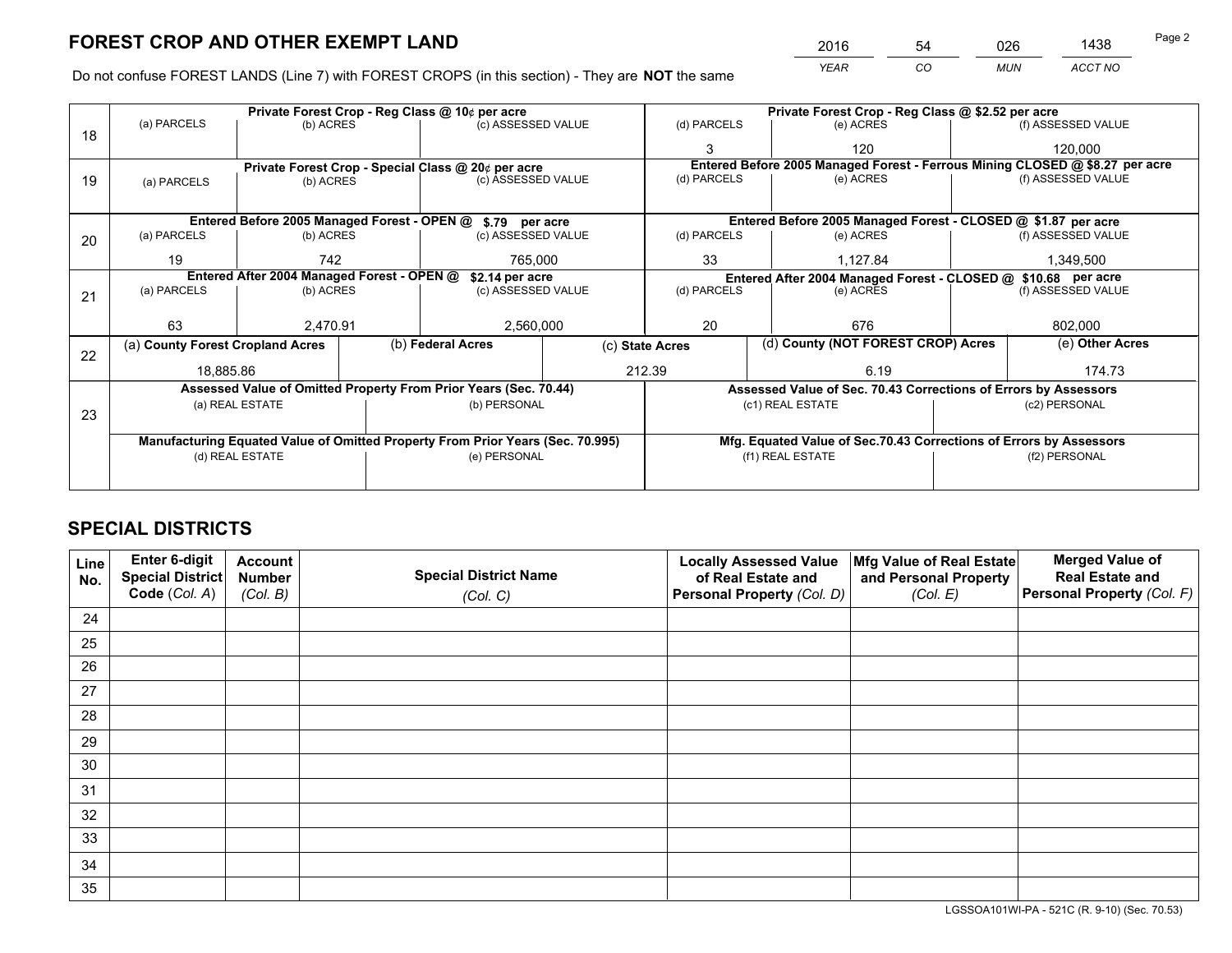# FOREST CROP AND OTHER EXEMPT LAND

| 2016 | 54 | 026 | 1438 |
|---|---|---|---|
| *YEAR* | *CO* | *MUN* | *ACCT NO* |

Do not confuse FOREST LANDS (Line 7) with FOREST CROPS (in this section) - They are **NOT** the same

| Line | Private Forest Crop - Reg Class @ 10¢ per acre | | | Private Forest Crop - Reg Class @ $2.52 per acre | | |
|---|---|---|---|---|---|---|
| 18 | (a) PARCELS | (b) ACRES | (c) ASSESSED VALUE | (d) PARCELS | (e) ACRES | (f) ASSESSED VALUE |
| | | | | 3 | 120 | 120,000 |
| | **Private Forest Crop - Special Class @ 20¢ per acre** | | | **Entered Before 2005 Managed Forest - Ferrous Mining CLOSED @ $8.27 per acre** | | |
| 19 | (a) PARCELS | (b) ACRES | (c) ASSESSED VALUE | (d) PARCELS | (e) ACRES | (f) ASSESSED VALUE |
| | | | | | | |
| | **Entered Before 2005 Managed Forest - OPEN @ $.79 per acre** | | | **Entered Before 2005 Managed Forest - CLOSED @ $1.87 per acre** | | |
| 20 | (a) PARCELS | (b) ACRES | (c) ASSESSED VALUE | (d) PARCELS | (e) ACRES | (f) ASSESSED VALUE |
| | 19 | 742 | 765,000 | 33 | 1,127.84 | 1,349,500 |
| | **Entered After 2004 Managed Forest - OPEN @ $2.14 per acre** | | | **Entered After 2004 Managed Forest - CLOSED @ $10.68 per acre** | | |
| 21 | (a) PARCELS | (b) ACRES | (c) ASSESSED VALUE | (d) PARCELS | (e) ACRES | (f) ASSESSED VALUE |
| | 63 | 2,470.91 | 2,560,000 | 20 | 676 | 802,000 |

| Line | (a) County Forest Cropland Acres | (b) Federal Acres | (c) State Acres | (d) County (NOT FOREST CROP) Acres | (e) Other Acres |
|---|---|---|---|---|---|
| 22 | 18,885.86 | | 212.39 | 6.19 | 174.73 |

| Line | Assessed Value of Omitted Property From Prior Years (Sec. 70.44) | | Assessed Value of Sec. 70.43 Corrections of Errors by Assessors | |
|---|---|---|---|---|
| 23 | (a) REAL ESTATE | (b) PERSONAL | (c1) REAL ESTATE | (c2) PERSONAL |
| | | | | |
| | **Manufacturing Equated Value of Omitted Property From Prior Years (Sec. 70.995)** | | **Mfg. Equated Value of Sec.70.43 Corrections of Errors by Assessors** | |
| | (d) REAL ESTATE | (e) PERSONAL | (f1) REAL ESTATE | (f2) PERSONAL |
| | | | | |

# SPECIAL DISTRICTS

| Line No. | Enter 6-digit Special District Code (*Col. A*) | Account Number (*Col. B*) | Special District Name (*Col. C*) | Locally Assessed Value of Real Estate and Personal Property (*Col. D*) | Mfg Value of Real Estate and Personal Property (*Col. E*) | Merged Value of Real Estate and Personal Property (*Col. F*) |
|---|---|---|---|---|---|---|
| 24 | | | | | | |
| 25 | | | | | | |
| 26 | | | | | | |
| 27 | | | | | | |
| 28 | | | | | | |
| 29 | | | | | | |
| 30 | | | | | | |
| 31 | | | | | | |
| 32 | | | | | | |
| 33 | | | | | | |
| 34 | | | | | | |
| 35 | | | | | | |

LGSSOA101WI-PA - 521C (R. 9-10) (Sec. 70.53)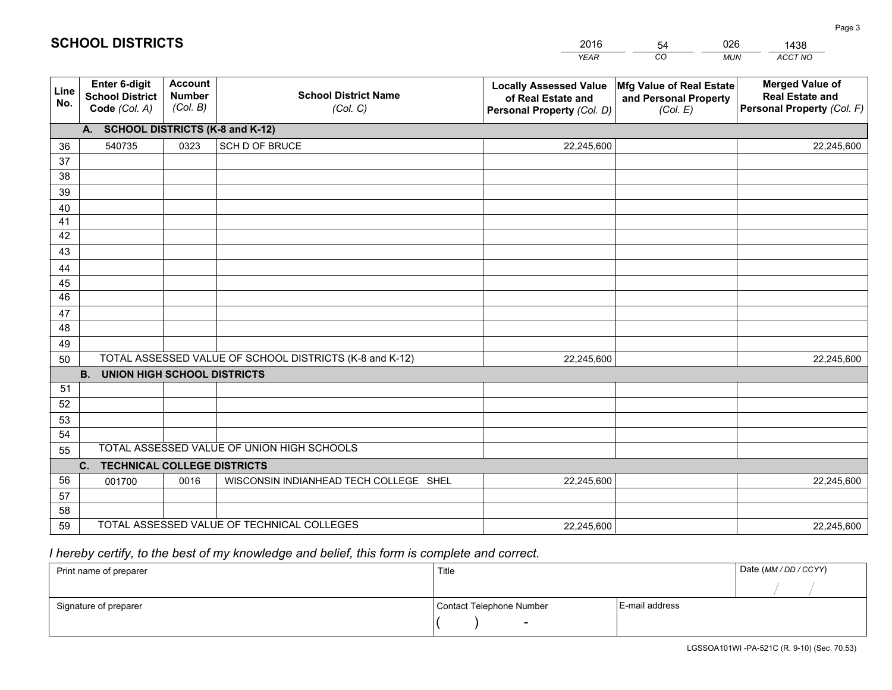# SCHOOL DISTRICTS

| 2016 | 54 | 026 | 1438 |
|---|---|---|---|
| *YEAR* | *CO* | *MUN* | *ACCT NO* |

| Line No. | Enter 6-digit School District Code *(Col. A)* | Account Number *(Col. B)* | School District Name *(Col. C)* | Locally Assessed Value of Real Estate and Personal Property *(Col. D)* | Mfg Value of Real Estate and Personal Property *(Col. E)* | Merged Value of Real Estate and Personal Property *(Col. F)* |
|---|---|---|---|---|---|---|
| | **A. SCHOOL DISTRICTS (K-8 and K-12)** | | | | | |
| 36 | 540735 | 0323 | SCH D OF BRUCE | 22,245,600 | | 22,245,600 |
| 37 | | | | | | |
| 38 | | | | | | |
| 39 | | | | | | |
| 40 | | | | | | |
| 41 | | | | | | |
| 42 | | | | | | |
| 43 | | | | | | |
| 44 | | | | | | |
| 45 | | | | | | |
| 46 | | | | | | |
| 47 | | | | | | |
| 48 | | | | | | |
| 49 | | | | | | |
| 50 | TOTAL ASSESSED VALUE OF SCHOOL DISTRICTS (K-8 and K-12) | | | 22,245,600 | | 22,245,600 |
| | **B. UNION HIGH SCHOOL DISTRICTS** | | | | | |
| 51 | | | | | | |
| 52 | | | | | | |
| 53 | | | | | | |
| 54 | | | | | | |
| 55 | TOTAL ASSESSED VALUE OF UNION HIGH SCHOOLS | | | | | |
| | **C. TECHNICAL COLLEGE DISTRICTS** | | | | | |
| 56 | 001700 | 0016 | WISCONSIN INDIANHEAD TECH COLLEGE SHEL | 22,245,600 | | 22,245,600 |
| 57 | | | | | | |
| 58 | | | | | | |
| 59 | TOTAL ASSESSED VALUE OF TECHNICAL COLLEGES | | | 22,245,600 | | 22,245,600 |

*I hereby certify, to the best of my knowledge and belief, this form is complete and correct.*

| Print name of preparer | Title | | Date *(MM / DD / CCYY)* |
|---|---|---|---|
| | | | / / |
| Signature of preparer | Contact Telephone Number | E-mail address | |
| | ( ) - | | |

LGSSOA101WI -PA-521C (R. 9-10) (Sec. 70.53)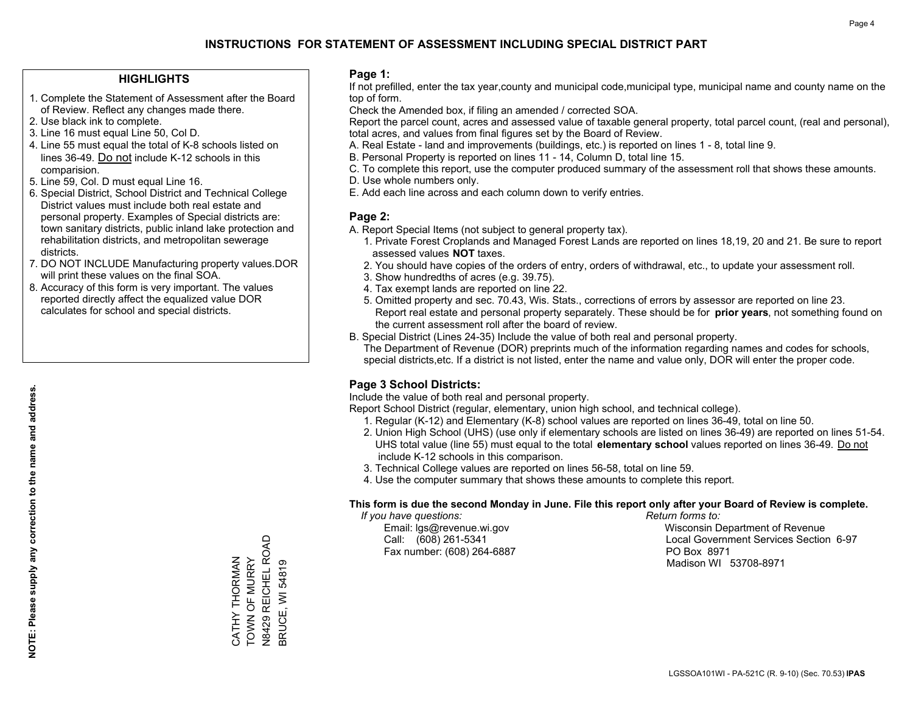# INSTRUCTIONS FOR STATEMENT OF ASSESSMENT INCLUDING SPECIAL DISTRICT PART

## HIGHLIGHTS

1. Complete the Statement of Assessment after the Board of Review. Reflect any changes made there.
2. Use black ink to complete.
3. Line 16 must equal Line 50, Col D.
4. Line 55 must equal the total of K-8 schools listed on lines 36-49. Do not include K-12 schools in this comparision.
5. Line 59, Col. D must equal Line 16.
6. Special District, School District and Technical College District values must include both real estate and personal property. Examples of Special districts are: town sanitary districts, public inland lake protection and rehabilitation districts, and metropolitan sewerage districts.
7. DO NOT INCLUDE Manufacturing property values.DOR will print these values on the final SOA.
8. Accuracy of this form is very important. The values reported directly affect the equalized value DOR calculates for school and special districts.

**NOTE: Please supply any correction to the name and address.**

CATHY THORMAN
TOWN OF MURRY
N8429 REICHEL ROAD
BRUCE, WI 54819

## Page 1:

If not prefilled, enter the tax year,county and municipal code,municipal type, municipal name and county name on the top of form.

Check the Amended box, if filing an amended / corrected SOA.

Report the parcel count, acres and assessed value of taxable general property, total parcel count, (real and personal), total acres, and values from final figures set by the Board of Review.

A. Real Estate - land and improvements (buildings, etc.) is reported on lines 1 - 8, total line 9.
B. Personal Property is reported on lines 11 - 14, Column D, total line 15.
C. To complete this report, use the computer produced summary of the assessment roll that shows these amounts.
D. Use whole numbers only.
E. Add each line across and each column down to verify entries.

## Page 2:

A. Report Special Items (not subject to general property tax).
   1. Private Forest Croplands and Managed Forest Lands are reported on lines 18,19, 20 and 21. Be sure to report assessed values **NOT** taxes.
   2. You should have copies of the orders of entry, orders of withdrawal, etc., to update your assessment roll.
   3. Show hundredths of acres (e.g. 39.75).
   4. Tax exempt lands are reported on line 22.
   5. Omitted property and sec. 70.43, Wis. Stats., corrections of errors by assessor are reported on line 23. Report real estate and personal property separately. These should be for **prior years**, not something found on the current assessment roll after the board of review.
B. Special District (Lines 24-35) Include the value of both real and personal property.
   The Department of Revenue (DOR) preprints much of the information regarding names and codes for schools, special districts,etc. If a district is not listed, enter the name and value only, DOR will enter the proper code.

## Page 3 School Districts:

Include the value of both real and personal property.

Report School District (regular, elementary, union high school, and technical college).

1. Regular (K-12) and Elementary (K-8) school values are reported on lines 36-49, total on line 50.
2. Union High School (UHS) (use only if elementary schools are listed on lines 36-49) are reported on lines 51-54. UHS total value (line 55) must equal to the total **elementary school** values reported on lines 36-49. Do not include K-12 schools in this comparison.
3. Technical College values are reported on lines 56-58, total on line 59.
4. Use the computer summary that shows these amounts to complete this report.

**This form is due the second Monday in June. File this report only after your Board of Review is complete.**

*If you have questions:*
Email: lgs@revenue.wi.gov
Call: (608) 261-5341
Fax number: (608) 264-6887

*Return forms to:*
Wisconsin Department of Revenue
Local Government Services Section 6-97
PO Box 8971
Madison WI 53708-8971

LGSSOA101WI - PA-521C (R. 9-10) (Sec. 70.53) **IPAS**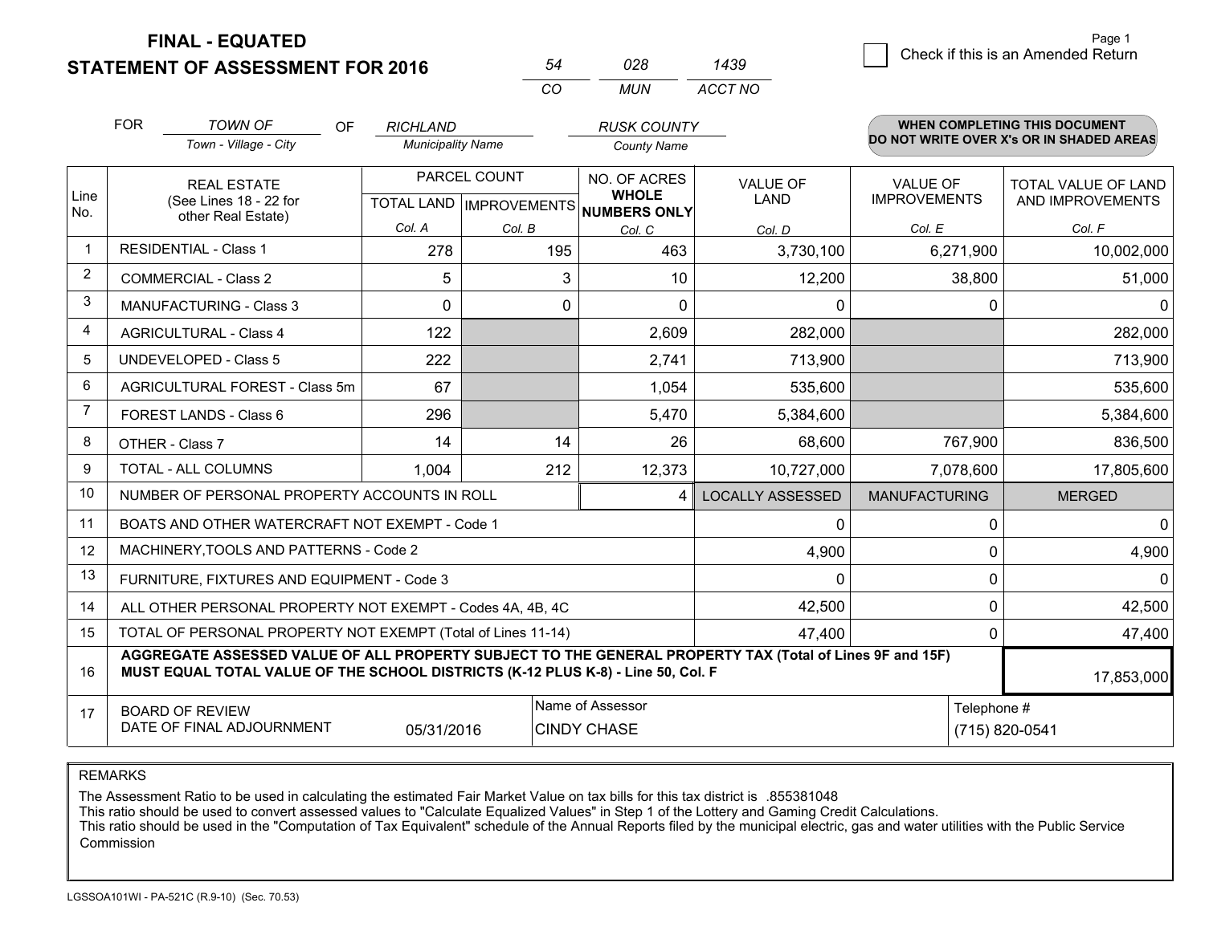# FINAL - EQUATED
## STATEMENT OF ASSESSMENT FOR 2016

| 54 | 028 | 1439 |
|---|---|---|
| CO | MUN | ACCT NO |

Check if this is an Amended Return

FOR *TOWN OF* (Town - Village - City) OF *RICHLAND* (Municipality Name) *RUSK COUNTY* (County Name)

**WHEN COMPLETING THIS DOCUMENT DO NOT WRITE OVER X's OR IN SHADED AREAS**

| Line No. | REAL ESTATE (See Lines 18 - 22 for other Real Estate) | PARCEL COUNT TOTAL LAND Col. A | PARCEL COUNT IMPROVEMENTS Col. B | NO. OF ACRES WHOLE NUMBERS ONLY Col. C | VALUE OF LAND Col. D | VALUE OF IMPROVEMENTS Col. E | TOTAL VALUE OF LAND AND IMPROVEMENTS Col. F |
|---|---|---|---|---|---|---|---|
| 1 | RESIDENTIAL - Class 1 | 278 | 195 | 463 | 3,730,100 | 6,271,900 | 10,002,000 |
| 2 | COMMERCIAL - Class 2 | 5 | 3 | 10 | 12,200 | 38,800 | 51,000 |
| 3 | MANUFACTURING - Class 3 | 0 | 0 | 0 | 0 | 0 | 0 |
| 4 | AGRICULTURAL - Class 4 | 122 | | 2,609 | 282,000 | | 282,000 |
| 5 | UNDEVELOPED - Class 5 | 222 | | 2,741 | 713,900 | | 713,900 |
| 6 | AGRICULTURAL FOREST - Class 5m | 67 | | 1,054 | 535,600 | | 535,600 |
| 7 | FOREST LANDS - Class 6 | 296 | | 5,470 | 5,384,600 | | 5,384,600 |
| 8 | OTHER - Class 7 | 14 | 14 | 26 | 68,600 | 767,900 | 836,500 |
| 9 | TOTAL - ALL COLUMNS | 1,004 | 212 | 12,373 | 10,727,000 | 7,078,600 | 17,805,600 |
| 10 | NUMBER OF PERSONAL PROPERTY ACCOUNTS IN ROLL | | | 4 | LOCALLY ASSESSED | MANUFACTURING | MERGED |
| 11 | BOATS AND OTHER WATERCRAFT NOT EXEMPT - Code 1 | | | | 0 | 0 | 0 |
| 12 | MACHINERY,TOOLS AND PATTERNS - Code 2 | | | | 4,900 | 0 | 4,900 |
| 13 | FURNITURE, FIXTURES AND EQUIPMENT - Code 3 | | | | 0 | 0 | 0 |
| 14 | ALL OTHER PERSONAL PROPERTY NOT EXEMPT - Codes 4A, 4B, 4C | | | | 42,500 | 0 | 42,500 |
| 15 | TOTAL OF PERSONAL PROPERTY NOT EXEMPT (Total of Lines 11-14) | | | | 47,400 | 0 | 47,400 |
| 16 | **AGGREGATE ASSESSED VALUE OF ALL PROPERTY SUBJECT TO THE GENERAL PROPERTY TAX (Total of Lines 9F and 15F) MUST EQUAL TOTAL VALUE OF THE SCHOOL DISTRICTS (K-12 PLUS K-8) - Line 50, Col. F** | | | | | | 17,853,000 |
| 17 | BOARD OF REVIEW DATE OF FINAL ADJOURNMENT | 05/31/2016 | | Name of Assessor: CINDY CHASE | | | Telephone #: (715) 820-0541 |

REMARKS

The Assessment Ratio to be used in calculating the estimated Fair Market Value on tax bills for this tax district is .855381048
This ratio should be used to convert assessed values to "Calculate Equalized Values" in Step 1 of the Lottery and Gaming Credit Calculations.
This ratio should be used in the "Computation of Tax Equivalent" schedule of the Annual Reports filed by the municipal electric, gas and water utilities with the Public Service Commission

LGSSOA101WI - PA-521C (R.9-10) (Sec. 70.53)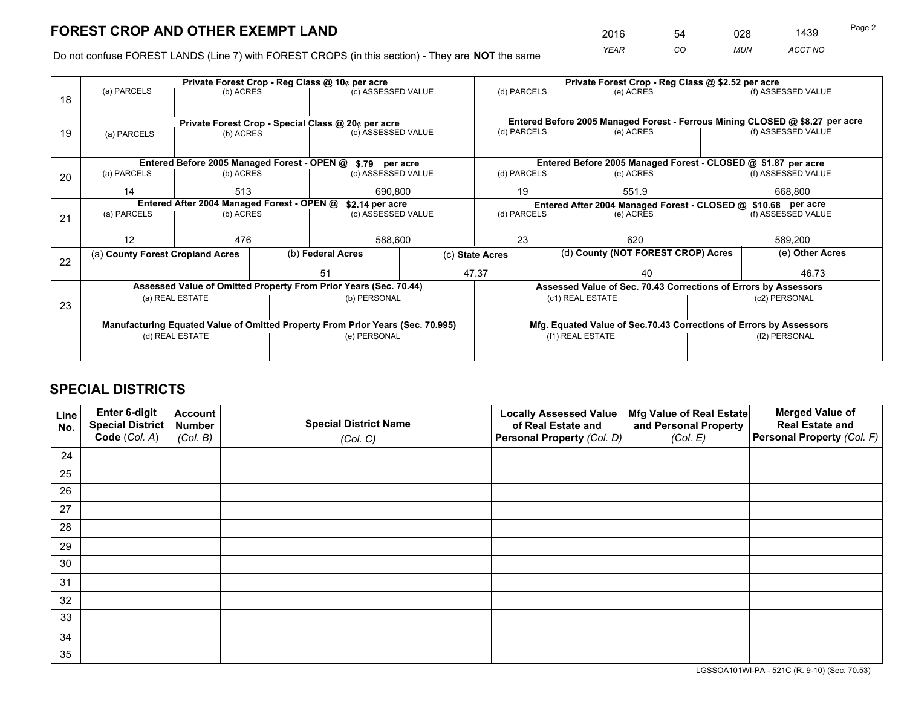# FOREST CROP AND OTHER EXEMPT LAND

| 2016 | 54 | 028 | 1439 |
|---|---|---|---|
| *YEAR* | *CO* | *MUN* | *ACCT NO* |

Do not confuse FOREST LANDS (Line 7) with FOREST CROPS (in this section) - They are **NOT** the same

| Line | Private Forest Crop - Reg Class @ 10¢ per acre | | | Private Forest Crop - Reg Class @ $2.52 per acre | | |
|---|---|---|---|---|---|---|
| 18 | (a) PARCELS | (b) ACRES | (c) ASSESSED VALUE | (d) PARCELS | (e) ACRES | (f) ASSESSED VALUE |
| | | | | | | |
| | **Private Forest Crop - Special Class @ 20¢ per acre** | | | **Entered Before 2005 Managed Forest - Ferrous Mining CLOSED @ $8.27 per acre** | | |
| 19 | (a) PARCELS | (b) ACRES | (c) ASSESSED VALUE | (d) PARCELS | (e) ACRES | (f) ASSESSED VALUE |
| | | | | | | |
| | **Entered Before 2005 Managed Forest - OPEN @ $.79 per acre** | | | **Entered Before 2005 Managed Forest - CLOSED @ $1.87 per acre** | | |
| 20 | (a) PARCELS | (b) ACRES | (c) ASSESSED VALUE | (d) PARCELS | (e) ACRES | (f) ASSESSED VALUE |
| | 14 | 513 | 690,800 | 19 | 551.9 | 668,800 |
| | **Entered After 2004 Managed Forest - OPEN @ $2.14 per acre** | | | **Entered After 2004 Managed Forest - CLOSED @ $10.68 per acre** | | |
| 21 | (a) PARCELS | (b) ACRES | (c) ASSESSED VALUE | (d) PARCELS | (e) ACRES | (f) ASSESSED VALUE |
| | 12 | 476 | 588,600 | 23 | 620 | 589,200 |

| Line | (a) County Forest Cropland Acres | (b) Federal Acres | (c) State Acres | (d) County (NOT FOREST CROP) Acres | (e) Other Acres |
|---|---|---|---|---|---|
| 22 | | 51 | 47.37 | 40 | 46.73 |

| Line | Assessed Value of Omitted Property From Prior Years (Sec. 70.44) | | Assessed Value of Sec. 70.43 Corrections of Errors by Assessors | |
|---|---|---|---|---|
| 23 | (a) REAL ESTATE | (b) PERSONAL | (c1) REAL ESTATE | (c2) PERSONAL |
| | | | | |
| | **Manufacturing Equated Value of Omitted Property From Prior Years (Sec. 70.995)** | | **Mfg. Equated Value of Sec.70.43 Corrections of Errors by Assessors** | |
| | (d) REAL ESTATE | (e) PERSONAL | (f1) REAL ESTATE | (f2) PERSONAL |
| | | | | |

## SPECIAL DISTRICTS

| Line No. | Enter 6-digit Special District Code (*Col. A*) | Account Number (*Col. B*) | Special District Name (*Col. C*) | Locally Assessed Value of Real Estate and Personal Property (*Col. D*) | Mfg Value of Real Estate and Personal Property (*Col. E*) | Merged Value of Real Estate and Personal Property (*Col. F*) |
|---|---|---|---|---|---|---|
| 24 | | | | | | |
| 25 | | | | | | |
| 26 | | | | | | |
| 27 | | | | | | |
| 28 | | | | | | |
| 29 | | | | | | |
| 30 | | | | | | |
| 31 | | | | | | |
| 32 | | | | | | |
| 33 | | | | | | |
| 34 | | | | | | |
| 35 | | | | | | |

LGSSOA101WI-PA - 521C (R. 9-10) (Sec. 70.53)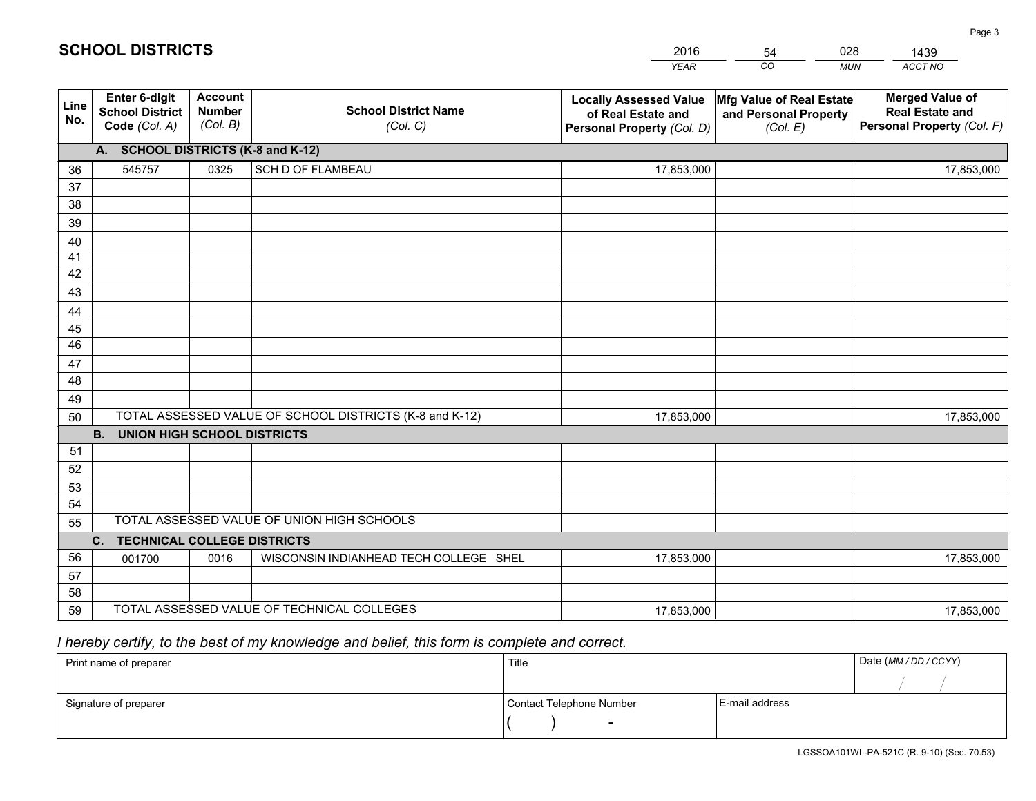# SCHOOL DISTRICTS

| 2016 | 54 | 028 | 1439 |
|---|---|---|---|
| YEAR | CO | MUN | ACCT NO |

| Line No. | Enter 6-digit School District Code (Col. A) | Account Number (Col. B) | School District Name (Col. C) | Locally Assessed Value of Real Estate and Personal Property (Col. D) | Mfg Value of Real Estate and Personal Property (Col. E) | Merged Value of Real Estate and Personal Property (Col. F) |
|---|---|---|---|---|---|---|
| | **A. SCHOOL DISTRICTS (K-8 and K-12)** | | | | | |
| 36 | 545757 | 0325 | SCH D OF FLAMBEAU | 17,853,000 | | 17,853,000 |
| 37 | | | | | | |
| 38 | | | | | | |
| 39 | | | | | | |
| 40 | | | | | | |
| 41 | | | | | | |
| 42 | | | | | | |
| 43 | | | | | | |
| 44 | | | | | | |
| 45 | | | | | | |
| 46 | | | | | | |
| 47 | | | | | | |
| 48 | | | | | | |
| 49 | | | | | | |
| 50 | TOTAL ASSESSED VALUE OF SCHOOL DISTRICTS (K-8 and K-12) | | | 17,853,000 | | 17,853,000 |
| | **B. UNION HIGH SCHOOL DISTRICTS** | | | | | |
| 51 | | | | | | |
| 52 | | | | | | |
| 53 | | | | | | |
| 54 | | | | | | |
| 55 | TOTAL ASSESSED VALUE OF UNION HIGH SCHOOLS | | | | | |
| | **C. TECHNICAL COLLEGE DISTRICTS** | | | | | |
| 56 | 001700 | 0016 | WISCONSIN INDIANHEAD TECH COLLEGE SHEL | 17,853,000 | | 17,853,000 |
| 57 | | | | | | |
| 58 | | | | | | |
| 59 | TOTAL ASSESSED VALUE OF TECHNICAL COLLEGES | | | 17,853,000 | | 17,853,000 |

*I hereby certify, to the best of my knowledge and belief, this form is complete and correct.*

| Print name of preparer | Title | | Date (MM / DD / CCYY) |
|---|---|---|---|
| | | | / / |
| Signature of preparer | Contact Telephone Number | E-mail address | |
| | ( ) - | | |

LGSSOA101WI -PA-521C (R. 9-10) (Sec. 70.53)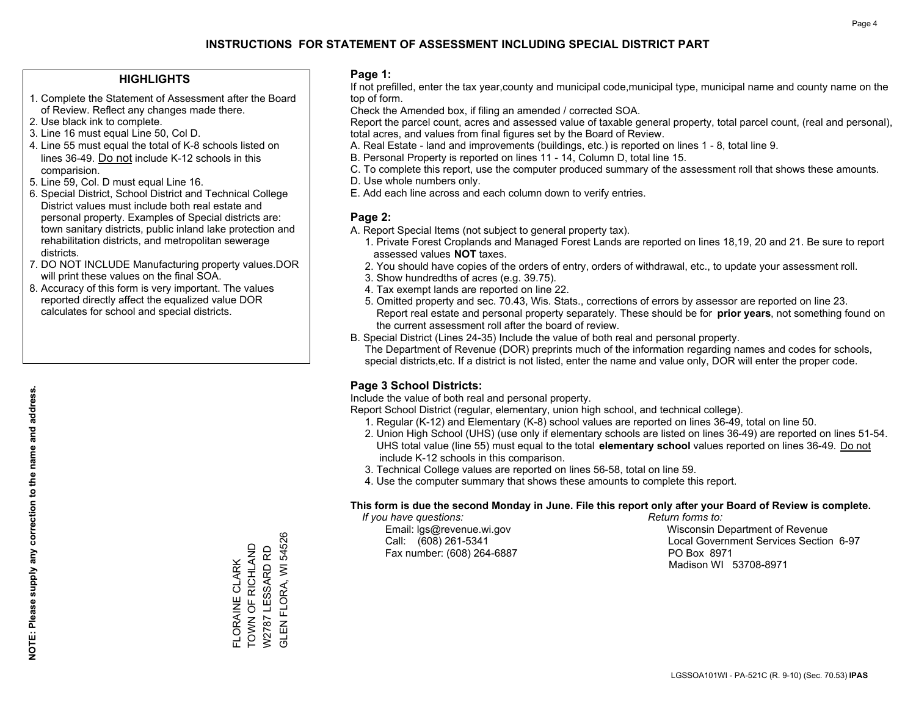# INSTRUCTIONS FOR STATEMENT OF ASSESSMENT INCLUDING SPECIAL DISTRICT PART

## HIGHLIGHTS

1. Complete the Statement of Assessment after the Board of Review. Reflect any changes made there.
2. Use black ink to complete.
3. Line 16 must equal Line 50, Col D.
4. Line 55 must equal the total of K-8 schools listed on lines 36-49. Do not include K-12 schools in this comparision.
5. Line 59, Col. D must equal Line 16.
6. Special District, School District and Technical College District values must include both real estate and personal property. Examples of Special districts are: town sanitary districts, public inland lake protection and rehabilitation districts, and metropolitan sewerage districts.
7. DO NOT INCLUDE Manufacturing property values.DOR will print these values on the final SOA.
8. Accuracy of this form is very important. The values reported directly affect the equalized value DOR calculates for school and special districts.

**NOTE: Please supply any correction to the name and address.**

FLORAINE CLARK
TOWN OF RICHLAND
W2787 LESSARD RD
GLEN FLORA, WI 54526

## Page 1:

If not prefilled, enter the tax year,county and municipal code,municipal type, municipal name and county name on the top of form.

Check the Amended box, if filing an amended / corrected SOA.

Report the parcel count, acres and assessed value of taxable general property, total parcel count, (real and personal), total acres, and values from final figures set by the Board of Review.

A. Real Estate - land and improvements (buildings, etc.) is reported on lines 1 - 8, total line 9.
B. Personal Property is reported on lines 11 - 14, Column D, total line 15.
C. To complete this report, use the computer produced summary of the assessment roll that shows these amounts.
D. Use whole numbers only.
E. Add each line across and each column down to verify entries.

## Page 2:

A. Report Special Items (not subject to general property tax).
   1. Private Forest Croplands and Managed Forest Lands are reported on lines 18,19, 20 and 21. Be sure to report assessed values **NOT** taxes.
   2. You should have copies of the orders of entry, orders of withdrawal, etc., to update your assessment roll.
   3. Show hundredths of acres (e.g. 39.75).
   4. Tax exempt lands are reported on line 22.
   5. Omitted property and sec. 70.43, Wis. Stats., corrections of errors by assessor are reported on line 23. Report real estate and personal property separately. These should be for **prior years**, not something found on the current assessment roll after the board of review.
B. Special District (Lines 24-35) Include the value of both real and personal property.
   The Department of Revenue (DOR) preprints much of the information regarding names and codes for schools, special districts,etc. If a district is not listed, enter the name and value only, DOR will enter the proper code.

## Page 3 School Districts:

Include the value of both real and personal property.

Report School District (regular, elementary, union high school, and technical college).

1. Regular (K-12) and Elementary (K-8) school values are reported on lines 36-49, total on line 50.
2. Union High School (UHS) (use only if elementary schools are listed on lines 36-49) are reported on lines 51-54. UHS total value (line 55) must equal to the total **elementary school** values reported on lines 36-49. Do not include K-12 schools in this comparison.
3. Technical College values are reported on lines 56-58, total on line 59.
4. Use the computer summary that shows these amounts to complete this report.

**This form is due the second Monday in June. File this report only after your Board of Review is complete.**

*If you have questions:*
Email: lgs@revenue.wi.gov
Call: (608) 261-5341
Fax number: (608) 264-6887

*Return forms to:*
Wisconsin Department of Revenue
Local Government Services Section 6-97
PO Box 8971
Madison WI 53708-8971

LGSSOA101WI - PA-521C (R. 9-10) (Sec. 70.53) **IPAS**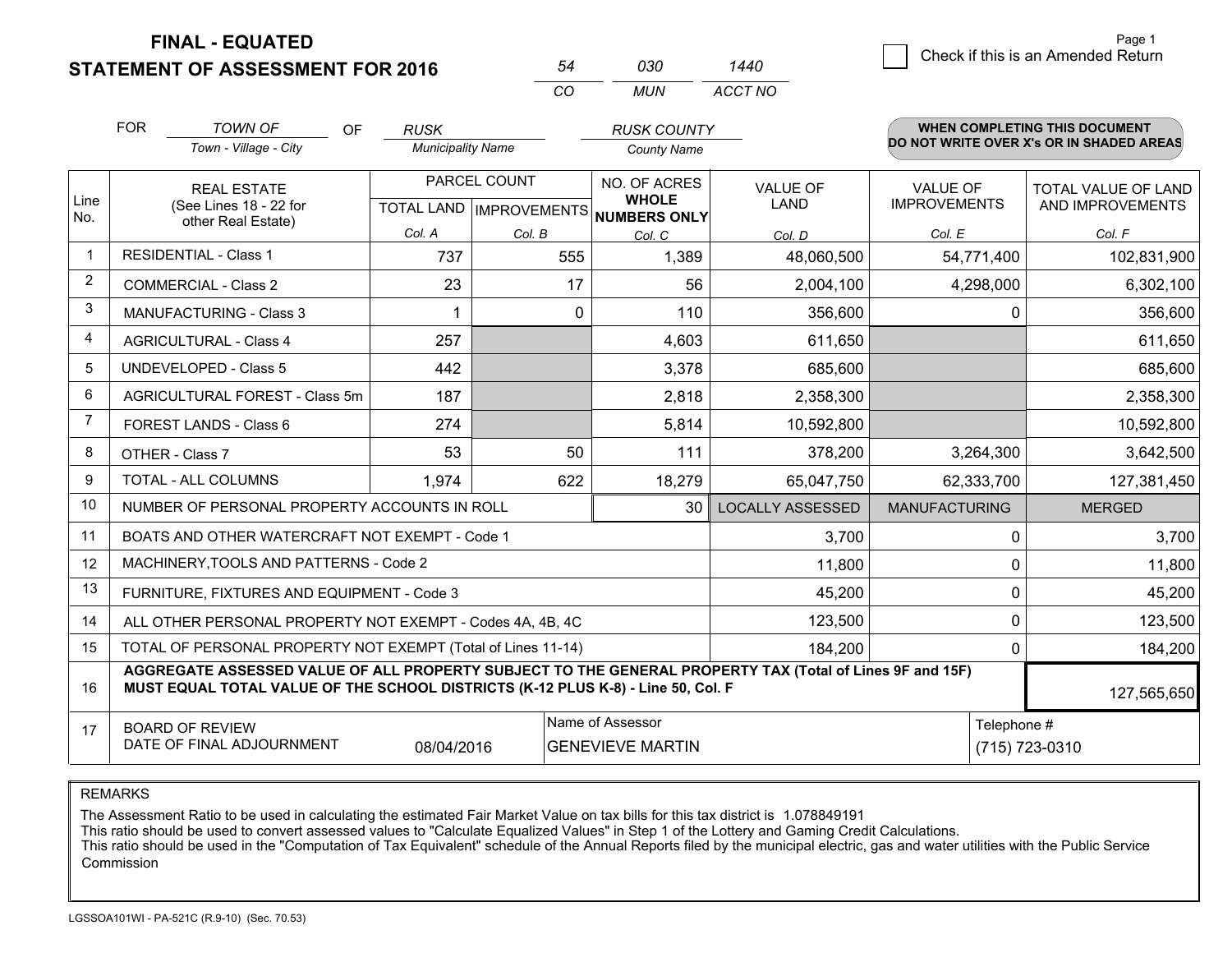**FINAL - EQUATED**

**STATEMENT OF ASSESSMENT FOR 2016**

| 54 | 030 | 1440 |
|---|---|---|
| CO | MUN | ACCT NO |

Page 1

☐ Check if this is an Amended Return

FOR *TOWN OF* (Town - Village - City) OF *RUSK* (Municipality Name) *RUSK COUNTY* (County Name)

**WHEN COMPLETING THIS DOCUMENT DO NOT WRITE OVER X's OR IN SHADED AREAS**

| Line No. | REAL ESTATE (See Lines 18 - 22 for other Real Estate) | PARCEL COUNT TOTAL LAND Col. A | IMPROVEMENTS Col. B | NO. OF ACRES WHOLE NUMBERS ONLY Col. C | VALUE OF LAND Col. D | VALUE OF IMPROVEMENTS Col. E | TOTAL VALUE OF LAND AND IMPROVEMENTS Col. F |
|---|---|---|---|---|---|---|---|
| 1 | RESIDENTIAL - Class 1 | 737 | 555 | 1,389 | 48,060,500 | 54,771,400 | 102,831,900 |
| 2 | COMMERCIAL - Class 2 | 23 | 17 | 56 | 2,004,100 | 4,298,000 | 6,302,100 |
| 3 | MANUFACTURING - Class 3 | 1 | 0 | 110 | 356,600 | 0 | 356,600 |
| 4 | AGRICULTURAL - Class 4 | 257 | | 4,603 | 611,650 | | 611,650 |
| 5 | UNDEVELOPED - Class 5 | 442 | | 3,378 | 685,600 | | 685,600 |
| 6 | AGRICULTURAL FOREST - Class 5m | 187 | | 2,818 | 2,358,300 | | 2,358,300 |
| 7 | FOREST LANDS - Class 6 | 274 | | 5,814 | 10,592,800 | | 10,592,800 |
| 8 | OTHER - Class 7 | 53 | 50 | 111 | 378,200 | 3,264,300 | 3,642,500 |
| 9 | TOTAL - ALL COLUMNS | 1,974 | 622 | 18,279 | 65,047,750 | 62,333,700 | 127,381,450 |
| 10 | NUMBER OF PERSONAL PROPERTY ACCOUNTS IN ROLL | | | 30 | LOCALLY ASSESSED | MANUFACTURING | MERGED |
| 11 | BOATS AND OTHER WATERCRAFT NOT EXEMPT - Code 1 | | | | 3,700 | 0 | 3,700 |
| 12 | MACHINERY,TOOLS AND PATTERNS - Code 2 | | | | 11,800 | 0 | 11,800 |
| 13 | FURNITURE, FIXTURES AND EQUIPMENT - Code 3 | | | | 45,200 | 0 | 45,200 |
| 14 | ALL OTHER PERSONAL PROPERTY NOT EXEMPT - Codes 4A, 4B, 4C | | | | 123,500 | 0 | 123,500 |
| 15 | TOTAL OF PERSONAL PROPERTY NOT EXEMPT (Total of Lines 11-14) | | | | 184,200 | 0 | 184,200 |
| 16 | **AGGREGATE ASSESSED VALUE OF ALL PROPERTY SUBJECT TO THE GENERAL PROPERTY TAX (Total of Lines 9F and 15F) MUST EQUAL TOTAL VALUE OF THE SCHOOL DISTRICTS (K-12 PLUS K-8) - Line 50, Col. F** | | | | | | 127,565,650 |
| 17 | BOARD OF REVIEW DATE OF FINAL ADJOURNMENT | 08/04/2016 | | Name of Assessor: GENEVIEVE MARTIN | | Telephone #: (715) 723-0310 | |

REMARKS

The Assessment Ratio to be used in calculating the estimated Fair Market Value on tax bills for this tax district is 1.078849191
This ratio should be used to convert assessed values to "Calculate Equalized Values" in Step 1 of the Lottery and Gaming Credit Calculations.
This ratio should be used in the "Computation of Tax Equivalent" schedule of the Annual Reports filed by the municipal electric, gas and water utilities with the Public Service Commission

LGSSOA101WI - PA-521C (R.9-10) (Sec. 70.53)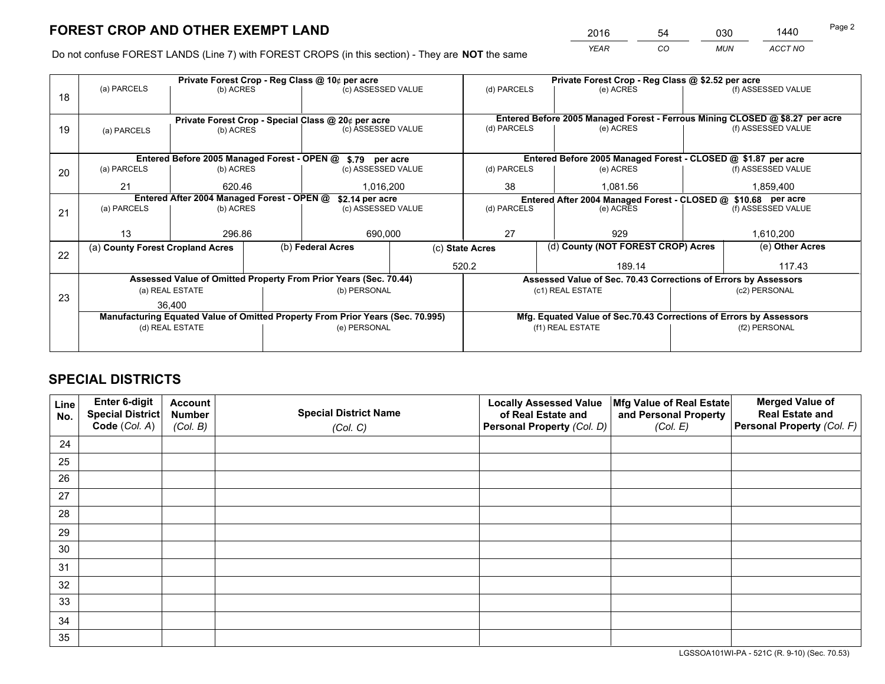# FOREST CROP AND OTHER EXEMPT LAND

| YEAR | CO | MUN | ACCT NO |
|---|---|---|---|
| 2016 | 54 | 030 | 1440 |

Do not confuse FOREST LANDS (Line 7) with FOREST CROPS (in this section) - They are **NOT** the same

| Line | | | | | | |
|---|---|---|---|---|---|---|
| 18 | Private Forest Crop - Reg Class @ 10¢ per acre | | | Private Forest Crop - Reg Class @ $2.52 per acre | | |
| | (a) PARCELS | (b) ACRES | (c) ASSESSED VALUE | (d) PARCELS | (e) ACRES | (f) ASSESSED VALUE |
| | | | | | | |
| 19 | Private Forest Crop - Special Class @ 20¢ per acre | | | Entered Before 2005 Managed Forest - Ferrous Mining CLOSED @ $8.27 per acre | | |
| | (a) PARCELS | (b) ACRES | (c) ASSESSED VALUE | (d) PARCELS | (e) ACRES | (f) ASSESSED VALUE |
| | | | | | | |
| 20 | Entered Before 2005 Managed Forest - OPEN @ $.79 per acre | | | Entered Before 2005 Managed Forest - CLOSED @ $1.87 per acre | | |
| | (a) PARCELS | (b) ACRES | (c) ASSESSED VALUE | (d) PARCELS | (e) ACRES | (f) ASSESSED VALUE |
| | 21 | 620.46 | 1,016,200 | 38 | 1,081.56 | 1,859,400 |
| 21 | Entered After 2004 Managed Forest - OPEN @ $2.14 per acre | | | Entered After 2004 Managed Forest - CLOSED @ $10.68 per acre | | |
| | (a) PARCELS | (b) ACRES | (c) ASSESSED VALUE | (d) PARCELS | (e) ACRES | (f) ASSESSED VALUE |
| | 13 | 296.86 | 690,000 | 27 | 929 | 1,610,200 |

| Line | (a) County Forest Cropland Acres | (b) Federal Acres | (c) State Acres | (d) County (NOT FOREST CROP) Acres | (e) Other Acres |
|---|---|---|---|---|---|
| 22 | | | 520.2 | 189.14 | 117.43 |

| Line | Assessed Value of Omitted Property From Prior Years (Sec. 70.44) | | Assessed Value of Sec. 70.43 Corrections of Errors by Assessors | |
|---|---|---|---|---|
| 23 | (a) REAL ESTATE | (b) PERSONAL | (c1) REAL ESTATE | (c2) PERSONAL |
| | 36,400 | | | |
| | Manufacturing Equated Value of Omitted Property From Prior Years (Sec. 70.995) | | Mfg. Equated Value of Sec.70.43 Corrections of Errors by Assessors | |
| | (d) REAL ESTATE | (e) PERSONAL | (f1) REAL ESTATE | (f2) PERSONAL |
| | | | | |

# SPECIAL DISTRICTS

| Line No. | Enter 6-digit Special District Code (Col. A) | Account Number (Col. B) | Special District Name (Col. C) | Locally Assessed Value of Real Estate and Personal Property (Col. D) | Mfg Value of Real Estate and Personal Property (Col. E) | Merged Value of Real Estate and Personal Property (Col. F) |
|---|---|---|---|---|---|---|
| 24 | | | | | | |
| 25 | | | | | | |
| 26 | | | | | | |
| 27 | | | | | | |
| 28 | | | | | | |
| 29 | | | | | | |
| 30 | | | | | | |
| 31 | | | | | | |
| 32 | | | | | | |
| 33 | | | | | | |
| 34 | | | | | | |
| 35 | | | | | | |

LGSSOA101WI-PA - 521C (R. 9-10) (Sec. 70.53)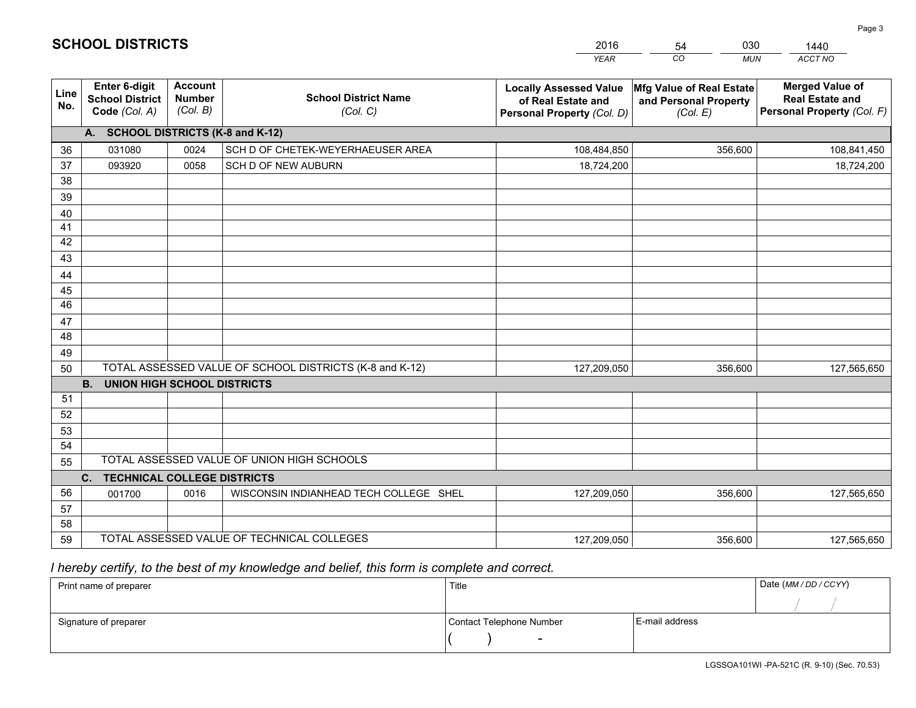# SCHOOL DISTRICTS

| 2016 | 54 | 030 | 1440 |
|---|---|---|---|
| *YEAR* | *CO* | *MUN* | *ACCT NO* |

| Line No. | Enter 6-digit School District Code (Col. A) | Account Number (Col. B) | School District Name (Col. C) | Locally Assessed Value of Real Estate and Personal Property (Col. D) | Mfg Value of Real Estate and Personal Property (Col. E) | Merged Value of Real Estate and Personal Property (Col. F) |
|---|---|---|---|---|---|---|
| | **A. SCHOOL DISTRICTS (K-8 and K-12)** | | | | | |
| 36 | 031080 | 0024 | SCH D OF CHETEK-WEYERHAEUSER AREA | 108,484,850 | 356,600 | 108,841,450 |
| 37 | 093920 | 0058 | SCH D OF NEW AUBURN | 18,724,200 | | 18,724,200 |
| 38 | | | | | | |
| 39 | | | | | | |
| 40 | | | | | | |
| 41 | | | | | | |
| 42 | | | | | | |
| 43 | | | | | | |
| 44 | | | | | | |
| 45 | | | | | | |
| 46 | | | | | | |
| 47 | | | | | | |
| 48 | | | | | | |
| 49 | | | | | | |
| 50 | TOTAL ASSESSED VALUE OF SCHOOL DISTRICTS (K-8 and K-12) | | | 127,209,050 | 356,600 | 127,565,650 |
| | **B. UNION HIGH SCHOOL DISTRICTS** | | | | | |
| 51 | | | | | | |
| 52 | | | | | | |
| 53 | | | | | | |
| 54 | | | | | | |
| 55 | TOTAL ASSESSED VALUE OF UNION HIGH SCHOOLS | | | | | |
| | **C. TECHNICAL COLLEGE DISTRICTS** | | | | | |
| 56 | 001700 | 0016 | WISCONSIN INDIANHEAD TECH COLLEGE SHEL | 127,209,050 | 356,600 | 127,565,650 |
| 57 | | | | | | |
| 58 | | | | | | |
| 59 | TOTAL ASSESSED VALUE OF TECHNICAL COLLEGES | | | 127,209,050 | 356,600 | 127,565,650 |

*I hereby certify, to the best of my knowledge and belief, this form is complete and correct.*

| Print name of preparer | Title | | Date (*MM / DD / CCYY*) |
|---|---|---|---|
| | | | / / |
| Signature of preparer | Contact Telephone Number | E-mail address | |
| | ( ) - | | |

LGSSOA101WI -PA-521C (R. 9-10) (Sec. 70.53)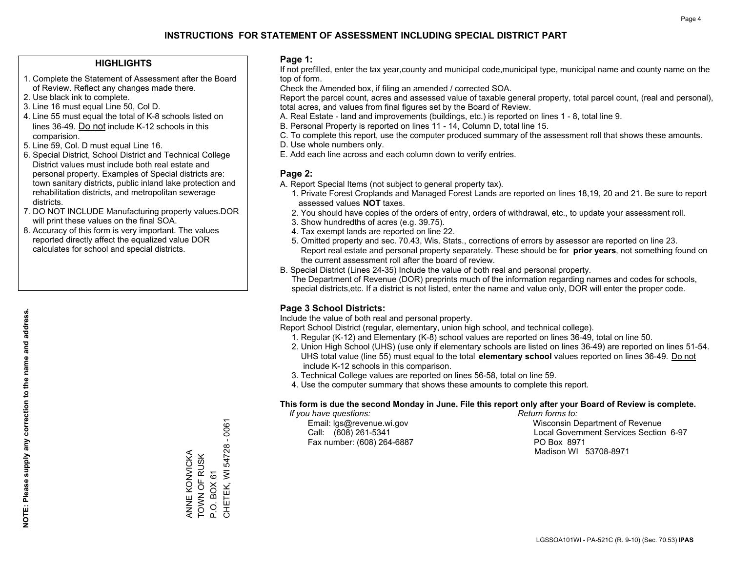# INSTRUCTIONS FOR STATEMENT OF ASSESSMENT INCLUDING SPECIAL DISTRICT PART

### HIGHLIGHTS

1. Complete the Statement of Assessment after the Board of Review. Reflect any changes made there.
2. Use black ink to complete.
3. Line 16 must equal Line 50, Col D.
4. Line 55 must equal the total of K-8 schools listed on lines 36-49. Do not include K-12 schools in this comparision.
5. Line 59, Col. D must equal Line 16.
6. Special District, School District and Technical College District values must include both real estate and personal property. Examples of Special districts are: town sanitary districts, public inland lake protection and rehabilitation districts, and metropolitan sewerage districts.
7. DO NOT INCLUDE Manufacturing property values.DOR will print these values on the final SOA.
8. Accuracy of this form is very important. The values reported directly affect the equalized value DOR calculates for school and special districts.

**NOTE: Please supply any correction to the name and address.**

ANNE KONVICKA
TOWN OF RUSK
P.O. BOX 61
CHETEK, WI 54728 - 0061

### Page 1:

If not prefilled, enter the tax year,county and municipal code,municipal type, municipal name and county name on the top of form.

Check the Amended box, if filing an amended / corrected SOA.

Report the parcel count, acres and assessed value of taxable general property, total parcel count, (real and personal), total acres, and values from final figures set by the Board of Review.

A. Real Estate - land and improvements (buildings, etc.) is reported on lines 1 - 8, total line 9.
B. Personal Property is reported on lines 11 - 14, Column D, total line 15.
C. To complete this report, use the computer produced summary of the assessment roll that shows these amounts.
D. Use whole numbers only.
E. Add each line across and each column down to verify entries.

### Page 2:

A. Report Special Items (not subject to general property tax).
   1. Private Forest Croplands and Managed Forest Lands are reported on lines 18,19, 20 and 21. Be sure to report assessed values **NOT** taxes.
   2. You should have copies of the orders of entry, orders of withdrawal, etc., to update your assessment roll.
   3. Show hundredths of acres (e.g. 39.75).
   4. Tax exempt lands are reported on line 22.
   5. Omitted property and sec. 70.43, Wis. Stats., corrections of errors by assessor are reported on line 23. Report real estate and personal property separately. These should be for **prior years**, not something found on the current assessment roll after the board of review.
B. Special District (Lines 24-35) Include the value of both real and personal property.
   The Department of Revenue (DOR) preprints much of the information regarding names and codes for schools, special districts,etc. If a district is not listed, enter the name and value only, DOR will enter the proper code.

### Page 3 School Districts:

Include the value of both real and personal property.

Report School District (regular, elementary, union high school, and technical college).

1. Regular (K-12) and Elementary (K-8) school values are reported on lines 36-49, total on line 50.
2. Union High School (UHS) (use only if elementary schools are listed on lines 36-49) are reported on lines 51-54. UHS total value (line 55) must equal to the total **elementary school** values reported on lines 36-49. Do not include K-12 schools in this comparison.
3. Technical College values are reported on lines 56-58, total on line 59.
4. Use the computer summary that shows these amounts to complete this report.

**This form is due the second Monday in June. File this report only after your Board of Review is complete.**

*If you have questions:*
Email: lgs@revenue.wi.gov
Call: (608) 261-5341
Fax number: (608) 264-6887

*Return forms to:*
Wisconsin Department of Revenue
Local Government Services Section 6-97
PO Box 8971
Madison WI 53708-8971

LGSSOA101WI - PA-521C (R. 9-10) (Sec. 70.53) **IPAS**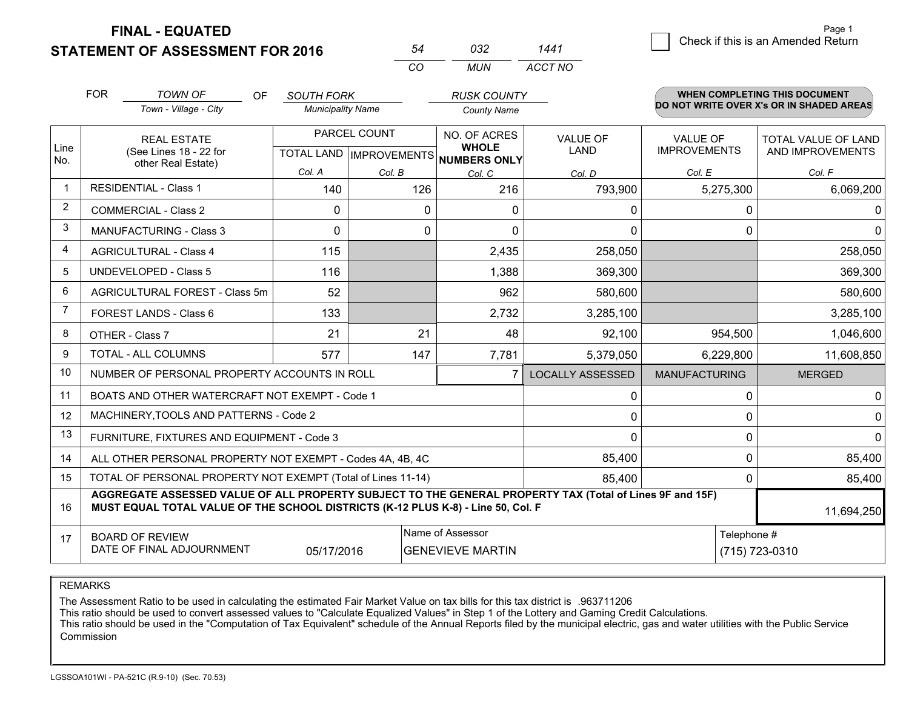# FINAL - EQUATED
## STATEMENT OF ASSESSMENT FOR 2016

| 54 | 032 | 1441 |
|---|---|---|
| CO | MUN | ACCT NO |

Page 1

☐ Check if this is an Amended Return

FOR *TOWN OF* (Town - Village - City) OF *SOUTH FORK* (Municipality Name) *RUSK COUNTY* (County Name)

**WHEN COMPLETING THIS DOCUMENT DO NOT WRITE OVER X's OR IN SHADED AREAS**

| Line No. | REAL ESTATE (See Lines 18 - 22 for other Real Estate) | PARCEL COUNT | | NO. OF ACRES WHOLE NUMBERS ONLY | VALUE OF LAND | VALUE OF IMPROVEMENTS | TOTAL VALUE OF LAND AND IMPROVEMENTS |
|---|---|---|---|---|---|---|---|
| | | TOTAL LAND Col. A | IMPROVEMENTS Col. B | Col. C | Col. D | Col. E | Col. F |
| 1 | RESIDENTIAL - Class 1 | 140 | 126 | 216 | 793,900 | 5,275,300 | 6,069,200 |
| 2 | COMMERCIAL - Class 2 | 0 | 0 | 0 | 0 | 0 | 0 |
| 3 | MANUFACTURING - Class 3 | 0 | 0 | 0 | 0 | 0 | 0 |
| 4 | AGRICULTURAL - Class 4 | 115 | | 2,435 | 258,050 | | 258,050 |
| 5 | UNDEVELOPED - Class 5 | 116 | | 1,388 | 369,300 | | 369,300 |
| 6 | AGRICULTURAL FOREST - Class 5m | 52 | | 962 | 580,600 | | 580,600 |
| 7 | FOREST LANDS - Class 6 | 133 | | 2,732 | 3,285,100 | | 3,285,100 |
| 8 | OTHER - Class 7 | 21 | 21 | 48 | 92,100 | 954,500 | 1,046,600 |
| 9 | TOTAL - ALL COLUMNS | 577 | 147 | 7,781 | 5,379,050 | 6,229,800 | 11,608,850 |
| 10 | NUMBER OF PERSONAL PROPERTY ACCOUNTS IN ROLL | | | 7 | LOCALLY ASSESSED | MANUFACTURING | MERGED |
| 11 | BOATS AND OTHER WATERCRAFT NOT EXEMPT - Code 1 | | | | 0 | 0 | 0 |
| 12 | MACHINERY,TOOLS AND PATTERNS - Code 2 | | | | 0 | 0 | 0 |
| 13 | FURNITURE, FIXTURES AND EQUIPMENT - Code 3 | | | | 0 | 0 | 0 |
| 14 | ALL OTHER PERSONAL PROPERTY NOT EXEMPT - Codes 4A, 4B, 4C | | | | 85,400 | 0 | 85,400 |
| 15 | TOTAL OF PERSONAL PROPERTY NOT EXEMPT (Total of Lines 11-14) | | | | 85,400 | 0 | 85,400 |
| 16 | **AGGREGATE ASSESSED VALUE OF ALL PROPERTY SUBJECT TO THE GENERAL PROPERTY TAX (Total of Lines 9F and 15F) MUST EQUAL TOTAL VALUE OF THE SCHOOL DISTRICTS (K-12 PLUS K-8) - Line 50, Col. F** | | | | | | 11,694,250 |
| 17 | BOARD OF REVIEW DATE OF FINAL ADJOURNMENT | 05/17/2016 | | Name of Assessor: GENEVIEVE MARTIN | | Telephone #: (715) 723-0310 | |

REMARKS

The Assessment Ratio to be used in calculating the estimated Fair Market Value on tax bills for this tax district is .963711206
This ratio should be used to convert assessed values to "Calculate Equalized Values" in Step 1 of the Lottery and Gaming Credit Calculations.
This ratio should be used in the "Computation of Tax Equivalent" schedule of the Annual Reports filed by the municipal electric, gas and water utilities with the Public Service Commission

LGSSOA101WI - PA-521C (R.9-10) (Sec. 70.53)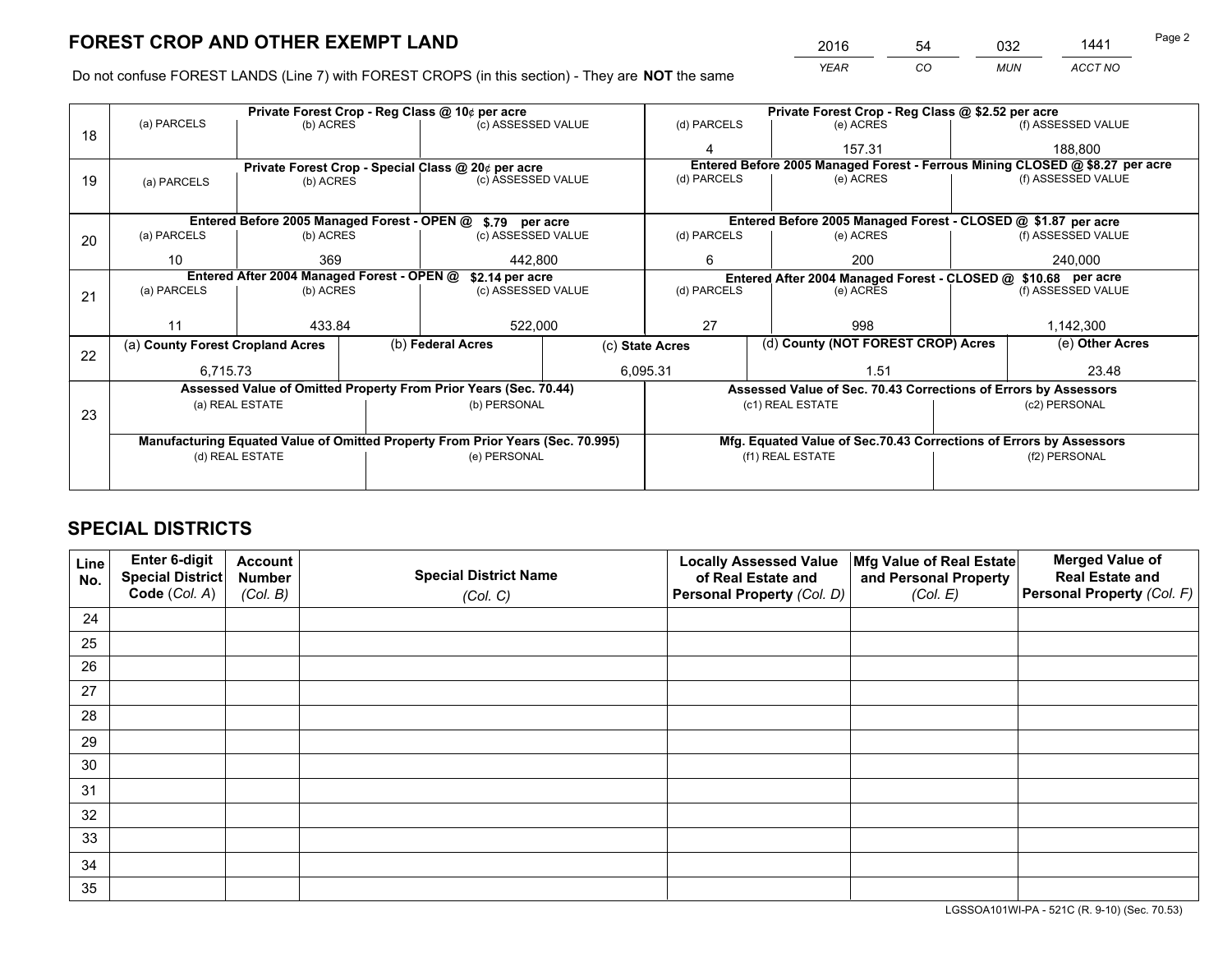# FOREST CROP AND OTHER EXEMPT LAND

| YEAR | CO | MUN | ACCT NO |
|---|---|---|---|
| 2016 | 54 | 032 | 1441 |

Do not confuse FOREST LANDS (Line 7) with FOREST CROPS (in this section) - They are **NOT** the same

| Line | Private Forest Crop - Reg Class @ 10¢ per acre | | | Private Forest Crop - Reg Class @ $2.52 per acre | | |
|---|---|---|---|---|---|---|
| 18 | (a) PARCELS | (b) ACRES | (c) ASSESSED VALUE | (d) PARCELS | (e) ACRES | (f) ASSESSED VALUE |
| | | | | 4 | 157.31 | 188,800 |
| | **Private Forest Crop - Special Class @ 20¢ per acre** | | | **Entered Before 2005 Managed Forest - Ferrous Mining CLOSED @ $8.27 per acre** | | |
| 19 | (a) PARCELS | (b) ACRES | (c) ASSESSED VALUE | (d) PARCELS | (e) ACRES | (f) ASSESSED VALUE |
| | | | | | | |
| | **Entered Before 2005 Managed Forest - OPEN @ $.79 per acre** | | | **Entered Before 2005 Managed Forest - CLOSED @ $1.87 per acre** | | |
| 20 | (a) PARCELS | (b) ACRES | (c) ASSESSED VALUE | (d) PARCELS | (e) ACRES | (f) ASSESSED VALUE |
| | 10 | 369 | 442,800 | 6 | 200 | 240,000 |
| | **Entered After 2004 Managed Forest - OPEN @ $2.14 per acre** | | | **Entered After 2004 Managed Forest - CLOSED @ $10.68 per acre** | | |
| 21 | (a) PARCELS | (b) ACRES | (c) ASSESSED VALUE | (d) PARCELS | (e) ACRES | (f) ASSESSED VALUE |
| | 11 | 433.84 | 522,000 | 27 | 998 | 1,142,300 |

| Line | (a) County Forest Cropland Acres | (b) Federal Acres | (c) State Acres | (d) County (NOT FOREST CROP) Acres | (e) Other Acres |
|---|---|---|---|---|---|
| 22 | 6,715.73 | | 6,095.31 | 1.51 | 23.48 |

| Line | Assessed Value of Omitted Property From Prior Years (Sec. 70.44) | | Assessed Value of Sec. 70.43 Corrections of Errors by Assessors | |
|---|---|---|---|---|
| 23 | (a) REAL ESTATE | (b) PERSONAL | (c1) REAL ESTATE | (c2) PERSONAL |
| | | | | |
| | **Manufacturing Equated Value of Omitted Property From Prior Years (Sec. 70.995)** | | **Mfg. Equated Value of Sec.70.43 Corrections of Errors by Assessors** | |
| | (d) REAL ESTATE | (e) PERSONAL | (f1) REAL ESTATE | (f2) PERSONAL |
| | | | | |

# SPECIAL DISTRICTS

| Line No. | Enter 6-digit Special District Code (Col. A) | Account Number (Col. B) | Special District Name (Col. C) | Locally Assessed Value of Real Estate and Personal Property (Col. D) | Mfg Value of Real Estate and Personal Property (Col. E) | Merged Value of Real Estate and Personal Property (Col. F) |
|---|---|---|---|---|---|---|
| 24 | | | | | | |
| 25 | | | | | | |
| 26 | | | | | | |
| 27 | | | | | | |
| 28 | | | | | | |
| 29 | | | | | | |
| 30 | | | | | | |
| 31 | | | | | | |
| 32 | | | | | | |
| 33 | | | | | | |
| 34 | | | | | | |
| 35 | | | | | | |

LGSSOA101WI-PA - 521C (R. 9-10) (Sec. 70.53)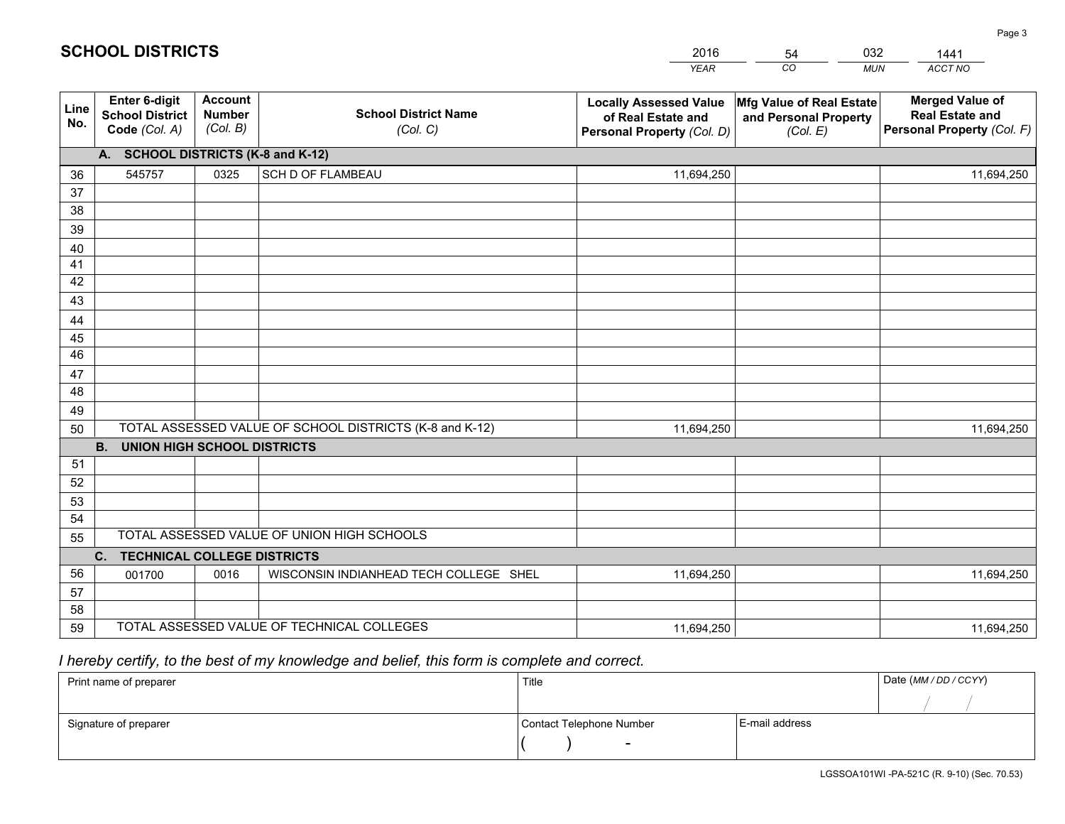# SCHOOL DISTRICTS

| 2016 | 54 | 032 | 1441 |
|---|---|---|---|
| *YEAR* | *CO* | *MUN* | *ACCT NO* |

| Line No. | Enter 6-digit School District Code *(Col. A)* | Account Number *(Col. B)* | School District Name *(Col. C)* | Locally Assessed Value of Real Estate and Personal Property *(Col. D)* | Mfg Value of Real Estate and Personal Property *(Col. E)* | Merged Value of Real Estate and Personal Property *(Col. F)* |
|---|---|---|---|---|---|---|
| **A. SCHOOL DISTRICTS (K-8 and K-12)** | | | | | | |
| 36 | 545757 | 0325 | SCH D OF FLAMBEAU | 11,694,250 | | 11,694,250 |
| 37 | | | | | | |
| 38 | | | | | | |
| 39 | | | | | | |
| 40 | | | | | | |
| 41 | | | | | | |
| 42 | | | | | | |
| 43 | | | | | | |
| 44 | | | | | | |
| 45 | | | | | | |
| 46 | | | | | | |
| 47 | | | | | | |
| 48 | | | | | | |
| 49 | | | | | | |
| 50 | TOTAL ASSESSED VALUE OF SCHOOL DISTRICTS (K-8 and K-12) | | | 11,694,250 | | 11,694,250 |
| **B. UNION HIGH SCHOOL DISTRICTS** | | | | | | |
| 51 | | | | | | |
| 52 | | | | | | |
| 53 | | | | | | |
| 54 | | | | | | |
| 55 | TOTAL ASSESSED VALUE OF UNION HIGH SCHOOLS | | | | | |
| **C. TECHNICAL COLLEGE DISTRICTS** | | | | | | |
| 56 | 001700 | 0016 | WISCONSIN INDIANHEAD TECH COLLEGE SHEL | 11,694,250 | | 11,694,250 |
| 57 | | | | | | |
| 58 | | | | | | |
| 59 | TOTAL ASSESSED VALUE OF TECHNICAL COLLEGES | | | 11,694,250 | | 11,694,250 |

*I hereby certify, to the best of my knowledge and belief, this form is complete and correct.*

| Print name of preparer | Title | | Date *(MM / DD / CCYY)* |
|---|---|---|---|
| | | | / / |
| Signature of preparer | Contact Telephone Number | E-mail address | |
| | ( ) - | | |

LGSSOA101WI -PA-521C (R. 9-10) (Sec. 70.53)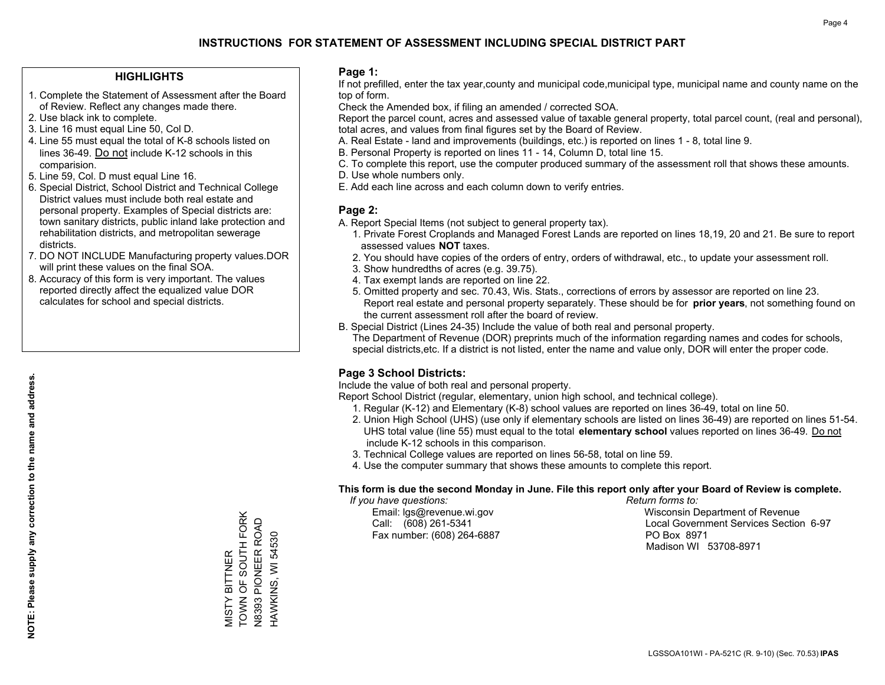# INSTRUCTIONS FOR STATEMENT OF ASSESSMENT INCLUDING SPECIAL DISTRICT PART

## HIGHLIGHTS

1. Complete the Statement of Assessment after the Board of Review. Reflect any changes made there.
2. Use black ink to complete.
3. Line 16 must equal Line 50, Col D.
4. Line 55 must equal the total of K-8 schools listed on lines 36-49. Do not include K-12 schools in this comparision.
5. Line 59, Col. D must equal Line 16.
6. Special District, School District and Technical College District values must include both real estate and personal property. Examples of Special districts are: town sanitary districts, public inland lake protection and rehabilitation districts, and metropolitan sewerage districts.
7. DO NOT INCLUDE Manufacturing property values.DOR will print these values on the final SOA.
8. Accuracy of this form is very important. The values reported directly affect the equalized value DOR calculates for school and special districts.

**NOTE: Please supply any correction to the name and address.**

MISTY BITTNER
TOWN OF SOUTH FORK
N8393 PIONEER ROAD
HAWKINS, WI 54530

## Page 1:

If not prefilled, enter the tax year,county and municipal code,municipal type, municipal name and county name on the top of form.

Check the Amended box, if filing an amended / corrected SOA.

Report the parcel count, acres and assessed value of taxable general property, total parcel count, (real and personal), total acres, and values from final figures set by the Board of Review.

A. Real Estate - land and improvements (buildings, etc.) is reported on lines 1 - 8, total line 9.
B. Personal Property is reported on lines 11 - 14, Column D, total line 15.
C. To complete this report, use the computer produced summary of the assessment roll that shows these amounts.
D. Use whole numbers only.
E. Add each line across and each column down to verify entries.

## Page 2:

A. Report Special Items (not subject to general property tax).
   1. Private Forest Croplands and Managed Forest Lands are reported on lines 18,19, 20 and 21. Be sure to report assessed values **NOT** taxes.
   2. You should have copies of the orders of entry, orders of withdrawal, etc., to update your assessment roll.
   3. Show hundredths of acres (e.g. 39.75).
   4. Tax exempt lands are reported on line 22.
   5. Omitted property and sec. 70.43, Wis. Stats., corrections of errors by assessor are reported on line 23. Report real estate and personal property separately. These should be for **prior years**, not something found on the current assessment roll after the board of review.
B. Special District (Lines 24-35) Include the value of both real and personal property.
   The Department of Revenue (DOR) preprints much of the information regarding names and codes for schools, special districts,etc. If a district is not listed, enter the name and value only, DOR will enter the proper code.

## Page 3 School Districts:

Include the value of both real and personal property.

Report School District (regular, elementary, union high school, and technical college).

1. Regular (K-12) and Elementary (K-8) school values are reported on lines 36-49, total on line 50.
2. Union High School (UHS) (use only if elementary schools are listed on lines 36-49) are reported on lines 51-54. UHS total value (line 55) must equal to the total **elementary school** values reported on lines 36-49. Do not include K-12 schools in this comparison.
3. Technical College values are reported on lines 56-58, total on line 59.
4. Use the computer summary that shows these amounts to complete this report.

**This form is due the second Monday in June. File this report only after your Board of Review is complete.**

*If you have questions:*
Email: lgs@revenue.wi.gov
Call: (608) 261-5341
Fax number: (608) 264-6887

*Return forms to:*
Wisconsin Department of Revenue
Local Government Services Section 6-97
PO Box 8971
Madison WI 53708-8971

LGSSOA101WI - PA-521C (R. 9-10) (Sec. 70.53) **IPAS**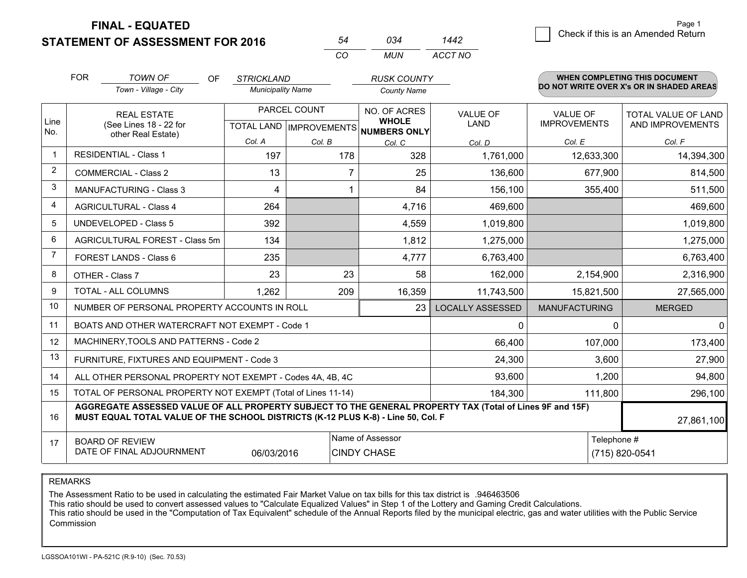**FINAL - EQUATED**

**STATEMENT OF ASSESSMENT FOR 2016**

| 54 | 034 | 1442 |
|---|---|---|
| CO | MUN | ACCT NO |

Page 1

☐ Check if this is an Amended Return

FOR *TOWN OF* (Town - Village - City) OF *STRICKLAND* (Municipality Name) *RUSK COUNTY* (County Name)

**WHEN COMPLETING THIS DOCUMENT DO NOT WRITE OVER X's OR IN SHADED AREAS**

| Line No. | REAL ESTATE (See Lines 18 - 22 for other Real Estate) | PARCEL COUNT TOTAL LAND Col. A | PARCEL COUNT IMPROVEMENTS Col. B | NO. OF ACRES WHOLE NUMBERS ONLY Col. C | VALUE OF LAND Col. D | VALUE OF IMPROVEMENTS Col. E | TOTAL VALUE OF LAND AND IMPROVEMENTS Col. F |
|---|---|---|---|---|---|---|---|
| 1 | RESIDENTIAL - Class 1 | 197 | 178 | 328 | 1,761,000 | 12,633,300 | 14,394,300 |
| 2 | COMMERCIAL - Class 2 | 13 | 7 | 25 | 136,600 | 677,900 | 814,500 |
| 3 | MANUFACTURING - Class 3 | 4 | 1 | 84 | 156,100 | 355,400 | 511,500 |
| 4 | AGRICULTURAL - Class 4 | 264 | | 4,716 | 469,600 | | 469,600 |
| 5 | UNDEVELOPED - Class 5 | 392 | | 4,559 | 1,019,800 | | 1,019,800 |
| 6 | AGRICULTURAL FOREST - Class 5m | 134 | | 1,812 | 1,275,000 | | 1,275,000 |
| 7 | FOREST LANDS - Class 6 | 235 | | 4,777 | 6,763,400 | | 6,763,400 |
| 8 | OTHER - Class 7 | 23 | 23 | 58 | 162,000 | 2,154,900 | 2,316,900 |
| 9 | TOTAL - ALL COLUMNS | 1,262 | 209 | 16,359 | 11,743,500 | 15,821,500 | 27,565,000 |
| 10 | NUMBER OF PERSONAL PROPERTY ACCOUNTS IN ROLL | | | 23 | LOCALLY ASSESSED | MANUFACTURING | MERGED |
| 11 | BOATS AND OTHER WATERCRAFT NOT EXEMPT - Code 1 | | | | 0 | 0 | 0 |
| 12 | MACHINERY,TOOLS AND PATTERNS - Code 2 | | | | 66,400 | 107,000 | 173,400 |
| 13 | FURNITURE, FIXTURES AND EQUIPMENT - Code 3 | | | | 24,300 | 3,600 | 27,900 |
| 14 | ALL OTHER PERSONAL PROPERTY NOT EXEMPT - Codes 4A, 4B, 4C | | | | 93,600 | 1,200 | 94,800 |
| 15 | TOTAL OF PERSONAL PROPERTY NOT EXEMPT (Total of Lines 11-14) | | | | 184,300 | 111,800 | 296,100 |
| 16 | **AGGREGATE ASSESSED VALUE OF ALL PROPERTY SUBJECT TO THE GENERAL PROPERTY TAX (Total of Lines 9F and 15F) MUST EQUAL TOTAL VALUE OF THE SCHOOL DISTRICTS (K-12 PLUS K-8) - Line 50, Col. F** | | | | | | 27,861,100 |
| 17 | BOARD OF REVIEW DATE OF FINAL ADJOURNMENT | 06/03/2016 | | Name of Assessor: CINDY CHASE | | Telephone #: (715) 820-0541 | |

REMARKS

The Assessment Ratio to be used in calculating the estimated Fair Market Value on tax bills for this tax district is .946463506
This ratio should be used to convert assessed values to "Calculate Equalized Values" in Step 1 of the Lottery and Gaming Credit Calculations.
This ratio should be used in the "Computation of Tax Equivalent" schedule of the Annual Reports filed by the municipal electric, gas and water utilities with the Public Service Commission

LGSSOA101WI - PA-521C (R.9-10) (Sec. 70.53)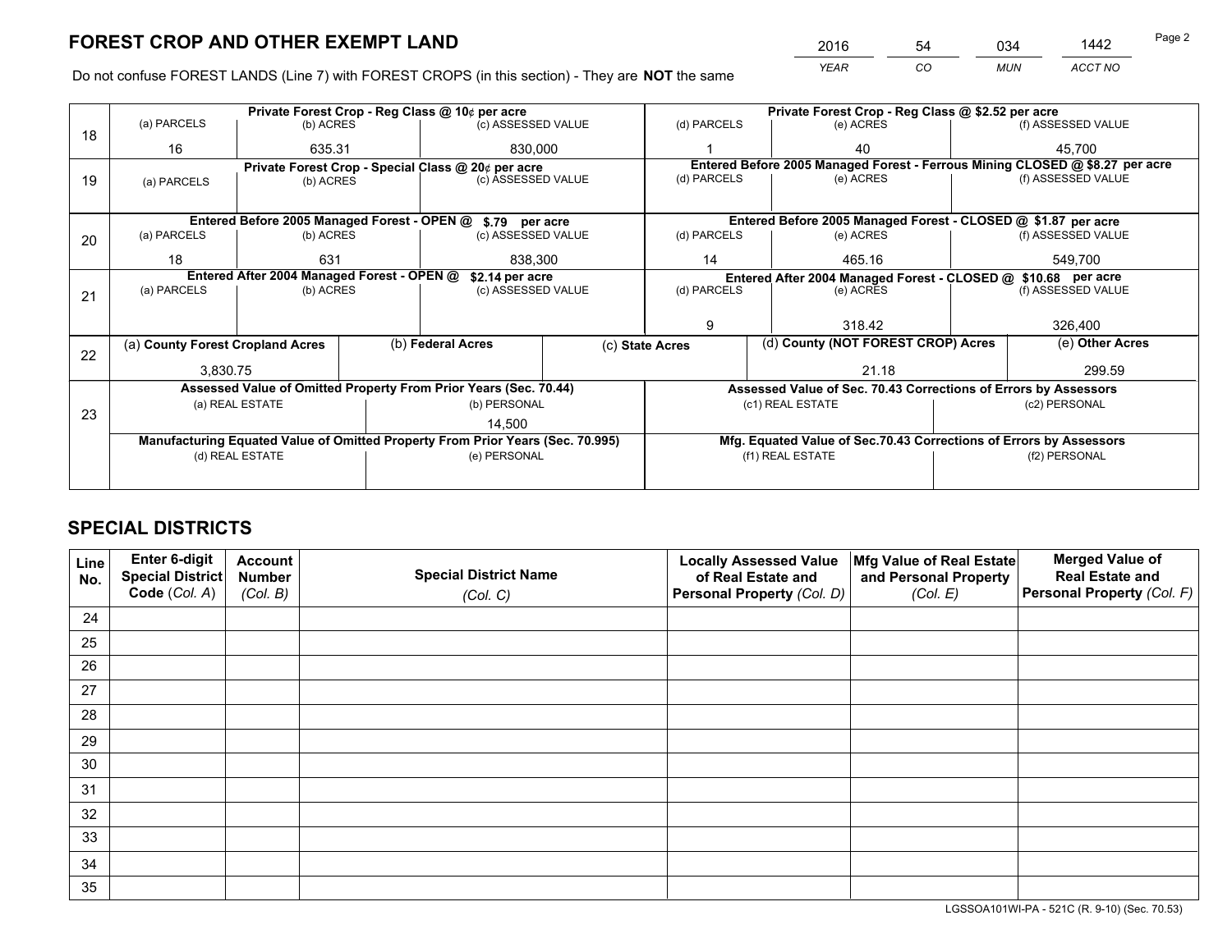# FOREST CROP AND OTHER EXEMPT LAND

| 2016 | 54 | 034 | 1442 |
|---|---|---|---|
| *YEAR* | *CO* | *MUN* | *ACCT NO* |

Do not confuse FOREST LANDS (Line 7) with FOREST CROPS (in this section) - They are **NOT** the same

| Line | Private Forest Crop - Reg Class @ 10¢ per acre | | | Private Forest Crop - Reg Class @ $2.52 per acre | | |
|---|---|---|---|---|---|---|
| 18 | (a) PARCELS | (b) ACRES | (c) ASSESSED VALUE | (d) PARCELS | (e) ACRES | (f) ASSESSED VALUE |
| | 16 | 635.31 | 830,000 | 1 | 40 | 45,700 |
| | **Private Forest Crop - Special Class @ 20¢ per acre** | | | **Entered Before 2005 Managed Forest - Ferrous Mining CLOSED @ $8.27 per acre** | | |
| 19 | (a) PARCELS | (b) ACRES | (c) ASSESSED VALUE | (d) PARCELS | (e) ACRES | (f) ASSESSED VALUE |
| | | | | | | |
| | **Entered Before 2005 Managed Forest - OPEN @ $.79 per acre** | | | **Entered Before 2005 Managed Forest - CLOSED @ $1.87 per acre** | | |
| 20 | (a) PARCELS | (b) ACRES | (c) ASSESSED VALUE | (d) PARCELS | (e) ACRES | (f) ASSESSED VALUE |
| | 18 | 631 | 838,300 | 14 | 465.16 | 549,700 |
| | **Entered After 2004 Managed Forest - OPEN @ $2.14 per acre** | | | **Entered After 2004 Managed Forest - CLOSED @ $10.68 per acre** | | |
| 21 | (a) PARCELS | (b) ACRES | (c) ASSESSED VALUE | (d) PARCELS | (e) ACRES | (f) ASSESSED VALUE |
| | | | | 9 | 318.42 | 326,400 |

| Line | (a) County Forest Cropland Acres | (b) Federal Acres | (c) State Acres | (d) County (NOT FOREST CROP) Acres | (e) Other Acres |
|---|---|---|---|---|---|
| 22 | 3,830.75 | | | 21.18 | 299.59 |

| Line | Assessed Value of Omitted Property From Prior Years (Sec. 70.44) | | Assessed Value of Sec. 70.43 Corrections of Errors by Assessors | |
|---|---|---|---|---|
| 23 | (a) REAL ESTATE | (b) PERSONAL | (c1) REAL ESTATE | (c2) PERSONAL |
| | | 14,500 | | |
| | **Manufacturing Equated Value of Omitted Property From Prior Years (Sec. 70.995)** | | **Mfg. Equated Value of Sec.70.43 Corrections of Errors by Assessors** | |
| | (d) REAL ESTATE | (e) PERSONAL | (f1) REAL ESTATE | (f2) PERSONAL |
| | | | | |

# SPECIAL DISTRICTS

| Line No. | Enter 6-digit Special District Code (Col. A) | Account Number (Col. B) | Special District Name (Col. C) | Locally Assessed Value of Real Estate and Personal Property (Col. D) | Mfg Value of Real Estate and Personal Property (Col. E) | Merged Value of Real Estate and Personal Property (Col. F) |
|---|---|---|---|---|---|---|
| 24 | | | | | | |
| 25 | | | | | | |
| 26 | | | | | | |
| 27 | | | | | | |
| 28 | | | | | | |
| 29 | | | | | | |
| 30 | | | | | | |
| 31 | | | | | | |
| 32 | | | | | | |
| 33 | | | | | | |
| 34 | | | | | | |
| 35 | | | | | | |

LGSSOA101WI-PA - 521C (R. 9-10) (Sec. 70.53)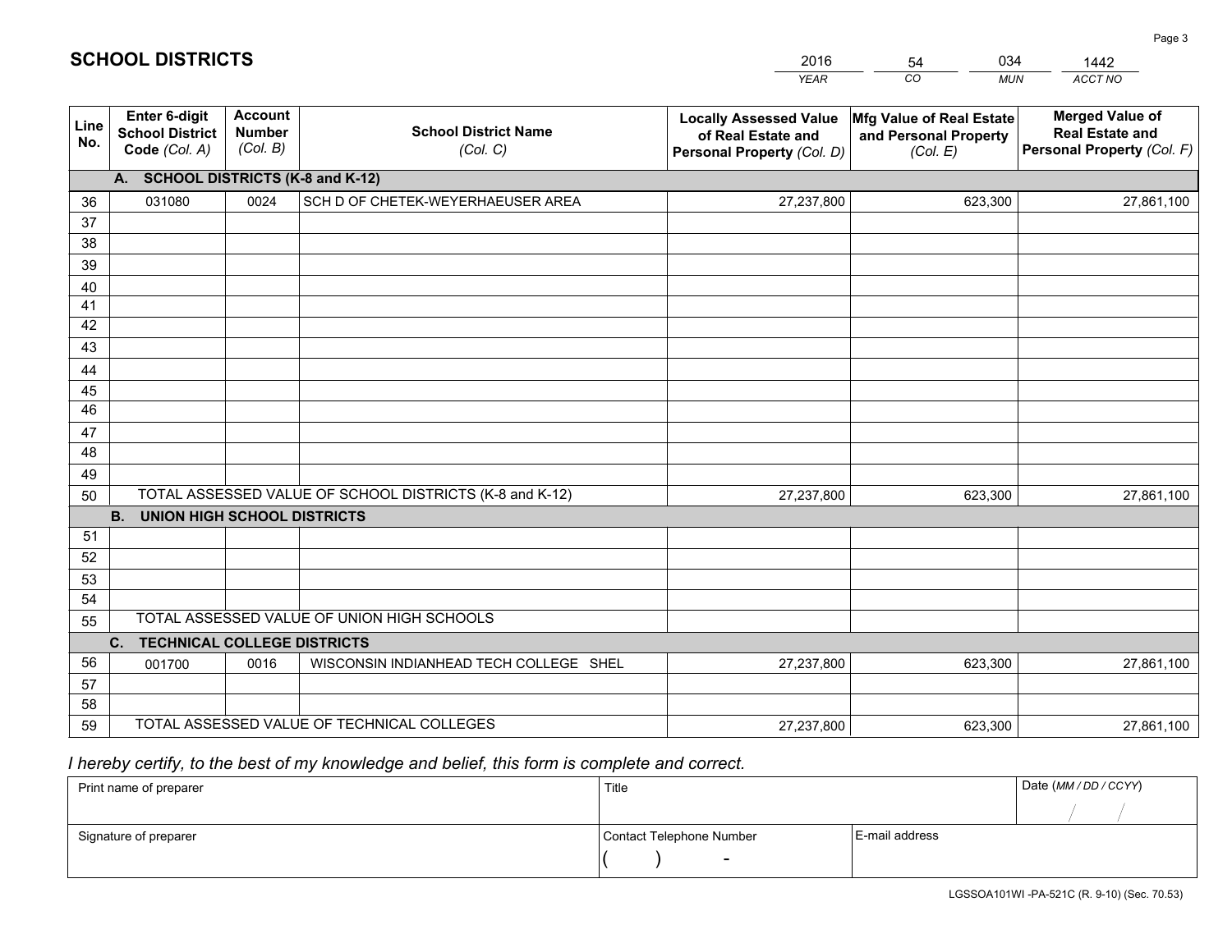## SCHOOL DISTRICTS

| 2016 | 54 | 034 | 1442 |
|---|---|---|---|
| *YEAR* | *CO* | *MUN* | *ACCT NO* |

| Line No. | Enter 6-digit School District Code *(Col. A)* | Account Number *(Col. B)* | School District Name *(Col. C)* | Locally Assessed Value of Real Estate and Personal Property *(Col. D)* | Mfg Value of Real Estate and Personal Property *(Col. E)* | Merged Value of Real Estate and Personal Property *(Col. F)* |
|---|---|---|---|---|---|---|
| | **A. SCHOOL DISTRICTS (K-8 and K-12)** | | | | | |
| 36 | 031080 | 0024 | SCH D OF CHETEK-WEYERHAEUSER AREA | 27,237,800 | 623,300 | 27,861,100 |
| 37 | | | | | | |
| 38 | | | | | | |
| 39 | | | | | | |
| 40 | | | | | | |
| 41 | | | | | | |
| 42 | | | | | | |
| 43 | | | | | | |
| 44 | | | | | | |
| 45 | | | | | | |
| 46 | | | | | | |
| 47 | | | | | | |
| 48 | | | | | | |
| 49 | | | | | | |
| 50 | TOTAL ASSESSED VALUE OF SCHOOL DISTRICTS (K-8 and K-12) | | | 27,237,800 | 623,300 | 27,861,100 |
| | **B. UNION HIGH SCHOOL DISTRICTS** | | | | | |
| 51 | | | | | | |
| 52 | | | | | | |
| 53 | | | | | | |
| 54 | | | | | | |
| 55 | TOTAL ASSESSED VALUE OF UNION HIGH SCHOOLS | | | | | |
| | **C. TECHNICAL COLLEGE DISTRICTS** | | | | | |
| 56 | 001700 | 0016 | WISCONSIN INDIANHEAD TECH COLLEGE SHEL | 27,237,800 | 623,300 | 27,861,100 |
| 57 | | | | | | |
| 58 | | | | | | |
| 59 | TOTAL ASSESSED VALUE OF TECHNICAL COLLEGES | | | 27,237,800 | 623,300 | 27,861,100 |

*I hereby certify, to the best of my knowledge and belief, this form is complete and correct.*

| Print name of preparer | Title | | Date *(MM / DD / CCYY)* |
|---|---|---|---|
| | | | / / |
| Signature of preparer | Contact Telephone Number | E-mail address | |
| | ( ) - | | |

LGSSOA101WI -PA-521C (R. 9-10) (Sec. 70.53)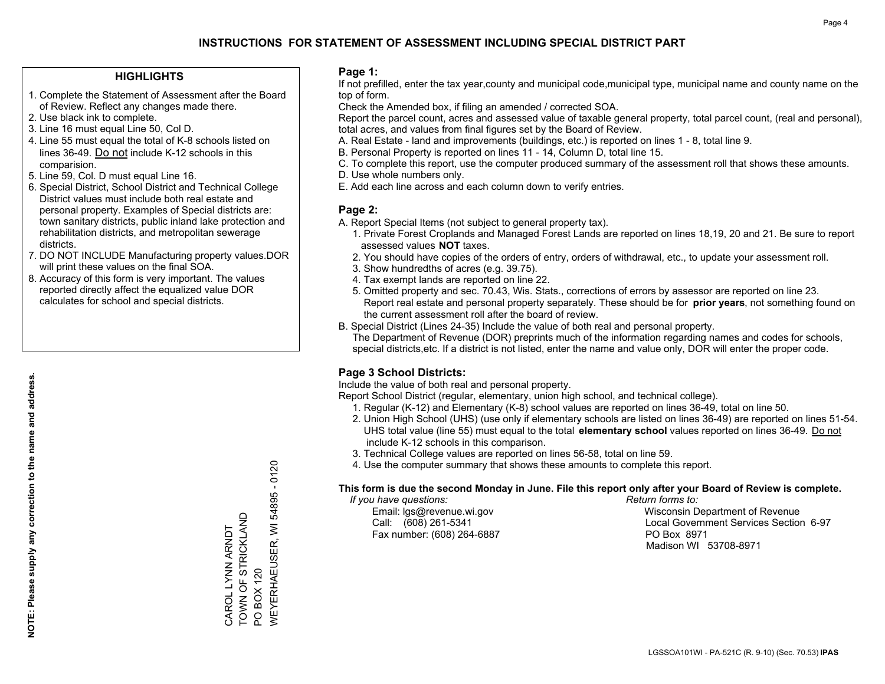# INSTRUCTIONS FOR STATEMENT OF ASSESSMENT INCLUDING SPECIAL DISTRICT PART

## HIGHLIGHTS

1. Complete the Statement of Assessment after the Board of Review. Reflect any changes made there.
2. Use black ink to complete.
3. Line 16 must equal Line 50, Col D.
4. Line 55 must equal the total of K-8 schools listed on lines 36-49. Do not include K-12 schools in this comparision.
5. Line 59, Col. D must equal Line 16.
6. Special District, School District and Technical College District values must include both real estate and personal property. Examples of Special districts are: town sanitary districts, public inland lake protection and rehabilitation districts, and metropolitan sewerage districts.
7. DO NOT INCLUDE Manufacturing property values.DOR will print these values on the final SOA.
8. Accuracy of this form is very important. The values reported directly affect the equalized value DOR calculates for school and special districts.

**NOTE: Please supply any correction to the name and address.**

CAROL LYNN ARNDT
TOWN OF STRICKLAND
PO BOX 120
WEYERHAEUSER, WI 54895 - 0120

## Page 1:

If not prefilled, enter the tax year,county and municipal code,municipal type, municipal name and county name on the top of form.

Check the Amended box, if filing an amended / corrected SOA.

Report the parcel count, acres and assessed value of taxable general property, total parcel count, (real and personal), total acres, and values from final figures set by the Board of Review.

A. Real Estate - land and improvements (buildings, etc.) is reported on lines 1 - 8, total line 9.
B. Personal Property is reported on lines 11 - 14, Column D, total line 15.
C. To complete this report, use the computer produced summary of the assessment roll that shows these amounts.
D. Use whole numbers only.
E. Add each line across and each column down to verify entries.

## Page 2:

A. Report Special Items (not subject to general property tax).
   1. Private Forest Croplands and Managed Forest Lands are reported on lines 18,19, 20 and 21. Be sure to report assessed values **NOT** taxes.
   2. You should have copies of the orders of entry, orders of withdrawal, etc., to update your assessment roll.
   3. Show hundredths of acres (e.g. 39.75).
   4. Tax exempt lands are reported on line 22.
   5. Omitted property and sec. 70.43, Wis. Stats., corrections of errors by assessor are reported on line 23. Report real estate and personal property separately. These should be for **prior years**, not something found on the current assessment roll after the board of review.
B. Special District (Lines 24-35) Include the value of both real and personal property.
   The Department of Revenue (DOR) preprints much of the information regarding names and codes for schools, special districts,etc. If a district is not listed, enter the name and value only, DOR will enter the proper code.

## Page 3 School Districts:

Include the value of both real and personal property.

Report School District (regular, elementary, union high school, and technical college).

1. Regular (K-12) and Elementary (K-8) school values are reported on lines 36-49, total on line 50.
2. Union High School (UHS) (use only if elementary schools are listed on lines 36-49) are reported on lines 51-54. UHS total value (line 55) must equal to the total **elementary school** values reported on lines 36-49. Do not include K-12 schools in this comparison.
3. Technical College values are reported on lines 56-58, total on line 59.
4. Use the computer summary that shows these amounts to complete this report.

**This form is due the second Monday in June. File this report only after your Board of Review is complete.**

*If you have questions:*
Email: lgs@revenue.wi.gov
Call: (608) 261-5341
Fax number: (608) 264-6887

*Return forms to:*
Wisconsin Department of Revenue
Local Government Services Section 6-97
PO Box 8971
Madison WI 53708-8971

LGSSOA101WI - PA-521C (R. 9-10) (Sec. 70.53) **IPAS**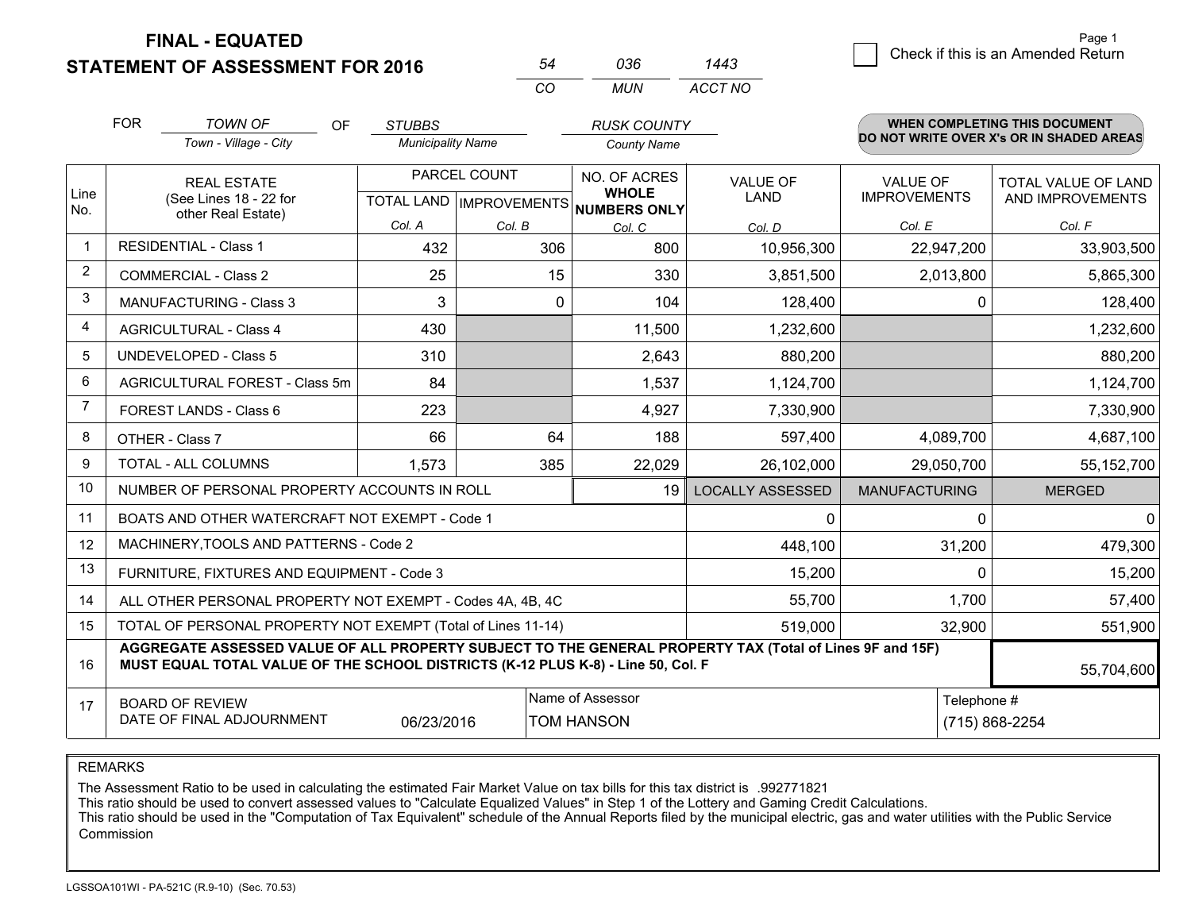# FINAL - EQUATED
## STATEMENT OF ASSESSMENT FOR 2016

| 54 | 036 | 1443 |
|---|---|---|
| CO | MUN | ACCT NO |

Check if this is an Amended Return

FOR *TOWN OF* (Town - Village - City) OF *STUBBS* (Municipality Name) *RUSK COUNTY* (County Name)

**WHEN COMPLETING THIS DOCUMENT DO NOT WRITE OVER X's OR IN SHADED AREAS**

| Line No. | REAL ESTATE (See Lines 18 - 22 for other Real Estate) | PARCEL COUNT | | NO. OF ACRES WHOLE NUMBERS ONLY | VALUE OF LAND | VALUE OF IMPROVEMENTS | TOTAL VALUE OF LAND AND IMPROVEMENTS |
|---|---|---|---|---|---|---|---|
| | | TOTAL LAND Col. A | IMPROVEMENTS Col. B | Col. C | Col. D | Col. E | Col. F |
| 1 | RESIDENTIAL - Class 1 | 432 | 306 | 800 | 10,956,300 | 22,947,200 | 33,903,500 |
| 2 | COMMERCIAL - Class 2 | 25 | 15 | 330 | 3,851,500 | 2,013,800 | 5,865,300 |
| 3 | MANUFACTURING - Class 3 | 3 | 0 | 104 | 128,400 | 0 | 128,400 |
| 4 | AGRICULTURAL - Class 4 | 430 | | 11,500 | 1,232,600 | | 1,232,600 |
| 5 | UNDEVELOPED - Class 5 | 310 | | 2,643 | 880,200 | | 880,200 |
| 6 | AGRICULTURAL FOREST - Class 5m | 84 | | 1,537 | 1,124,700 | | 1,124,700 |
| 7 | FOREST LANDS - Class 6 | 223 | | 4,927 | 7,330,900 | | 7,330,900 |
| 8 | OTHER - Class 7 | 66 | 64 | 188 | 597,400 | 4,089,700 | 4,687,100 |
| 9 | TOTAL - ALL COLUMNS | 1,573 | 385 | 22,029 | 26,102,000 | 29,050,700 | 55,152,700 |
| 10 | NUMBER OF PERSONAL PROPERTY ACCOUNTS IN ROLL | | | 19 | LOCALLY ASSESSED | MANUFACTURING | MERGED |
| 11 | BOATS AND OTHER WATERCRAFT NOT EXEMPT - Code 1 | | | | 0 | 0 | 0 |
| 12 | MACHINERY,TOOLS AND PATTERNS - Code 2 | | | | 448,100 | 31,200 | 479,300 |
| 13 | FURNITURE, FIXTURES AND EQUIPMENT - Code 3 | | | | 15,200 | 0 | 15,200 |
| 14 | ALL OTHER PERSONAL PROPERTY NOT EXEMPT - Codes 4A, 4B, 4C | | | | 55,700 | 1,700 | 57,400 |
| 15 | TOTAL OF PERSONAL PROPERTY NOT EXEMPT (Total of Lines 11-14) | | | | 519,000 | 32,900 | 551,900 |
| 16 | **AGGREGATE ASSESSED VALUE OF ALL PROPERTY SUBJECT TO THE GENERAL PROPERTY TAX (Total of Lines 9F and 15F) MUST EQUAL TOTAL VALUE OF THE SCHOOL DISTRICTS (K-12 PLUS K-8) - Line 50, Col. F** | | | | | | 55,704,600 |
| 17 | BOARD OF REVIEW DATE OF FINAL ADJOURNMENT | 06/23/2016 | Name of Assessor: TOM HANSON | | | Telephone #: (715) 868-2254 | |

REMARKS

The Assessment Ratio to be used in calculating the estimated Fair Market Value on tax bills for this tax district is .992771821
This ratio should be used to convert assessed values to "Calculate Equalized Values" in Step 1 of the Lottery and Gaming Credit Calculations.
This ratio should be used in the "Computation of Tax Equivalent" schedule of the Annual Reports filed by the municipal electric, gas and water utilities with the Public Service Commission

LGSSOA101WI - PA-521C (R.9-10) (Sec. 70.53)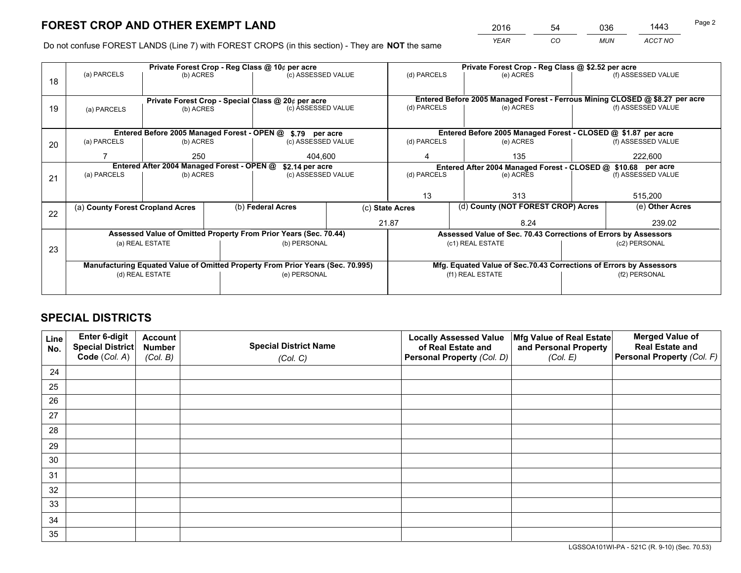# FOREST CROP AND OTHER EXEMPT LAND

| 2016 | 54 | 036 | 1443 |
|---|---|---|---|
| *YEAR* | *CO* | *MUN* | *ACCT NO* |

Do not confuse FOREST LANDS (Line 7) with FOREST CROPS (in this section) - They are **NOT** the same

| Line | (a) PARCELS | (b) ACRES | (c) ASSESSED VALUE | (d) PARCELS | (e) ACRES | (f) ASSESSED VALUE |
|---|---|---|---|---|---|---|
| 18 | **Private Forest Crop - Reg Class @ 10¢ per acre** | | | **Private Forest Crop - Reg Class @ $2.52 per acre** | | |
| | | | | | | |
| 19 | **Private Forest Crop - Special Class @ 20¢ per acre** | | | **Entered Before 2005 Managed Forest - Ferrous Mining CLOSED @ $8.27 per acre** | | |
| | | | | | | |
| 20 | **Entered Before 2005 Managed Forest - OPEN @ $.79 per acre** | | | **Entered Before 2005 Managed Forest - CLOSED @ $1.87 per acre** | | |
| | 7 | 250 | 404,600 | 4 | 135 | 222,600 |
| 21 | **Entered After 2004 Managed Forest - OPEN @ $2.14 per acre** | | | **Entered After 2004 Managed Forest - CLOSED @ $10.68 per acre** | | |
| | | | | 13 | 313 | 515,200 |

| Line | (a) County Forest Cropland Acres | (b) Federal Acres | (c) State Acres | (d) County (NOT FOREST CROP) Acres | (e) Other Acres |
|---|---|---|---|---|---|
| 22 | | | 21.87 | 8.24 | 239.02 |

| Line | Assessed Value of Omitted Property From Prior Years (Sec. 70.44) | | Assessed Value of Sec. 70.43 Corrections of Errors by Assessors | |
|---|---|---|---|---|
| 23 | (a) REAL ESTATE | (b) PERSONAL | (c1) REAL ESTATE | (c2) PERSONAL |
| | | | | |
| | **Manufacturing Equated Value of Omitted Property From Prior Years (Sec. 70.995)** | | **Mfg. Equated Value of Sec.70.43 Corrections of Errors by Assessors** | |
| | (d) REAL ESTATE | (e) PERSONAL | (f1) REAL ESTATE | (f2) PERSONAL |
| | | | | |

# SPECIAL DISTRICTS

| Line No. | Enter 6-digit Special District Code (*Col. A*) | Account Number (*Col. B*) | Special District Name (*Col. C*) | Locally Assessed Value of Real Estate and Personal Property (*Col. D*) | Mfg Value of Real Estate and Personal Property (*Col. E*) | Merged Value of Real Estate and Personal Property (*Col. F*) |
|---|---|---|---|---|---|---|
| 24 | | | | | | |
| 25 | | | | | | |
| 26 | | | | | | |
| 27 | | | | | | |
| 28 | | | | | | |
| 29 | | | | | | |
| 30 | | | | | | |
| 31 | | | | | | |
| 32 | | | | | | |
| 33 | | | | | | |
| 34 | | | | | | |
| 35 | | | | | | |

LGSSOA101WI-PA - 521C (R. 9-10) (Sec. 70.53)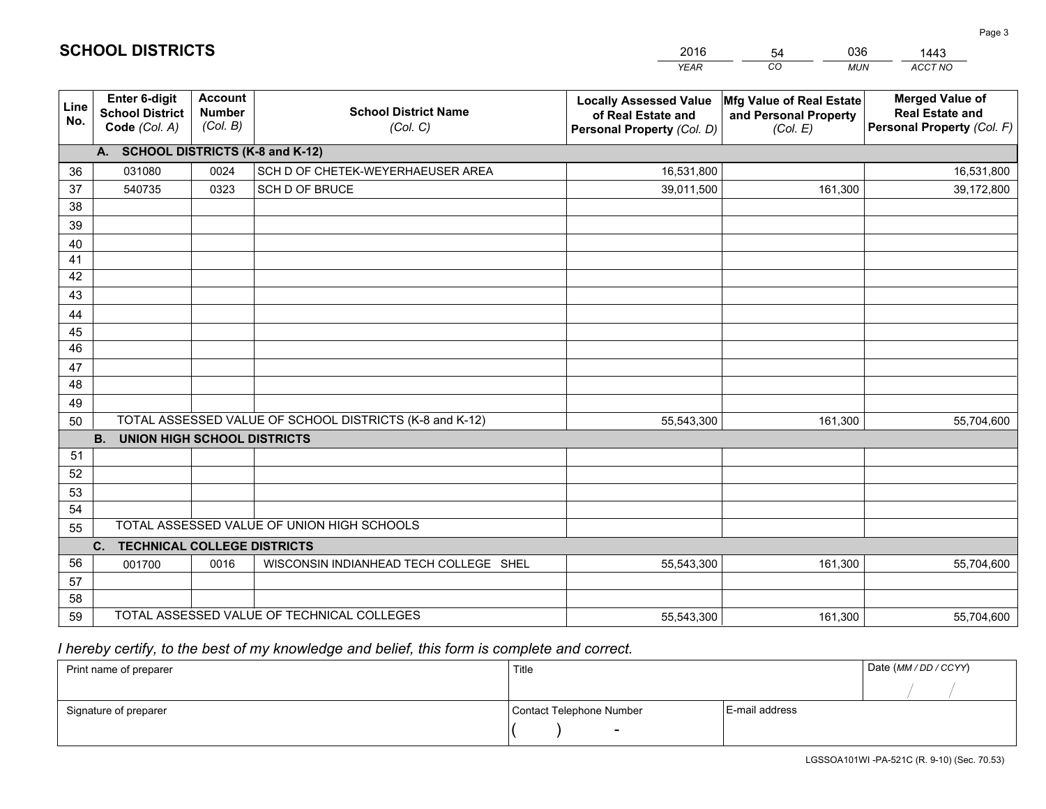# SCHOOL DISTRICTS

| 2016 | 54 | 036 | 1443 |
|---|---|---|---|
| *YEAR* | *CO* | *MUN* | *ACCT NO* |

| Line No. | Enter 6-digit School District Code *(Col. A)* | Account Number *(Col. B)* | School District Name *(Col. C)* | Locally Assessed Value of Real Estate and Personal Property *(Col. D)* | Mfg Value of Real Estate and Personal Property *(Col. E)* | Merged Value of Real Estate and Personal Property *(Col. F)* |
|---|---|---|---|---|---|---|
| | **A. SCHOOL DISTRICTS (K-8 and K-12)** | | | | | |
| 36 | 031080 | 0024 | SCH D OF CHETEK-WEYERHAEUSER AREA | 16,531,800 | | 16,531,800 |
| 37 | 540735 | 0323 | SCH D OF BRUCE | 39,011,500 | 161,300 | 39,172,800 |
| 38 | | | | | | |
| 39 | | | | | | |
| 40 | | | | | | |
| 41 | | | | | | |
| 42 | | | | | | |
| 43 | | | | | | |
| 44 | | | | | | |
| 45 | | | | | | |
| 46 | | | | | | |
| 47 | | | | | | |
| 48 | | | | | | |
| 49 | | | | | | |
| 50 | TOTAL ASSESSED VALUE OF SCHOOL DISTRICTS (K-8 and K-12) | | | 55,543,300 | 161,300 | 55,704,600 |
| | **B. UNION HIGH SCHOOL DISTRICTS** | | | | | |
| 51 | | | | | | |
| 52 | | | | | | |
| 53 | | | | | | |
| 54 | | | | | | |
| 55 | TOTAL ASSESSED VALUE OF UNION HIGH SCHOOLS | | | | | |
| | **C. TECHNICAL COLLEGE DISTRICTS** | | | | | |
| 56 | 001700 | 0016 | WISCONSIN INDIANHEAD TECH COLLEGE SHEL | 55,543,300 | 161,300 | 55,704,600 |
| 57 | | | | | | |
| 58 | | | | | | |
| 59 | TOTAL ASSESSED VALUE OF TECHNICAL COLLEGES | | | 55,543,300 | 161,300 | 55,704,600 |

*I hereby certify, to the best of my knowledge and belief, this form is complete and correct.*

| Print name of preparer | Title | | Date *(MM / DD / CCYY)* |
|---|---|---|---|
| | | | / / |
| Signature of preparer | Contact Telephone Number | E-mail address | |
| | ( ) - | | |

LGSSOA101WI -PA-521C (R. 9-10) (Sec. 70.53)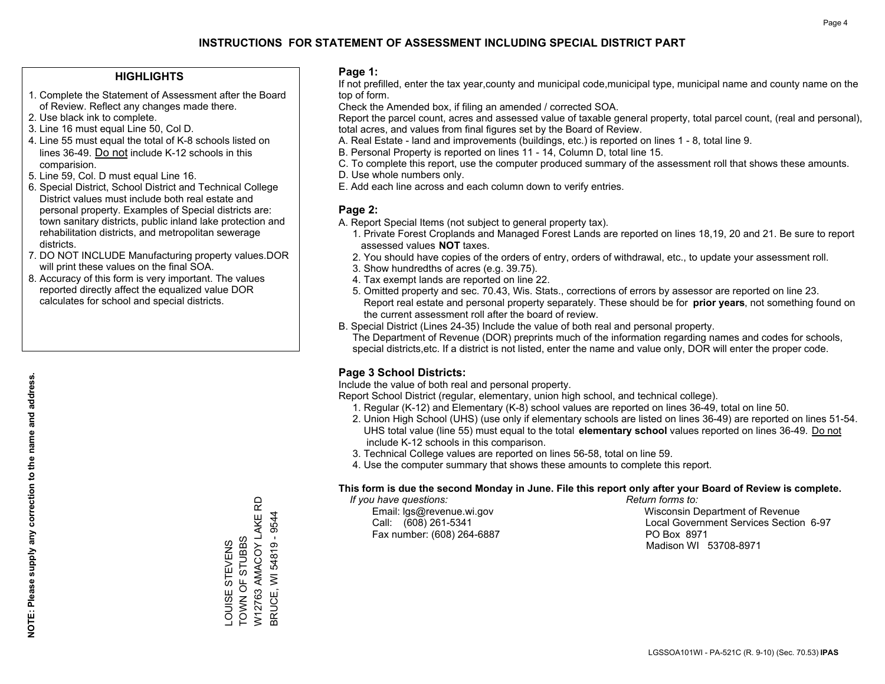# INSTRUCTIONS FOR STATEMENT OF ASSESSMENT INCLUDING SPECIAL DISTRICT PART

## HIGHLIGHTS

1. Complete the Statement of Assessment after the Board of Review. Reflect any changes made there.
2. Use black ink to complete.
3. Line 16 must equal Line 50, Col D.
4. Line 55 must equal the total of K-8 schools listed on lines 36-49. Do not include K-12 schools in this comparision.
5. Line 59, Col. D must equal Line 16.
6. Special District, School District and Technical College District values must include both real estate and personal property. Examples of Special districts are: town sanitary districts, public inland lake protection and rehabilitation districts, and metropolitan sewerage districts.
7. DO NOT INCLUDE Manufacturing property values.DOR will print these values on the final SOA.
8. Accuracy of this form is very important. The values reported directly affect the equalized value DOR calculates for school and special districts.

**NOTE: Please supply any correction to the name and address.**

LOUISE STEVENS
TOWN OF STUBBS
W12763 AMACOY LAKE RD
BRUCE, WI 54819 - 9544

## Page 1:

If not prefilled, enter the tax year,county and municipal code,municipal type, municipal name and county name on the top of form.

Check the Amended box, if filing an amended / corrected SOA.

Report the parcel count, acres and assessed value of taxable general property, total parcel count, (real and personal), total acres, and values from final figures set by the Board of Review.

A. Real Estate - land and improvements (buildings, etc.) is reported on lines 1 - 8, total line 9.
B. Personal Property is reported on lines 11 - 14, Column D, total line 15.
C. To complete this report, use the computer produced summary of the assessment roll that shows these amounts.
D. Use whole numbers only.
E. Add each line across and each column down to verify entries.

## Page 2:

A. Report Special Items (not subject to general property tax).
  1. Private Forest Croplands and Managed Forest Lands are reported on lines 18,19, 20 and 21. Be sure to report assessed values **NOT** taxes.
  2. You should have copies of the orders of entry, orders of withdrawal, etc., to update your assessment roll.
  3. Show hundredths of acres (e.g. 39.75).
  4. Tax exempt lands are reported on line 22.
  5. Omitted property and sec. 70.43, Wis. Stats., corrections of errors by assessor are reported on line 23. Report real estate and personal property separately. These should be for **prior years**, not something found on the current assessment roll after the board of review.

B. Special District (Lines 24-35) Include the value of both real and personal property.
The Department of Revenue (DOR) preprints much of the information regarding names and codes for schools, special districts,etc. If a district is not listed, enter the name and value only, DOR will enter the proper code.

## Page 3 School Districts:

Include the value of both real and personal property.

Report School District (regular, elementary, union high school, and technical college).

1. Regular (K-12) and Elementary (K-8) school values are reported on lines 36-49, total on line 50.
2. Union High School (UHS) (use only if elementary schools are listed on lines 36-49) are reported on lines 51-54. UHS total value (line 55) must equal to the total **elementary school** values reported on lines 36-49. Do not include K-12 schools in this comparison.
3. Technical College values are reported on lines 56-58, total on line 59.
4. Use the computer summary that shows these amounts to complete this report.

**This form is due the second Monday in June. File this report only after your Board of Review is complete.**

*If you have questions:*
Email: lgs@revenue.wi.gov
Call: (608) 261-5341
Fax number: (608) 264-6887

*Return forms to:*
Wisconsin Department of Revenue
Local Government Services Section 6-97
PO Box 8971
Madison WI 53708-8971

LGSSOA101WI - PA-521C (R. 9-10) (Sec. 70.53) **IPAS**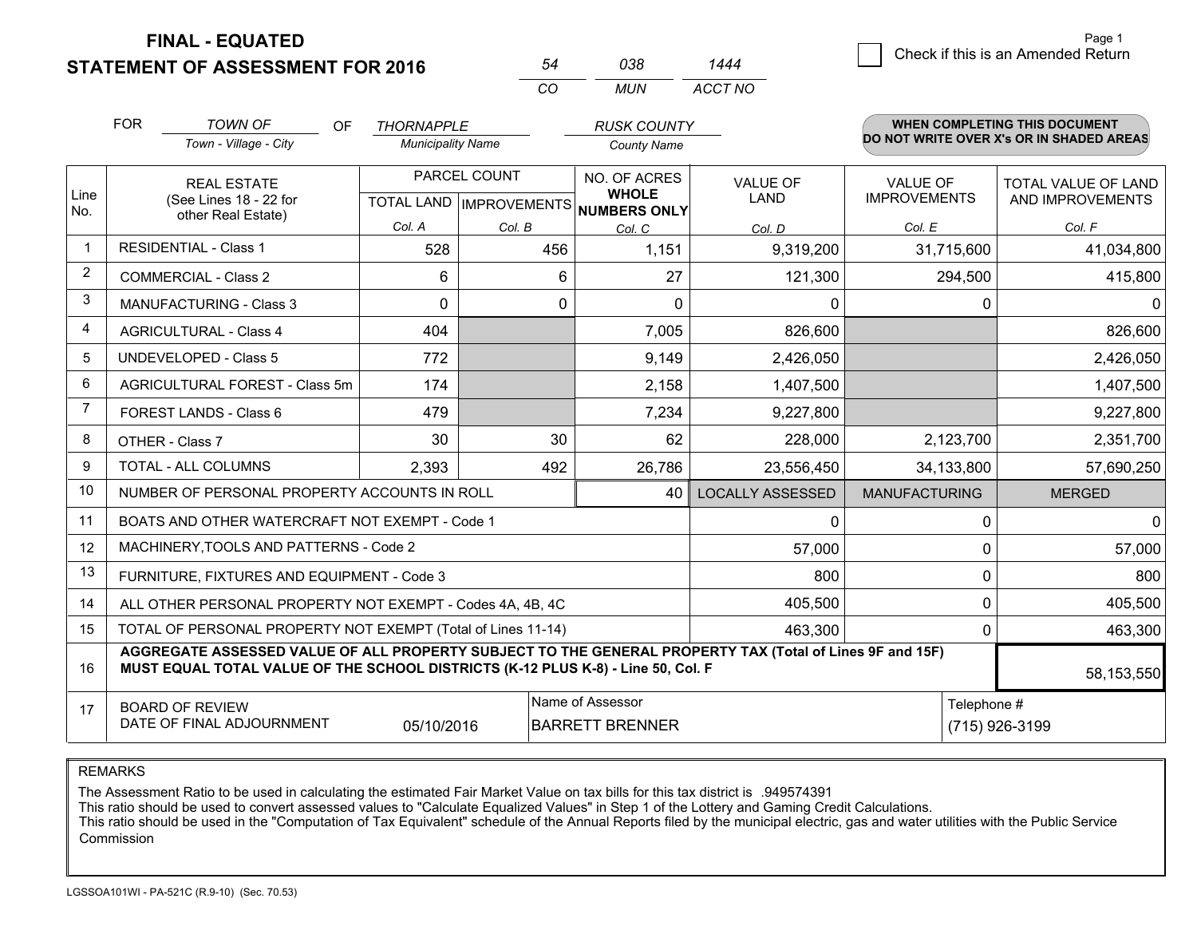**FINAL - EQUATED**
**STATEMENT OF ASSESSMENT FOR 2016**

| 54 | 038 | 1444 |
|---|---|---|
| CO | MUN | ACCT NO |

☐ Check if this is an Amended Return

FOR *TOWN OF* (Town - Village - City) OF *THORNAPPLE* (Municipality Name) *RUSK COUNTY* (County Name)

**WHEN COMPLETING THIS DOCUMENT DO NOT WRITE OVER X's OR IN SHADED AREAS**

| Line No. | REAL ESTATE (See Lines 18 - 22 for other Real Estate) | PARCEL COUNT TOTAL LAND Col. A | PARCEL COUNT IMPROVEMENTS Col. B | NO. OF ACRES WHOLE NUMBERS ONLY Col. C | VALUE OF LAND Col. D | VALUE OF IMPROVEMENTS Col. E | TOTAL VALUE OF LAND AND IMPROVEMENTS Col. F |
|---|---|---|---|---|---|---|---|
| 1 | RESIDENTIAL - Class 1 | 528 | 456 | 1,151 | 9,319,200 | 31,715,600 | 41,034,800 |
| 2 | COMMERCIAL - Class 2 | 6 | 6 | 27 | 121,300 | 294,500 | 415,800 |
| 3 | MANUFACTURING - Class 3 | 0 | 0 | 0 | 0 | 0 | 0 |
| 4 | AGRICULTURAL - Class 4 | 404 | | 7,005 | 826,600 | | 826,600 |
| 5 | UNDEVELOPED - Class 5 | 772 | | 9,149 | 2,426,050 | | 2,426,050 |
| 6 | AGRICULTURAL FOREST - Class 5m | 174 | | 2,158 | 1,407,500 | | 1,407,500 |
| 7 | FOREST LANDS - Class 6 | 479 | | 7,234 | 9,227,800 | | 9,227,800 |
| 8 | OTHER - Class 7 | 30 | 30 | 62 | 228,000 | 2,123,700 | 2,351,700 |
| 9 | TOTAL - ALL COLUMNS | 2,393 | 492 | 26,786 | 23,556,450 | 34,133,800 | 57,690,250 |
| 10 | NUMBER OF PERSONAL PROPERTY ACCOUNTS IN ROLL | | | 40 | LOCALLY ASSESSED | MANUFACTURING | MERGED |
| 11 | BOATS AND OTHER WATERCRAFT NOT EXEMPT - Code 1 | | | | 0 | 0 | 0 |
| 12 | MACHINERY,TOOLS AND PATTERNS - Code 2 | | | | 57,000 | 0 | 57,000 |
| 13 | FURNITURE, FIXTURES AND EQUIPMENT - Code 3 | | | | 800 | 0 | 800 |
| 14 | ALL OTHER PERSONAL PROPERTY NOT EXEMPT - Codes 4A, 4B, 4C | | | | 405,500 | 0 | 405,500 |
| 15 | TOTAL OF PERSONAL PROPERTY NOT EXEMPT (Total of Lines 11-14) | | | | 463,300 | 0 | 463,300 |
| 16 | **AGGREGATE ASSESSED VALUE OF ALL PROPERTY SUBJECT TO THE GENERAL PROPERTY TAX (Total of Lines 9F and 15F) MUST EQUAL TOTAL VALUE OF THE SCHOOL DISTRICTS (K-12 PLUS K-8) - Line 50, Col. F** | | | | | | 58,153,550 |
| 17 | BOARD OF REVIEW DATE OF FINAL ADJOURNMENT | 05/10/2016 | | Name of Assessor: BARRETT BRENNER | | Telephone #: (715) 926-3199 | |

REMARKS

The Assessment Ratio to be used in calculating the estimated Fair Market Value on tax bills for this tax district is .949574391
This ratio should be used to convert assessed values to "Calculate Equalized Values" in Step 1 of the Lottery and Gaming Credit Calculations.
This ratio should be used in the "Computation of Tax Equivalent" schedule of the Annual Reports filed by the municipal electric, gas and water utilities with the Public Service Commission

LGSSOA101WI - PA-521C (R.9-10) (Sec. 70.53)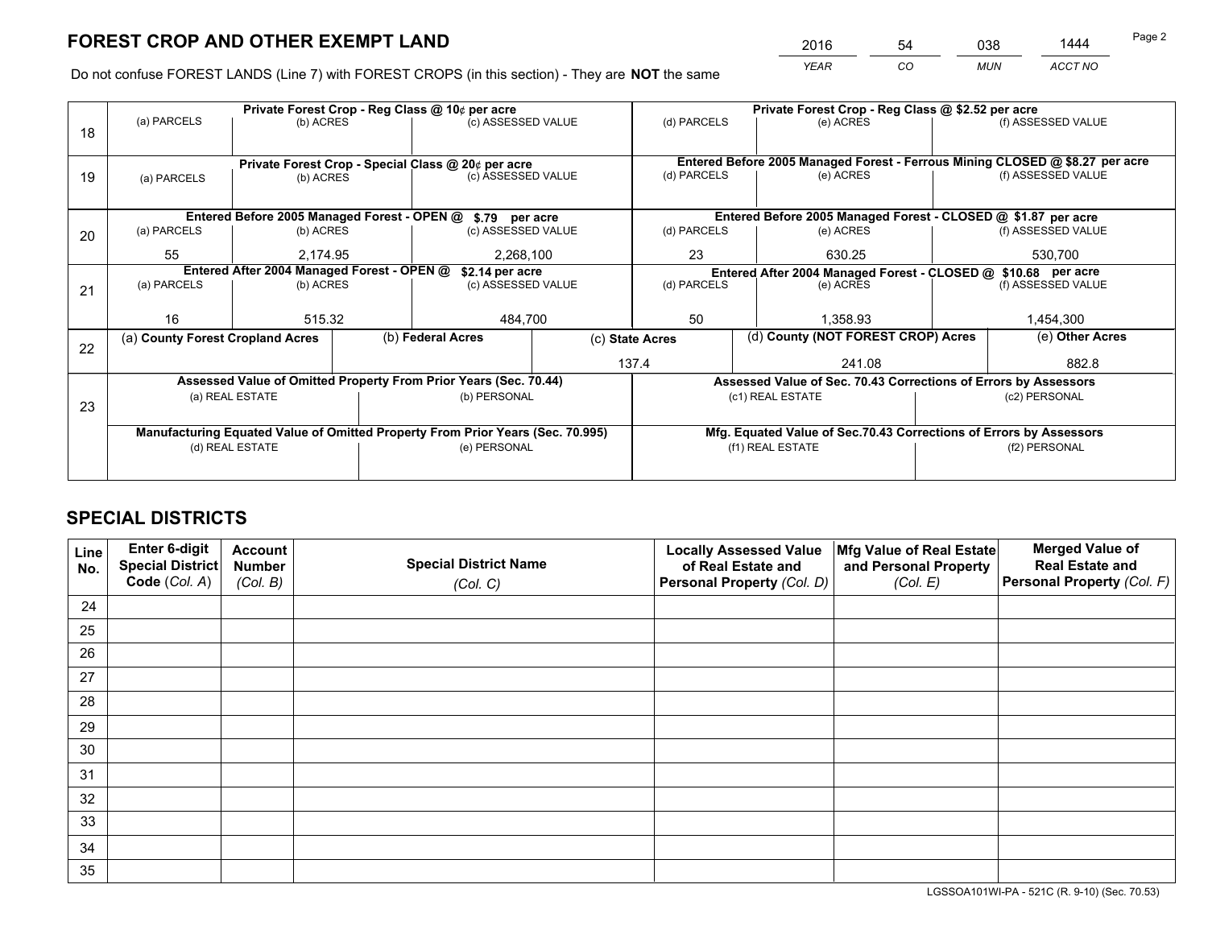# FOREST CROP AND OTHER EXEMPT LAND

| YEAR | CO | MUN | ACCT NO |
|---|---|---|---|
| 2016 | 54 | 038 | 1444 |

Do not confuse FOREST LANDS (Line 7) with FOREST CROPS (in this section) - They are **NOT** the same

| Line | | | | | | |
|---|---|---|---|---|---|---|
| 18 | **Private Forest Crop - Reg Class @ 10¢ per acre** | | | **Private Forest Crop - Reg Class @ $2.52 per acre** | | |
| | (a) PARCELS | (b) ACRES | (c) ASSESSED VALUE | (d) PARCELS | (e) ACRES | (f) ASSESSED VALUE |
| | | | | | | |
| 19 | **Private Forest Crop - Special Class @ 20¢ per acre** | | | **Entered Before 2005 Managed Forest - Ferrous Mining CLOSED @ $8.27 per acre** | | |
| | (a) PARCELS | (b) ACRES | (c) ASSESSED VALUE | (d) PARCELS | (e) ACRES | (f) ASSESSED VALUE |
| | | | | | | |
| 20 | **Entered Before 2005 Managed Forest - OPEN @ $.79 per acre** | | | **Entered Before 2005 Managed Forest - CLOSED @ $1.87 per acre** | | |
| | (a) PARCELS | (b) ACRES | (c) ASSESSED VALUE | (d) PARCELS | (e) ACRES | (f) ASSESSED VALUE |
| | 55 | 2,174.95 | 2,268,100 | 23 | 630.25 | 530,700 |
| 21 | **Entered After 2004 Managed Forest - OPEN @ $2.14 per acre** | | | **Entered After 2004 Managed Forest - CLOSED @ $10.68 per acre** | | |
| | (a) PARCELS | (b) ACRES | (c) ASSESSED VALUE | (d) PARCELS | (e) ACRES | (f) ASSESSED VALUE |
| | 16 | 515.32 | 484,700 | 50 | 1,358.93 | 1,454,300 |

| Line | (a) County Forest Cropland Acres | (b) Federal Acres | (c) State Acres | (d) County (NOT FOREST CROP) Acres | (e) Other Acres |
|---|---|---|---|---|---|
| 22 | | | 137.4 | 241.08 | 882.8 |

| Line | Assessed Value of Omitted Property From Prior Years (Sec. 70.44) | | Assessed Value of Sec. 70.43 Corrections of Errors by Assessors | |
|---|---|---|---|---|
| 23 | (a) REAL ESTATE | (b) PERSONAL | (c1) REAL ESTATE | (c2) PERSONAL |
| | | | | |
| | **Manufacturing Equated Value of Omitted Property From Prior Years (Sec. 70.995)** | | **Mfg. Equated Value of Sec.70.43 Corrections of Errors by Assessors** | |
| | (d) REAL ESTATE | (e) PERSONAL | (f1) REAL ESTATE | (f2) PERSONAL |
| | | | | |

# SPECIAL DISTRICTS

| Line No. | Enter 6-digit Special District Code (Col. A) | Account Number (Col. B) | Special District Name (Col. C) | Locally Assessed Value of Real Estate and Personal Property (Col. D) | Mfg Value of Real Estate and Personal Property (Col. E) | Merged Value of Real Estate and Personal Property (Col. F) |
|---|---|---|---|---|---|---|
| 24 | | | | | | |
| 25 | | | | | | |
| 26 | | | | | | |
| 27 | | | | | | |
| 28 | | | | | | |
| 29 | | | | | | |
| 30 | | | | | | |
| 31 | | | | | | |
| 32 | | | | | | |
| 33 | | | | | | |
| 34 | | | | | | |
| 35 | | | | | | |

LGSSOA101WI-PA - 521C (R. 9-10) (Sec. 70.53)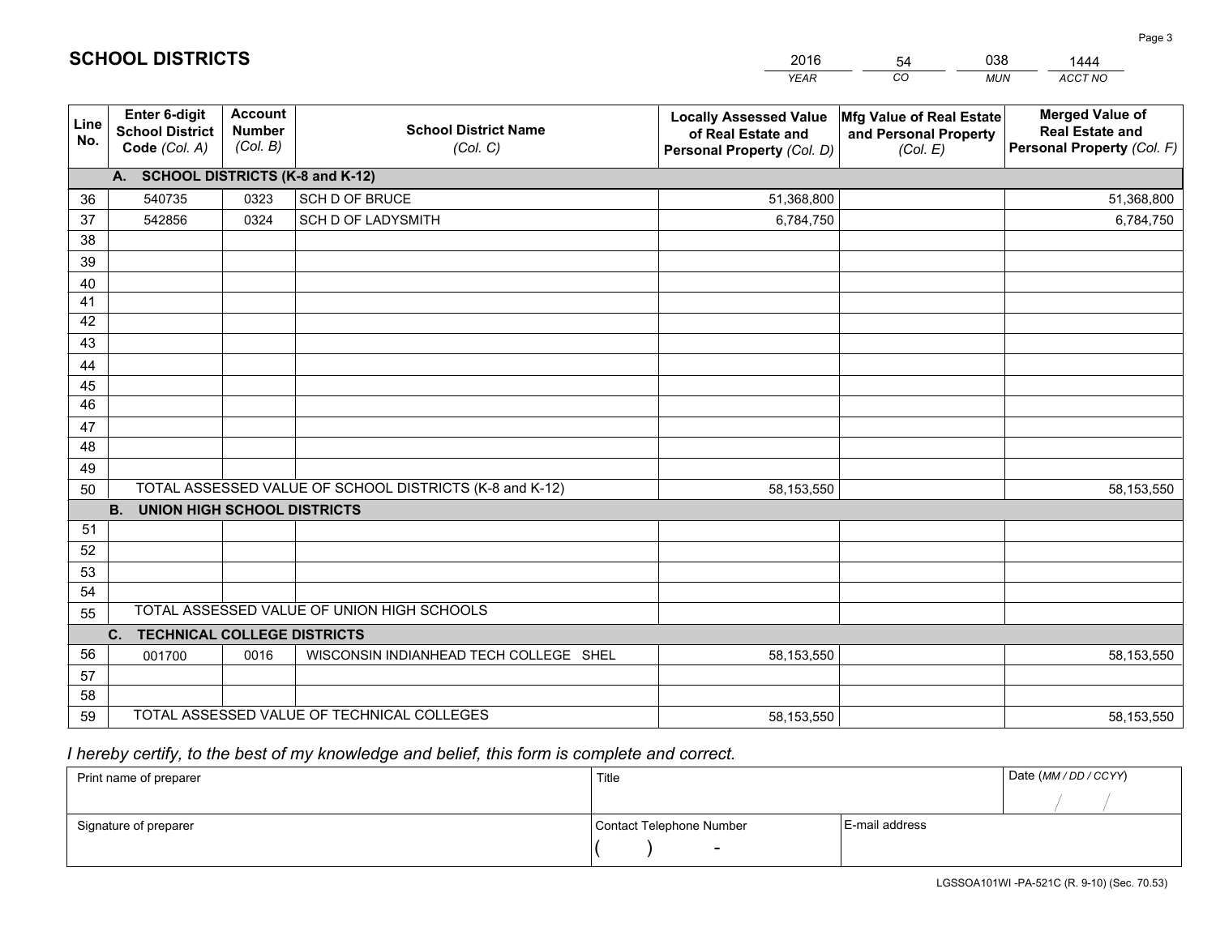# SCHOOL DISTRICTS

| 2016 | 54 | 038 | 1444 |
|---|---|---|---|
| *YEAR* | *CO* | *MUN* | *ACCT NO* |

| Line No. | Enter 6-digit School District Code *(Col. A)* | Account Number *(Col. B)* | School District Name *(Col. C)* | Locally Assessed Value of Real Estate and Personal Property *(Col. D)* | Mfg Value of Real Estate and Personal Property *(Col. E)* | Merged Value of Real Estate and Personal Property *(Col. F)* |
|---|---|---|---|---|---|---|
| | **A. SCHOOL DISTRICTS (K-8 and K-12)** | | | | | |
| 36 | 540735 | 0323 | SCH D OF BRUCE | 51,368,800 | | 51,368,800 |
| 37 | 542856 | 0324 | SCH D OF LADYSMITH | 6,784,750 | | 6,784,750 |
| 38 | | | | | | |
| 39 | | | | | | |
| 40 | | | | | | |
| 41 | | | | | | |
| 42 | | | | | | |
| 43 | | | | | | |
| 44 | | | | | | |
| 45 | | | | | | |
| 46 | | | | | | |
| 47 | | | | | | |
| 48 | | | | | | |
| 49 | | | | | | |
| 50 | TOTAL ASSESSED VALUE OF SCHOOL DISTRICTS (K-8 and K-12) | | | 58,153,550 | | 58,153,550 |
| | **B. UNION HIGH SCHOOL DISTRICTS** | | | | | |
| 51 | | | | | | |
| 52 | | | | | | |
| 53 | | | | | | |
| 54 | | | | | | |
| 55 | TOTAL ASSESSED VALUE OF UNION HIGH SCHOOLS | | | | | |
| | **C. TECHNICAL COLLEGE DISTRICTS** | | | | | |
| 56 | 001700 | 0016 | WISCONSIN INDIANHEAD TECH COLLEGE SHEL | 58,153,550 | | 58,153,550 |
| 57 | | | | | | |
| 58 | | | | | | |
| 59 | TOTAL ASSESSED VALUE OF TECHNICAL COLLEGES | | | 58,153,550 | | 58,153,550 |

*I hereby certify, to the best of my knowledge and belief, this form is complete and correct.*

| Print name of preparer | Title | | Date *(MM / DD / CCYY)* |
|---|---|---|---|
| | | | / / |
| Signature of preparer | Contact Telephone Number | E-mail address | |
| | ( ) - | | |

LGSSOA101WI -PA-521C (R. 9-10) (Sec. 70.53)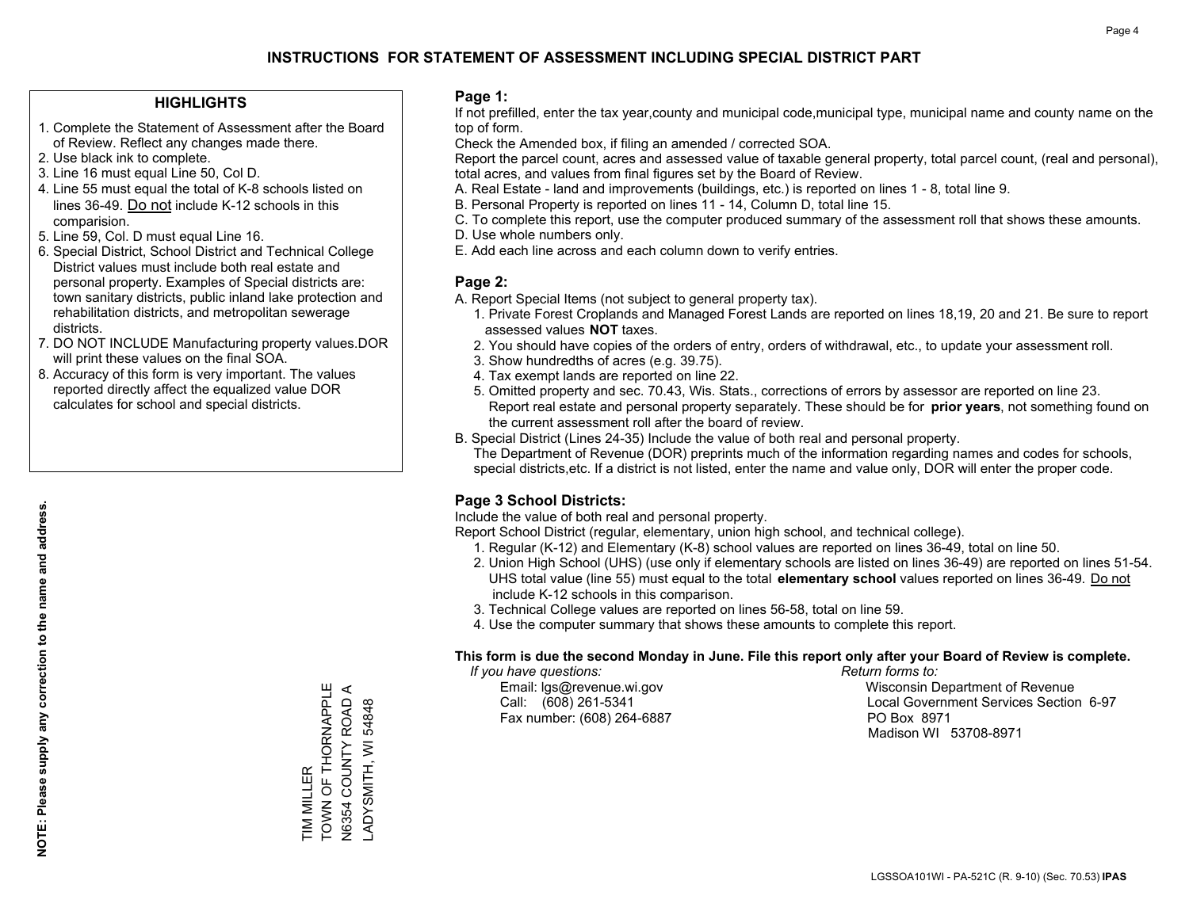# INSTRUCTIONS FOR STATEMENT OF ASSESSMENT INCLUDING SPECIAL DISTRICT PART

## HIGHLIGHTS

1. Complete the Statement of Assessment after the Board of Review. Reflect any changes made there.
2. Use black ink to complete.
3. Line 16 must equal Line 50, Col D.
4. Line 55 must equal the total of K-8 schools listed on lines 36-49. Do not include K-12 schools in this comparision.
5. Line 59, Col. D must equal Line 16.
6. Special District, School District and Technical College District values must include both real estate and personal property. Examples of Special districts are: town sanitary districts, public inland lake protection and rehabilitation districts, and metropolitan sewerage districts.
7. DO NOT INCLUDE Manufacturing property values.DOR will print these values on the final SOA.
8. Accuracy of this form is very important. The values reported directly affect the equalized value DOR calculates for school and special districts.

**NOTE: Please supply any correction to the name and address.**

TIM MILLER
TOWN OF THORNAPPLE
N6354 COUNTY ROAD A
LADYSMITH, WI 54848

## Page 1:

If not prefilled, enter the tax year,county and municipal code,municipal type, municipal name and county name on the top of form.

Check the Amended box, if filing an amended / corrected SOA.

Report the parcel count, acres and assessed value of taxable general property, total parcel count, (real and personal), total acres, and values from final figures set by the Board of Review.

A. Real Estate - land and improvements (buildings, etc.) is reported on lines 1 - 8, total line 9.
B. Personal Property is reported on lines 11 - 14, Column D, total line 15.
C. To complete this report, use the computer produced summary of the assessment roll that shows these amounts.
D. Use whole numbers only.
E. Add each line across and each column down to verify entries.

## Page 2:

A. Report Special Items (not subject to general property tax).
   1. Private Forest Croplands and Managed Forest Lands are reported on lines 18,19, 20 and 21. Be sure to report assessed values **NOT** taxes.
   2. You should have copies of the orders of entry, orders of withdrawal, etc., to update your assessment roll.
   3. Show hundredths of acres (e.g. 39.75).
   4. Tax exempt lands are reported on line 22.
   5. Omitted property and sec. 70.43, Wis. Stats., corrections of errors by assessor are reported on line 23. Report real estate and personal property separately. These should be for **prior years**, not something found on the current assessment roll after the board of review.
B. Special District (Lines 24-35) Include the value of both real and personal property.
   The Department of Revenue (DOR) preprints much of the information regarding names and codes for schools, special districts,etc. If a district is not listed, enter the name and value only, DOR will enter the proper code.

## Page 3 School Districts:

Include the value of both real and personal property.

Report School District (regular, elementary, union high school, and technical college).

1. Regular (K-12) and Elementary (K-8) school values are reported on lines 36-49, total on line 50.
2. Union High School (UHS) (use only if elementary schools are listed on lines 36-49) are reported on lines 51-54. UHS total value (line 55) must equal to the total **elementary school** values reported on lines 36-49. Do not include K-12 schools in this comparison.
3. Technical College values are reported on lines 56-58, total on line 59.
4. Use the computer summary that shows these amounts to complete this report.

**This form is due the second Monday in June. File this report only after your Board of Review is complete.**

*If you have questions:*
Email: lgs@revenue.wi.gov
Call: (608) 261-5341
Fax number: (608) 264-6887

*Return forms to:*
Wisconsin Department of Revenue
Local Government Services Section 6-97
PO Box 8971
Madison WI 53708-8971

LGSSOA101WI - PA-521C (R. 9-10) (Sec. 70.53) **IPAS**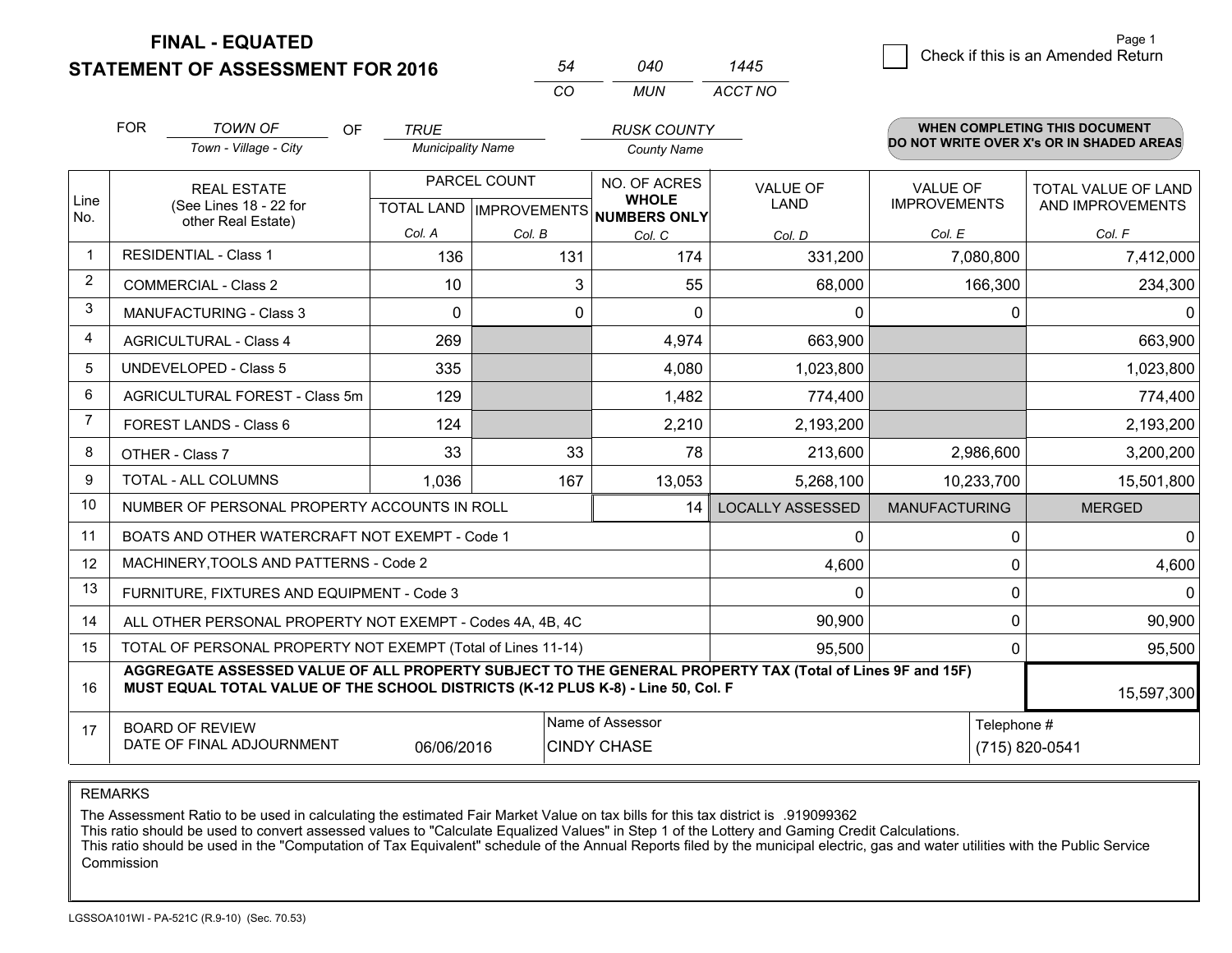# FINAL - EQUATED
## STATEMENT OF ASSESSMENT FOR 2016

| 54 | 040 | 1445 |
|---|---|---|
| CO | MUN | ACCT NO |

☐ Check if this is an Amended Return

Page 1

FOR *TOWN OF* (Town - Village - City) OF *TRUE* (Municipality Name) *RUSK COUNTY* (County Name)

**WHEN COMPLETING THIS DOCUMENT DO NOT WRITE OVER X's OR IN SHADED AREAS**

| Line No. | REAL ESTATE (See Lines 18 - 22 for other Real Estate) | PARCEL COUNT TOTAL LAND Col. A | PARCEL COUNT IMPROVEMENTS Col. B | NO. OF ACRES WHOLE NUMBERS ONLY Col. C | VALUE OF LAND Col. D | VALUE OF IMPROVEMENTS Col. E | TOTAL VALUE OF LAND AND IMPROVEMENTS Col. F |
|---|---|---|---|---|---|---|---|
| 1 | RESIDENTIAL - Class 1 | 136 | 131 | 174 | 331,200 | 7,080,800 | 7,412,000 |
| 2 | COMMERCIAL - Class 2 | 10 | 3 | 55 | 68,000 | 166,300 | 234,300 |
| 3 | MANUFACTURING - Class 3 | 0 | 0 | 0 | 0 | 0 | 0 |
| 4 | AGRICULTURAL - Class 4 | 269 | | 4,974 | 663,900 | | 663,900 |
| 5 | UNDEVELOPED - Class 5 | 335 | | 4,080 | 1,023,800 | | 1,023,800 |
| 6 | AGRICULTURAL FOREST - Class 5m | 129 | | 1,482 | 774,400 | | 774,400 |
| 7 | FOREST LANDS - Class 6 | 124 | | 2,210 | 2,193,200 | | 2,193,200 |
| 8 | OTHER - Class 7 | 33 | 33 | 78 | 213,600 | 2,986,600 | 3,200,200 |
| 9 | TOTAL - ALL COLUMNS | 1,036 | 167 | 13,053 | 5,268,100 | 10,233,700 | 15,501,800 |
| 10 | NUMBER OF PERSONAL PROPERTY ACCOUNTS IN ROLL | | | 14 | LOCALLY ASSESSED | MANUFACTURING | MERGED |
| 11 | BOATS AND OTHER WATERCRAFT NOT EXEMPT - Code 1 | | | | 0 | 0 | 0 |
| 12 | MACHINERY,TOOLS AND PATTERNS - Code 2 | | | | 4,600 | 0 | 4,600 |
| 13 | FURNITURE, FIXTURES AND EQUIPMENT - Code 3 | | | | 0 | 0 | 0 |
| 14 | ALL OTHER PERSONAL PROPERTY NOT EXEMPT - Codes 4A, 4B, 4C | | | | 90,900 | 0 | 90,900 |
| 15 | TOTAL OF PERSONAL PROPERTY NOT EXEMPT (Total of Lines 11-14) | | | | 95,500 | 0 | 95,500 |
| 16 | **AGGREGATE ASSESSED VALUE OF ALL PROPERTY SUBJECT TO THE GENERAL PROPERTY TAX (Total of Lines 9F and 15F) MUST EQUAL TOTAL VALUE OF THE SCHOOL DISTRICTS (K-12 PLUS K-8) - Line 50, Col. F** | | | | | | 15,597,300 |
| 17 | BOARD OF REVIEW DATE OF FINAL ADJOURNMENT | 06/06/2016 | | Name of Assessor: CINDY CHASE | | Telephone #: (715) 820-0541 | |

REMARKS

The Assessment Ratio to be used in calculating the estimated Fair Market Value on tax bills for this tax district is .919099362
This ratio should be used to convert assessed values to "Calculate Equalized Values" in Step 1 of the Lottery and Gaming Credit Calculations.
This ratio should be used in the "Computation of Tax Equivalent" schedule of the Annual Reports filed by the municipal electric, gas and water utilities with the Public Service Commission

LGSSOA101WI - PA-521C (R.9-10) (Sec. 70.53)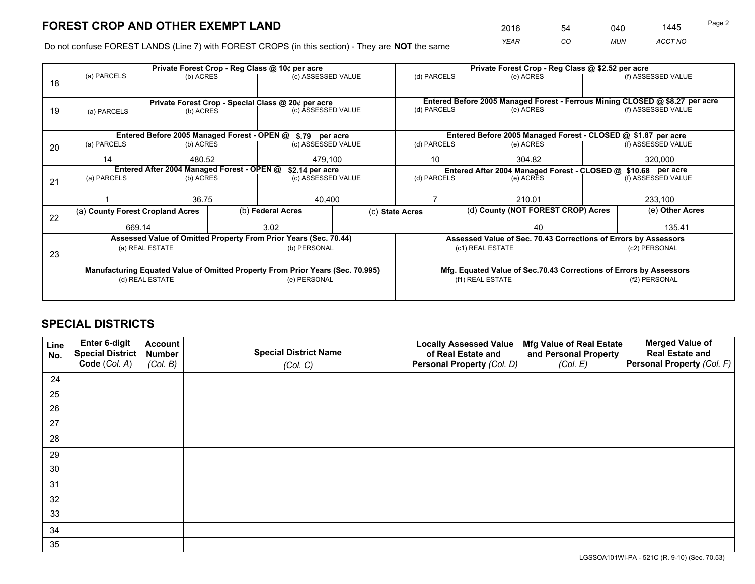## FOREST CROP AND OTHER EXEMPT LAND

| 2016 | 54 | 040 | 1445 |
|---|---|---|---|
| YEAR | CO | MUN | ACCT NO |

Do not confuse FOREST LANDS (Line 7) with FOREST CROPS (in this section) - They are **NOT** the same

| Line | Private Forest Crop - Reg Class @ 10¢ per acre | | | Private Forest Crop - Reg Class @ $2.52 per acre | | |
|---|---|---|---|---|---|---|
| 18 | (a) PARCELS | (b) ACRES | (c) ASSESSED VALUE | (d) PARCELS | (e) ACRES | (f) ASSESSED VALUE |
| | | | | | | |
| | **Private Forest Crop - Special Class @ 20¢ per acre** | | | **Entered Before 2005 Managed Forest - Ferrous Mining CLOSED @ $8.27 per acre** | | |
| 19 | (a) PARCELS | (b) ACRES | (c) ASSESSED VALUE | (d) PARCELS | (e) ACRES | (f) ASSESSED VALUE |
| | | | | | | |
| | **Entered Before 2005 Managed Forest - OPEN @ $.79 per acre** | | | **Entered Before 2005 Managed Forest - CLOSED @ $1.87 per acre** | | |
| 20 | (a) PARCELS | (b) ACRES | (c) ASSESSED VALUE | (d) PARCELS | (e) ACRES | (f) ASSESSED VALUE |
| | 14 | 480.52 | 479,100 | 10 | 304.82 | 320,000 |
| | **Entered After 2004 Managed Forest - OPEN @ $2.14 per acre** | | | **Entered After 2004 Managed Forest - CLOSED @ $10.68 per acre** | | |
| 21 | (a) PARCELS | (b) ACRES | (c) ASSESSED VALUE | (d) PARCELS | (e) ACRES | (f) ASSESSED VALUE |
| | 1 | 36.75 | 40,400 | 7 | 210.01 | 233,100 |

| Line | (a) County Forest Cropland Acres | (b) Federal Acres | (c) State Acres | (d) County (NOT FOREST CROP) Acres | (e) Other Acres |
|---|---|---|---|---|---|
| 22 | 669.14 | 3.02 | | 40 | 135.41 |

| Line | Assessed Value of Omitted Property From Prior Years (Sec. 70.44) | | Assessed Value of Sec. 70.43 Corrections of Errors by Assessors | |
|---|---|---|---|---|
| 23 | (a) REAL ESTATE | (b) PERSONAL | (c1) REAL ESTATE | (c2) PERSONAL |
| | | | | |
| | **Manufacturing Equated Value of Omitted Property From Prior Years (Sec. 70.995)** | | **Mfg. Equated Value of Sec.70.43 Corrections of Errors by Assessors** | |
| | (d) REAL ESTATE | (e) PERSONAL | (f1) REAL ESTATE | (f2) PERSONAL |
| | | | | |

## SPECIAL DISTRICTS

| Line No. | Enter 6-digit Special District Code (Col. A) | Account Number (Col. B) | Special District Name (Col. C) | Locally Assessed Value of Real Estate and Personal Property (Col. D) | Mfg Value of Real Estate and Personal Property (Col. E) | Merged Value of Real Estate and Personal Property (Col. F) |
|---|---|---|---|---|---|---|
| 24 | | | | | | |
| 25 | | | | | | |
| 26 | | | | | | |
| 27 | | | | | | |
| 28 | | | | | | |
| 29 | | | | | | |
| 30 | | | | | | |
| 31 | | | | | | |
| 32 | | | | | | |
| 33 | | | | | | |
| 34 | | | | | | |
| 35 | | | | | | |

LGSSOA101WI-PA - 521C (R. 9-10) (Sec. 70.53)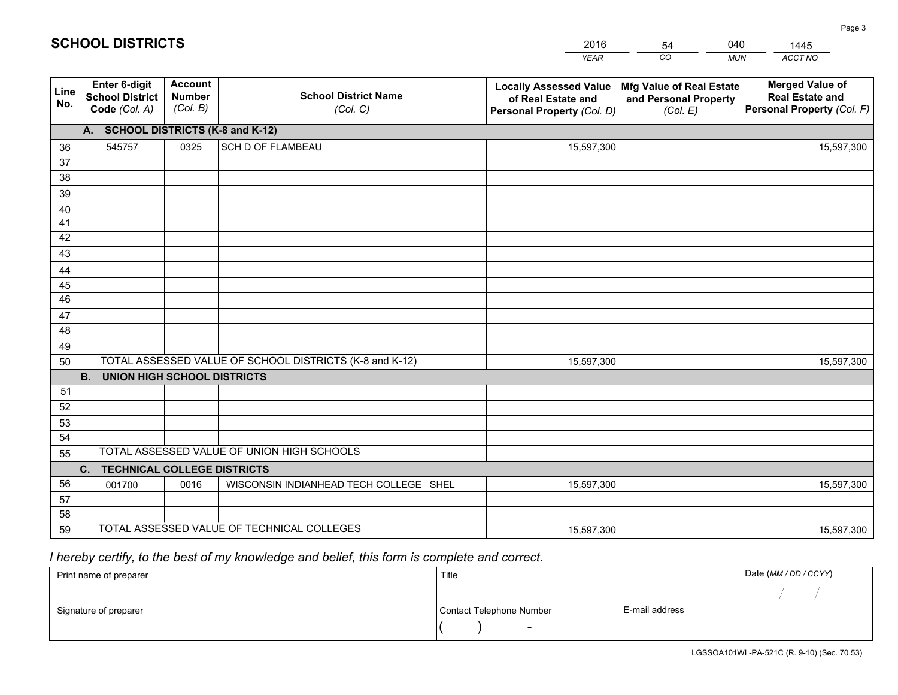## SCHOOL DISTRICTS

| 2016 | 54 | 040 | 1445 |
|---|---|---|---|
| *YEAR* | *CO* | *MUN* | *ACCT NO* |

| Line No. | Enter 6-digit School District Code *(Col. A)* | Account Number *(Col. B)* | School District Name *(Col. C)* | Locally Assessed Value of Real Estate and Personal Property *(Col. D)* | Mfg Value of Real Estate and Personal Property *(Col. E)* | Merged Value of Real Estate and Personal Property *(Col. F)* |
|---|---|---|---|---|---|---|
| **A. SCHOOL DISTRICTS (K-8 and K-12)** | | | | | | |
| 36 | 545757 | 0325 | SCH D OF FLAMBEAU | 15,597,300 | | 15,597,300 |
| 37 | | | | | | |
| 38 | | | | | | |
| 39 | | | | | | |
| 40 | | | | | | |
| 41 | | | | | | |
| 42 | | | | | | |
| 43 | | | | | | |
| 44 | | | | | | |
| 45 | | | | | | |
| 46 | | | | | | |
| 47 | | | | | | |
| 48 | | | | | | |
| 49 | | | | | | |
| 50 | TOTAL ASSESSED VALUE OF SCHOOL DISTRICTS (K-8 and K-12) | | | 15,597,300 | | 15,597,300 |
| **B. UNION HIGH SCHOOL DISTRICTS** | | | | | | |
| 51 | | | | | | |
| 52 | | | | | | |
| 53 | | | | | | |
| 54 | | | | | | |
| 55 | TOTAL ASSESSED VALUE OF UNION HIGH SCHOOLS | | | | | |
| **C. TECHNICAL COLLEGE DISTRICTS** | | | | | | |
| 56 | 001700 | 0016 | WISCONSIN INDIANHEAD TECH COLLEGE SHEL | 15,597,300 | | 15,597,300 |
| 57 | | | | | | |
| 58 | | | | | | |
| 59 | TOTAL ASSESSED VALUE OF TECHNICAL COLLEGES | | | 15,597,300 | | 15,597,300 |

*I hereby certify, to the best of my knowledge and belief, this form is complete and correct.*

| Print name of preparer | Title | | Date *(MM / DD / CCYY)* |
|---|---|---|---|
| | | | / / |
| Signature of preparer | Contact Telephone Number | E-mail address | |
| | ( ) - | | |

LGSSOA101WI -PA-521C (R. 9-10) (Sec. 70.53)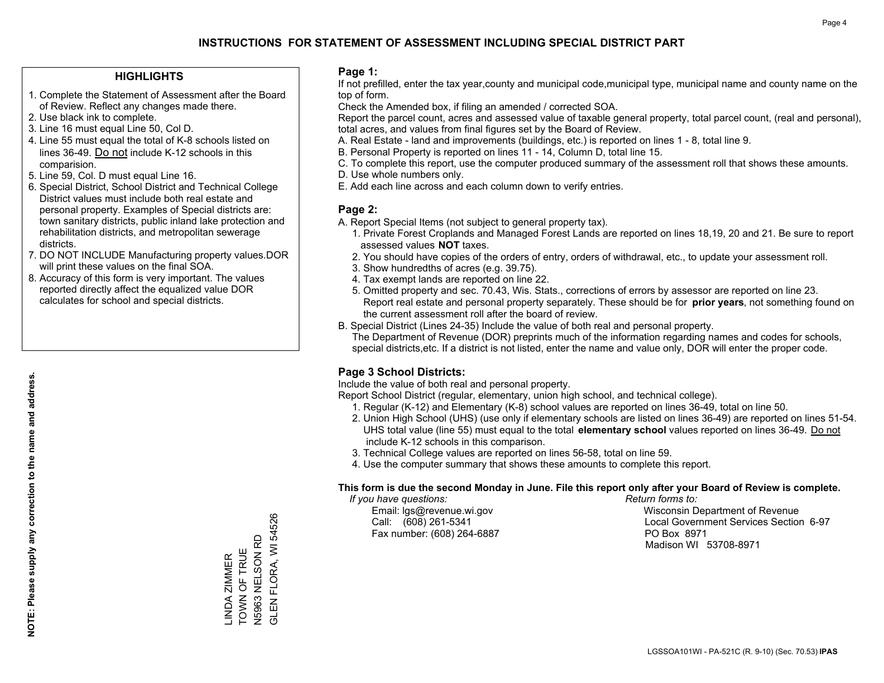# INSTRUCTIONS FOR STATEMENT OF ASSESSMENT INCLUDING SPECIAL DISTRICT PART

## HIGHLIGHTS

1. Complete the Statement of Assessment after the Board of Review. Reflect any changes made there.
2. Use black ink to complete.
3. Line 16 must equal Line 50, Col D.
4. Line 55 must equal the total of K-8 schools listed on lines 36-49. Do not include K-12 schools in this comparision.
5. Line 59, Col. D must equal Line 16.
6. Special District, School District and Technical College District values must include both real estate and personal property. Examples of Special districts are: town sanitary districts, public inland lake protection and rehabilitation districts, and metropolitan sewerage districts.
7. DO NOT INCLUDE Manufacturing property values.DOR will print these values on the final SOA.
8. Accuracy of this form is very important. The values reported directly affect the equalized value DOR calculates for school and special districts.

**NOTE: Please supply any correction to the name and address.**

LINDA ZIMMER
TOWN OF TRUE
N5963 NELSON RD
GLEN FLORA, WI 54526

## Page 1:

If not prefilled, enter the tax year,county and municipal code,municipal type, municipal name and county name on the top of form.

Check the Amended box, if filing an amended / corrected SOA.

Report the parcel count, acres and assessed value of taxable general property, total parcel count, (real and personal), total acres, and values from final figures set by the Board of Review.

A. Real Estate - land and improvements (buildings, etc.) is reported on lines 1 - 8, total line 9.
B. Personal Property is reported on lines 11 - 14, Column D, total line 15.
C. To complete this report, use the computer produced summary of the assessment roll that shows these amounts.
D. Use whole numbers only.
E. Add each line across and each column down to verify entries.

## Page 2:

A. Report Special Items (not subject to general property tax).
   1. Private Forest Croplands and Managed Forest Lands are reported on lines 18,19, 20 and 21. Be sure to report assessed values **NOT** taxes.
   2. You should have copies of the orders of entry, orders of withdrawal, etc., to update your assessment roll.
   3. Show hundredths of acres (e.g. 39.75).
   4. Tax exempt lands are reported on line 22.
   5. Omitted property and sec. 70.43, Wis. Stats., corrections of errors by assessor are reported on line 23. Report real estate and personal property separately. These should be for **prior years**, not something found on the current assessment roll after the board of review.
B. Special District (Lines 24-35) Include the value of both real and personal property.
   The Department of Revenue (DOR) preprints much of the information regarding names and codes for schools, special districts,etc. If a district is not listed, enter the name and value only, DOR will enter the proper code.

## Page 3 School Districts:

Include the value of both real and personal property.

Report School District (regular, elementary, union high school, and technical college).

1. Regular (K-12) and Elementary (K-8) school values are reported on lines 36-49, total on line 50.
2. Union High School (UHS) (use only if elementary schools are listed on lines 36-49) are reported on lines 51-54. UHS total value (line 55) must equal to the total **elementary school** values reported on lines 36-49. Do not include K-12 schools in this comparison.
3. Technical College values are reported on lines 56-58, total on line 59.
4. Use the computer summary that shows these amounts to complete this report.

**This form is due the second Monday in June. File this report only after your Board of Review is complete.**

*If you have questions:*
Email: lgs@revenue.wi.gov
Call: (608) 261-5341
Fax number: (608) 264-6887

*Return forms to:*
Wisconsin Department of Revenue
Local Government Services Section 6-97
PO Box 8971
Madison WI 53708-8971

LGSSOA101WI - PA-521C (R. 9-10) (Sec. 70.53) **IPAS**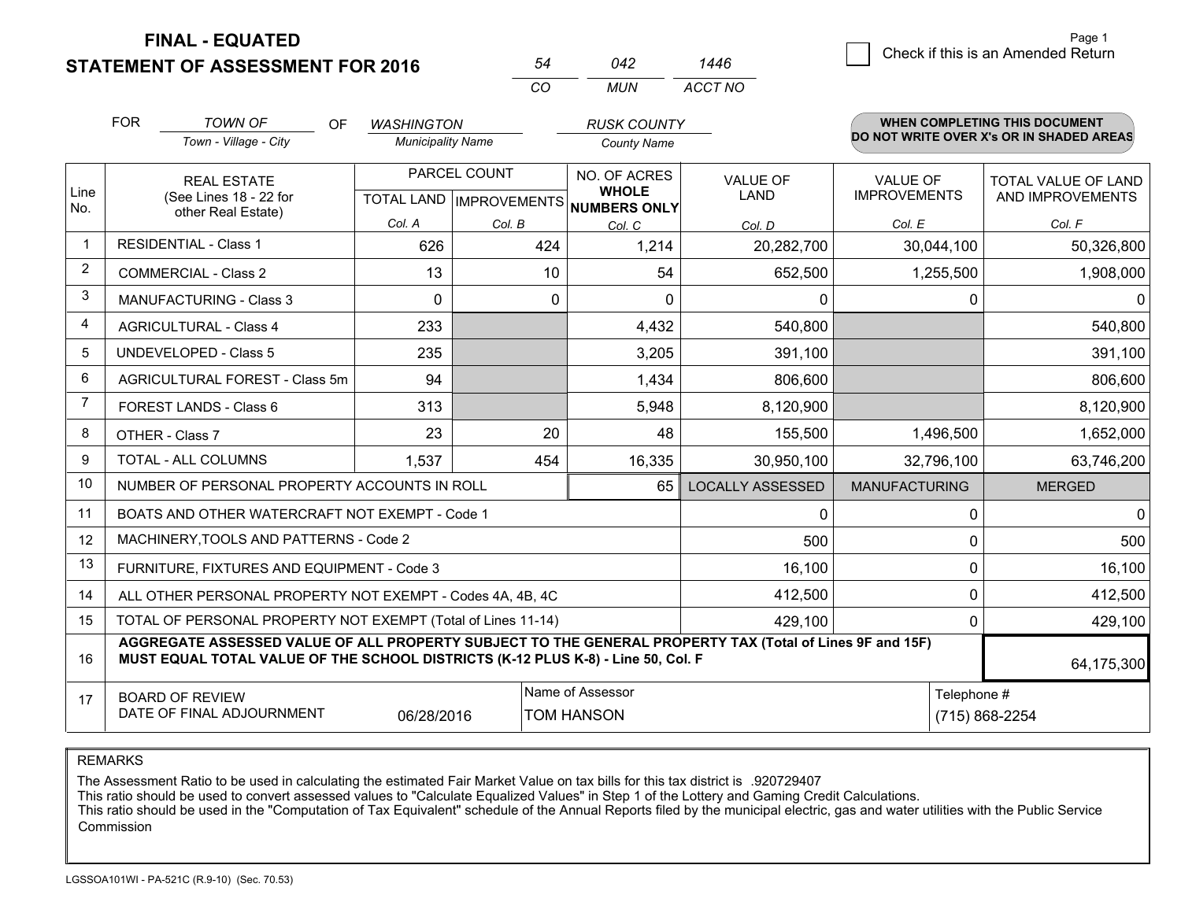# FINAL - EQUATED
## STATEMENT OF ASSESSMENT FOR 2016

| 54 | 042 | 1446 |
|---|---|---|
| CO | MUN | ACCT NO |

Page 1

☐ Check if this is an Amended Return

FOR *TOWN OF* (Town - Village - City) OF *WASHINGTON* (Municipality Name) *RUSK COUNTY* (County Name)

**WHEN COMPLETING THIS DOCUMENT DO NOT WRITE OVER X's OR IN SHADED AREAS**

| Line No. | REAL ESTATE (See Lines 18 - 22 for other Real Estate) | PARCEL COUNT TOTAL LAND Col. A | PARCEL COUNT IMPROVEMENTS Col. B | NO. OF ACRES WHOLE NUMBERS ONLY Col. C | VALUE OF LAND Col. D | VALUE OF IMPROVEMENTS Col. E | TOTAL VALUE OF LAND AND IMPROVEMENTS Col. F |
|---|---|---|---|---|---|---|---|
| 1 | RESIDENTIAL - Class 1 | 626 | 424 | 1,214 | 20,282,700 | 30,044,100 | 50,326,800 |
| 2 | COMMERCIAL - Class 2 | 13 | 10 | 54 | 652,500 | 1,255,500 | 1,908,000 |
| 3 | MANUFACTURING - Class 3 | 0 | 0 | 0 | 0 | 0 | 0 |
| 4 | AGRICULTURAL - Class 4 | 233 | | 4,432 | 540,800 | | 540,800 |
| 5 | UNDEVELOPED - Class 5 | 235 | | 3,205 | 391,100 | | 391,100 |
| 6 | AGRICULTURAL FOREST - Class 5m | 94 | | 1,434 | 806,600 | | 806,600 |
| 7 | FOREST LANDS - Class 6 | 313 | | 5,948 | 8,120,900 | | 8,120,900 |
| 8 | OTHER - Class 7 | 23 | 20 | 48 | 155,500 | 1,496,500 | 1,652,000 |
| 9 | TOTAL - ALL COLUMNS | 1,537 | 454 | 16,335 | 30,950,100 | 32,796,100 | 63,746,200 |
| 10 | NUMBER OF PERSONAL PROPERTY ACCOUNTS IN ROLL | | | 65 | LOCALLY ASSESSED | MANUFACTURING | MERGED |
| 11 | BOATS AND OTHER WATERCRAFT NOT EXEMPT - Code 1 | | | | 0 | 0 | 0 |
| 12 | MACHINERY,TOOLS AND PATTERNS - Code 2 | | | | 500 | 0 | 500 |
| 13 | FURNITURE, FIXTURES AND EQUIPMENT - Code 3 | | | | 16,100 | 0 | 16,100 |
| 14 | ALL OTHER PERSONAL PROPERTY NOT EXEMPT - Codes 4A, 4B, 4C | | | | 412,500 | 0 | 412,500 |
| 15 | TOTAL OF PERSONAL PROPERTY NOT EXEMPT (Total of Lines 11-14) | | | | 429,100 | 0 | 429,100 |
| 16 | **AGGREGATE ASSESSED VALUE OF ALL PROPERTY SUBJECT TO THE GENERAL PROPERTY TAX (Total of Lines 9F and 15F) MUST EQUAL TOTAL VALUE OF THE SCHOOL DISTRICTS (K-12 PLUS K-8) - Line 50, Col. F** | | | | | | 64,175,300 |
| 17 | BOARD OF REVIEW DATE OF FINAL ADJOURNMENT | 06/28/2016 | Name of Assessor: TOM HANSON | | | Telephone #: (715) 868-2254 | |

REMARKS

The Assessment Ratio to be used in calculating the estimated Fair Market Value on tax bills for this tax district is .920729407
This ratio should be used to convert assessed values to "Calculate Equalized Values" in Step 1 of the Lottery and Gaming Credit Calculations.
This ratio should be used in the "Computation of Tax Equivalent" schedule of the Annual Reports filed by the municipal electric, gas and water utilities with the Public Service Commission

LGSSOA101WI - PA-521C (R.9-10) (Sec. 70.53)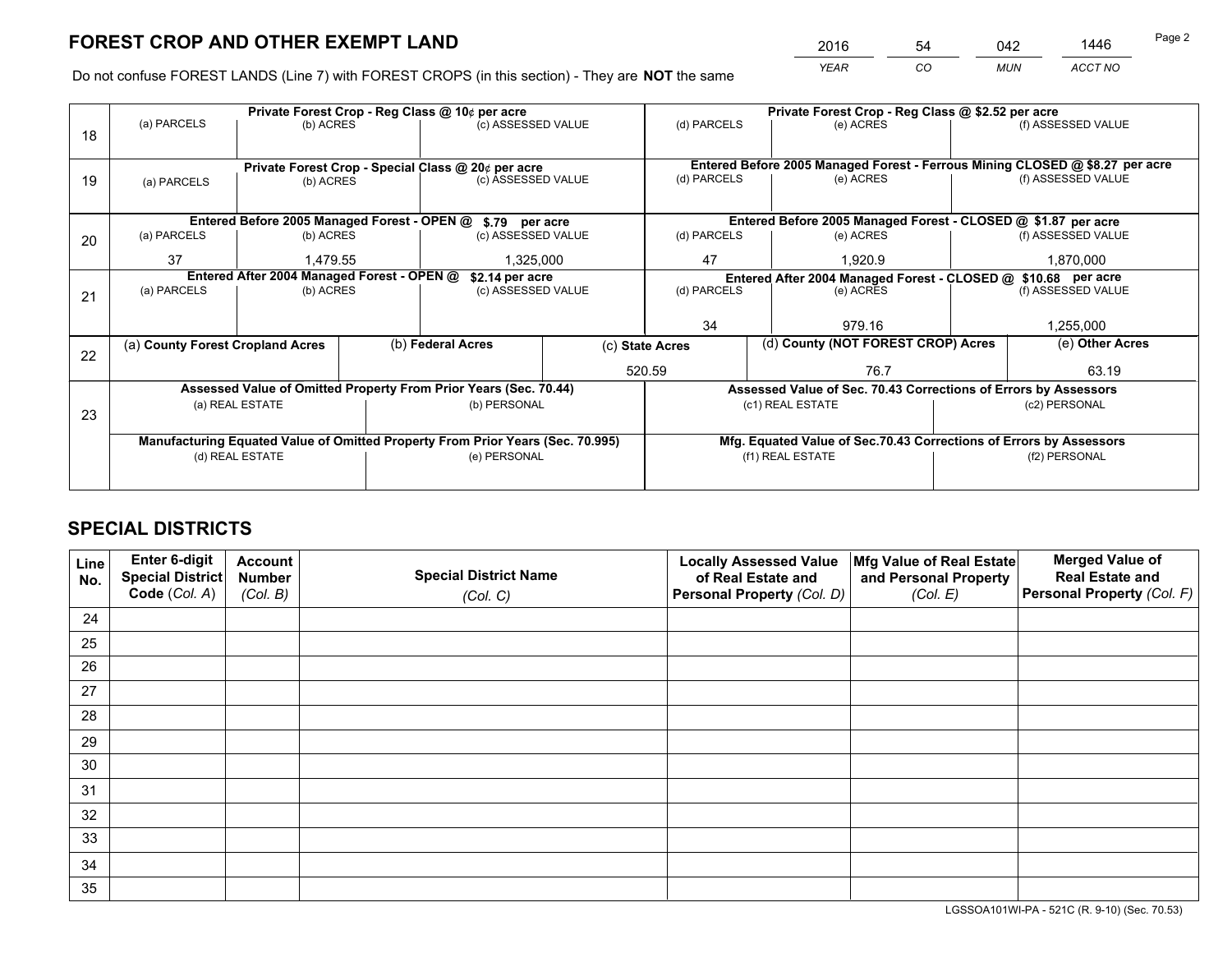# FOREST CROP AND OTHER EXEMPT LAND

| 2016 | 54 | 042 | 1446 |
|---|---|---|---|
| *YEAR* | *CO* | *MUN* | *ACCT NO* |

Do not confuse FOREST LANDS (Line 7) with FOREST CROPS (in this section) - They are **NOT** the same

| Line | (a) PARCELS | (b) ACRES | (c) ASSESSED VALUE | (d) PARCELS | (e) ACRES | (f) ASSESSED VALUE |
|---|---|---|---|---|---|---|
| 18 | Private Forest Crop - Reg Class @ 10¢ per acre | | | Private Forest Crop - Reg Class @ $2.52 per acre | | |
| | | | | | | |
| 19 | Private Forest Crop - Special Class @ 20¢ per acre | | | Entered Before 2005 Managed Forest - Ferrous Mining CLOSED @ $8.27 per acre | | |
| | | | | | | |
| 20 | Entered Before 2005 Managed Forest - OPEN @ $.79 per acre | | | Entered Before 2005 Managed Forest - CLOSED @ $1.87 per acre | | |
| | 37 | 1,479.55 | 1,325,000 | 47 | 1,920.9 | 1,870,000 |
| 21 | Entered After 2004 Managed Forest - OPEN @ $2.14 per acre | | | Entered After 2004 Managed Forest - CLOSED @ $10.68 per acre | | |
| | | | | 34 | 979.16 | 1,255,000 |

| Line | (a) **County Forest Cropland Acres** | (b) **Federal Acres** | (c) **State Acres** | (d) **County (NOT FOREST CROP) Acres** | (e) **Other Acres** |
|---|---|---|---|---|---|
| 22 | | | 520.59 | 76.7 | 63.19 |

| Line | Assessed Value of Omitted Property From Prior Years (Sec. 70.44) | | Assessed Value of Sec. 70.43 Corrections of Errors by Assessors | |
|---|---|---|---|---|
| 23 | (a) REAL ESTATE | (b) PERSONAL | (c1) REAL ESTATE | (c2) PERSONAL |
| | | | | |
| | **Manufacturing Equated Value of Omitted Property From Prior Years (Sec. 70.995)** | | **Mfg. Equated Value of Sec.70.43 Corrections of Errors by Assessors** | |
| | (d) REAL ESTATE | (e) PERSONAL | (f1) REAL ESTATE | (f2) PERSONAL |
| | | | | |

# SPECIAL DISTRICTS

| Line No. | Enter 6-digit Special District Code (*Col. A*) | Account Number (*Col. B*) | Special District Name (*Col. C*) | Locally Assessed Value of Real Estate and Personal Property (*Col. D*) | Mfg Value of Real Estate and Personal Property (*Col. E*) | Merged Value of Real Estate and Personal Property (*Col. F*) |
|---|---|---|---|---|---|---|
| 24 | | | | | | |
| 25 | | | | | | |
| 26 | | | | | | |
| 27 | | | | | | |
| 28 | | | | | | |
| 29 | | | | | | |
| 30 | | | | | | |
| 31 | | | | | | |
| 32 | | | | | | |
| 33 | | | | | | |
| 34 | | | | | | |
| 35 | | | | | | |

LGSSOA101WI-PA - 521C (R. 9-10) (Sec. 70.53)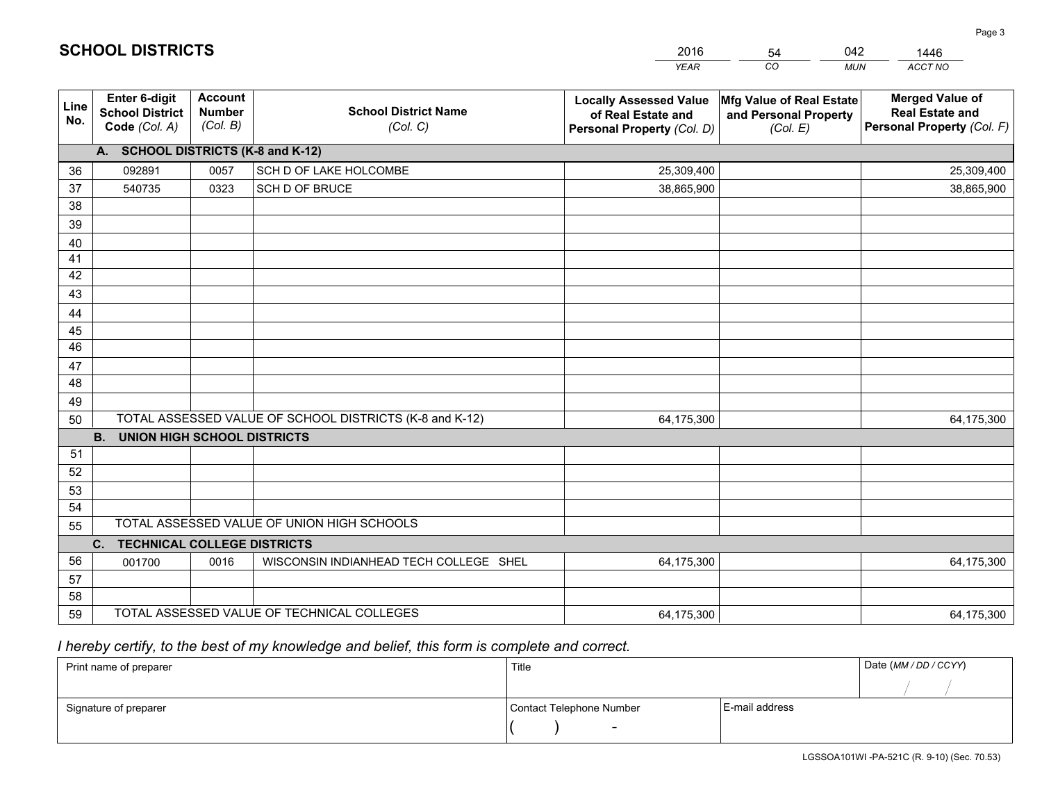# SCHOOL DISTRICTS

| 2016 | 54 | 042 | 1446 |
|---|---|---|---|
| *YEAR* | *CO* | *MUN* | *ACCT NO* |

| Line No. | Enter 6-digit School District Code *(Col. A)* | Account Number *(Col. B)* | School District Name *(Col. C)* | Locally Assessed Value of Real Estate and Personal Property *(Col. D)* | Mfg Value of Real Estate and Personal Property *(Col. E)* | Merged Value of Real Estate and Personal Property *(Col. F)* |
|---|---|---|---|---|---|---|
| | **A. SCHOOL DISTRICTS (K-8 and K-12)** | | | | | |
| 36 | 092891 | 0057 | SCH D OF LAKE HOLCOMBE | 25,309,400 | | 25,309,400 |
| 37 | 540735 | 0323 | SCH D OF BRUCE | 38,865,900 | | 38,865,900 |
| 38 | | | | | | |
| 39 | | | | | | |
| 40 | | | | | | |
| 41 | | | | | | |
| 42 | | | | | | |
| 43 | | | | | | |
| 44 | | | | | | |
| 45 | | | | | | |
| 46 | | | | | | |
| 47 | | | | | | |
| 48 | | | | | | |
| 49 | | | | | | |
| 50 | TOTAL ASSESSED VALUE OF SCHOOL DISTRICTS (K-8 and K-12) | | | 64,175,300 | | 64,175,300 |
| | **B. UNION HIGH SCHOOL DISTRICTS** | | | | | |
| 51 | | | | | | |
| 52 | | | | | | |
| 53 | | | | | | |
| 54 | | | | | | |
| 55 | TOTAL ASSESSED VALUE OF UNION HIGH SCHOOLS | | | | | |
| | **C. TECHNICAL COLLEGE DISTRICTS** | | | | | |
| 56 | 001700 | 0016 | WISCONSIN INDIANHEAD TECH COLLEGE SHEL | 64,175,300 | | 64,175,300 |
| 57 | | | | | | |
| 58 | | | | | | |
| 59 | TOTAL ASSESSED VALUE OF TECHNICAL COLLEGES | | | 64,175,300 | | 64,175,300 |

*I hereby certify, to the best of my knowledge and belief, this form is complete and correct.*

| Print name of preparer | Title | | Date *(MM / DD / CCYY)* |
|---|---|---|---|
| | | | / / |
| Signature of preparer | Contact Telephone Number | E-mail address | |
| | ( ) - | | |

LGSSOA101WI -PA-521C (R. 9-10) (Sec. 70.53)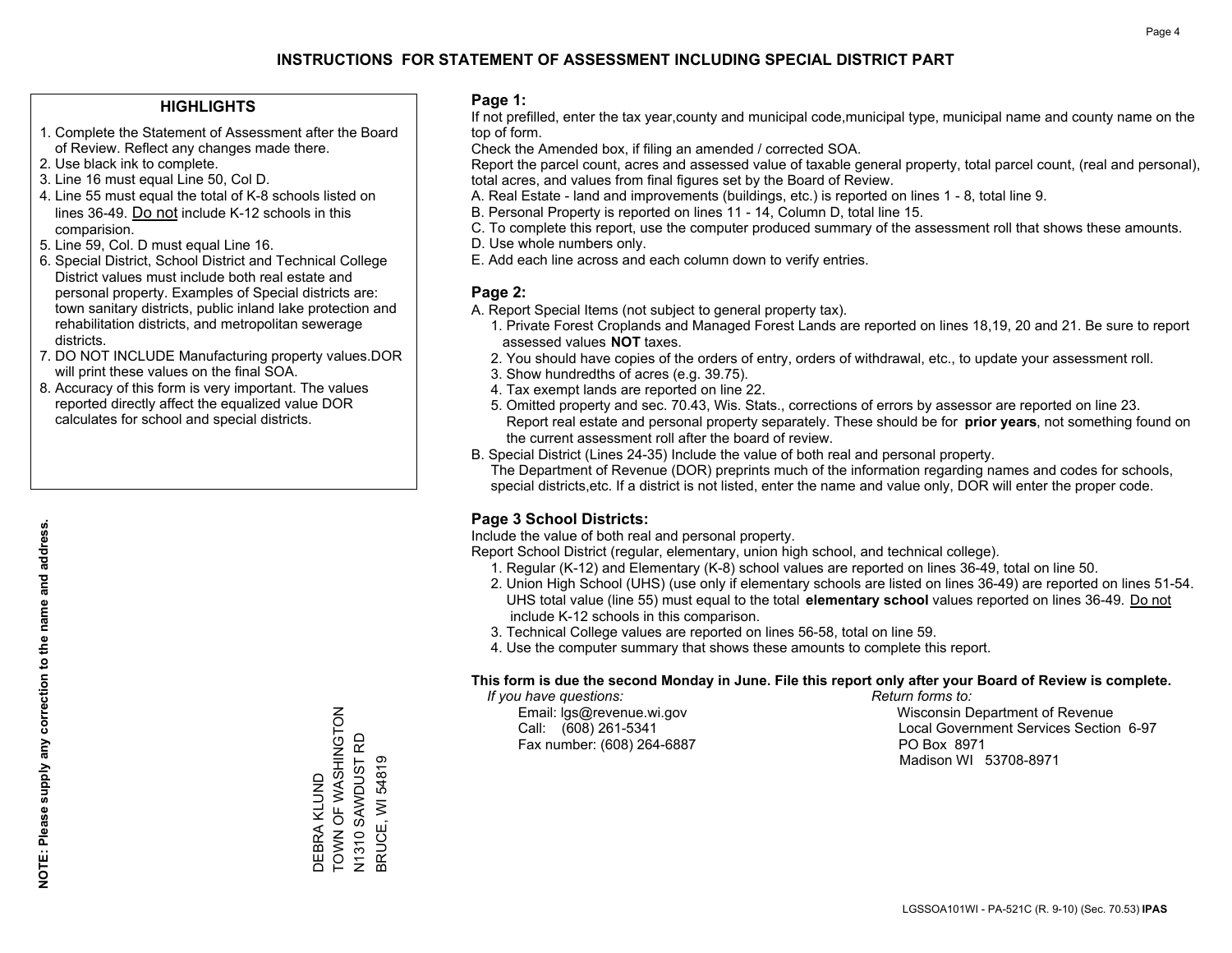# INSTRUCTIONS FOR STATEMENT OF ASSESSMENT INCLUDING SPECIAL DISTRICT PART

## HIGHLIGHTS

1. Complete the Statement of Assessment after the Board of Review. Reflect any changes made there.
2. Use black ink to complete.
3. Line 16 must equal Line 50, Col D.
4. Line 55 must equal the total of K-8 schools listed on lines 36-49. Do not include K-12 schools in this comparision.
5. Line 59, Col. D must equal Line 16.
6. Special District, School District and Technical College District values must include both real estate and personal property. Examples of Special districts are: town sanitary districts, public inland lake protection and rehabilitation districts, and metropolitan sewerage districts.
7. DO NOT INCLUDE Manufacturing property values.DOR will print these values on the final SOA.
8. Accuracy of this form is very important. The values reported directly affect the equalized value DOR calculates for school and special districts.

**NOTE: Please supply any correction to the name and address.**

DEBRA KLUND
TOWN OF WASHINGTON
N1310 SAWDUST RD
BRUCE, WI 54819

## Page 1:

If not prefilled, enter the tax year,county and municipal code,municipal type, municipal name and county name on the top of form.

Check the Amended box, if filing an amended / corrected SOA.

Report the parcel count, acres and assessed value of taxable general property, total parcel count, (real and personal), total acres, and values from final figures set by the Board of Review.

A. Real Estate - land and improvements (buildings, etc.) is reported on lines 1 - 8, total line 9.
B. Personal Property is reported on lines 11 - 14, Column D, total line 15.
C. To complete this report, use the computer produced summary of the assessment roll that shows these amounts.
D. Use whole numbers only.
E. Add each line across and each column down to verify entries.

## Page 2:

A. Report Special Items (not subject to general property tax).
   1. Private Forest Croplands and Managed Forest Lands are reported on lines 18,19, 20 and 21. Be sure to report assessed values **NOT** taxes.
   2. You should have copies of the orders of entry, orders of withdrawal, etc., to update your assessment roll.
   3. Show hundredths of acres (e.g. 39.75).
   4. Tax exempt lands are reported on line 22.
   5. Omitted property and sec. 70.43, Wis. Stats., corrections of errors by assessor are reported on line 23. Report real estate and personal property separately. These should be for **prior years**, not something found on the current assessment roll after the board of review.
B. Special District (Lines 24-35) Include the value of both real and personal property.
   The Department of Revenue (DOR) preprints much of the information regarding names and codes for schools, special districts,etc. If a district is not listed, enter the name and value only, DOR will enter the proper code.

## Page 3 School Districts:

Include the value of both real and personal property.

Report School District (regular, elementary, union high school, and technical college).

1. Regular (K-12) and Elementary (K-8) school values are reported on lines 36-49, total on line 50.
2. Union High School (UHS) (use only if elementary schools are listed on lines 36-49) are reported on lines 51-54. UHS total value (line 55) must equal to the total **elementary school** values reported on lines 36-49. Do not include K-12 schools in this comparison.
3. Technical College values are reported on lines 56-58, total on line 59.
4. Use the computer summary that shows these amounts to complete this report.

**This form is due the second Monday in June. File this report only after your Board of Review is complete.**

*If you have questions:*
Email: lgs@revenue.wi.gov
Call: (608) 261-5341
Fax number: (608) 264-6887

*Return forms to:*
Wisconsin Department of Revenue
Local Government Services Section 6-97
PO Box 8971
Madison WI 53708-8971

LGSSOA101WI - PA-521C (R. 9-10) (Sec. 70.53) **IPAS**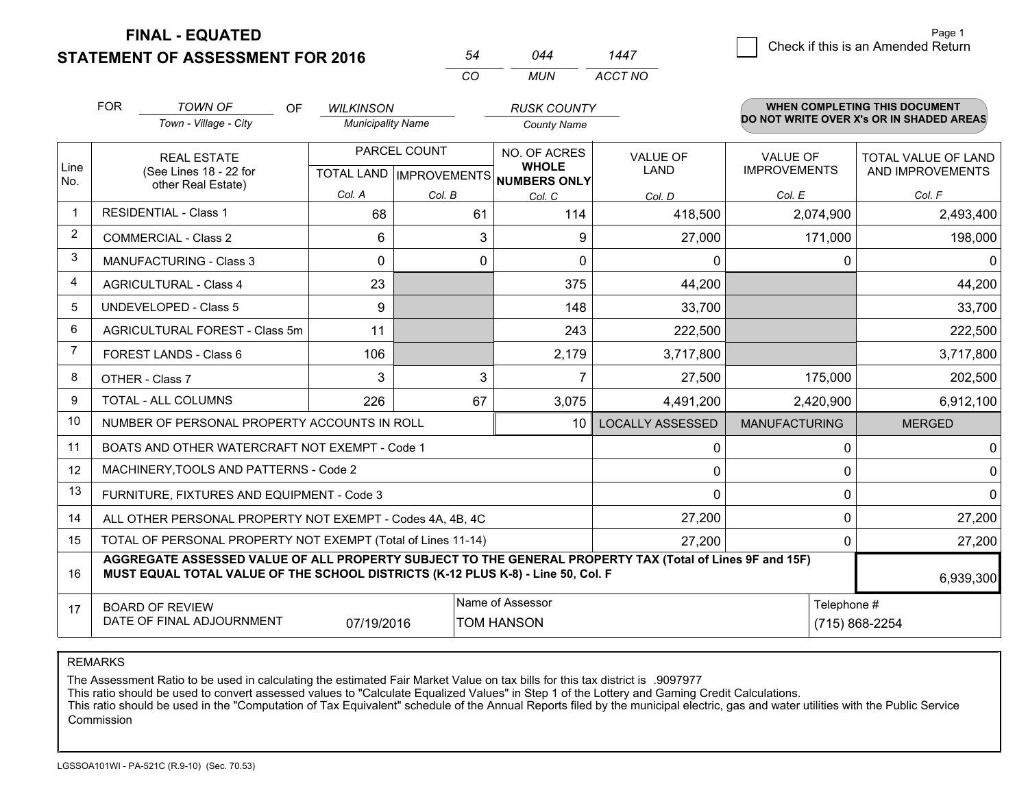# FINAL - EQUATED
## STATEMENT OF ASSESSMENT FOR 2016

| 54 | 044 | 1447 |
|---|---|---|
| CO | MUN | ACCT NO |

☐ Check if this is an Amended Return

Page 1

FOR *TOWN OF* (Town - Village - City) OF *WILKINSON* (Municipality Name) *RUSK COUNTY* (County Name)

**WHEN COMPLETING THIS DOCUMENT DO NOT WRITE OVER X's OR IN SHADED AREAS**

| Line No. | REAL ESTATE (See Lines 18 - 22 for other Real Estate) | PARCEL COUNT TOTAL LAND Col. A | IMPROVEMENTS Col. B | NO. OF ACRES WHOLE NUMBERS ONLY Col. C | VALUE OF LAND Col. D | VALUE OF IMPROVEMENTS Col. E | TOTAL VALUE OF LAND AND IMPROVEMENTS Col. F |
|---|---|---|---|---|---|---|---|
| 1 | RESIDENTIAL - Class 1 | 68 | 61 | 114 | 418,500 | 2,074,900 | 2,493,400 |
| 2 | COMMERCIAL - Class 2 | 6 | 3 | 9 | 27,000 | 171,000 | 198,000 |
| 3 | MANUFACTURING - Class 3 | 0 | 0 | 0 | 0 | 0 | 0 |
| 4 | AGRICULTURAL - Class 4 | 23 | | 375 | 44,200 | | 44,200 |
| 5 | UNDEVELOPED - Class 5 | 9 | | 148 | 33,700 | | 33,700 |
| 6 | AGRICULTURAL FOREST - Class 5m | 11 | | 243 | 222,500 | | 222,500 |
| 7 | FOREST LANDS - Class 6 | 106 | | 2,179 | 3,717,800 | | 3,717,800 |
| 8 | OTHER - Class 7 | 3 | 3 | 7 | 27,500 | 175,000 | 202,500 |
| 9 | TOTAL - ALL COLUMNS | 226 | 67 | 3,075 | 4,491,200 | 2,420,900 | 6,912,100 |
| 10 | NUMBER OF PERSONAL PROPERTY ACCOUNTS IN ROLL | | | 10 | LOCALLY ASSESSED | MANUFACTURING | MERGED |
| 11 | BOATS AND OTHER WATERCRAFT NOT EXEMPT - Code 1 | | | | 0 | 0 | 0 |
| 12 | MACHINERY,TOOLS AND PATTERNS - Code 2 | | | | 0 | 0 | 0 |
| 13 | FURNITURE, FIXTURES AND EQUIPMENT - Code 3 | | | | 0 | 0 | 0 |
| 14 | ALL OTHER PERSONAL PROPERTY NOT EXEMPT - Codes 4A, 4B, 4C | | | | 27,200 | 0 | 27,200 |
| 15 | TOTAL OF PERSONAL PROPERTY NOT EXEMPT (Total of Lines 11-14) | | | | 27,200 | 0 | 27,200 |
| 16 | **AGGREGATE ASSESSED VALUE OF ALL PROPERTY SUBJECT TO THE GENERAL PROPERTY TAX (Total of Lines 9F and 15F) MUST EQUAL TOTAL VALUE OF THE SCHOOL DISTRICTS (K-12 PLUS K-8) - Line 50, Col. F** | | | | | | 6,939,300 |
| 17 | BOARD OF REVIEW DATE OF FINAL ADJOURNMENT | 07/19/2016 | Name of Assessor: TOM HANSON | | | Telephone #: (715) 868-2254 | |

REMARKS

The Assessment Ratio to be used in calculating the estimated Fair Market Value on tax bills for this tax district is .9097977
This ratio should be used to convert assessed values to "Calculate Equalized Values" in Step 1 of the Lottery and Gaming Credit Calculations.
This ratio should be used in the "Computation of Tax Equivalent" schedule of the Annual Reports filed by the municipal electric, gas and water utilities with the Public Service Commission

LGSSOA101WI - PA-521C (R.9-10) (Sec. 70.53)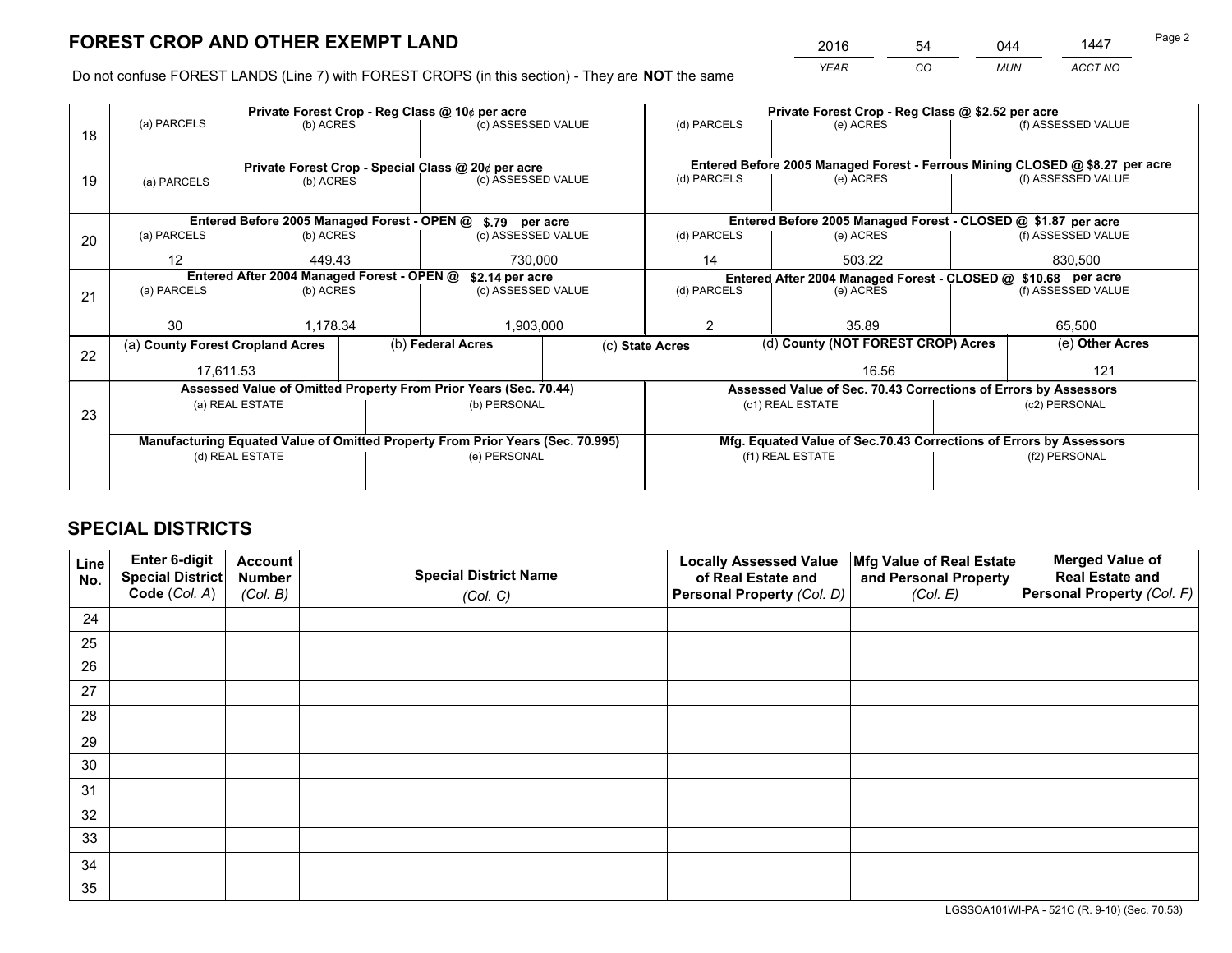# FOREST CROP AND OTHER EXEMPT LAND

| 2016 | 54 | 044 | 1447 |
|---|---|---|---|
| *YEAR* | *CO* | *MUN* | *ACCT NO* |

Do not confuse FOREST LANDS (Line 7) with FOREST CROPS (in this section) - They are **NOT** the same

| Line | Private Forest Crop - Reg Class @ 10¢ per acre | | | Private Forest Crop - Reg Class @ $2.52 per acre | | |
|---|---|---|---|---|---|---|
| 18 | (a) PARCELS | (b) ACRES | (c) ASSESSED VALUE | (d) PARCELS | (e) ACRES | (f) ASSESSED VALUE |
| | | | | | | |
| | **Private Forest Crop - Special Class @ 20¢ per acre** | | | **Entered Before 2005 Managed Forest - Ferrous Mining CLOSED @ $8.27 per acre** | | |
| 19 | (a) PARCELS | (b) ACRES | (c) ASSESSED VALUE | (d) PARCELS | (e) ACRES | (f) ASSESSED VALUE |
| | | | | | | |
| | **Entered Before 2005 Managed Forest - OPEN @ $.79 per acre** | | | **Entered Before 2005 Managed Forest - CLOSED @ $1.87 per acre** | | |
| 20 | (a) PARCELS | (b) ACRES | (c) ASSESSED VALUE | (d) PARCELS | (e) ACRES | (f) ASSESSED VALUE |
| | 12 | 449.43 | 730,000 | 14 | 503.22 | 830,500 |
| | **Entered After 2004 Managed Forest - OPEN @ $2.14 per acre** | | | **Entered After 2004 Managed Forest - CLOSED @ $10.68 per acre** | | |
| 21 | (a) PARCELS | (b) ACRES | (c) ASSESSED VALUE | (d) PARCELS | (e) ACRES | (f) ASSESSED VALUE |
| | 30 | 1,178.34 | 1,903,000 | 2 | 35.89 | 65,500 |

| Line | (a) County Forest Cropland Acres | (b) Federal Acres | (c) State Acres | (d) County (NOT FOREST CROP) Acres | (e) Other Acres |
|---|---|---|---|---|---|
| 22 | 17,611.53 | | | 16.56 | 121 |

| Line | Assessed Value of Omitted Property From Prior Years (Sec. 70.44) | | Assessed Value of Sec. 70.43 Corrections of Errors by Assessors | |
|---|---|---|---|---|
| 23 | (a) REAL ESTATE | (b) PERSONAL | (c1) REAL ESTATE | (c2) PERSONAL |
| | | | | |
| | **Manufacturing Equated Value of Omitted Property From Prior Years (Sec. 70.995)** | | **Mfg. Equated Value of Sec.70.43 Corrections of Errors by Assessors** | |
| | (d) REAL ESTATE | (e) PERSONAL | (f1) REAL ESTATE | (f2) PERSONAL |
| | | | | |

# SPECIAL DISTRICTS

| Line No. | Enter 6-digit Special District Code (*Col. A*) | Account Number (*Col. B*) | Special District Name (*Col. C*) | Locally Assessed Value of Real Estate and Personal Property (*Col. D*) | Mfg Value of Real Estate and Personal Property (*Col. E*) | Merged Value of Real Estate and Personal Property (*Col. F*) |
|---|---|---|---|---|---|---|
| 24 | | | | | | |
| 25 | | | | | | |
| 26 | | | | | | |
| 27 | | | | | | |
| 28 | | | | | | |
| 29 | | | | | | |
| 30 | | | | | | |
| 31 | | | | | | |
| 32 | | | | | | |
| 33 | | | | | | |
| 34 | | | | | | |
| 35 | | | | | | |

LGSSOA101WI-PA - 521C (R. 9-10) (Sec. 70.53)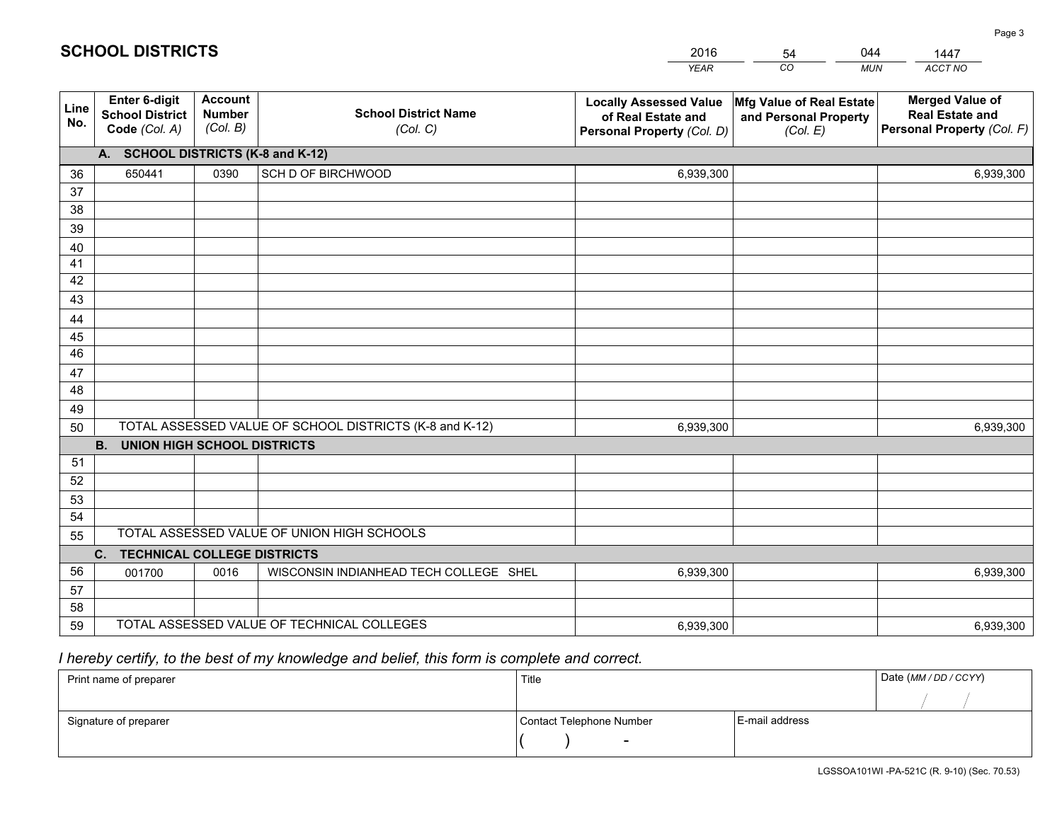# SCHOOL DISTRICTS

| 2016 | 54 | 044 | 1447 |
|---|---|---|---|
| *YEAR* | *CO* | *MUN* | *ACCT NO* |

| Line No. | Enter 6-digit School District Code *(Col. A)* | Account Number *(Col. B)* | School District Name *(Col. C)* | Locally Assessed Value of Real Estate and Personal Property *(Col. D)* | Mfg Value of Real Estate and Personal Property *(Col. E)* | Merged Value of Real Estate and Personal Property *(Col. F)* |
|---|---|---|---|---|---|---|
| **A. SCHOOL DISTRICTS (K-8 and K-12)** | | | | | | |
| 36 | 650441 | 0390 | SCH D OF BIRCHWOOD | 6,939,300 | | 6,939,300 |
| 37 | | | | | | |
| 38 | | | | | | |
| 39 | | | | | | |
| 40 | | | | | | |
| 41 | | | | | | |
| 42 | | | | | | |
| 43 | | | | | | |
| 44 | | | | | | |
| 45 | | | | | | |
| 46 | | | | | | |
| 47 | | | | | | |
| 48 | | | | | | |
| 49 | | | | | | |
| 50 | TOTAL ASSESSED VALUE OF SCHOOL DISTRICTS (K-8 and K-12) | | | 6,939,300 | | 6,939,300 |
| **B. UNION HIGH SCHOOL DISTRICTS** | | | | | | |
| 51 | | | | | | |
| 52 | | | | | | |
| 53 | | | | | | |
| 54 | | | | | | |
| 55 | TOTAL ASSESSED VALUE OF UNION HIGH SCHOOLS | | | | | |
| **C. TECHNICAL COLLEGE DISTRICTS** | | | | | | |
| 56 | 001700 | 0016 | WISCONSIN INDIANHEAD TECH COLLEGE SHEL | 6,939,300 | | 6,939,300 |
| 57 | | | | | | |
| 58 | | | | | | |
| 59 | TOTAL ASSESSED VALUE OF TECHNICAL COLLEGES | | | 6,939,300 | | 6,939,300 |

*I hereby certify, to the best of my knowledge and belief, this form is complete and correct.*

| Print name of preparer | Title | | Date *(MM / DD / CCYY)* |
|---|---|---|---|
| | | | / / |
| Signature of preparer | Contact Telephone Number | E-mail address | |
| | ( ) - | | |

LGSSOA101WI -PA-521C (R. 9-10) (Sec. 70.53)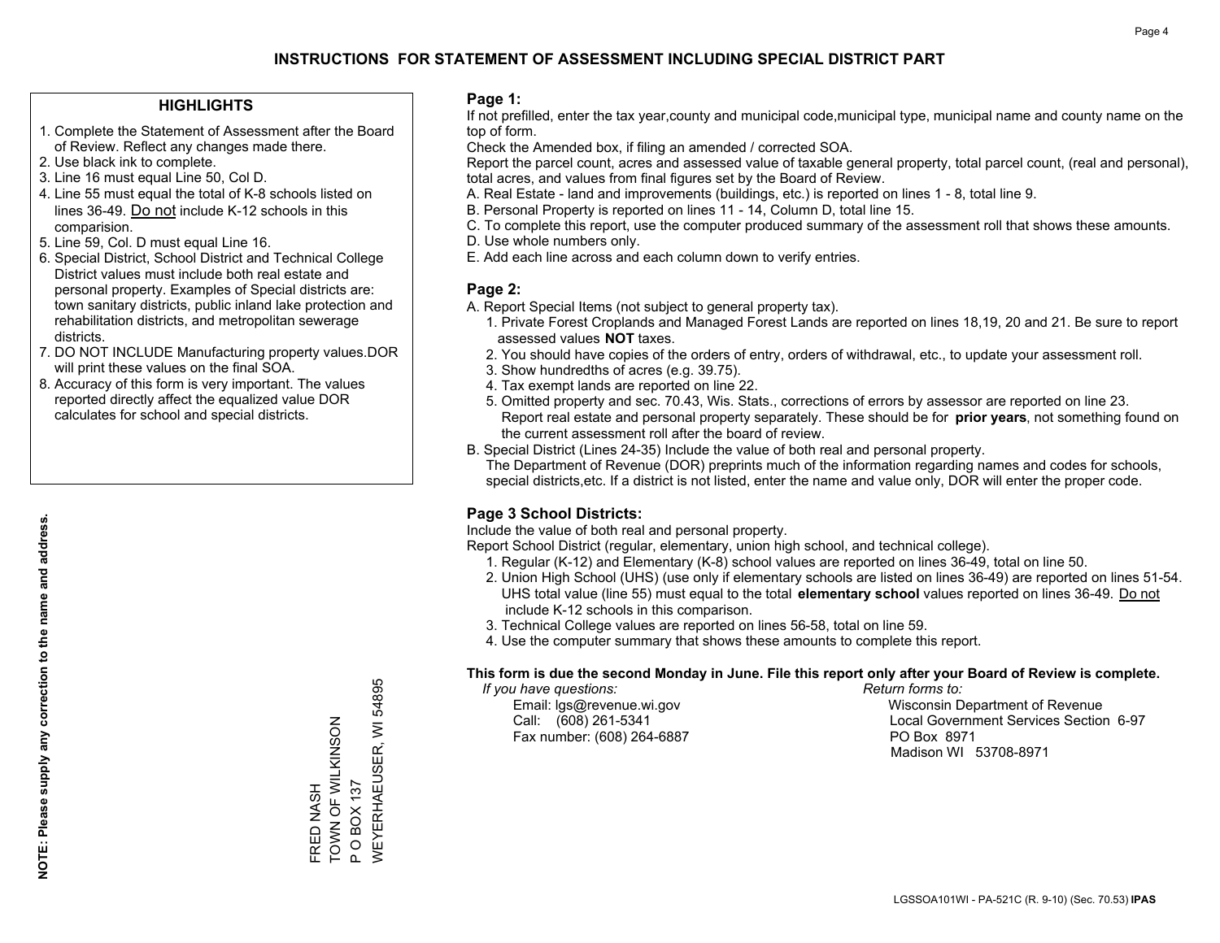# INSTRUCTIONS FOR STATEMENT OF ASSESSMENT INCLUDING SPECIAL DISTRICT PART

## HIGHLIGHTS

1. Complete the Statement of Assessment after the Board of Review. Reflect any changes made there.
2. Use black ink to complete.
3. Line 16 must equal Line 50, Col D.
4. Line 55 must equal the total of K-8 schools listed on lines 36-49. Do not include K-12 schools in this comparision.
5. Line 59, Col. D must equal Line 16.
6. Special District, School District and Technical College District values must include both real estate and personal property. Examples of Special districts are: town sanitary districts, public inland lake protection and rehabilitation districts, and metropolitan sewerage districts.
7. DO NOT INCLUDE Manufacturing property values.DOR will print these values on the final SOA.
8. Accuracy of this form is very important. The values reported directly affect the equalized value DOR calculates for school and special districts.

**NOTE: Please supply any correction to the name and address.**

FRED NASH
TOWN OF WILKINSON
P O BOX 137
WEYERHAEUSER, WI 54895

## Page 1:

If not prefilled, enter the tax year,county and municipal code,municipal type, municipal name and county name on the top of form.

Check the Amended box, if filing an amended / corrected SOA.

Report the parcel count, acres and assessed value of taxable general property, total parcel count, (real and personal), total acres, and values from final figures set by the Board of Review.

A. Real Estate - land and improvements (buildings, etc.) is reported on lines 1 - 8, total line 9.
B. Personal Property is reported on lines 11 - 14, Column D, total line 15.
C. To complete this report, use the computer produced summary of the assessment roll that shows these amounts.
D. Use whole numbers only.
E. Add each line across and each column down to verify entries.

## Page 2:

A. Report Special Items (not subject to general property tax).
   1. Private Forest Croplands and Managed Forest Lands are reported on lines 18,19, 20 and 21. Be sure to report assessed values **NOT** taxes.
   2. You should have copies of the orders of entry, orders of withdrawal, etc., to update your assessment roll.
   3. Show hundredths of acres (e.g. 39.75).
   4. Tax exempt lands are reported on line 22.
   5. Omitted property and sec. 70.43, Wis. Stats., corrections of errors by assessor are reported on line 23. Report real estate and personal property separately. These should be for **prior years**, not something found on the current assessment roll after the board of review.
B. Special District (Lines 24-35) Include the value of both real and personal property.
   The Department of Revenue (DOR) preprints much of the information regarding names and codes for schools, special districts,etc. If a district is not listed, enter the name and value only, DOR will enter the proper code.

## Page 3 School Districts:

Include the value of both real and personal property.

Report School District (regular, elementary, union high school, and technical college).

1. Regular (K-12) and Elementary (K-8) school values are reported on lines 36-49, total on line 50.
2. Union High School (UHS) (use only if elementary schools are listed on lines 36-49) are reported on lines 51-54. UHS total value (line 55) must equal to the total **elementary school** values reported on lines 36-49. Do not include K-12 schools in this comparison.
3. Technical College values are reported on lines 56-58, total on line 59.
4. Use the computer summary that shows these amounts to complete this report.

**This form is due the second Monday in June. File this report only after your Board of Review is complete.**

*If you have questions:*
Email: lgs@revenue.wi.gov
Call: (608) 261-5341
Fax number: (608) 264-6887

*Return forms to:*
Wisconsin Department of Revenue
Local Government Services Section 6-97
PO Box 8971
Madison WI 53708-8971

LGSSOA101WI - PA-521C (R. 9-10) (Sec. 70.53) **IPAS**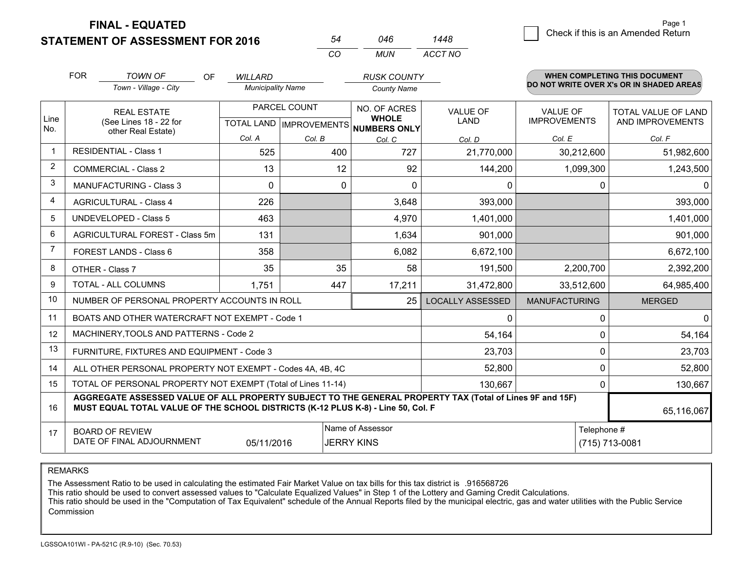# FINAL - EQUATED
## STATEMENT OF ASSESSMENT FOR 2016

| 54 | 046 | 1448 |
|---|---|---|
| CO | MUN | ACCT NO |

☐ Check if this is an Amended Return

FOR *TOWN OF* (Town - Village - City) OF *WILLARD* (Municipality Name) *RUSK COUNTY* (County Name)

**WHEN COMPLETING THIS DOCUMENT DO NOT WRITE OVER X's OR IN SHADED AREAS**

| Line No. | REAL ESTATE (See Lines 18 - 22 for other Real Estate) | PARCEL COUNT TOTAL LAND Col. A | PARCEL COUNT IMPROVEMENTS Col. B | NO. OF ACRES WHOLE NUMBERS ONLY Col. C | VALUE OF LAND Col. D | VALUE OF IMPROVEMENTS Col. E | TOTAL VALUE OF LAND AND IMPROVEMENTS Col. F |
|---|---|---|---|---|---|---|---|
| 1 | RESIDENTIAL - Class 1 | 525 | 400 | 727 | 21,770,000 | 30,212,600 | 51,982,600 |
| 2 | COMMERCIAL - Class 2 | 13 | 12 | 92 | 144,200 | 1,099,300 | 1,243,500 |
| 3 | MANUFACTURING - Class 3 | 0 | 0 | 0 | 0 | 0 | 0 |
| 4 | AGRICULTURAL - Class 4 | 226 | | 3,648 | 393,000 | | 393,000 |
| 5 | UNDEVELOPED - Class 5 | 463 | | 4,970 | 1,401,000 | | 1,401,000 |
| 6 | AGRICULTURAL FOREST - Class 5m | 131 | | 1,634 | 901,000 | | 901,000 |
| 7 | FOREST LANDS - Class 6 | 358 | | 6,082 | 6,672,100 | | 6,672,100 |
| 8 | OTHER - Class 7 | 35 | 35 | 58 | 191,500 | 2,200,700 | 2,392,200 |
| 9 | TOTAL - ALL COLUMNS | 1,751 | 447 | 17,211 | 31,472,800 | 33,512,600 | 64,985,400 |
| 10 | NUMBER OF PERSONAL PROPERTY ACCOUNTS IN ROLL | | | 25 | LOCALLY ASSESSED | MANUFACTURING | MERGED |
| 11 | BOATS AND OTHER WATERCRAFT NOT EXEMPT - Code 1 | | | | 0 | 0 | 0 |
| 12 | MACHINERY,TOOLS AND PATTERNS - Code 2 | | | | 54,164 | 0 | 54,164 |
| 13 | FURNITURE, FIXTURES AND EQUIPMENT - Code 3 | | | | 23,703 | 0 | 23,703 |
| 14 | ALL OTHER PERSONAL PROPERTY NOT EXEMPT - Codes 4A, 4B, 4C | | | | 52,800 | 0 | 52,800 |
| 15 | TOTAL OF PERSONAL PROPERTY NOT EXEMPT (Total of Lines 11-14) | | | | 130,667 | 0 | 130,667 |
| 16 | **AGGREGATE ASSESSED VALUE OF ALL PROPERTY SUBJECT TO THE GENERAL PROPERTY TAX (Total of Lines 9F and 15F) MUST EQUAL TOTAL VALUE OF THE SCHOOL DISTRICTS (K-12 PLUS K-8) - Line 50, Col. F** | | | | | | 65,116,067 |
| 17 | BOARD OF REVIEW DATE OF FINAL ADJOURNMENT | 05/11/2016 | Name of Assessor: JERRY KINS | | | Telephone #: (715) 713-0081 | |

REMARKS

The Assessment Ratio to be used in calculating the estimated Fair Market Value on tax bills for this tax district is .916568726
This ratio should be used to convert assessed values to "Calculate Equalized Values" in Step 1 of the Lottery and Gaming Credit Calculations.
This ratio should be used in the "Computation of Tax Equivalent" schedule of the Annual Reports filed by the municipal electric, gas and water utilities with the Public Service Commission

LGSSOA101WI - PA-521C (R.9-10) (Sec. 70.53)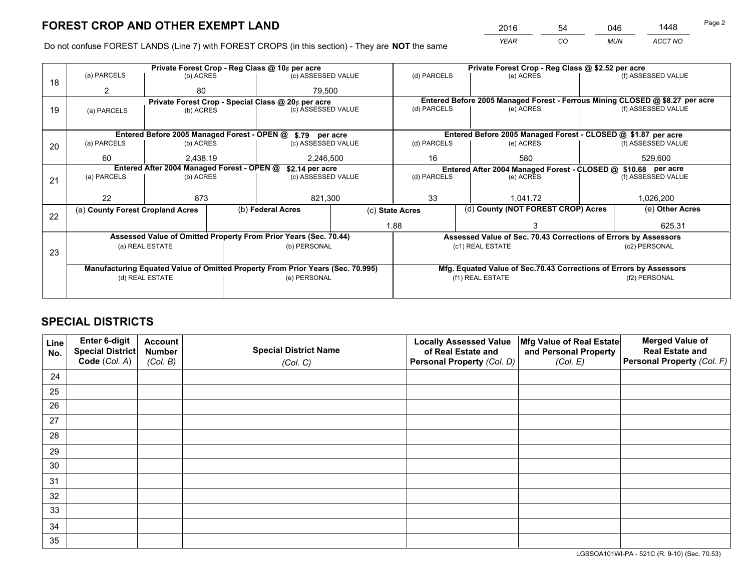# FOREST CROP AND OTHER EXEMPT LAND

| 2016 | 54 | 046 | 1448 |
|---|---|---|---|
| *YEAR* | *CO* | *MUN* | *ACCT NO* |

Do not confuse FOREST LANDS (Line 7) with FOREST CROPS (in this section) - They are **NOT** the same

| Line | Private Forest Crop - Reg Class @ 10¢ per acre | | | Private Forest Crop - Reg Class @ $2.52 per acre | | |
|---|---|---|---|---|---|---|
| 18 | (a) PARCELS | (b) ACRES | (c) ASSESSED VALUE | (d) PARCELS | (e) ACRES | (f) ASSESSED VALUE |
| | 2 | 80 | 79,500 | | | |
| | **Private Forest Crop - Special Class @ 20¢ per acre** | | | **Entered Before 2005 Managed Forest - Ferrous Mining CLOSED @ $8.27 per acre** | | |
| 19 | (a) PARCELS | (b) ACRES | (c) ASSESSED VALUE | (d) PARCELS | (e) ACRES | (f) ASSESSED VALUE |
| | | | | | | |
| | **Entered Before 2005 Managed Forest - OPEN @ $.79 per acre** | | | **Entered Before 2005 Managed Forest - CLOSED @ $1.87 per acre** | | |
| 20 | (a) PARCELS | (b) ACRES | (c) ASSESSED VALUE | (d) PARCELS | (e) ACRES | (f) ASSESSED VALUE |
| | 60 | 2,438.19 | 2,246,500 | 16 | 580 | 529,600 |
| | **Entered After 2004 Managed Forest - OPEN @ $2.14 per acre** | | | **Entered After 2004 Managed Forest - CLOSED @ $10.68 per acre** | | |
| 21 | (a) PARCELS | (b) ACRES | (c) ASSESSED VALUE | (d) PARCELS | (e) ACRES | (f) ASSESSED VALUE |
| | 22 | 873 | 821,300 | 33 | 1,041.72 | 1,026,200 |

| Line | (a) County Forest Cropland Acres | (b) Federal Acres | (c) State Acres | (d) County (NOT FOREST CROP) Acres | (e) Other Acres |
|---|---|---|---|---|---|
| 22 | | | 1.88 | 3 | 625.31 |

| Line | Assessed Value of Omitted Property From Prior Years (Sec. 70.44) | | Assessed Value of Sec. 70.43 Corrections of Errors by Assessors | |
|---|---|---|---|---|
| 23 | (a) REAL ESTATE | (b) PERSONAL | (c1) REAL ESTATE | (c2) PERSONAL |
| | | | | |
| | **Manufacturing Equated Value of Omitted Property From Prior Years (Sec. 70.995)** | | **Mfg. Equated Value of Sec.70.43 Corrections of Errors by Assessors** | |
| | (d) REAL ESTATE | (e) PERSONAL | (f1) REAL ESTATE | (f2) PERSONAL |
| | | | | |

# SPECIAL DISTRICTS

| Line No. | Enter 6-digit Special District Code (*Col. A*) | Account Number (*Col. B*) | Special District Name (*Col. C*) | Locally Assessed Value of Real Estate and Personal Property (*Col. D*) | Mfg Value of Real Estate and Personal Property (*Col. E*) | Merged Value of Real Estate and Personal Property (*Col. F*) |
|---|---|---|---|---|---|---|
| 24 | | | | | | |
| 25 | | | | | | |
| 26 | | | | | | |
| 27 | | | | | | |
| 28 | | | | | | |
| 29 | | | | | | |
| 30 | | | | | | |
| 31 | | | | | | |
| 32 | | | | | | |
| 33 | | | | | | |
| 34 | | | | | | |
| 35 | | | | | | |

LGSSOA101WI-PA - 521C (R. 9-10) (Sec. 70.53)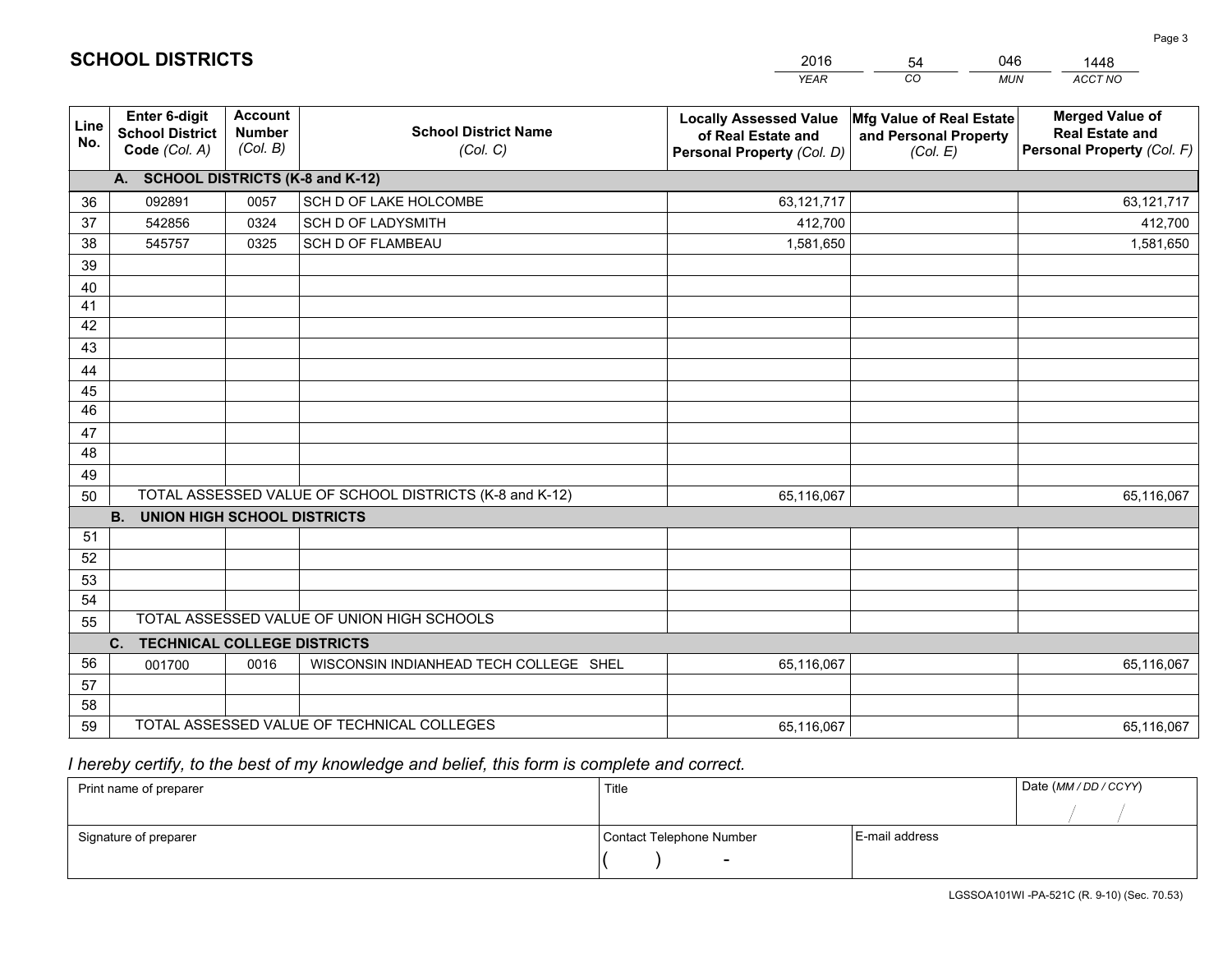## SCHOOL DISTRICTS

| 2016 | 54 | 046 | 1448 |
|---|---|---|---|
| *YEAR* | *CO* | *MUN* | *ACCT NO* |

| Line No. | Enter 6-digit School District Code *(Col. A)* | Account Number *(Col. B)* | School District Name *(Col. C)* | Locally Assessed Value of Real Estate and Personal Property *(Col. D)* | Mfg Value of Real Estate and Personal Property *(Col. E)* | Merged Value of Real Estate and Personal Property *(Col. F)* |
|---|---|---|---|---|---|---|
| | **A. SCHOOL DISTRICTS (K-8 and K-12)** | | | | | |
| 36 | 092891 | 0057 | SCH D OF LAKE HOLCOMBE | 63,121,717 | | 63,121,717 |
| 37 | 542856 | 0324 | SCH D OF LADYSMITH | 412,700 | | 412,700 |
| 38 | 545757 | 0325 | SCH D OF FLAMBEAU | 1,581,650 | | 1,581,650 |
| 39 | | | | | | |
| 40 | | | | | | |
| 41 | | | | | | |
| 42 | | | | | | |
| 43 | | | | | | |
| 44 | | | | | | |
| 45 | | | | | | |
| 46 | | | | | | |
| 47 | | | | | | |
| 48 | | | | | | |
| 49 | | | | | | |
| 50 | TOTAL ASSESSED VALUE OF SCHOOL DISTRICTS (K-8 and K-12) | | | 65,116,067 | | 65,116,067 |
| | **B. UNION HIGH SCHOOL DISTRICTS** | | | | | |
| 51 | | | | | | |
| 52 | | | | | | |
| 53 | | | | | | |
| 54 | | | | | | |
| 55 | TOTAL ASSESSED VALUE OF UNION HIGH SCHOOLS | | | | | |
| | **C. TECHNICAL COLLEGE DISTRICTS** | | | | | |
| 56 | 001700 | 0016 | WISCONSIN INDIANHEAD TECH COLLEGE SHEL | 65,116,067 | | 65,116,067 |
| 57 | | | | | | |
| 58 | | | | | | |
| 59 | TOTAL ASSESSED VALUE OF TECHNICAL COLLEGES | | | 65,116,067 | | 65,116,067 |

*I hereby certify, to the best of my knowledge and belief, this form is complete and correct.*

| Print name of preparer | Title | | Date *(MM / DD / CCYY)* |
|---|---|---|---|
| | | | / / |
| Signature of preparer | Contact Telephone Number | E-mail address | |
| | ( ) - | | |

LGSSOA101WI -PA-521C (R. 9-10) (Sec. 70.53)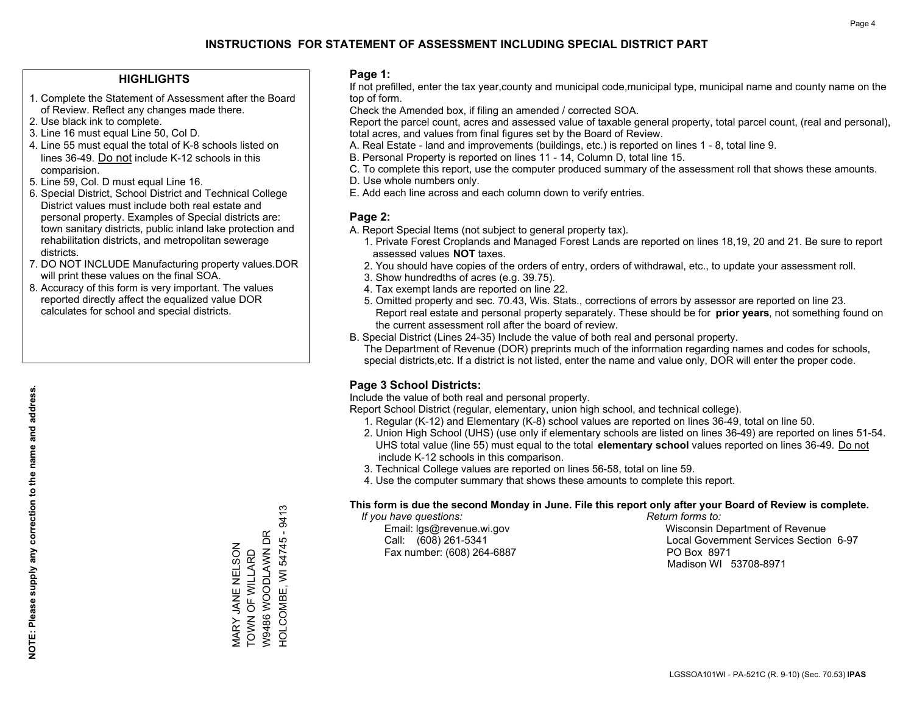# INSTRUCTIONS FOR STATEMENT OF ASSESSMENT INCLUDING SPECIAL DISTRICT PART

## HIGHLIGHTS

1. Complete the Statement of Assessment after the Board of Review. Reflect any changes made there.
2. Use black ink to complete.
3. Line 16 must equal Line 50, Col D.
4. Line 55 must equal the total of K-8 schools listed on lines 36-49. Do not include K-12 schools in this comparision.
5. Line 59, Col. D must equal Line 16.
6. Special District, School District and Technical College District values must include both real estate and personal property. Examples of Special districts are: town sanitary districts, public inland lake protection and rehabilitation districts, and metropolitan sewerage districts.
7. DO NOT INCLUDE Manufacturing property values.DOR will print these values on the final SOA.
8. Accuracy of this form is very important. The values reported directly affect the equalized value DOR calculates for school and special districts.

**NOTE: Please supply any correction to the name and address.**

MARY JANE NELSON
TOWN OF WILLARD
W9486 WOODLAWN DR
HOLCOMBE, WI 54745 - 9413

## Page 1:

If not prefilled, enter the tax year,county and municipal code,municipal type, municipal name and county name on the top of form.

Check the Amended box, if filing an amended / corrected SOA.

Report the parcel count, acres and assessed value of taxable general property, total parcel count, (real and personal), total acres, and values from final figures set by the Board of Review.

A. Real Estate - land and improvements (buildings, etc.) is reported on lines 1 - 8, total line 9.
B. Personal Property is reported on lines 11 - 14, Column D, total line 15.
C. To complete this report, use the computer produced summary of the assessment roll that shows these amounts.
D. Use whole numbers only.
E. Add each line across and each column down to verify entries.

## Page 2:

A. Report Special Items (not subject to general property tax).
   1. Private Forest Croplands and Managed Forest Lands are reported on lines 18,19, 20 and 21. Be sure to report assessed values **NOT** taxes.
   2. You should have copies of the orders of entry, orders of withdrawal, etc., to update your assessment roll.
   3. Show hundredths of acres (e.g. 39.75).
   4. Tax exempt lands are reported on line 22.
   5. Omitted property and sec. 70.43, Wis. Stats., corrections of errors by assessor are reported on line 23. Report real estate and personal property separately. These should be for **prior years**, not something found on the current assessment roll after the board of review.

B. Special District (Lines 24-35) Include the value of both real and personal property.
   The Department of Revenue (DOR) preprints much of the information regarding names and codes for schools, special districts,etc. If a district is not listed, enter the name and value only, DOR will enter the proper code.

## Page 3 School Districts:

Include the value of both real and personal property.

Report School District (regular, elementary, union high school, and technical college).

1. Regular (K-12) and Elementary (K-8) school values are reported on lines 36-49, total on line 50.
2. Union High School (UHS) (use only if elementary schools are listed on lines 36-49) are reported on lines 51-54. UHS total value (line 55) must equal to the total **elementary school** values reported on lines 36-49. Do not include K-12 schools in this comparison.
3. Technical College values are reported on lines 56-58, total on line 59.
4. Use the computer summary that shows these amounts to complete this report.

**This form is due the second Monday in June. File this report only after your Board of Review is complete.**

*If you have questions:*
Email: lgs@revenue.wi.gov
Call: (608) 261-5341
Fax number: (608) 264-6887

*Return forms to:*
Wisconsin Department of Revenue
Local Government Services Section 6-97
PO Box 8971
Madison WI 53708-8971

LGSSOA101WI - PA-521C (R. 9-10) (Sec. 70.53) **IPAS**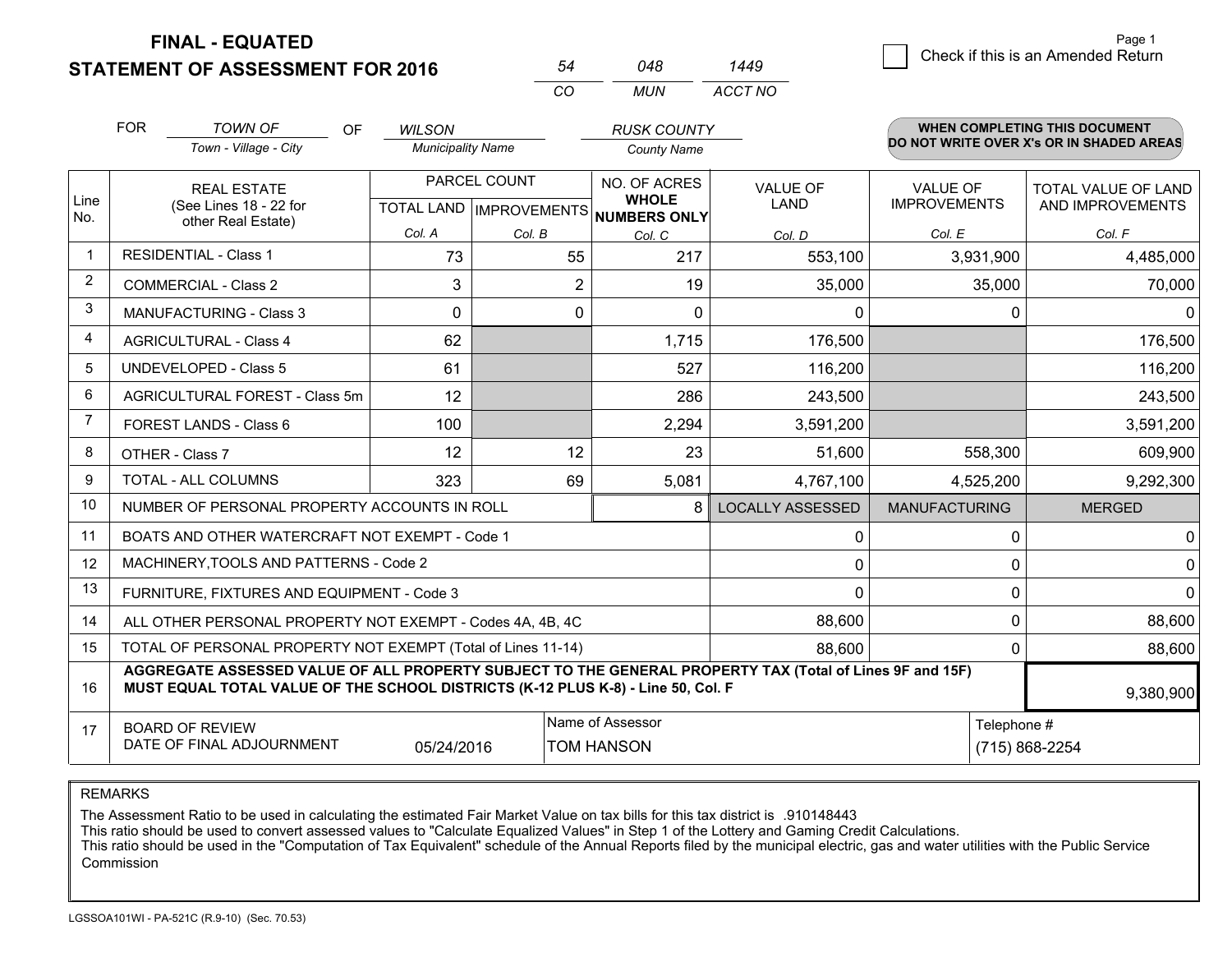# FINAL - EQUATED
## STATEMENT OF ASSESSMENT FOR 2016

| 54 | 048 | 1449 |
|---|---|---|
| CO | MUN | ACCT NO |

☐ Check if this is an Amended Return

FOR *TOWN OF* (Town - Village - City) OF *WILSON* (Municipality Name) *RUSK COUNTY* (County Name)

**WHEN COMPLETING THIS DOCUMENT DO NOT WRITE OVER X's OR IN SHADED AREAS**

| Line No. | REAL ESTATE (See Lines 18 - 22 for other Real Estate) | PARCEL COUNT TOTAL LAND Col. A | PARCEL COUNT IMPROVEMENTS Col. B | NO. OF ACRES WHOLE NUMBERS ONLY Col. C | VALUE OF LAND Col. D | VALUE OF IMPROVEMENTS Col. E | TOTAL VALUE OF LAND AND IMPROVEMENTS Col. F |
|---|---|---|---|---|---|---|---|
| 1 | RESIDENTIAL - Class 1 | 73 | 55 | 217 | 553,100 | 3,931,900 | 4,485,000 |
| 2 | COMMERCIAL - Class 2 | 3 | 2 | 19 | 35,000 | 35,000 | 70,000 |
| 3 | MANUFACTURING - Class 3 | 0 | 0 | 0 | 0 | 0 | 0 |
| 4 | AGRICULTURAL - Class 4 | 62 | | 1,715 | 176,500 | | 176,500 |
| 5 | UNDEVELOPED - Class 5 | 61 | | 527 | 116,200 | | 116,200 |
| 6 | AGRICULTURAL FOREST - Class 5m | 12 | | 286 | 243,500 | | 243,500 |
| 7 | FOREST LANDS - Class 6 | 100 | | 2,294 | 3,591,200 | | 3,591,200 |
| 8 | OTHER - Class 7 | 12 | 12 | 23 | 51,600 | 558,300 | 609,900 |
| 9 | TOTAL - ALL COLUMNS | 323 | 69 | 5,081 | 4,767,100 | 4,525,200 | 9,292,300 |
| 10 | NUMBER OF PERSONAL PROPERTY ACCOUNTS IN ROLL | | | 8 | LOCALLY ASSESSED | MANUFACTURING | MERGED |
| 11 | BOATS AND OTHER WATERCRAFT NOT EXEMPT - Code 1 | | | | 0 | 0 | 0 |
| 12 | MACHINERY,TOOLS AND PATTERNS - Code 2 | | | | 0 | 0 | 0 |
| 13 | FURNITURE, FIXTURES AND EQUIPMENT - Code 3 | | | | 0 | 0 | 0 |
| 14 | ALL OTHER PERSONAL PROPERTY NOT EXEMPT - Codes 4A, 4B, 4C | | | | 88,600 | 0 | 88,600 |
| 15 | TOTAL OF PERSONAL PROPERTY NOT EXEMPT (Total of Lines 11-14) | | | | 88,600 | 0 | 88,600 |
| 16 | **AGGREGATE ASSESSED VALUE OF ALL PROPERTY SUBJECT TO THE GENERAL PROPERTY TAX (Total of Lines 9F and 15F) MUST EQUAL TOTAL VALUE OF THE SCHOOL DISTRICTS (K-12 PLUS K-8) - Line 50, Col. F** | | | | | | 9,380,900 |
| 17 | BOARD OF REVIEW DATE OF FINAL ADJOURNMENT | 05/24/2016 | | Name of Assessor: TOM HANSON | | | Telephone #: (715) 868-2254 |

REMARKS

The Assessment Ratio to be used in calculating the estimated Fair Market Value on tax bills for this tax district is .910148443
This ratio should be used to convert assessed values to "Calculate Equalized Values" in Step 1 of the Lottery and Gaming Credit Calculations.
This ratio should be used in the "Computation of Tax Equivalent" schedule of the Annual Reports filed by the municipal electric, gas and water utilities with the Public Service Commission

LGSSOA101WI - PA-521C (R.9-10) (Sec. 70.53)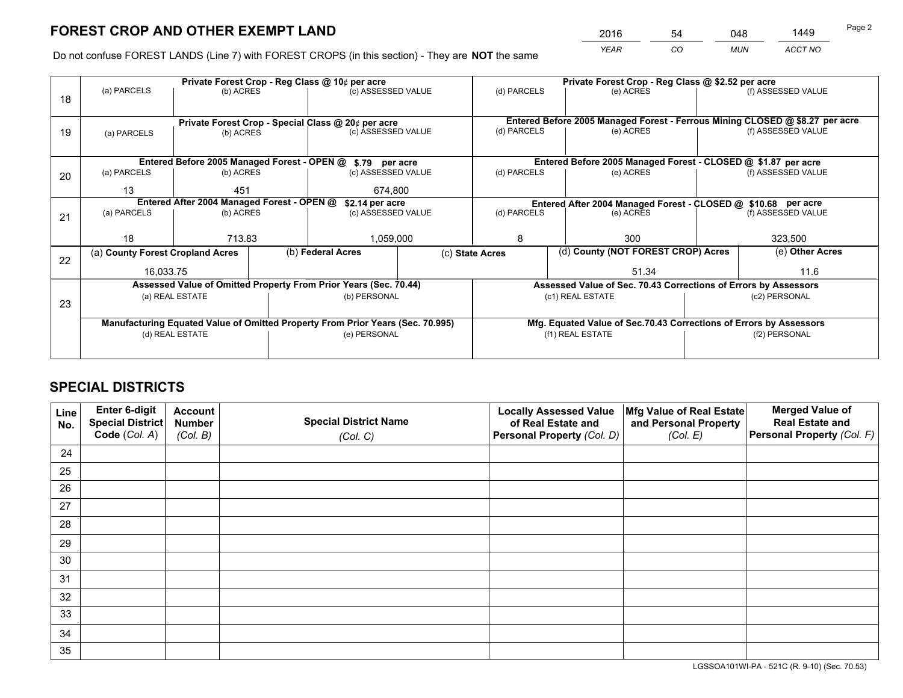# FOREST CROP AND OTHER EXEMPT LAND

| 2016 | 54 | 048 | 1449 |
|---|---|---|---|
| *YEAR* | *CO* | *MUN* | *ACCT NO* |

Do not confuse FOREST LANDS (Line 7) with FOREST CROPS (in this section) - They are **NOT** the same

| Line | Private Forest Crop - Reg Class @ 10¢ per acre | | | Private Forest Crop - Reg Class @ $2.52 per acre | | |
|---|---|---|---|---|---|---|
| | (a) PARCELS | (b) ACRES | (c) ASSESSED VALUE | (d) PARCELS | (e) ACRES | (f) ASSESSED VALUE |
| 18 | | | | | | |
| | **Private Forest Crop - Special Class @ 20¢ per acre** | | | **Entered Before 2005 Managed Forest - Ferrous Mining CLOSED @ $8.27 per acre** | | |
| | (a) PARCELS | (b) ACRES | (c) ASSESSED VALUE | (d) PARCELS | (e) ACRES | (f) ASSESSED VALUE |
| 19 | | | | | | |
| | **Entered Before 2005 Managed Forest - OPEN @ $.79 per acre** | | | **Entered Before 2005 Managed Forest - CLOSED @ $1.87 per acre** | | |
| | (a) PARCELS | (b) ACRES | (c) ASSESSED VALUE | (d) PARCELS | (e) ACRES | (f) ASSESSED VALUE |
| 20 | 13 | 451 | 674,800 | | | |
| | **Entered After 2004 Managed Forest - OPEN @ $2.14 per acre** | | | **Entered After 2004 Managed Forest - CLOSED @ $10.68 per acre** | | |
| | (a) PARCELS | (b) ACRES | (c) ASSESSED VALUE | (d) PARCELS | (e) ACRES | (f) ASSESSED VALUE |
| 21 | 18 | 713.83 | 1,059,000 | 8 | 300 | 323,500 |

| Line | (a) County Forest Cropland Acres | (b) Federal Acres | (c) State Acres | (d) County (NOT FOREST CROP) Acres | (e) Other Acres |
|---|---|---|---|---|---|
| 22 | 16,033.75 | | | 51.34 | 11.6 |

| Line | Assessed Value of Omitted Property From Prior Years (Sec. 70.44) | | Assessed Value of Sec. 70.43 Corrections of Errors by Assessors | |
|---|---|---|---|---|
| | (a) REAL ESTATE | (b) PERSONAL | (c1) REAL ESTATE | (c2) PERSONAL |
| 23 | | | | |
| | **Manufacturing Equated Value of Omitted Property From Prior Years (Sec. 70.995)** | | **Mfg. Equated Value of Sec.70.43 Corrections of Errors by Assessors** | |
| | (d) REAL ESTATE | (e) PERSONAL | (f1) REAL ESTATE | (f2) PERSONAL |
| | | | | |

# SPECIAL DISTRICTS

| Line No. | Enter 6-digit Special District Code (Col. A) | Account Number (Col. B) | Special District Name (Col. C) | Locally Assessed Value of Real Estate and Personal Property (Col. D) | Mfg Value of Real Estate and Personal Property (Col. E) | Merged Value of Real Estate and Personal Property (Col. F) |
|---|---|---|---|---|---|---|
| 24 | | | | | | |
| 25 | | | | | | |
| 26 | | | | | | |
| 27 | | | | | | |
| 28 | | | | | | |
| 29 | | | | | | |
| 30 | | | | | | |
| 31 | | | | | | |
| 32 | | | | | | |
| 33 | | | | | | |
| 34 | | | | | | |
| 35 | | | | | | |

LGSSOA101WI-PA - 521C (R. 9-10) (Sec. 70.53)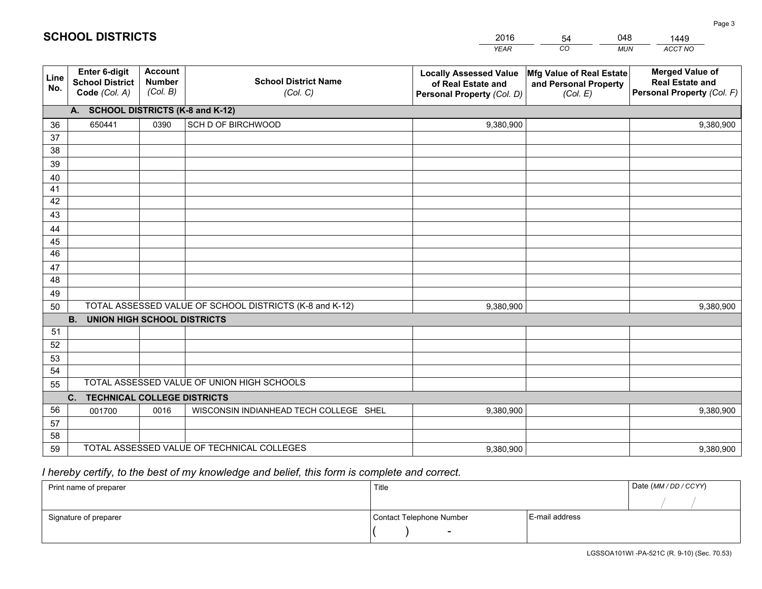# SCHOOL DISTRICTS

| 2016 | 54 | 048 | 1449 |
|---|---|---|---|
| *YEAR* | *CO* | *MUN* | *ACCT NO* |

| Line No. | Enter 6-digit School District Code *(Col. A)* | Account Number *(Col. B)* | School District Name *(Col. C)* | Locally Assessed Value of Real Estate and Personal Property *(Col. D)* | Mfg Value of Real Estate and Personal Property *(Col. E)* | Merged Value of Real Estate and Personal Property *(Col. F)* |
|---|---|---|---|---|---|---|
| **A. SCHOOL DISTRICTS (K-8 and K-12)** | | | | | | |
| 36 | 650441 | 0390 | SCH D OF BIRCHWOOD | 9,380,900 | | 9,380,900 |
| 37 | | | | | | |
| 38 | | | | | | |
| 39 | | | | | | |
| 40 | | | | | | |
| 41 | | | | | | |
| 42 | | | | | | |
| 43 | | | | | | |
| 44 | | | | | | |
| 45 | | | | | | |
| 46 | | | | | | |
| 47 | | | | | | |
| 48 | | | | | | |
| 49 | | | | | | |
| 50 | TOTAL ASSESSED VALUE OF SCHOOL DISTRICTS (K-8 and K-12) | | | 9,380,900 | | 9,380,900 |
| **B. UNION HIGH SCHOOL DISTRICTS** | | | | | | |
| 51 | | | | | | |
| 52 | | | | | | |
| 53 | | | | | | |
| 54 | | | | | | |
| 55 | TOTAL ASSESSED VALUE OF UNION HIGH SCHOOLS | | | | | |
| **C. TECHNICAL COLLEGE DISTRICTS** | | | | | | |
| 56 | 001700 | 0016 | WISCONSIN INDIANHEAD TECH COLLEGE SHEL | 9,380,900 | | 9,380,900 |
| 57 | | | | | | |
| 58 | | | | | | |
| 59 | TOTAL ASSESSED VALUE OF TECHNICAL COLLEGES | | | 9,380,900 | | 9,380,900 |

*I hereby certify, to the best of my knowledge and belief, this form is complete and correct.*

| Print name of preparer | Title | | Date *(MM / DD / CCYY)* |
|---|---|---|---|
| | | | / / |
| Signature of preparer | Contact Telephone Number | E-mail address | |
| | ( ) - | | |

LGSSOA101WI -PA-521C (R. 9-10) (Sec. 70.53)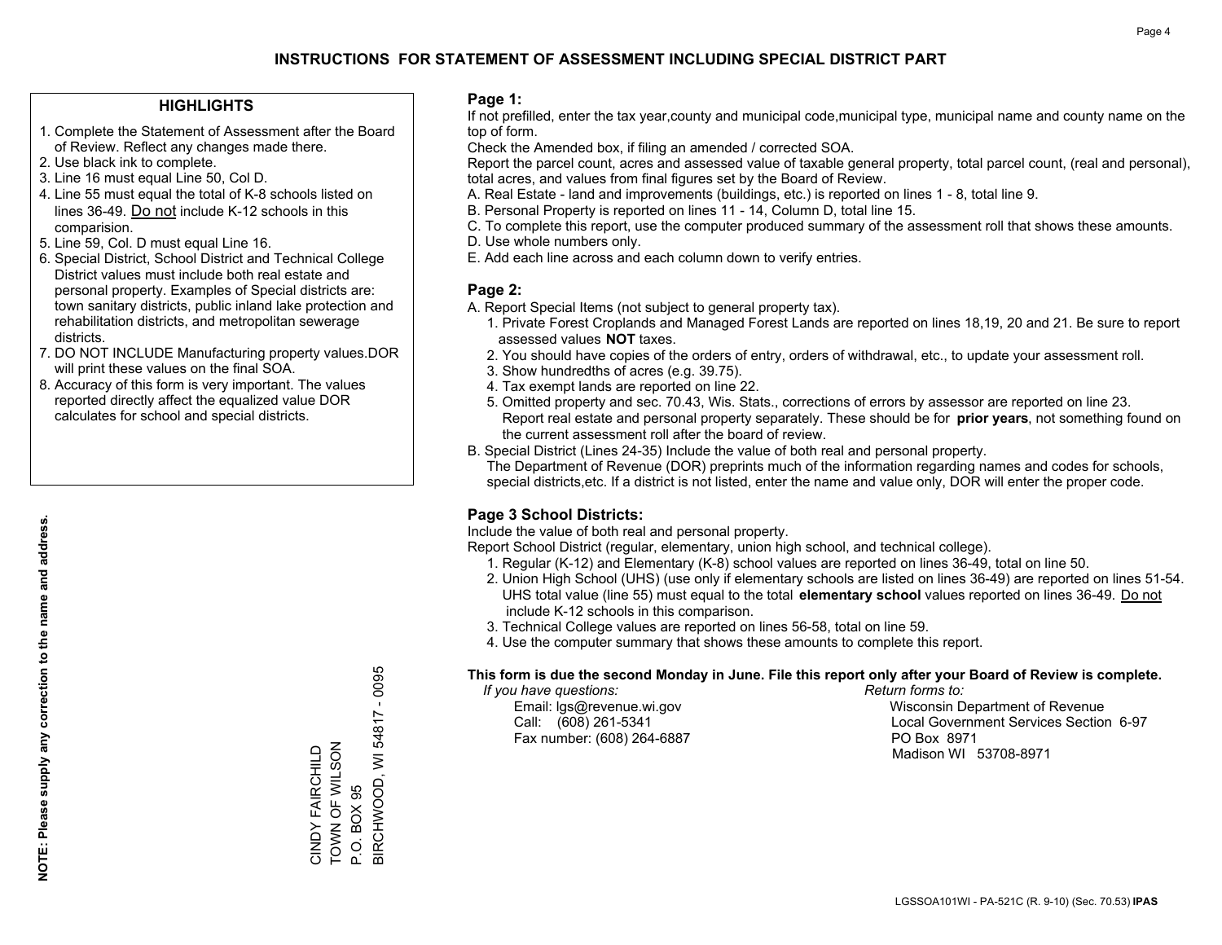# INSTRUCTIONS FOR STATEMENT OF ASSESSMENT INCLUDING SPECIAL DISTRICT PART

## HIGHLIGHTS

1. Complete the Statement of Assessment after the Board of Review. Reflect any changes made there.
2. Use black ink to complete.
3. Line 16 must equal Line 50, Col D.
4. Line 55 must equal the total of K-8 schools listed on lines 36-49. Do not include K-12 schools in this comparision.
5. Line 59, Col. D must equal Line 16.
6. Special District, School District and Technical College District values must include both real estate and personal property. Examples of Special districts are: town sanitary districts, public inland lake protection and rehabilitation districts, and metropolitan sewerage districts.
7. DO NOT INCLUDE Manufacturing property values.DOR will print these values on the final SOA.
8. Accuracy of this form is very important. The values reported directly affect the equalized value DOR calculates for school and special districts.

**NOTE: Please supply any correction to the name and address.**

CINDY FAIRCHILD
TOWN OF WILSON
P.O. BOX 95
BIRCHWOOD, WI 54817 - 0095

## Page 1:

If not prefilled, enter the tax year,county and municipal code,municipal type, municipal name and county name on the top of form.

Check the Amended box, if filing an amended / corrected SOA.

Report the parcel count, acres and assessed value of taxable general property, total parcel count, (real and personal), total acres, and values from final figures set by the Board of Review.

A. Real Estate - land and improvements (buildings, etc.) is reported on lines 1 - 8, total line 9.
B. Personal Property is reported on lines 11 - 14, Column D, total line 15.
C. To complete this report, use the computer produced summary of the assessment roll that shows these amounts.
D. Use whole numbers only.
E. Add each line across and each column down to verify entries.

## Page 2:

A. Report Special Items (not subject to general property tax).
   1. Private Forest Croplands and Managed Forest Lands are reported on lines 18,19, 20 and 21. Be sure to report assessed values **NOT** taxes.
   2. You should have copies of the orders of entry, orders of withdrawal, etc., to update your assessment roll.
   3. Show hundredths of acres (e.g. 39.75).
   4. Tax exempt lands are reported on line 22.
   5. Omitted property and sec. 70.43, Wis. Stats., corrections of errors by assessor are reported on line 23. Report real estate and personal property separately. These should be for **prior years**, not something found on the current assessment roll after the board of review.
B. Special District (Lines 24-35) Include the value of both real and personal property.
   The Department of Revenue (DOR) preprints much of the information regarding names and codes for schools, special districts,etc. If a district is not listed, enter the name and value only, DOR will enter the proper code.

## Page 3 School Districts:

Include the value of both real and personal property.

Report School District (regular, elementary, union high school, and technical college).

1. Regular (K-12) and Elementary (K-8) school values are reported on lines 36-49, total on line 50.
2. Union High School (UHS) (use only if elementary schools are listed on lines 36-49) are reported on lines 51-54. UHS total value (line 55) must equal to the total **elementary school** values reported on lines 36-49. Do not include K-12 schools in this comparison.
3. Technical College values are reported on lines 56-58, total on line 59.
4. Use the computer summary that shows these amounts to complete this report.

**This form is due the second Monday in June. File this report only after your Board of Review is complete.**

*If you have questions:*
Email: lgs@revenue.wi.gov
Call: (608) 261-5341
Fax number: (608) 264-6887

*Return forms to:*
Wisconsin Department of Revenue
Local Government Services Section 6-97
PO Box 8971
Madison WI 53708-8971

LGSSOA101WI - PA-521C (R. 9-10) (Sec. 70.53) **IPAS**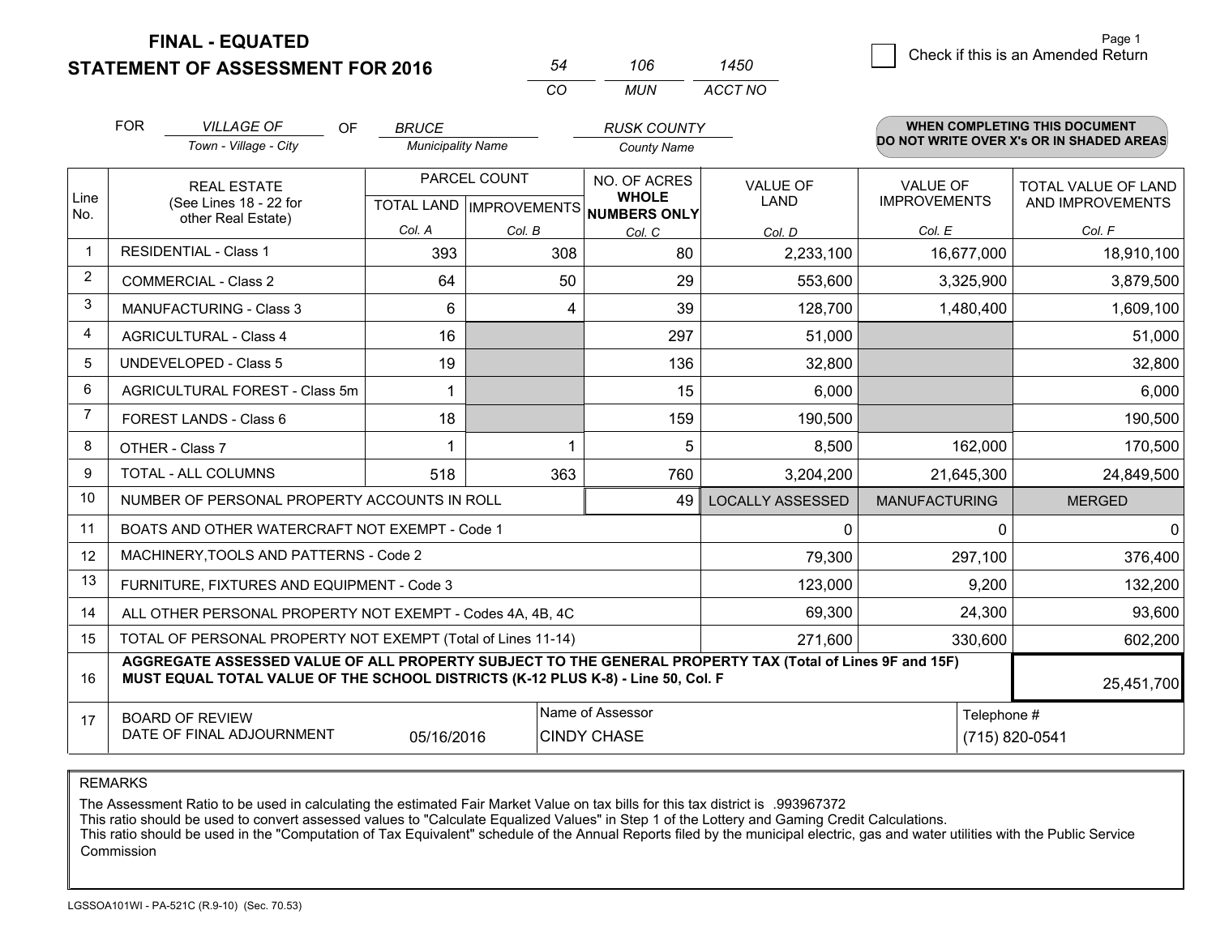**FINAL - EQUATED**
**STATEMENT OF ASSESSMENT FOR 2016**

| 54 | 106 | 1450 |
|---|---|---|
| CO | MUN | ACCT NO |

Page 1

☐ Check if this is an Amended Return

FOR *VILLAGE OF* (Town - Village - City) OF *BRUCE* (Municipality Name) *RUSK COUNTY* (County Name)

**WHEN COMPLETING THIS DOCUMENT DO NOT WRITE OVER X's OR IN SHADED AREAS**

| Line No. | REAL ESTATE (See Lines 18 - 22 for other Real Estate) | PARCEL COUNT TOTAL LAND Col. A | PARCEL COUNT IMPROVEMENTS Col. B | NO. OF ACRES WHOLE NUMBERS ONLY Col. C | VALUE OF LAND Col. D | VALUE OF IMPROVEMENTS Col. E | TOTAL VALUE OF LAND AND IMPROVEMENTS Col. F |
|---|---|---|---|---|---|---|---|
| 1 | RESIDENTIAL - Class 1 | 393 | 308 | 80 | 2,233,100 | 16,677,000 | 18,910,100 |
| 2 | COMMERCIAL - Class 2 | 64 | 50 | 29 | 553,600 | 3,325,900 | 3,879,500 |
| 3 | MANUFACTURING - Class 3 | 6 | 4 | 39 | 128,700 | 1,480,400 | 1,609,100 |
| 4 | AGRICULTURAL - Class 4 | 16 | | 297 | 51,000 | | 51,000 |
| 5 | UNDEVELOPED - Class 5 | 19 | | 136 | 32,800 | | 32,800 |
| 6 | AGRICULTURAL FOREST - Class 5m | 1 | | 15 | 6,000 | | 6,000 |
| 7 | FOREST LANDS - Class 6 | 18 | | 159 | 190,500 | | 190,500 |
| 8 | OTHER - Class 7 | 1 | 1 | 5 | 8,500 | 162,000 | 170,500 |
| 9 | TOTAL - ALL COLUMNS | 518 | 363 | 760 | 3,204,200 | 21,645,300 | 24,849,500 |
| 10 | NUMBER OF PERSONAL PROPERTY ACCOUNTS IN ROLL | | | 49 | LOCALLY ASSESSED | MANUFACTURING | MERGED |
| 11 | BOATS AND OTHER WATERCRAFT NOT EXEMPT - Code 1 | | | | 0 | 0 | 0 |
| 12 | MACHINERY,TOOLS AND PATTERNS - Code 2 | | | | 79,300 | 297,100 | 376,400 |
| 13 | FURNITURE, FIXTURES AND EQUIPMENT - Code 3 | | | | 123,000 | 9,200 | 132,200 |
| 14 | ALL OTHER PERSONAL PROPERTY NOT EXEMPT - Codes 4A, 4B, 4C | | | | 69,300 | 24,300 | 93,600 |
| 15 | TOTAL OF PERSONAL PROPERTY NOT EXEMPT (Total of Lines 11-14) | | | | 271,600 | 330,600 | 602,200 |
| 16 | **AGGREGATE ASSESSED VALUE OF ALL PROPERTY SUBJECT TO THE GENERAL PROPERTY TAX (Total of Lines 9F and 15F) MUST EQUAL TOTAL VALUE OF THE SCHOOL DISTRICTS (K-12 PLUS K-8) - Line 50, Col. F** | | | | | | 25,451,700 |
| 17 | BOARD OF REVIEW DATE OF FINAL ADJOURNMENT | 05/16/2016 | Name of Assessor: CINDY CHASE | | | Telephone #: (715) 820-0541 | |

REMARKS

The Assessment Ratio to be used in calculating the estimated Fair Market Value on tax bills for this tax district is .993967372
This ratio should be used to convert assessed values to "Calculate Equalized Values" in Step 1 of the Lottery and Gaming Credit Calculations.
This ratio should be used in the "Computation of Tax Equivalent" schedule of the Annual Reports filed by the municipal electric, gas and water utilities with the Public Service Commission

LGSSOA101WI - PA-521C (R.9-10) (Sec. 70.53)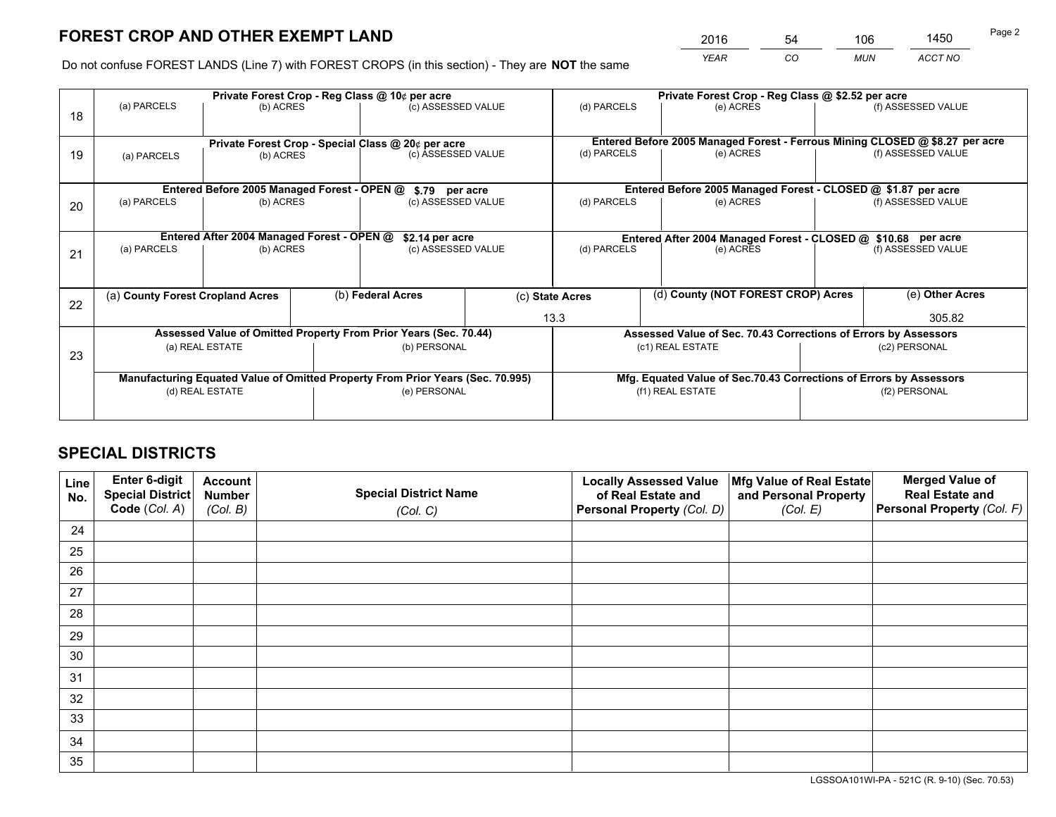# FOREST CROP AND OTHER EXEMPT LAND

| 2016 | 54 | 106 | 1450 |
|---|---|---|---|
| *YEAR* | *CO* | *MUN* | *ACCT NO* |

Do not confuse FOREST LANDS (Line 7) with FOREST CROPS (in this section) - They are **NOT** the same

| | Private Forest Crop - Reg Class @ 10¢ per acre | | | Private Forest Crop - Reg Class @ $2.52 per acre | | |
|---|---|---|---|---|---|---|
| 18 | (a) PARCELS | (b) ACRES | (c) ASSESSED VALUE | (d) PARCELS | (e) ACRES | (f) ASSESSED VALUE |
| | | | | | | |
| | Private Forest Crop - Special Class @ 20¢ per acre | | | Entered Before 2005 Managed Forest - Ferrous Mining CLOSED @ $8.27 per acre | | |
| 19 | (a) PARCELS | (b) ACRES | (c) ASSESSED VALUE | (d) PARCELS | (e) ACRES | (f) ASSESSED VALUE |
| | | | | | | |
| | Entered Before 2005 Managed Forest - OPEN @ $.79 per acre | | | Entered Before 2005 Managed Forest - CLOSED @ $1.87 per acre | | |
| 20 | (a) PARCELS | (b) ACRES | (c) ASSESSED VALUE | (d) PARCELS | (e) ACRES | (f) ASSESSED VALUE |
| | | | | | | |
| | Entered After 2004 Managed Forest - OPEN @ $2.14 per acre | | | Entered After 2004 Managed Forest - CLOSED @ $10.68 per acre | | |
| 21 | (a) PARCELS | (b) ACRES | (c) ASSESSED VALUE | (d) PARCELS | (e) ACRES | (f) ASSESSED VALUE |
| | | | | | | |

| | (a) County Forest Cropland Acres | (b) Federal Acres | (c) State Acres | (d) County (NOT FOREST CROP) Acres | (e) Other Acres |
|---|---|---|---|---|---|
| 22 | | | 13.3 | | 305.82 |

| | Assessed Value of Omitted Property From Prior Years (Sec. 70.44) | | Assessed Value of Sec. 70.43 Corrections of Errors by Assessors | |
|---|---|---|---|---|
| 23 | (a) REAL ESTATE | (b) PERSONAL | (c1) REAL ESTATE | (c2) PERSONAL |
| | | | | |
| | Manufacturing Equated Value of Omitted Property From Prior Years (Sec. 70.995) | | Mfg. Equated Value of Sec.70.43 Corrections of Errors by Assessors | |
| | (d) REAL ESTATE | (e) PERSONAL | (f1) REAL ESTATE | (f2) PERSONAL |
| | | | | |

# SPECIAL DISTRICTS

| Line No. | Enter 6-digit Special District Code (*Col. A*) | Account Number (*Col. B*) | Special District Name (*Col. C*) | Locally Assessed Value of Real Estate and Personal Property (*Col. D*) | Mfg Value of Real Estate and Personal Property (*Col. E*) | Merged Value of Real Estate and Personal Property (*Col. F*) |
|---|---|---|---|---|---|---|
| 24 | | | | | | |
| 25 | | | | | | |
| 26 | | | | | | |
| 27 | | | | | | |
| 28 | | | | | | |
| 29 | | | | | | |
| 30 | | | | | | |
| 31 | | | | | | |
| 32 | | | | | | |
| 33 | | | | | | |
| 34 | | | | | | |
| 35 | | | | | | |

LGSSOA101WI-PA - 521C (R. 9-10) (Sec. 70.53)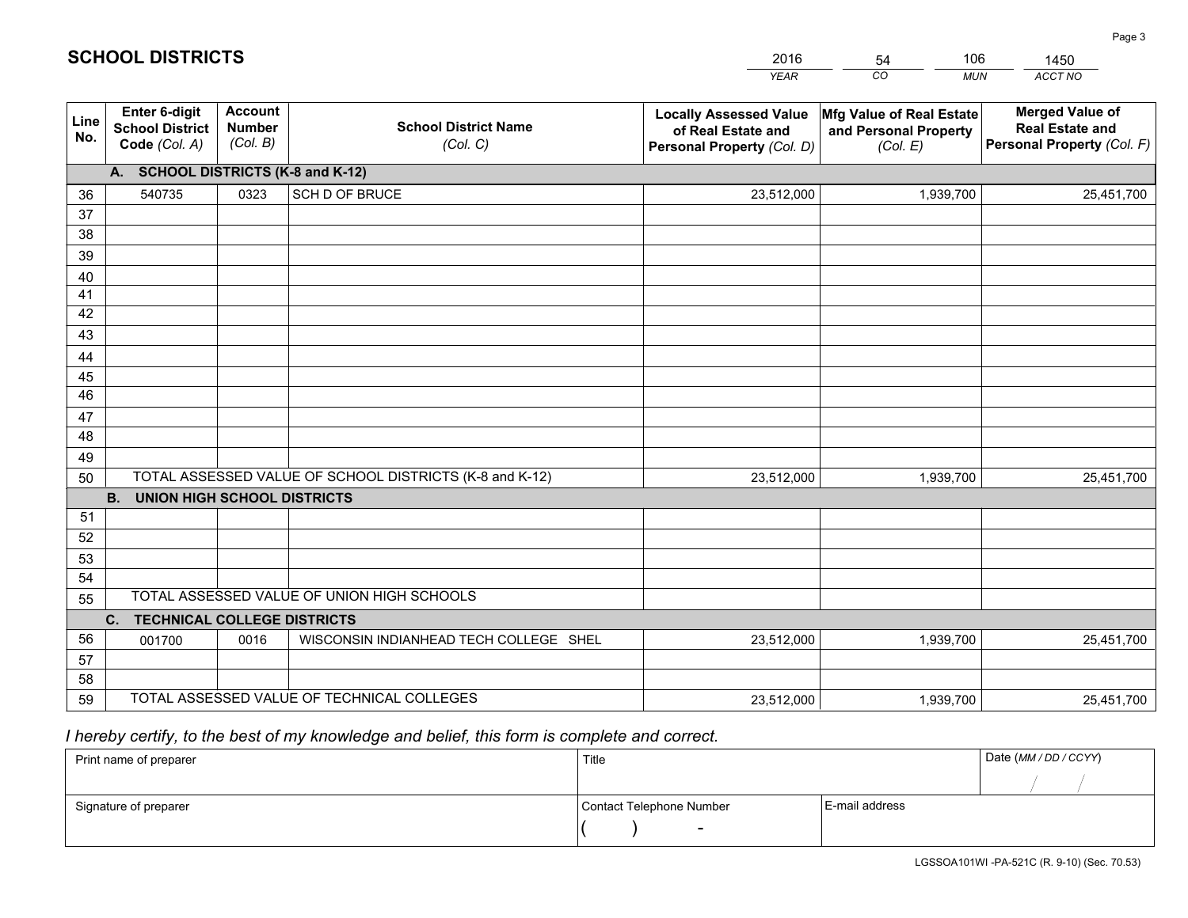# SCHOOL DISTRICTS

| 2016 | 54 | 106 | 1450 |
|---|---|---|---|
| *YEAR* | *CO* | *MUN* | *ACCT NO* |

| Line No. | Enter 6-digit School District Code *(Col. A)* | Account Number *(Col. B)* | School District Name *(Col. C)* | Locally Assessed Value of Real Estate and Personal Property *(Col. D)* | Mfg Value of Real Estate and Personal Property *(Col. E)* | Merged Value of Real Estate and Personal Property *(Col. F)* |
|---|---|---|---|---|---|---|
| **A. SCHOOL DISTRICTS (K-8 and K-12)** | | | | | | |
| 36 | 540735 | 0323 | SCH D OF BRUCE | 23,512,000 | 1,939,700 | 25,451,700 |
| 37 | | | | | | |
| 38 | | | | | | |
| 39 | | | | | | |
| 40 | | | | | | |
| 41 | | | | | | |
| 42 | | | | | | |
| 43 | | | | | | |
| 44 | | | | | | |
| 45 | | | | | | |
| 46 | | | | | | |
| 47 | | | | | | |
| 48 | | | | | | |
| 49 | | | | | | |
| 50 | TOTAL ASSESSED VALUE OF SCHOOL DISTRICTS (K-8 and K-12) | | | 23,512,000 | 1,939,700 | 25,451,700 |
| **B. UNION HIGH SCHOOL DISTRICTS** | | | | | | |
| 51 | | | | | | |
| 52 | | | | | | |
| 53 | | | | | | |
| 54 | | | | | | |
| 55 | TOTAL ASSESSED VALUE OF UNION HIGH SCHOOLS | | | | | |
| **C. TECHNICAL COLLEGE DISTRICTS** | | | | | | |
| 56 | 001700 | 0016 | WISCONSIN INDIANHEAD TECH COLLEGE SHEL | 23,512,000 | 1,939,700 | 25,451,700 |
| 57 | | | | | | |
| 58 | | | | | | |
| 59 | TOTAL ASSESSED VALUE OF TECHNICAL COLLEGES | | | 23,512,000 | 1,939,700 | 25,451,700 |

*I hereby certify, to the best of my knowledge and belief, this form is complete and correct.*

| Print name of preparer | Title | | Date *(MM / DD / CCYY)* |
|---|---|---|---|
| | | | / / |
| Signature of preparer | Contact Telephone Number | E-mail address | |
| | ( ) - | | |

LGSSOA101WI -PA-521C (R. 9-10) (Sec. 70.53)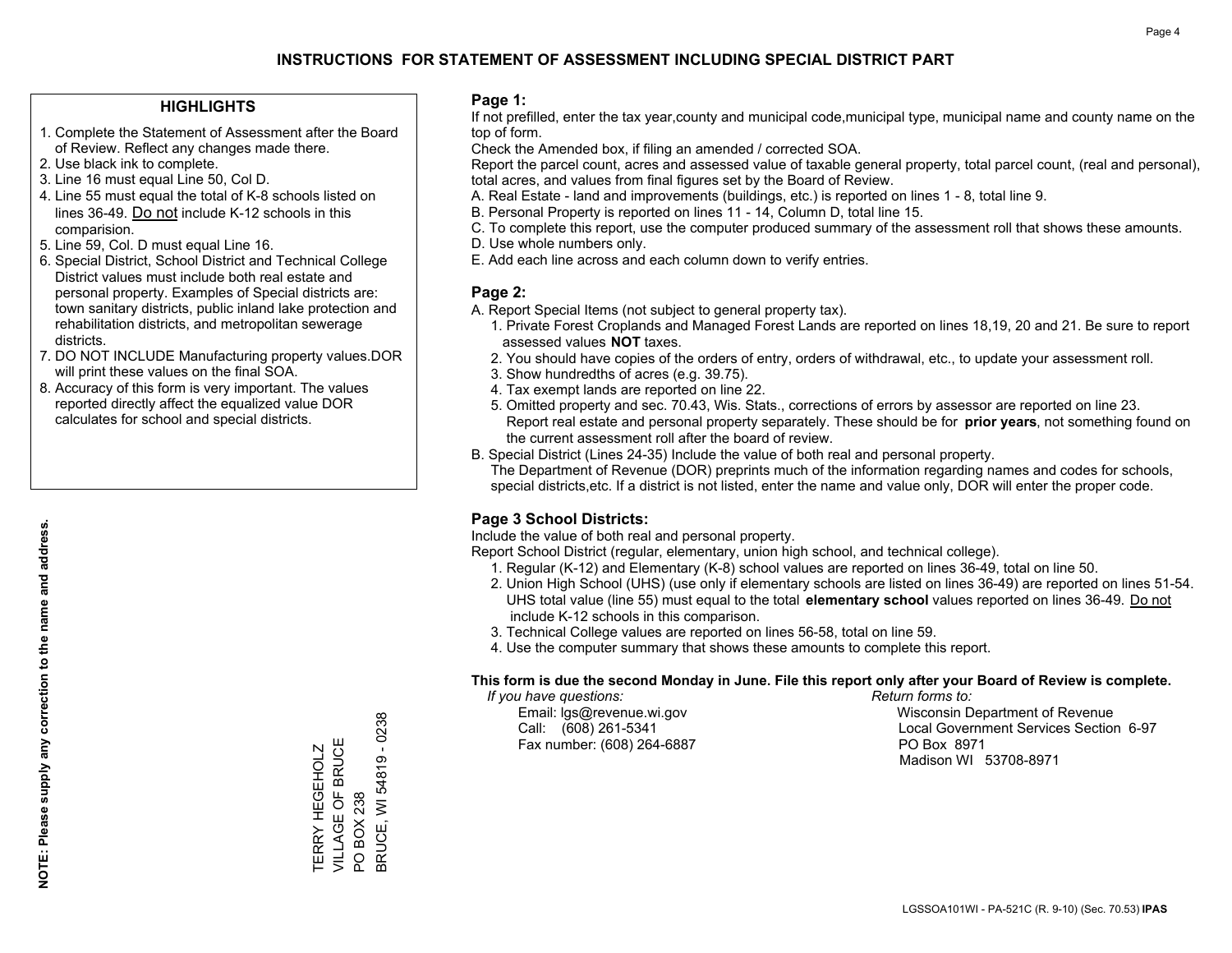# INSTRUCTIONS FOR STATEMENT OF ASSESSMENT INCLUDING SPECIAL DISTRICT PART

## HIGHLIGHTS

1. Complete the Statement of Assessment after the Board of Review. Reflect any changes made there.
2. Use black ink to complete.
3. Line 16 must equal Line 50, Col D.
4. Line 55 must equal the total of K-8 schools listed on lines 36-49. Do not include K-12 schools in this comparision.
5. Line 59, Col. D must equal Line 16.
6. Special District, School District and Technical College District values must include both real estate and personal property. Examples of Special districts are: town sanitary districts, public inland lake protection and rehabilitation districts, and metropolitan sewerage districts.
7. DO NOT INCLUDE Manufacturing property values.DOR will print these values on the final SOA.
8. Accuracy of this form is very important. The values reported directly affect the equalized value DOR calculates for school and special districts.

**NOTE: Please supply any correction to the name and address.**

TERRY HEGEHOLZ
VILLAGE OF BRUCE
PO BOX 238
BRUCE, WI 54819 - 0238

## Page 1:

If not prefilled, enter the tax year,county and municipal code,municipal type, municipal name and county name on the top of form.

Check the Amended box, if filing an amended / corrected SOA.

Report the parcel count, acres and assessed value of taxable general property, total parcel count, (real and personal), total acres, and values from final figures set by the Board of Review.

A. Real Estate - land and improvements (buildings, etc.) is reported on lines 1 - 8, total line 9.
B. Personal Property is reported on lines 11 - 14, Column D, total line 15.
C. To complete this report, use the computer produced summary of the assessment roll that shows these amounts.
D. Use whole numbers only.
E. Add each line across and each column down to verify entries.

## Page 2:

A. Report Special Items (not subject to general property tax).
   1. Private Forest Croplands and Managed Forest Lands are reported on lines 18,19, 20 and 21. Be sure to report assessed values **NOT** taxes.
   2. You should have copies of the orders of entry, orders of withdrawal, etc., to update your assessment roll.
   3. Show hundredths of acres (e.g. 39.75).
   4. Tax exempt lands are reported on line 22.
   5. Omitted property and sec. 70.43, Wis. Stats., corrections of errors by assessor are reported on line 23. Report real estate and personal property separately. These should be for **prior years**, not something found on the current assessment roll after the board of review.
B. Special District (Lines 24-35) Include the value of both real and personal property.
   The Department of Revenue (DOR) preprints much of the information regarding names and codes for schools, special districts,etc. If a district is not listed, enter the name and value only, DOR will enter the proper code.

## Page 3 School Districts:

Include the value of both real and personal property.

Report School District (regular, elementary, union high school, and technical college).

1. Regular (K-12) and Elementary (K-8) school values are reported on lines 36-49, total on line 50.
2. Union High School (UHS) (use only if elementary schools are listed on lines 36-49) are reported on lines 51-54. UHS total value (line 55) must equal to the total **elementary school** values reported on lines 36-49. Do not include K-12 schools in this comparison.
3. Technical College values are reported on lines 56-58, total on line 59.
4. Use the computer summary that shows these amounts to complete this report.

**This form is due the second Monday in June. File this report only after your Board of Review is complete.**

*If you have questions:*
Email: lgs@revenue.wi.gov
Call: (608) 261-5341
Fax number: (608) 264-6887

*Return forms to:*
Wisconsin Department of Revenue
Local Government Services Section 6-97
PO Box 8971
Madison WI 53708-8971

LGSSOA101WI - PA-521C (R. 9-10) (Sec. 70.53) **IPAS**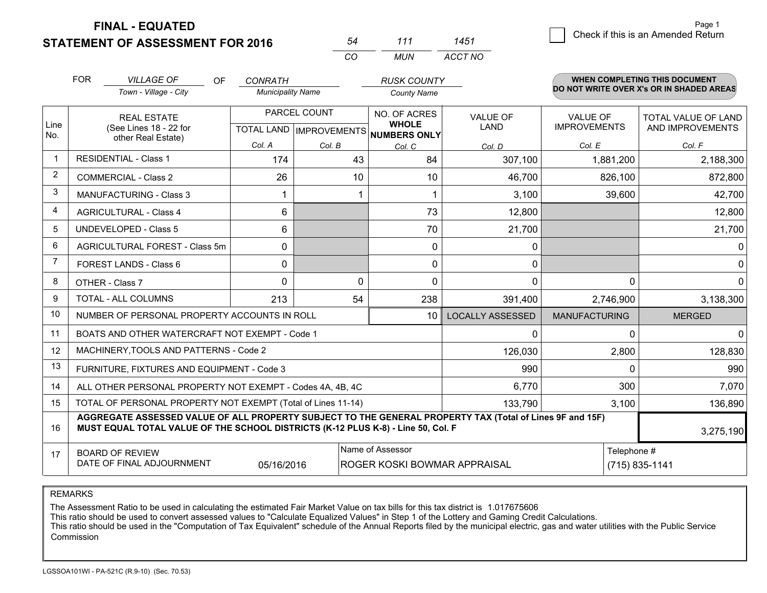# FINAL - EQUATED
## STATEMENT OF ASSESSMENT FOR 2016

| 54 | 111 | 1451 |
|---|---|---|
| CO | MUN | ACCT NO |

☐ Check if this is an Amended Return

Page 1

FOR *VILLAGE OF* (Town - Village - City) OF *CONRATH* (Municipality Name) *RUSK COUNTY* (County Name)

**WHEN COMPLETING THIS DOCUMENT DO NOT WRITE OVER X's OR IN SHADED AREAS**

| Line No. | REAL ESTATE (See Lines 18 - 22 for other Real Estate) | PARCEL COUNT TOTAL LAND Col. A | PARCEL COUNT IMPROVEMENTS Col. B | NO. OF ACRES WHOLE NUMBERS ONLY Col. C | VALUE OF LAND Col. D | VALUE OF IMPROVEMENTS Col. E | TOTAL VALUE OF LAND AND IMPROVEMENTS Col. F |
|---|---|---|---|---|---|---|---|
| 1 | RESIDENTIAL - Class 1 | 174 | 43 | 84 | 307,100 | 1,881,200 | 2,188,300 |
| 2 | COMMERCIAL - Class 2 | 26 | 10 | 10 | 46,700 | 826,100 | 872,800 |
| 3 | MANUFACTURING - Class 3 | 1 | 1 | 1 | 3,100 | 39,600 | 42,700 |
| 4 | AGRICULTURAL - Class 4 | 6 | | 73 | 12,800 | | 12,800 |
| 5 | UNDEVELOPED - Class 5 | 6 | | 70 | 21,700 | | 21,700 |
| 6 | AGRICULTURAL FOREST - Class 5m | 0 | | 0 | 0 | | 0 |
| 7 | FOREST LANDS - Class 6 | 0 | | 0 | 0 | | 0 |
| 8 | OTHER - Class 7 | 0 | 0 | 0 | 0 | 0 | 0 |
| 9 | TOTAL - ALL COLUMNS | 213 | 54 | 238 | 391,400 | 2,746,900 | 3,138,300 |
| 10 | NUMBER OF PERSONAL PROPERTY ACCOUNTS IN ROLL | | | 10 | LOCALLY ASSESSED | MANUFACTURING | MERGED |
| 11 | BOATS AND OTHER WATERCRAFT NOT EXEMPT - Code 1 | | | | 0 | 0 | 0 |
| 12 | MACHINERY,TOOLS AND PATTERNS - Code 2 | | | | 126,030 | 2,800 | 128,830 |
| 13 | FURNITURE, FIXTURES AND EQUIPMENT - Code 3 | | | | 990 | 0 | 990 |
| 14 | ALL OTHER PERSONAL PROPERTY NOT EXEMPT - Codes 4A, 4B, 4C | | | | 6,770 | 300 | 7,070 |
| 15 | TOTAL OF PERSONAL PROPERTY NOT EXEMPT (Total of Lines 11-14) | | | | 133,790 | 3,100 | 136,890 |
| 16 | **AGGREGATE ASSESSED VALUE OF ALL PROPERTY SUBJECT TO THE GENERAL PROPERTY TAX (Total of Lines 9F and 15F) MUST EQUAL TOTAL VALUE OF THE SCHOOL DISTRICTS (K-12 PLUS K-8) - Line 50, Col. F** | | | | | | 3,275,190 |
| 17 | BOARD OF REVIEW DATE OF FINAL ADJOURNMENT | 05/16/2016 | Name of Assessor: ROGER KOSKI BOWMAR APPRAISAL | | | Telephone #: (715) 835-1141 | |

REMARKS

The Assessment Ratio to be used in calculating the estimated Fair Market Value on tax bills for this tax district is 1.017675606
This ratio should be used to convert assessed values to "Calculate Equalized Values" in Step 1 of the Lottery and Gaming Credit Calculations.
This ratio should be used in the "Computation of Tax Equivalent" schedule of the Annual Reports filed by the municipal electric, gas and water utilities with the Public Service Commission

LGSSOA101WI - PA-521C (R.9-10) (Sec. 70.53)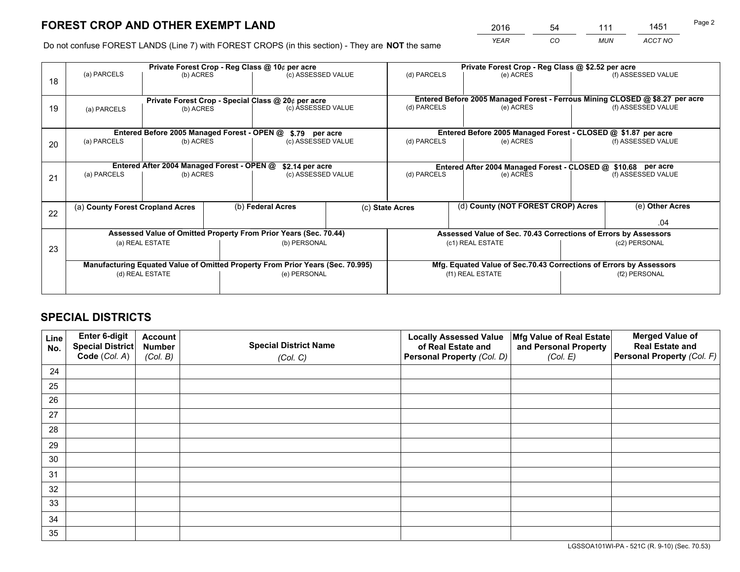# FOREST CROP AND OTHER EXEMPT LAND

| 2016 | 54 | 111 | 1451 |
|---|---|---|---|
| *YEAR* | *CO* | *MUN* | *ACCT NO* |

Do not confuse FOREST LANDS (Line 7) with FOREST CROPS (in this section) - They are **NOT** the same

| | Private Forest Crop - Reg Class @ 10¢ per acre | | | Private Forest Crop - Reg Class @ $2.52 per acre | | |
|---|---|---|---|---|---|---|
| 18 | (a) PARCELS | (b) ACRES | (c) ASSESSED VALUE | (d) PARCELS | (e) ACRES | (f) ASSESSED VALUE |
| | **Private Forest Crop - Special Class @ 20¢ per acre** | | | **Entered Before 2005 Managed Forest - Ferrous Mining CLOSED @ $8.27 per acre** | | |
| 19 | (a) PARCELS | (b) ACRES | (c) ASSESSED VALUE | (d) PARCELS | (e) ACRES | (f) ASSESSED VALUE |
| | **Entered Before 2005 Managed Forest - OPEN @ $.79 per acre** | | | **Entered Before 2005 Managed Forest - CLOSED @ $1.87 per acre** | | |
| 20 | (a) PARCELS | (b) ACRES | (c) ASSESSED VALUE | (d) PARCELS | (e) ACRES | (f) ASSESSED VALUE |
| | **Entered After 2004 Managed Forest - OPEN @ $2.14 per acre** | | | **Entered After 2004 Managed Forest - CLOSED @ $10.68 per acre** | | |
| 21 | (a) PARCELS | (b) ACRES | (c) ASSESSED VALUE | (d) PARCELS | (e) ACRES | (f) ASSESSED VALUE |

| | (a) County Forest Cropland Acres | (b) Federal Acres | (c) State Acres | (d) County (NOT FOREST CROP) Acres | (e) Other Acres |
|---|---|---|---|---|---|
| 22 | | | | | .04 |

| | Assessed Value of Omitted Property From Prior Years (Sec. 70.44) | | Assessed Value of Sec. 70.43 Corrections of Errors by Assessors | |
|---|---|---|---|---|
| 23 | (a) REAL ESTATE | (b) PERSONAL | (c1) REAL ESTATE | (c2) PERSONAL |
| | **Manufacturing Equated Value of Omitted Property From Prior Years (Sec. 70.995)** | | **Mfg. Equated Value of Sec.70.43 Corrections of Errors by Assessors** | |
| | (d) REAL ESTATE | (e) PERSONAL | (f1) REAL ESTATE | (f2) PERSONAL |

# SPECIAL DISTRICTS

| Line No. | Enter 6-digit Special District Code (*Col. A*) | Account Number (*Col. B*) | Special District Name (*Col. C*) | Locally Assessed Value of Real Estate and Personal Property (*Col. D*) | Mfg Value of Real Estate and Personal Property (*Col. E*) | Merged Value of Real Estate and Personal Property (*Col. F*) |
|---|---|---|---|---|---|---|
| 24 | | | | | | |
| 25 | | | | | | |
| 26 | | | | | | |
| 27 | | | | | | |
| 28 | | | | | | |
| 29 | | | | | | |
| 30 | | | | | | |
| 31 | | | | | | |
| 32 | | | | | | |
| 33 | | | | | | |
| 34 | | | | | | |
| 35 | | | | | | |

LGSSOA101WI-PA - 521C (R. 9-10) (Sec. 70.53)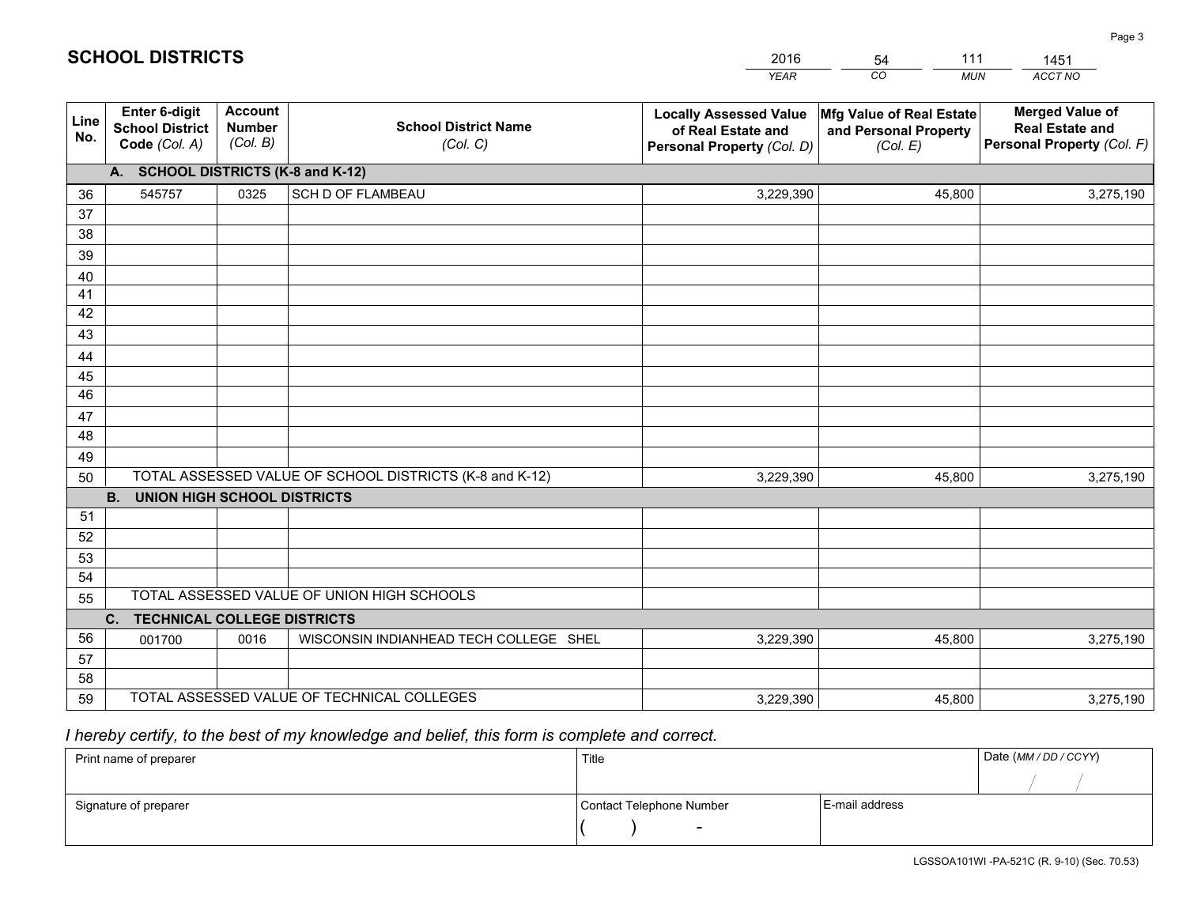# SCHOOL DISTRICTS

| 2016 | 54 | 111 | 1451 |
|---|---|---|---|
| *YEAR* | *CO* | *MUN* | *ACCT NO* |

| Line No. | Enter 6-digit School District Code (Col. A) | Account Number (Col. B) | School District Name (Col. C) | Locally Assessed Value of Real Estate and Personal Property (Col. D) | Mfg Value of Real Estate and Personal Property (Col. E) | Merged Value of Real Estate and Personal Property (Col. F) |
|---|---|---|---|---|---|---|
| | **A. SCHOOL DISTRICTS (K-8 and K-12)** | | | | | |
| 36 | 545757 | 0325 | SCH D OF FLAMBEAU | 3,229,390 | 45,800 | 3,275,190 |
| 37 | | | | | | |
| 38 | | | | | | |
| 39 | | | | | | |
| 40 | | | | | | |
| 41 | | | | | | |
| 42 | | | | | | |
| 43 | | | | | | |
| 44 | | | | | | |
| 45 | | | | | | |
| 46 | | | | | | |
| 47 | | | | | | |
| 48 | | | | | | |
| 49 | | | | | | |
| 50 | TOTAL ASSESSED VALUE OF SCHOOL DISTRICTS (K-8 and K-12) | | | 3,229,390 | 45,800 | 3,275,190 |
| | **B. UNION HIGH SCHOOL DISTRICTS** | | | | | |
| 51 | | | | | | |
| 52 | | | | | | |
| 53 | | | | | | |
| 54 | | | | | | |
| 55 | TOTAL ASSESSED VALUE OF UNION HIGH SCHOOLS | | | | | |
| | **C. TECHNICAL COLLEGE DISTRICTS** | | | | | |
| 56 | 001700 | 0016 | WISCONSIN INDIANHEAD TECH COLLEGE SHEL | 3,229,390 | 45,800 | 3,275,190 |
| 57 | | | | | | |
| 58 | | | | | | |
| 59 | TOTAL ASSESSED VALUE OF TECHNICAL COLLEGES | | | 3,229,390 | 45,800 | 3,275,190 |

*I hereby certify, to the best of my knowledge and belief, this form is complete and correct.*

| Print name of preparer | Title | | Date (MM / DD / CCYY) |
|---|---|---|---|
| | | | / / |
| Signature of preparer | Contact Telephone Number | E-mail address | |
| | ( ) - | | |

LGSSOA101WI -PA-521C (R. 9-10) (Sec. 70.53)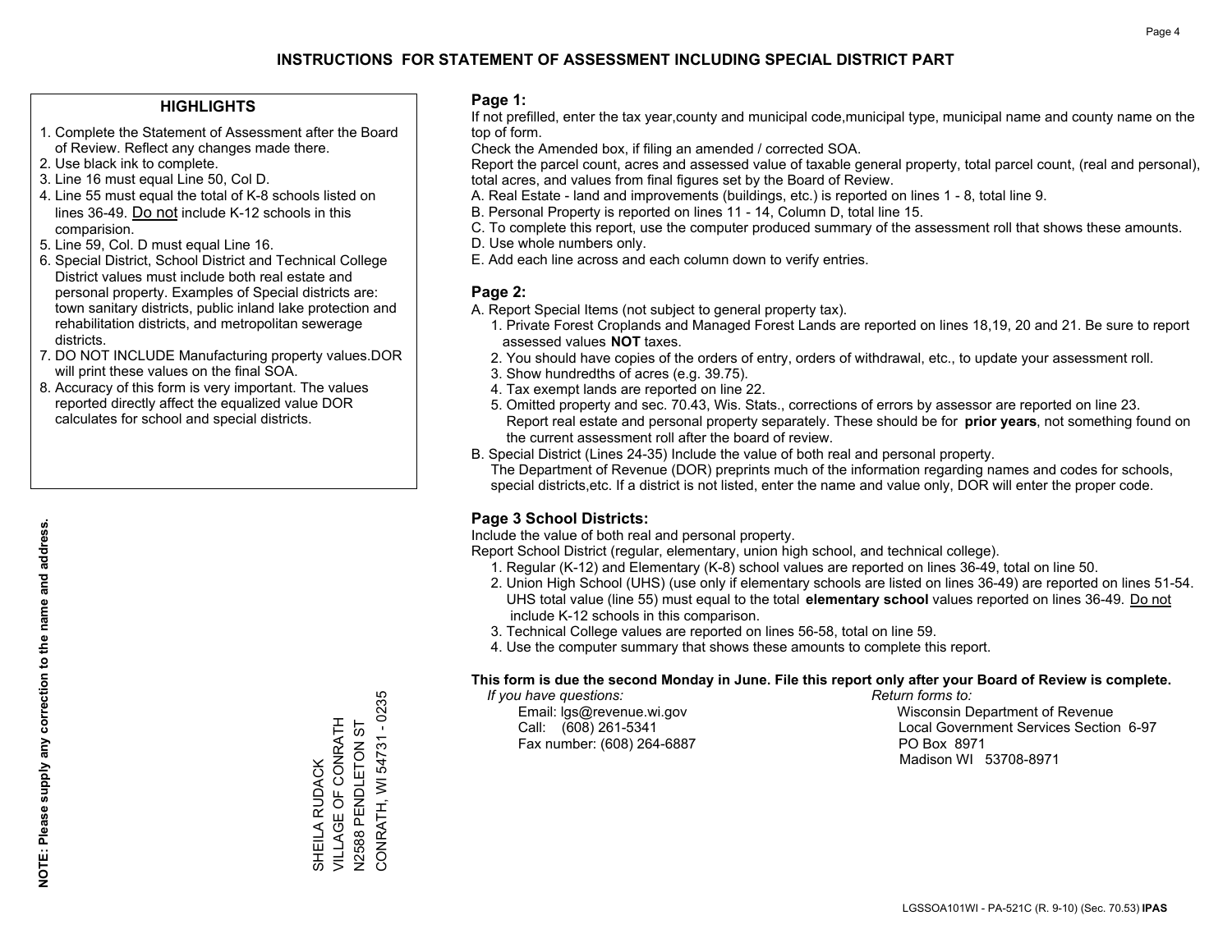# INSTRUCTIONS FOR STATEMENT OF ASSESSMENT INCLUDING SPECIAL DISTRICT PART

## HIGHLIGHTS

1. Complete the Statement of Assessment after the Board of Review. Reflect any changes made there.
2. Use black ink to complete.
3. Line 16 must equal Line 50, Col D.
4. Line 55 must equal the total of K-8 schools listed on lines 36-49. Do not include K-12 schools in this comparision.
5. Line 59, Col. D must equal Line 16.
6. Special District, School District and Technical College District values must include both real estate and personal property. Examples of Special districts are: town sanitary districts, public inland lake protection and rehabilitation districts, and metropolitan sewerage districts.
7. DO NOT INCLUDE Manufacturing property values.DOR will print these values on the final SOA.
8. Accuracy of this form is very important. The values reported directly affect the equalized value DOR calculates for school and special districts.

**NOTE: Please supply any correction to the name and address.**

SHEILA RUDACK
VILLAGE OF CONRATH
N2588 PENDLETON ST
CONRATH, WI 54731 - 0235

## Page 1:

If not prefilled, enter the tax year,county and municipal code,municipal type, municipal name and county name on the top of form.

Check the Amended box, if filing an amended / corrected SOA.

Report the parcel count, acres and assessed value of taxable general property, total parcel count, (real and personal), total acres, and values from final figures set by the Board of Review.

A. Real Estate - land and improvements (buildings, etc.) is reported on lines 1 - 8, total line 9.
B. Personal Property is reported on lines 11 - 14, Column D, total line 15.
C. To complete this report, use the computer produced summary of the assessment roll that shows these amounts.
D. Use whole numbers only.
E. Add each line across and each column down to verify entries.

## Page 2:

A. Report Special Items (not subject to general property tax).
   1. Private Forest Croplands and Managed Forest Lands are reported on lines 18,19, 20 and 21. Be sure to report assessed values **NOT** taxes.
   2. You should have copies of the orders of entry, orders of withdrawal, etc., to update your assessment roll.
   3. Show hundredths of acres (e.g. 39.75).
   4. Tax exempt lands are reported on line 22.
   5. Omitted property and sec. 70.43, Wis. Stats., corrections of errors by assessor are reported on line 23. Report real estate and personal property separately. These should be for **prior years**, not something found on the current assessment roll after the board of review.
B. Special District (Lines 24-35) Include the value of both real and personal property.
   The Department of Revenue (DOR) preprints much of the information regarding names and codes for schools, special districts,etc. If a district is not listed, enter the name and value only, DOR will enter the proper code.

## Page 3 School Districts:

Include the value of both real and personal property.

Report School District (regular, elementary, union high school, and technical college).

1. Regular (K-12) and Elementary (K-8) school values are reported on lines 36-49, total on line 50.
2. Union High School (UHS) (use only if elementary schools are listed on lines 36-49) are reported on lines 51-54. UHS total value (line 55) must equal to the total **elementary school** values reported on lines 36-49. Do not include K-12 schools in this comparison.
3. Technical College values are reported on lines 56-58, total on line 59.
4. Use the computer summary that shows these amounts to complete this report.

**This form is due the second Monday in June. File this report only after your Board of Review is complete.**

*If you have questions:*
Email: lgs@revenue.wi.gov
Call: (608) 261-5341
Fax number: (608) 264-6887

*Return forms to:*
Wisconsin Department of Revenue
Local Government Services Section 6-97
PO Box 8971
Madison WI 53708-8971

LGSSOA101WI - PA-521C (R. 9-10) (Sec. 70.53) **IPAS**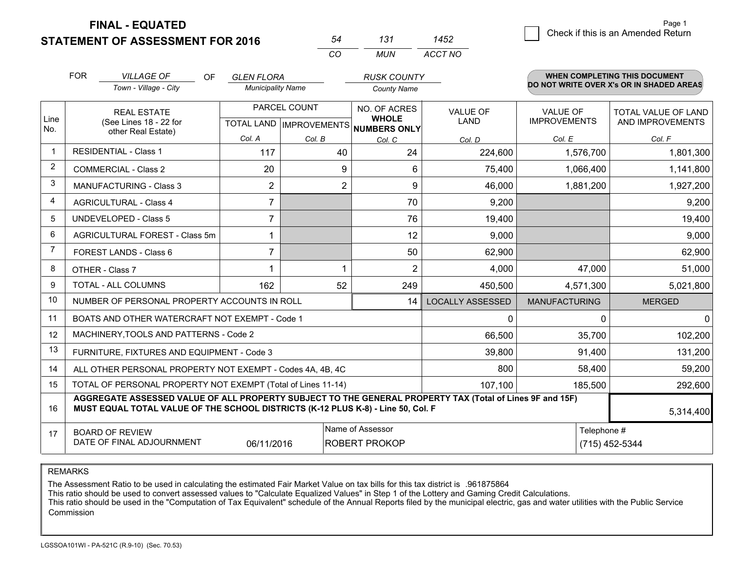**FINAL - EQUATED**
**STATEMENT OF ASSESSMENT FOR 2016**

| 54 | 131 | 1452 |
|---|---|---|
| CO | MUN | ACCT NO |

☐ Check if this is an Amended Return

Page 1

FOR *VILLAGE OF* (Town - Village - City) OF *GLEN FLORA* (Municipality Name) *RUSK COUNTY* (County Name)

**WHEN COMPLETING THIS DOCUMENT DO NOT WRITE OVER X's OR IN SHADED AREAS**

| Line No. | REAL ESTATE (See Lines 18 - 22 for other Real Estate) | PARCEL COUNT TOTAL LAND Col. A | PARCEL COUNT IMPROVEMENTS Col. B | NO. OF ACRES WHOLE NUMBERS ONLY Col. C | VALUE OF LAND Col. D | VALUE OF IMPROVEMENTS Col. E | TOTAL VALUE OF LAND AND IMPROVEMENTS Col. F |
|---|---|---|---|---|---|---|---|
| 1 | RESIDENTIAL - Class 1 | 117 | 40 | 24 | 224,600 | 1,576,700 | 1,801,300 |
| 2 | COMMERCIAL - Class 2 | 20 | 9 | 6 | 75,400 | 1,066,400 | 1,141,800 |
| 3 | MANUFACTURING - Class 3 | 2 | 2 | 9 | 46,000 | 1,881,200 | 1,927,200 |
| 4 | AGRICULTURAL - Class 4 | 7 | | 70 | 9,200 | | 9,200 |
| 5 | UNDEVELOPED - Class 5 | 7 | | 76 | 19,400 | | 19,400 |
| 6 | AGRICULTURAL FOREST - Class 5m | 1 | | 12 | 9,000 | | 9,000 |
| 7 | FOREST LANDS - Class 6 | 7 | | 50 | 62,900 | | 62,900 |
| 8 | OTHER - Class 7 | 1 | 1 | 2 | 4,000 | 47,000 | 51,000 |
| 9 | TOTAL - ALL COLUMNS | 162 | 52 | 249 | 450,500 | 4,571,300 | 5,021,800 |
| 10 | NUMBER OF PERSONAL PROPERTY ACCOUNTS IN ROLL | | | 14 | LOCALLY ASSESSED | MANUFACTURING | MERGED |
| 11 | BOATS AND OTHER WATERCRAFT NOT EXEMPT - Code 1 | | | | 0 | 0 | 0 |
| 12 | MACHINERY,TOOLS AND PATTERNS - Code 2 | | | | 66,500 | 35,700 | 102,200 |
| 13 | FURNITURE, FIXTURES AND EQUIPMENT - Code 3 | | | | 39,800 | 91,400 | 131,200 |
| 14 | ALL OTHER PERSONAL PROPERTY NOT EXEMPT - Codes 4A, 4B, 4C | | | | 800 | 58,400 | 59,200 |
| 15 | TOTAL OF PERSONAL PROPERTY NOT EXEMPT (Total of Lines 11-14) | | | | 107,100 | 185,500 | 292,600 |
| 16 | **AGGREGATE ASSESSED VALUE OF ALL PROPERTY SUBJECT TO THE GENERAL PROPERTY TAX (Total of Lines 9F and 15F) MUST EQUAL TOTAL VALUE OF THE SCHOOL DISTRICTS (K-12 PLUS K-8) - Line 50, Col. F** | | | | | | 5,314,400 |
| 17 | BOARD OF REVIEW DATE OF FINAL ADJOURNMENT | 06/11/2016 | Name of Assessor: ROBERT PROKOP | | | Telephone #: (715) 452-5344 | |

REMARKS

The Assessment Ratio to be used in calculating the estimated Fair Market Value on tax bills for this tax district is .961875864
This ratio should be used to convert assessed values to "Calculate Equalized Values" in Step 1 of the Lottery and Gaming Credit Calculations.
This ratio should be used in the "Computation of Tax Equivalent" schedule of the Annual Reports filed by the municipal electric, gas and water utilities with the Public Service Commission

LGSSOA101WI - PA-521C (R.9-10) (Sec. 70.53)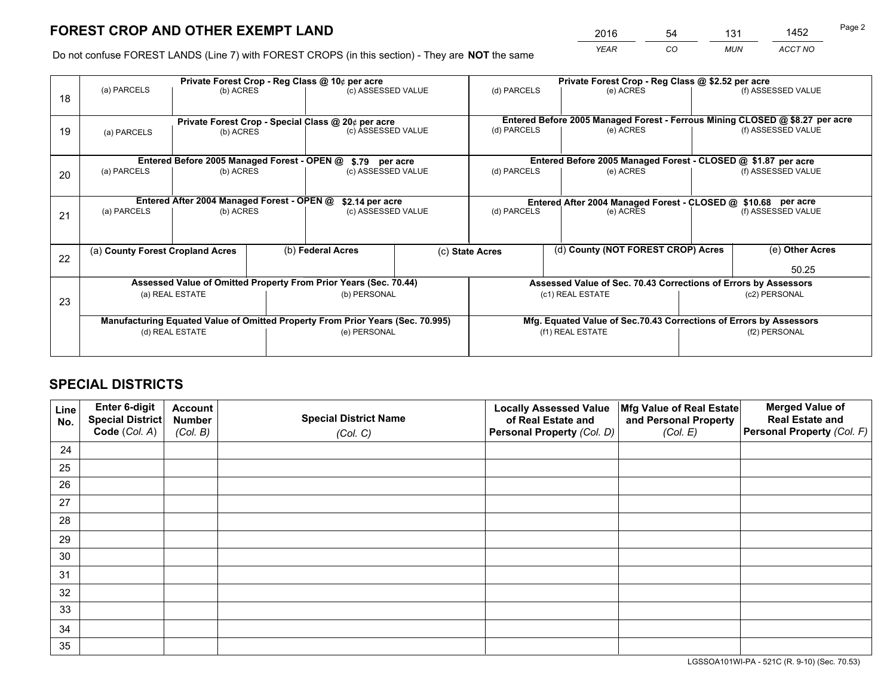# FOREST CROP AND OTHER EXEMPT LAND

| 2016 | 54 | 131 | 1452 |
|---|---|---|---|
| *YEAR* | *CO* | *MUN* | *ACCT NO* |

Do not confuse FOREST LANDS (Line 7) with FOREST CROPS (in this section) - They are **NOT** the same

| Line | Private Forest Crop - Reg Class @ 10¢ per acre | | | Private Forest Crop - Reg Class @ $2.52 per acre | | |
|---|---|---|---|---|---|---|
| 18 | (a) PARCELS | (b) ACRES | (c) ASSESSED VALUE | (d) PARCELS | (e) ACRES | (f) ASSESSED VALUE |
| | **Private Forest Crop - Special Class @ 20¢ per acre** | | | **Entered Before 2005 Managed Forest - Ferrous Mining CLOSED @ $8.27 per acre** | | |
| 19 | (a) PARCELS | (b) ACRES | (c) ASSESSED VALUE | (d) PARCELS | (e) ACRES | (f) ASSESSED VALUE |
| | **Entered Before 2005 Managed Forest - OPEN @ $.79 per acre** | | | **Entered Before 2005 Managed Forest - CLOSED @ $1.87 per acre** | | |
| 20 | (a) PARCELS | (b) ACRES | (c) ASSESSED VALUE | (d) PARCELS | (e) ACRES | (f) ASSESSED VALUE |
| | **Entered After 2004 Managed Forest - OPEN @ $2.14 per acre** | | | **Entered After 2004 Managed Forest - CLOSED @ $10.68 per acre** | | |
| 21 | (a) PARCELS | (b) ACRES | (c) ASSESSED VALUE | (d) PARCELS | (e) ACRES | (f) ASSESSED VALUE |

| Line | (a) **County Forest Cropland Acres** | (b) **Federal Acres** | (c) **State Acres** | (d) **County (NOT FOREST CROP) Acres** | (e) **Other Acres** |
|---|---|---|---|---|---|
| 22 | | | | | 50.25 |

| Line | Assessed Value of Omitted Property From Prior Years (Sec. 70.44) | | Assessed Value of Sec. 70.43 Corrections of Errors by Assessors | |
|---|---|---|---|---|
| 23 | (a) REAL ESTATE | (b) PERSONAL | (c1) REAL ESTATE | (c2) PERSONAL |
| | **Manufacturing Equated Value of Omitted Property From Prior Years (Sec. 70.995)** | | **Mfg. Equated Value of Sec.70.43 Corrections of Errors by Assessors** | |
| | (d) REAL ESTATE | (e) PERSONAL | (f1) REAL ESTATE | (f2) PERSONAL |

# SPECIAL DISTRICTS

| Line No. | Enter 6-digit Special District Code (*Col. A*) | Account Number (*Col. B*) | Special District Name (*Col. C*) | Locally Assessed Value of Real Estate and Personal Property (*Col. D*) | Mfg Value of Real Estate and Personal Property (*Col. E*) | Merged Value of Real Estate and Personal Property (*Col. F*) |
|---|---|---|---|---|---|---|
| 24 | | | | | | |
| 25 | | | | | | |
| 26 | | | | | | |
| 27 | | | | | | |
| 28 | | | | | | |
| 29 | | | | | | |
| 30 | | | | | | |
| 31 | | | | | | |
| 32 | | | | | | |
| 33 | | | | | | |
| 34 | | | | | | |
| 35 | | | | | | |

LGSSOA101WI-PA - 521C (R. 9-10) (Sec. 70.53)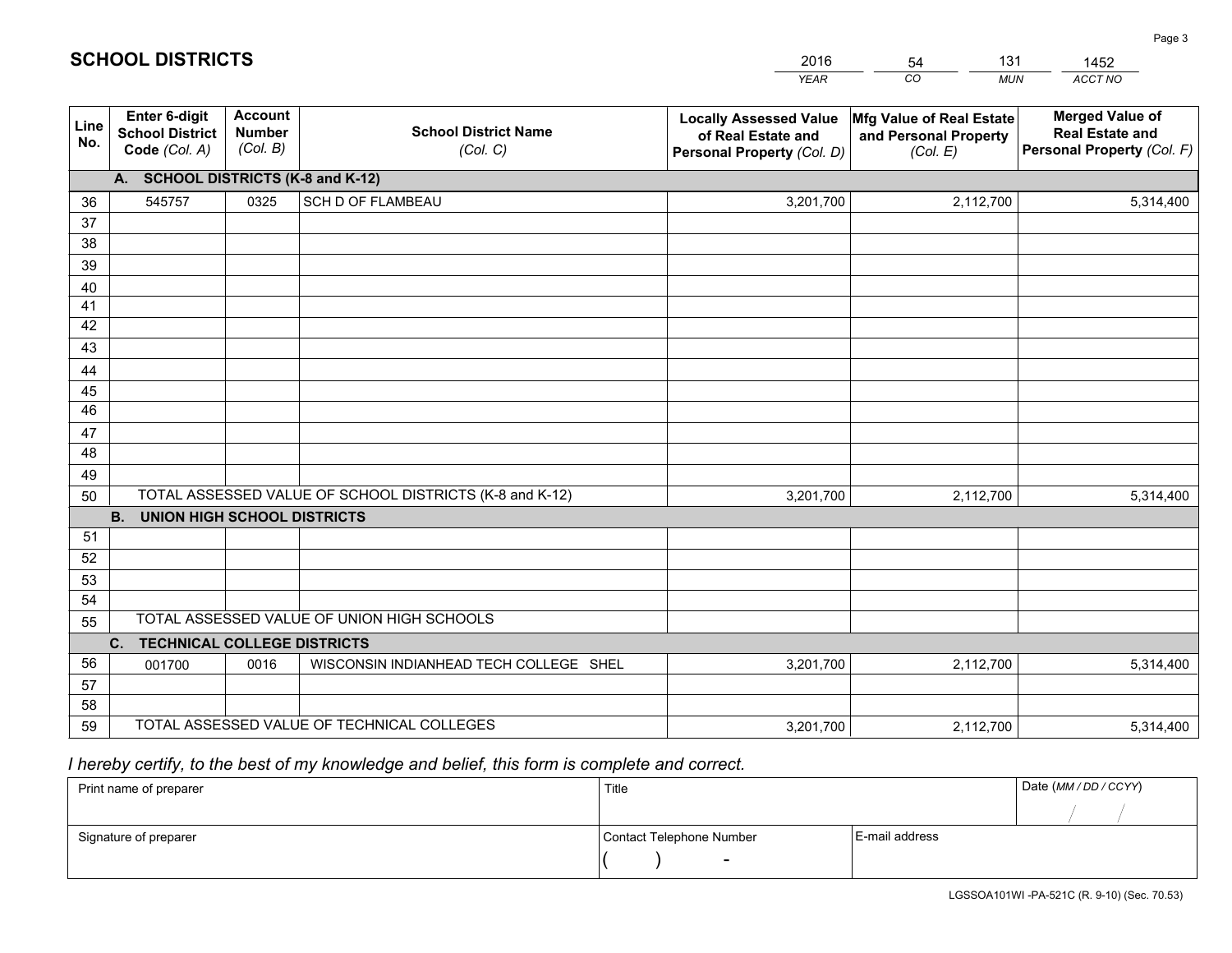# SCHOOL DISTRICTS

| 2016 | 54 | 131 | 1452 |
|---|---|---|---|
| *YEAR* | *CO* | *MUN* | *ACCT NO* |

| Line No. | Enter 6-digit School District Code *(Col. A)* | Account Number *(Col. B)* | School District Name *(Col. C)* | Locally Assessed Value of Real Estate and Personal Property *(Col. D)* | Mfg Value of Real Estate and Personal Property *(Col. E)* | Merged Value of Real Estate and Personal Property *(Col. F)* |
|---|---|---|---|---|---|---|
| **A. SCHOOL DISTRICTS (K-8 and K-12)** | | | | | | |
| 36 | 545757 | 0325 | SCH D OF FLAMBEAU | 3,201,700 | 2,112,700 | 5,314,400 |
| 37 | | | | | | |
| 38 | | | | | | |
| 39 | | | | | | |
| 40 | | | | | | |
| 41 | | | | | | |
| 42 | | | | | | |
| 43 | | | | | | |
| 44 | | | | | | |
| 45 | | | | | | |
| 46 | | | | | | |
| 47 | | | | | | |
| 48 | | | | | | |
| 49 | | | | | | |
| 50 | TOTAL ASSESSED VALUE OF SCHOOL DISTRICTS (K-8 and K-12) | | | 3,201,700 | 2,112,700 | 5,314,400 |
| **B. UNION HIGH SCHOOL DISTRICTS** | | | | | | |
| 51 | | | | | | |
| 52 | | | | | | |
| 53 | | | | | | |
| 54 | | | | | | |
| 55 | TOTAL ASSESSED VALUE OF UNION HIGH SCHOOLS | | | | | |
| **C. TECHNICAL COLLEGE DISTRICTS** | | | | | | |
| 56 | 001700 | 0016 | WISCONSIN INDIANHEAD TECH COLLEGE SHEL | 3,201,700 | 2,112,700 | 5,314,400 |
| 57 | | | | | | |
| 58 | | | | | | |
| 59 | TOTAL ASSESSED VALUE OF TECHNICAL COLLEGES | | | 3,201,700 | 2,112,700 | 5,314,400 |

*I hereby certify, to the best of my knowledge and belief, this form is complete and correct.*

| Print name of preparer | Title | | Date *(MM / DD / CCYY)* |
|---|---|---|---|
| | | | / / |
| Signature of preparer | Contact Telephone Number | E-mail address | |
| | ( ) - | | |

LGSSOA101WI -PA-521C (R. 9-10) (Sec. 70.53)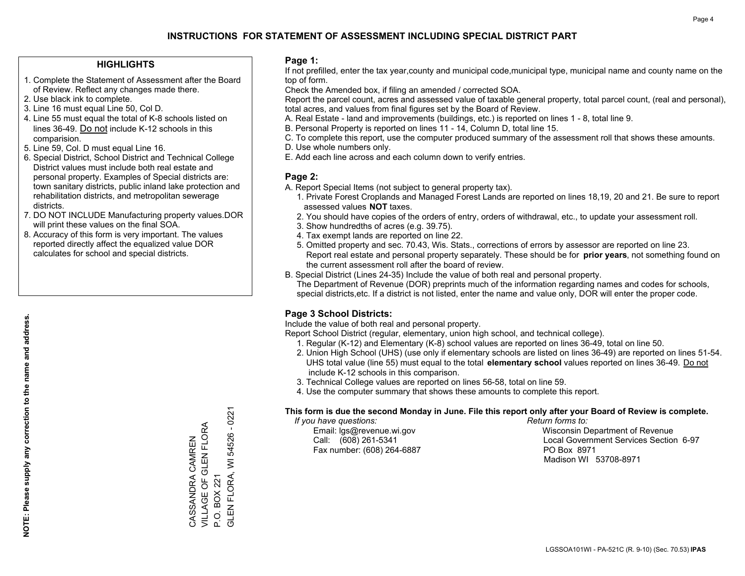# INSTRUCTIONS FOR STATEMENT OF ASSESSMENT INCLUDING SPECIAL DISTRICT PART

## HIGHLIGHTS

1. Complete the Statement of Assessment after the Board of Review. Reflect any changes made there.
2. Use black ink to complete.
3. Line 16 must equal Line 50, Col D.
4. Line 55 must equal the total of K-8 schools listed on lines 36-49. Do not include K-12 schools in this comparision.
5. Line 59, Col. D must equal Line 16.
6. Special District, School District and Technical College District values must include both real estate and personal property. Examples of Special districts are: town sanitary districts, public inland lake protection and rehabilitation districts, and metropolitan sewerage districts.
7. DO NOT INCLUDE Manufacturing property values.DOR will print these values on the final SOA.
8. Accuracy of this form is very important. The values reported directly affect the equalized value DOR calculates for school and special districts.

**NOTE: Please supply any correction to the name and address.**

CASSANDRA CAMREN
VILLAGE OF GLEN FLORA
P.O. BOX 221
GLEN FLORA, WI 54526 - 0221

## Page 1:

If not prefilled, enter the tax year,county and municipal code,municipal type, municipal name and county name on the top of form.

Check the Amended box, if filing an amended / corrected SOA.

Report the parcel count, acres and assessed value of taxable general property, total parcel count, (real and personal), total acres, and values from final figures set by the Board of Review.

A. Real Estate - land and improvements (buildings, etc.) is reported on lines 1 - 8, total line 9.
B. Personal Property is reported on lines 11 - 14, Column D, total line 15.
C. To complete this report, use the computer produced summary of the assessment roll that shows these amounts.
D. Use whole numbers only.
E. Add each line across and each column down to verify entries.

## Page 2:

A. Report Special Items (not subject to general property tax).
   1. Private Forest Croplands and Managed Forest Lands are reported on lines 18,19, 20 and 21. Be sure to report assessed values **NOT** taxes.
   2. You should have copies of the orders of entry, orders of withdrawal, etc., to update your assessment roll.
   3. Show hundredths of acres (e.g. 39.75).
   4. Tax exempt lands are reported on line 22.
   5. Omitted property and sec. 70.43, Wis. Stats., corrections of errors by assessor are reported on line 23. Report real estate and personal property separately. These should be for **prior years**, not something found on the current assessment roll after the board of review.
B. Special District (Lines 24-35) Include the value of both real and personal property.
   The Department of Revenue (DOR) preprints much of the information regarding names and codes for schools, special districts,etc. If a district is not listed, enter the name and value only, DOR will enter the proper code.

## Page 3 School Districts:

Include the value of both real and personal property.

Report School District (regular, elementary, union high school, and technical college).

1. Regular (K-12) and Elementary (K-8) school values are reported on lines 36-49, total on line 50.
2. Union High School (UHS) (use only if elementary schools are listed on lines 36-49) are reported on lines 51-54. UHS total value (line 55) must equal to the total **elementary school** values reported on lines 36-49. Do not include K-12 schools in this comparison.
3. Technical College values are reported on lines 56-58, total on line 59.
4. Use the computer summary that shows these amounts to complete this report.

**This form is due the second Monday in June. File this report only after your Board of Review is complete.**

*If you have questions:*
Email: lgs@revenue.wi.gov
Call: (608) 261-5341
Fax number: (608) 264-6887

*Return forms to:*
Wisconsin Department of Revenue
Local Government Services Section 6-97
PO Box 8971
Madison WI 53708-8971

LGSSOA101WI - PA-521C (R. 9-10) (Sec. 70.53) **IPAS**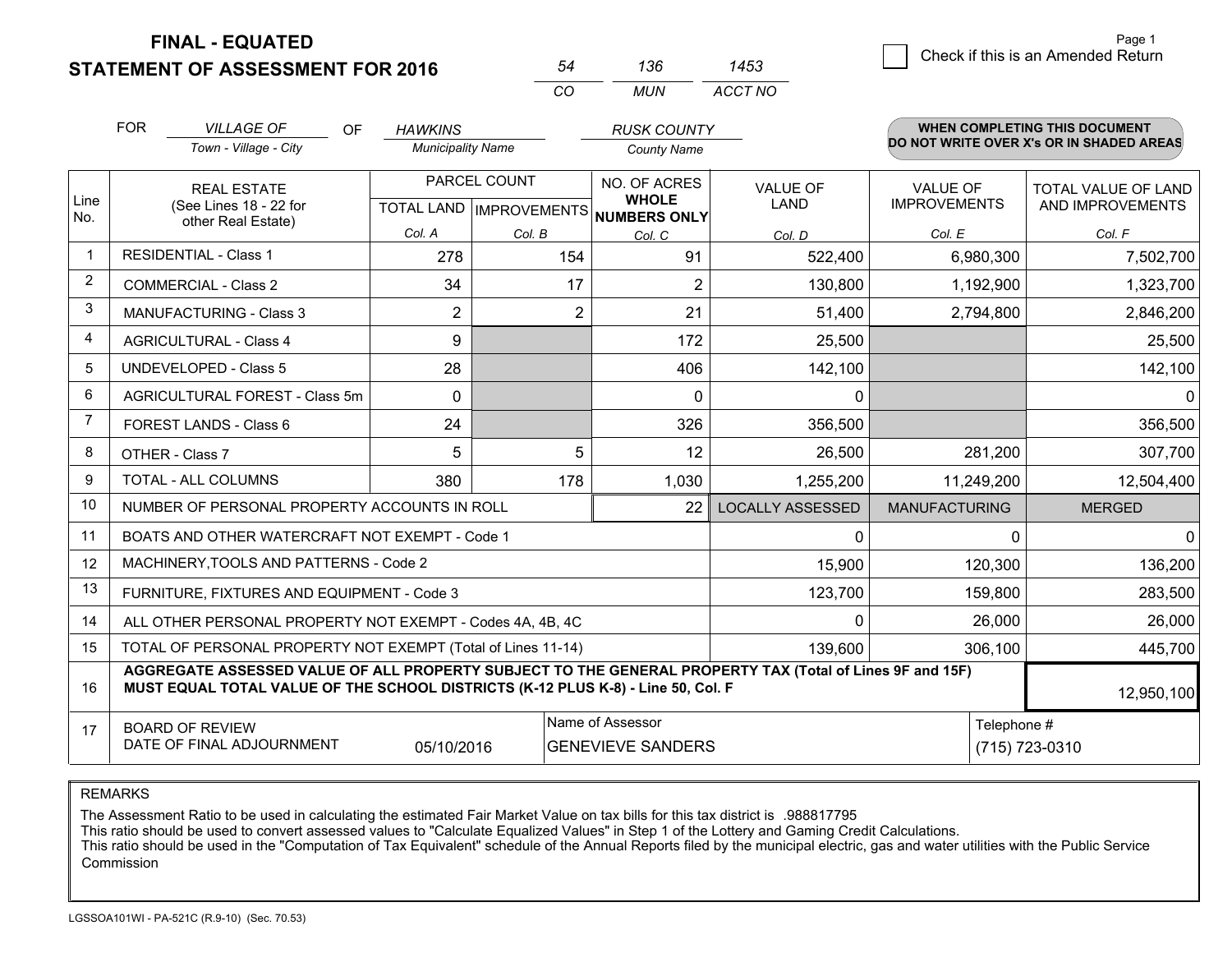**FINAL - EQUATED**
**STATEMENT OF ASSESSMENT FOR 2016**

| 54 | 136 | 1453 |
|---|---|---|
| CO | MUN | ACCT NO |

Page 1

☐ Check if this is an Amended Return

FOR *VILLAGE OF* (Town - Village - City) OF *HAWKINS* (Municipality Name) *RUSK COUNTY* (County Name)

**WHEN COMPLETING THIS DOCUMENT DO NOT WRITE OVER X's OR IN SHADED AREAS**

| Line No. | REAL ESTATE (See Lines 18 - 22 for other Real Estate) | PARCEL COUNT TOTAL LAND Col. A | PARCEL COUNT IMPROVEMENTS Col. B | NO. OF ACRES WHOLE NUMBERS ONLY Col. C | VALUE OF LAND Col. D | VALUE OF IMPROVEMENTS Col. E | TOTAL VALUE OF LAND AND IMPROVEMENTS Col. F |
|---|---|---|---|---|---|---|---|
| 1 | RESIDENTIAL - Class 1 | 278 | 154 | 91 | 522,400 | 6,980,300 | 7,502,700 |
| 2 | COMMERCIAL - Class 2 | 34 | 17 | 2 | 130,800 | 1,192,900 | 1,323,700 |
| 3 | MANUFACTURING - Class 3 | 2 | 2 | 21 | 51,400 | 2,794,800 | 2,846,200 |
| 4 | AGRICULTURAL - Class 4 | 9 | | 172 | 25,500 | | 25,500 |
| 5 | UNDEVELOPED - Class 5 | 28 | | 406 | 142,100 | | 142,100 |
| 6 | AGRICULTURAL FOREST - Class 5m | 0 | | 0 | 0 | | 0 |
| 7 | FOREST LANDS - Class 6 | 24 | | 326 | 356,500 | | 356,500 |
| 8 | OTHER - Class 7 | 5 | 5 | 12 | 26,500 | 281,200 | 307,700 |
| 9 | TOTAL - ALL COLUMNS | 380 | 178 | 1,030 | 1,255,200 | 11,249,200 | 12,504,400 |
| 10 | NUMBER OF PERSONAL PROPERTY ACCOUNTS IN ROLL | | | 22 | LOCALLY ASSESSED | MANUFACTURING | MERGED |
| 11 | BOATS AND OTHER WATERCRAFT NOT EXEMPT - Code 1 | | | | 0 | 0 | 0 |
| 12 | MACHINERY,TOOLS AND PATTERNS - Code 2 | | | | 15,900 | 120,300 | 136,200 |
| 13 | FURNITURE, FIXTURES AND EQUIPMENT - Code 3 | | | | 123,700 | 159,800 | 283,500 |
| 14 | ALL OTHER PERSONAL PROPERTY NOT EXEMPT - Codes 4A, 4B, 4C | | | | 0 | 26,000 | 26,000 |
| 15 | TOTAL OF PERSONAL PROPERTY NOT EXEMPT (Total of Lines 11-14) | | | | 139,600 | 306,100 | 445,700 |
| 16 | **AGGREGATE ASSESSED VALUE OF ALL PROPERTY SUBJECT TO THE GENERAL PROPERTY TAX (Total of Lines 9F and 15F) MUST EQUAL TOTAL VALUE OF THE SCHOOL DISTRICTS (K-12 PLUS K-8) - Line 50, Col. F** | | | | | | 12,950,100 |
| 17 | BOARD OF REVIEW DATE OF FINAL ADJOURNMENT | 05/10/2016 | Name of Assessor: GENEVIEVE SANDERS | | | Telephone #: (715) 723-0310 | |

REMARKS

The Assessment Ratio to be used in calculating the estimated Fair Market Value on tax bills for this tax district is .988817795
This ratio should be used to convert assessed values to "Calculate Equalized Values" in Step 1 of the Lottery and Gaming Credit Calculations.
This ratio should be used in the "Computation of Tax Equivalent" schedule of the Annual Reports filed by the municipal electric, gas and water utilities with the Public Service Commission

LGSSOA101WI - PA-521C (R.9-10) (Sec. 70.53)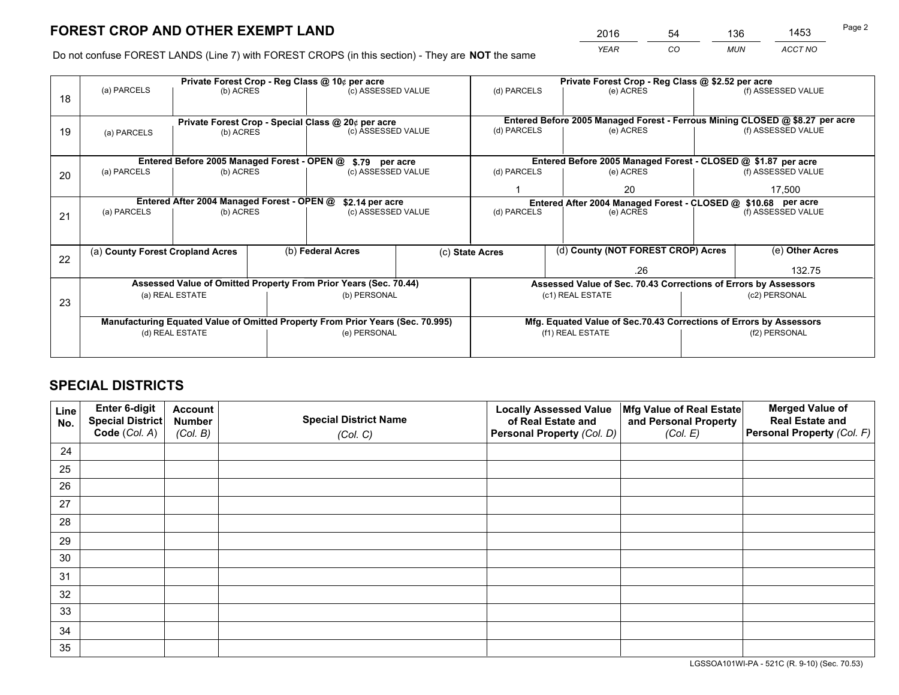# FOREST CROP AND OTHER EXEMPT LAND

| 2016 | 54 | 136 | 1453 |
|---|---|---|---|
| *YEAR* | *CO* | *MUN* | *ACCT NO* |

Do not confuse FOREST LANDS (Line 7) with FOREST CROPS (in this section) - They are **NOT** the same

| Line | | | | | | |
|---|---|---|---|---|---|---|
| 18 | Private Forest Crop - Reg Class @ 10¢ per acre | | | Private Forest Crop - Reg Class @ $2.52 per acre | | |
| | (a) PARCELS | (b) ACRES | (c) ASSESSED VALUE | (d) PARCELS | (e) ACRES | (f) ASSESSED VALUE |
| | | | | | | |
| 19 | Private Forest Crop - Special Class @ 20¢ per acre | | | Entered Before 2005 Managed Forest - Ferrous Mining CLOSED @ $8.27 per acre | | |
| | (a) PARCELS | (b) ACRES | (c) ASSESSED VALUE | (d) PARCELS | (e) ACRES | (f) ASSESSED VALUE |
| | | | | | | |
| 20 | Entered Before 2005 Managed Forest - OPEN @ $.79 per acre | | | Entered Before 2005 Managed Forest - CLOSED @ $1.87 per acre | | |
| | (a) PARCELS | (b) ACRES | (c) ASSESSED VALUE | (d) PARCELS | (e) ACRES | (f) ASSESSED VALUE |
| | | | | 1 | 20 | 17,500 |
| 21 | Entered After 2004 Managed Forest - OPEN @ $2.14 per acre | | | Entered After 2004 Managed Forest - CLOSED @ $10.68 per acre | | |
| | (a) PARCELS | (b) ACRES | (c) ASSESSED VALUE | (d) PARCELS | (e) ACRES | (f) ASSESSED VALUE |
| | | | | | | |

| Line | (a) County Forest Cropland Acres | (b) Federal Acres | (c) State Acres | (d) County (NOT FOREST CROP) Acres | (e) Other Acres |
|---|---|---|---|---|---|
| 22 | | | | .26 | 132.75 |

| Line | Assessed Value of Omitted Property From Prior Years (Sec. 70.44) | | Assessed Value of Sec. 70.43 Corrections of Errors by Assessors | |
|---|---|---|---|---|
| 23 | (a) REAL ESTATE | (b) PERSONAL | (c1) REAL ESTATE | (c2) PERSONAL |
| | | | | |
| | **Manufacturing Equated Value of Omitted Property From Prior Years (Sec. 70.995)** | | **Mfg. Equated Value of Sec.70.43 Corrections of Errors by Assessors** | |
| | (d) REAL ESTATE | (e) PERSONAL | (f1) REAL ESTATE | (f2) PERSONAL |
| | | | | |

# SPECIAL DISTRICTS

| Line No. | Enter 6-digit Special District Code (*Col. A*) | Account Number (*Col. B*) | Special District Name (*Col. C*) | Locally Assessed Value of Real Estate and Personal Property (*Col. D*) | Mfg Value of Real Estate and Personal Property (*Col. E*) | Merged Value of Real Estate and Personal Property (*Col. F*) |
|---|---|---|---|---|---|---|
| 24 | | | | | | |
| 25 | | | | | | |
| 26 | | | | | | |
| 27 | | | | | | |
| 28 | | | | | | |
| 29 | | | | | | |
| 30 | | | | | | |
| 31 | | | | | | |
| 32 | | | | | | |
| 33 | | | | | | |
| 34 | | | | | | |
| 35 | | | | | | |

LGSSOA101WI-PA - 521C (R. 9-10) (Sec. 70.53)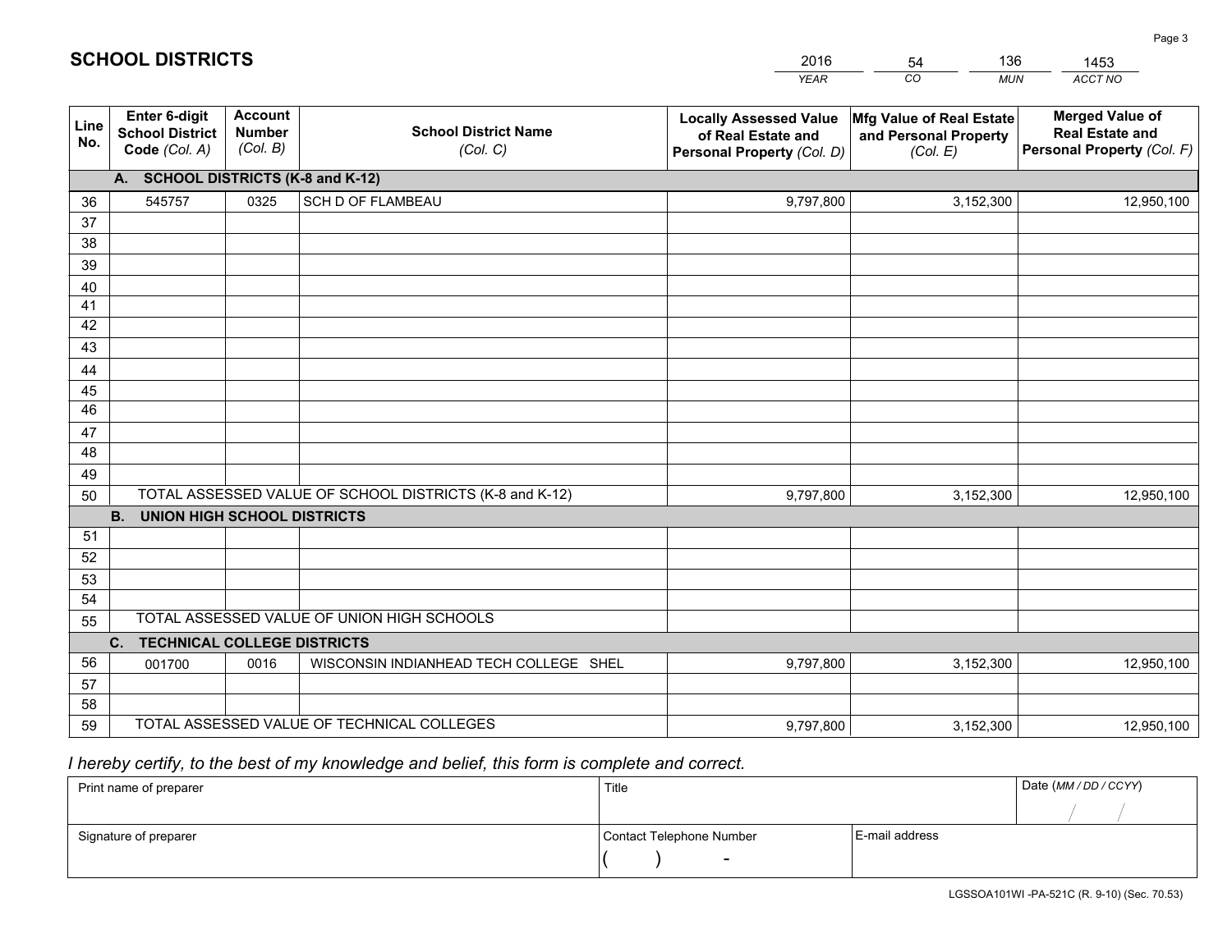# SCHOOL DISTRICTS

| 2016 | 54 | 136 | 1453 |
|---|---|---|---|
| *YEAR* | *CO* | *MUN* | *ACCT NO* |

| Line No. | Enter 6-digit School District Code *(Col. A)* | Account Number *(Col. B)* | School District Name *(Col. C)* | Locally Assessed Value of Real Estate and Personal Property *(Col. D)* | Mfg Value of Real Estate and Personal Property *(Col. E)* | Merged Value of Real Estate and Personal Property *(Col. F)* |
|---|---|---|---|---|---|---|
| **A. SCHOOL DISTRICTS (K-8 and K-12)** | | | | | | |
| 36 | 545757 | 0325 | SCH D OF FLAMBEAU | 9,797,800 | 3,152,300 | 12,950,100 |
| 37 | | | | | | |
| 38 | | | | | | |
| 39 | | | | | | |
| 40 | | | | | | |
| 41 | | | | | | |
| 42 | | | | | | |
| 43 | | | | | | |
| 44 | | | | | | |
| 45 | | | | | | |
| 46 | | | | | | |
| 47 | | | | | | |
| 48 | | | | | | |
| 49 | | | | | | |
| 50 | TOTAL ASSESSED VALUE OF SCHOOL DISTRICTS (K-8 and K-12) | | | 9,797,800 | 3,152,300 | 12,950,100 |
| **B. UNION HIGH SCHOOL DISTRICTS** | | | | | | |
| 51 | | | | | | |
| 52 | | | | | | |
| 53 | | | | | | |
| 54 | | | | | | |
| 55 | TOTAL ASSESSED VALUE OF UNION HIGH SCHOOLS | | | | | |
| **C. TECHNICAL COLLEGE DISTRICTS** | | | | | | |
| 56 | 001700 | 0016 | WISCONSIN INDIANHEAD TECH COLLEGE SHEL | 9,797,800 | 3,152,300 | 12,950,100 |
| 57 | | | | | | |
| 58 | | | | | | |
| 59 | TOTAL ASSESSED VALUE OF TECHNICAL COLLEGES | | | 9,797,800 | 3,152,300 | 12,950,100 |

*I hereby certify, to the best of my knowledge and belief, this form is complete and correct.*

| Print name of preparer | Title | | Date *(MM / DD / CCYY)* |
|---|---|---|---|
| | | | / / |
| Signature of preparer | Contact Telephone Number | E-mail address | |
| | ( ) - | | |

LGSSOA101WI -PA-521C (R. 9-10) (Sec. 70.53)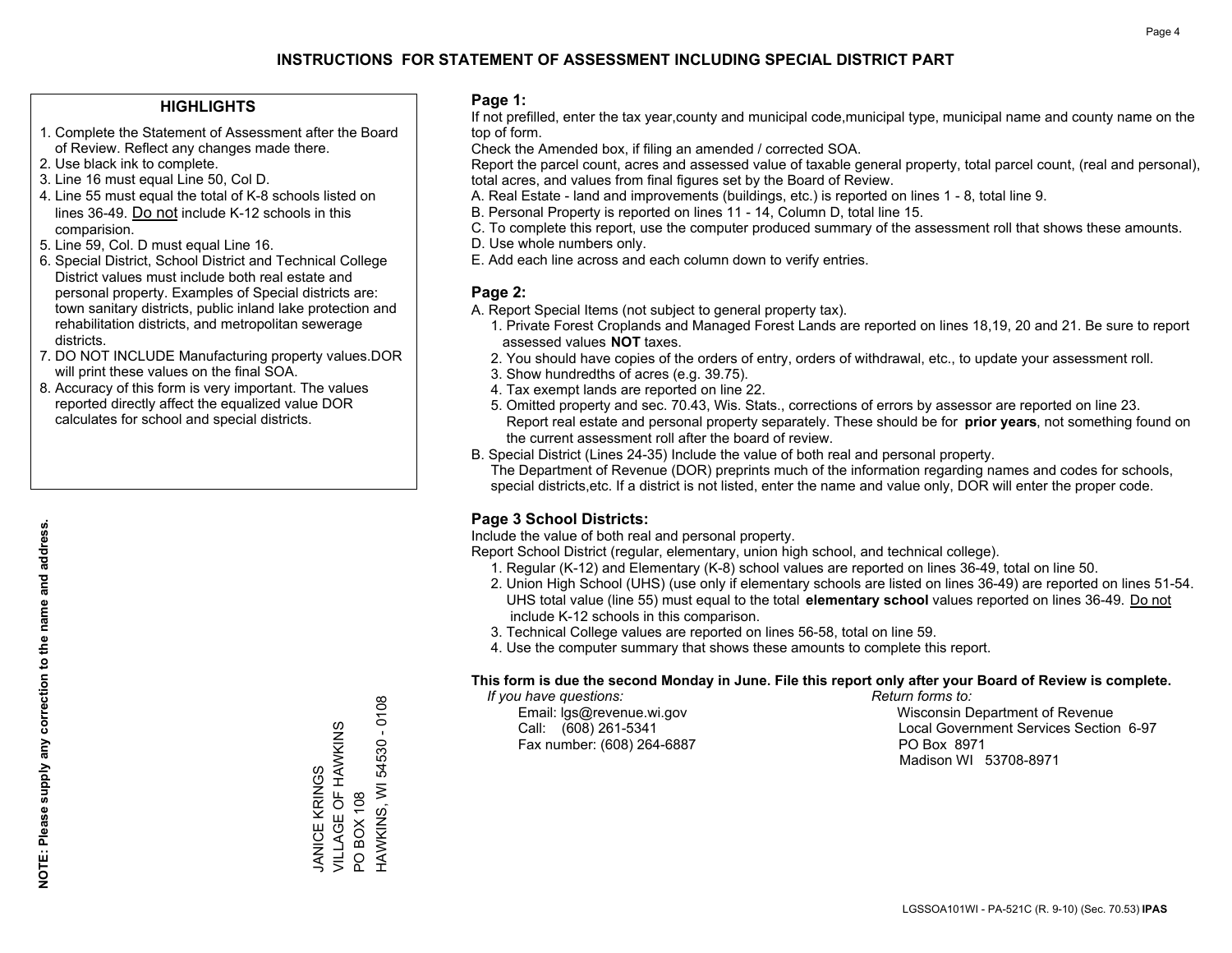# INSTRUCTIONS FOR STATEMENT OF ASSESSMENT INCLUDING SPECIAL DISTRICT PART

## HIGHLIGHTS

1. Complete the Statement of Assessment after the Board of Review. Reflect any changes made there.
2. Use black ink to complete.
3. Line 16 must equal Line 50, Col D.
4. Line 55 must equal the total of K-8 schools listed on lines 36-49. Do not include K-12 schools in this comparision.
5. Line 59, Col. D must equal Line 16.
6. Special District, School District and Technical College District values must include both real estate and personal property. Examples of Special districts are: town sanitary districts, public inland lake protection and rehabilitation districts, and metropolitan sewerage districts.
7. DO NOT INCLUDE Manufacturing property values.DOR will print these values on the final SOA.
8. Accuracy of this form is very important. The values reported directly affect the equalized value DOR calculates for school and special districts.

**NOTE: Please supply any correction to the name and address.**

JANICE KRINGS
VILLAGE OF HAWKINS
PO BOX 108
HAWKINS, WI 54530 - 0108

## Page 1:

If not prefilled, enter the tax year,county and municipal code,municipal type, municipal name and county name on the top of form.

Check the Amended box, if filing an amended / corrected SOA.

Report the parcel count, acres and assessed value of taxable general property, total parcel count, (real and personal), total acres, and values from final figures set by the Board of Review.

A. Real Estate - land and improvements (buildings, etc.) is reported on lines 1 - 8, total line 9.
B. Personal Property is reported on lines 11 - 14, Column D, total line 15.
C. To complete this report, use the computer produced summary of the assessment roll that shows these amounts.
D. Use whole numbers only.
E. Add each line across and each column down to verify entries.

## Page 2:

A. Report Special Items (not subject to general property tax).
 1. Private Forest Croplands and Managed Forest Lands are reported on lines 18,19, 20 and 21. Be sure to report assessed values **NOT** taxes.
 2. You should have copies of the orders of entry, orders of withdrawal, etc., to update your assessment roll.
 3. Show hundredths of acres (e.g. 39.75).
 4. Tax exempt lands are reported on line 22.
 5. Omitted property and sec. 70.43, Wis. Stats., corrections of errors by assessor are reported on line 23. Report real estate and personal property separately. These should be for **prior years**, not something found on the current assessment roll after the board of review.

B. Special District (Lines 24-35) Include the value of both real and personal property.
 The Department of Revenue (DOR) preprints much of the information regarding names and codes for schools, special districts,etc. If a district is not listed, enter the name and value only, DOR will enter the proper code.

## Page 3 School Districts:

Include the value of both real and personal property.

Report School District (regular, elementary, union high school, and technical college).

1. Regular (K-12) and Elementary (K-8) school values are reported on lines 36-49, total on line 50.
2. Union High School (UHS) (use only if elementary schools are listed on lines 36-49) are reported on lines 51-54. UHS total value (line 55) must equal to the total **elementary school** values reported on lines 36-49. Do not include K-12 schools in this comparison.
3. Technical College values are reported on lines 56-58, total on line 59.
4. Use the computer summary that shows these amounts to complete this report.

**This form is due the second Monday in June. File this report only after your Board of Review is complete.**

*If you have questions:*
Email: lgs@revenue.wi.gov
Call: (608) 261-5341
Fax number: (608) 264-6887

*Return forms to:*
Wisconsin Department of Revenue
Local Government Services Section 6-97
PO Box 8971
Madison WI 53708-8971

LGSSOA101WI - PA-521C (R. 9-10) (Sec. 70.53) **IPAS**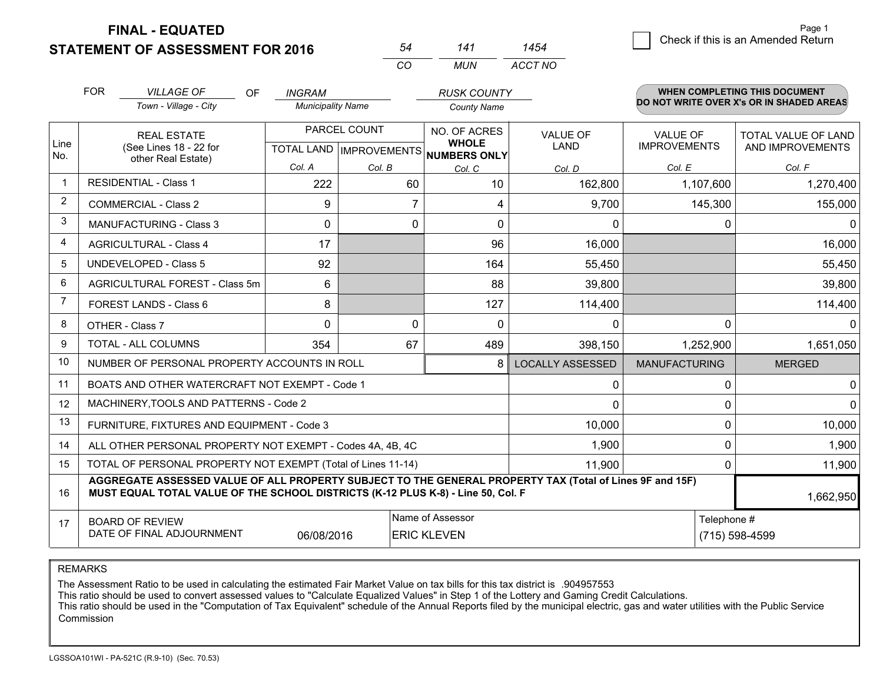# FINAL - EQUATED
# STATEMENT OF ASSESSMENT FOR 2016

| 54 | 141 | 1454 |
|---|---|---|
| CO | MUN | ACCT NO |

☐ Check if this is an Amended Return

FOR *VILLAGE OF* (Town - Village - City) OF *INGRAM* (Municipality Name) *RUSK COUNTY* (County Name)

**WHEN COMPLETING THIS DOCUMENT DO NOT WRITE OVER X's OR IN SHADED AREAS**

| Line No. | REAL ESTATE (See Lines 18 - 22 for other Real Estate) | PARCEL COUNT TOTAL LAND Col. A | PARCEL COUNT IMPROVEMENTS Col. B | NO. OF ACRES WHOLE NUMBERS ONLY Col. C | VALUE OF LAND Col. D | VALUE OF IMPROVEMENTS Col. E | TOTAL VALUE OF LAND AND IMPROVEMENTS Col. F |
|---|---|---|---|---|---|---|---|
| 1 | RESIDENTIAL - Class 1 | 222 | 60 | 10 | 162,800 | 1,107,600 | 1,270,400 |
| 2 | COMMERCIAL - Class 2 | 9 | 7 | 4 | 9,700 | 145,300 | 155,000 |
| 3 | MANUFACTURING - Class 3 | 0 | 0 | 0 | 0 | 0 | 0 |
| 4 | AGRICULTURAL - Class 4 | 17 | | 96 | 16,000 | | 16,000 |
| 5 | UNDEVELOPED - Class 5 | 92 | | 164 | 55,450 | | 55,450 |
| 6 | AGRICULTURAL FOREST - Class 5m | 6 | | 88 | 39,800 | | 39,800 |
| 7 | FOREST LANDS - Class 6 | 8 | | 127 | 114,400 | | 114,400 |
| 8 | OTHER - Class 7 | 0 | 0 | 0 | 0 | 0 | 0 |
| 9 | TOTAL - ALL COLUMNS | 354 | 67 | 489 | 398,150 | 1,252,900 | 1,651,050 |
| 10 | NUMBER OF PERSONAL PROPERTY ACCOUNTS IN ROLL | | | 8 | LOCALLY ASSESSED | MANUFACTURING | MERGED |
| 11 | BOATS AND OTHER WATERCRAFT NOT EXEMPT - Code 1 | | | | 0 | 0 | 0 |
| 12 | MACHINERY,TOOLS AND PATTERNS - Code 2 | | | | 0 | 0 | 0 |
| 13 | FURNITURE, FIXTURES AND EQUIPMENT - Code 3 | | | | 10,000 | 0 | 10,000 |
| 14 | ALL OTHER PERSONAL PROPERTY NOT EXEMPT - Codes 4A, 4B, 4C | | | | 1,900 | 0 | 1,900 |
| 15 | TOTAL OF PERSONAL PROPERTY NOT EXEMPT (Total of Lines 11-14) | | | | 11,900 | 0 | 11,900 |
| 16 | **AGGREGATE ASSESSED VALUE OF ALL PROPERTY SUBJECT TO THE GENERAL PROPERTY TAX (Total of Lines 9F and 15F) MUST EQUAL TOTAL VALUE OF THE SCHOOL DISTRICTS (K-12 PLUS K-8) - Line 50, Col. F** | | | | | | 1,662,950 |
| 17 | BOARD OF REVIEW DATE OF FINAL ADJOURNMENT | 06/08/2016 | Name of Assessor: ERIC KLEVEN | | | Telephone #: (715) 598-4599 | |

REMARKS

The Assessment Ratio to be used in calculating the estimated Fair Market Value on tax bills for this tax district is .904957553
This ratio should be used to convert assessed values to "Calculate Equalized Values" in Step 1 of the Lottery and Gaming Credit Calculations.
This ratio should be used in the "Computation of Tax Equivalent" schedule of the Annual Reports filed by the municipal electric, gas and water utilities with the Public Service Commission

LGSSOA101WI - PA-521C (R.9-10) (Sec. 70.53)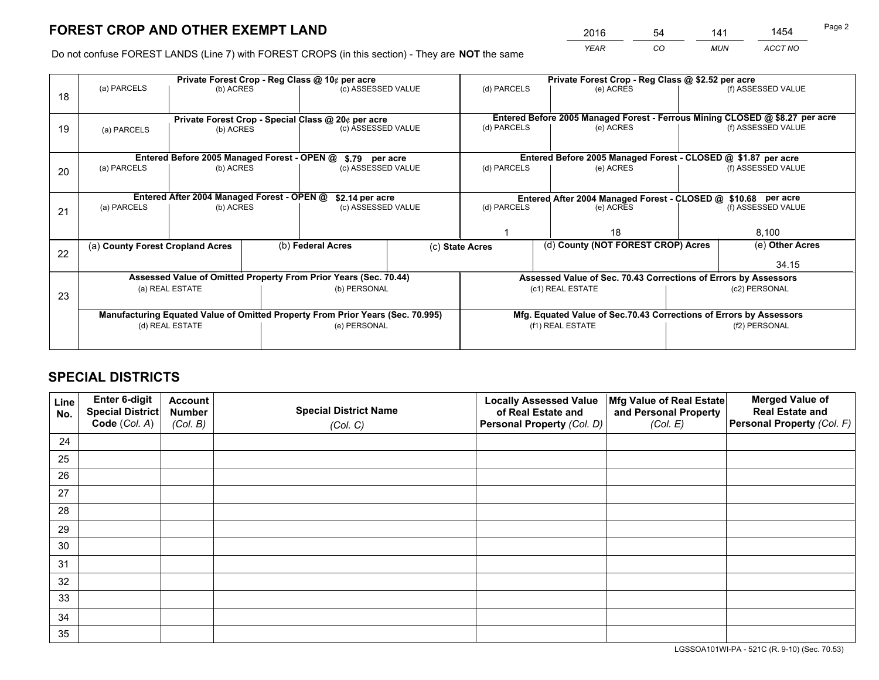# FOREST CROP AND OTHER EXEMPT LAND

| 2016 | 54 | 141 | 1454 |
|---|---|---|---|
| *YEAR* | *CO* | *MUN* | *ACCT NO* |

Do not confuse FOREST LANDS (Line 7) with FOREST CROPS (in this section) - They are **NOT** the same

| Line | Private Forest Crop - Reg Class @ 10¢ per acre | | | Private Forest Crop - Reg Class @ $2.52 per acre | | |
|---|---|---|---|---|---|---|
| 18 | (a) PARCELS | (b) ACRES | (c) ASSESSED VALUE | (d) PARCELS | (e) ACRES | (f) ASSESSED VALUE |
| | **Private Forest Crop - Special Class @ 20¢ per acre** | | | **Entered Before 2005 Managed Forest - Ferrous Mining CLOSED @ $8.27 per acre** | | |
| 19 | (a) PARCELS | (b) ACRES | (c) ASSESSED VALUE | (d) PARCELS | (e) ACRES | (f) ASSESSED VALUE |
| | **Entered Before 2005 Managed Forest - OPEN @ $.79 per acre** | | | **Entered Before 2005 Managed Forest - CLOSED @ $1.87 per acre** | | |
| 20 | (a) PARCELS | (b) ACRES | (c) ASSESSED VALUE | (d) PARCELS | (e) ACRES | (f) ASSESSED VALUE |
| | **Entered After 2004 Managed Forest - OPEN @ $2.14 per acre** | | | **Entered After 2004 Managed Forest - CLOSED @ $10.68 per acre** | | |
| 21 | (a) PARCELS | (b) ACRES | (c) ASSESSED VALUE | (d) PARCELS | (e) ACRES | (f) ASSESSED VALUE |
| | | | | 1 | 18 | 8,100 |

| Line | (a) County Forest Cropland Acres | (b) Federal Acres | (c) State Acres | (d) County (NOT FOREST CROP) Acres | (e) Other Acres |
|---|---|---|---|---|---|
| 22 | | | | | 34.15 |

| Line | Assessed Value of Omitted Property From Prior Years (Sec. 70.44) | | Assessed Value of Sec. 70.43 Corrections of Errors by Assessors | |
|---|---|---|---|---|
| 23 | (a) REAL ESTATE | (b) PERSONAL | (c1) REAL ESTATE | (c2) PERSONAL |
| | **Manufacturing Equated Value of Omitted Property From Prior Years (Sec. 70.995)** | | **Mfg. Equated Value of Sec.70.43 Corrections of Errors by Assessors** | |
| | (d) REAL ESTATE | (e) PERSONAL | (f1) REAL ESTATE | (f2) PERSONAL |

# SPECIAL DISTRICTS

| Line No. | Enter 6-digit Special District Code (*Col. A*) | Account Number (*Col. B*) | Special District Name (*Col. C*) | Locally Assessed Value of Real Estate and Personal Property (*Col. D*) | Mfg Value of Real Estate and Personal Property (*Col. E*) | Merged Value of Real Estate and Personal Property (*Col. F*) |
|---|---|---|---|---|---|---|
| 24 | | | | | | |
| 25 | | | | | | |
| 26 | | | | | | |
| 27 | | | | | | |
| 28 | | | | | | |
| 29 | | | | | | |
| 30 | | | | | | |
| 31 | | | | | | |
| 32 | | | | | | |
| 33 | | | | | | |
| 34 | | | | | | |
| 35 | | | | | | |

LGSSOA101WI-PA - 521C (R. 9-10) (Sec. 70.53)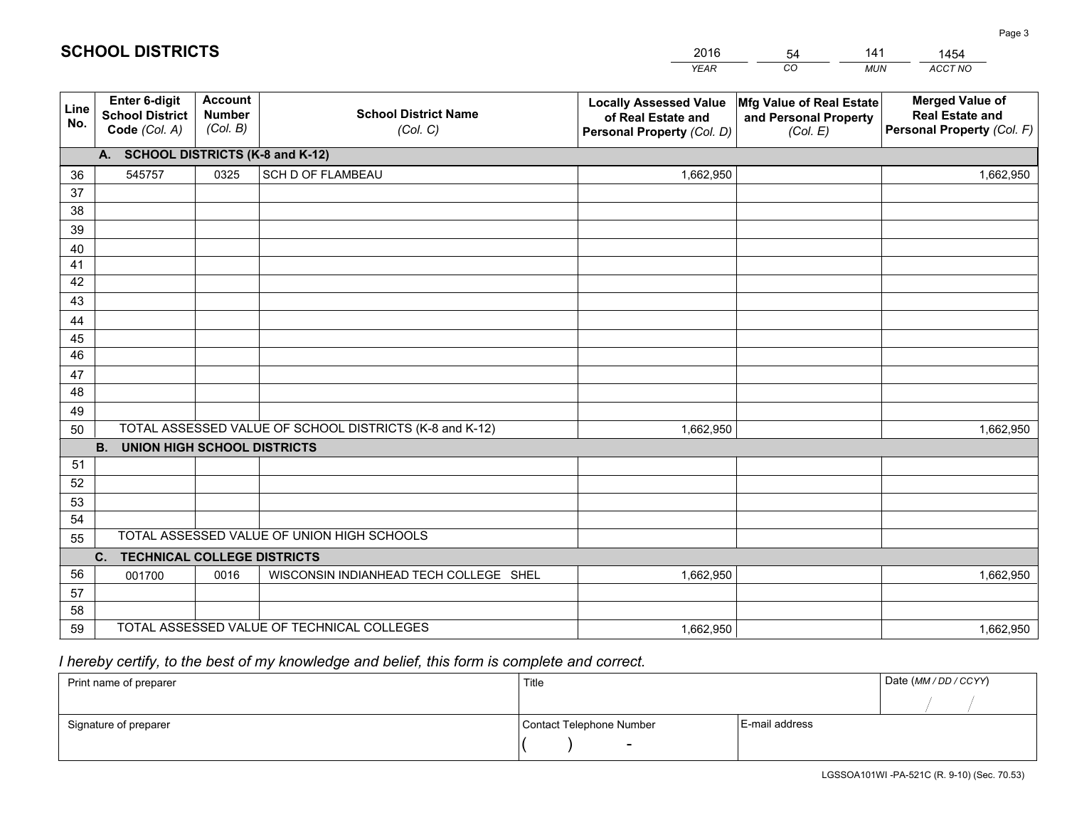# SCHOOL DISTRICTS

| 2016 | 54 | 141 | 1454 |
|---|---|---|---|
| *YEAR* | *CO* | *MUN* | *ACCT NO* |

| Line No. | Enter 6-digit School District Code *(Col. A)* | Account Number *(Col. B)* | School District Name *(Col. C)* | Locally Assessed Value of Real Estate and Personal Property *(Col. D)* | Mfg Value of Real Estate and Personal Property *(Col. E)* | Merged Value of Real Estate and Personal Property *(Col. F)* |
|---|---|---|---|---|---|---|
| **A. SCHOOL DISTRICTS (K-8 and K-12)** | | | | | | |
| 36 | 545757 | 0325 | SCH D OF FLAMBEAU | 1,662,950 | | 1,662,950 |
| 37 | | | | | | |
| 38 | | | | | | |
| 39 | | | | | | |
| 40 | | | | | | |
| 41 | | | | | | |
| 42 | | | | | | |
| 43 | | | | | | |
| 44 | | | | | | |
| 45 | | | | | | |
| 46 | | | | | | |
| 47 | | | | | | |
| 48 | | | | | | |
| 49 | | | | | | |
| 50 | TOTAL ASSESSED VALUE OF SCHOOL DISTRICTS (K-8 and K-12) | | | 1,662,950 | | 1,662,950 |
| **B. UNION HIGH SCHOOL DISTRICTS** | | | | | | |
| 51 | | | | | | |
| 52 | | | | | | |
| 53 | | | | | | |
| 54 | | | | | | |
| 55 | TOTAL ASSESSED VALUE OF UNION HIGH SCHOOLS | | | | | |
| **C. TECHNICAL COLLEGE DISTRICTS** | | | | | | |
| 56 | 001700 | 0016 | WISCONSIN INDIANHEAD TECH COLLEGE SHEL | 1,662,950 | | 1,662,950 |
| 57 | | | | | | |
| 58 | | | | | | |
| 59 | TOTAL ASSESSED VALUE OF TECHNICAL COLLEGES | | | 1,662,950 | | 1,662,950 |

*I hereby certify, to the best of my knowledge and belief, this form is complete and correct.*

| Print name of preparer | Title | | Date *(MM / DD / CCYY)* |
|---|---|---|---|
| | | | / / |
| Signature of preparer | Contact Telephone Number | E-mail address | |
| | ( ) - | | |

LGSSOA101WI -PA-521C (R. 9-10) (Sec. 70.53)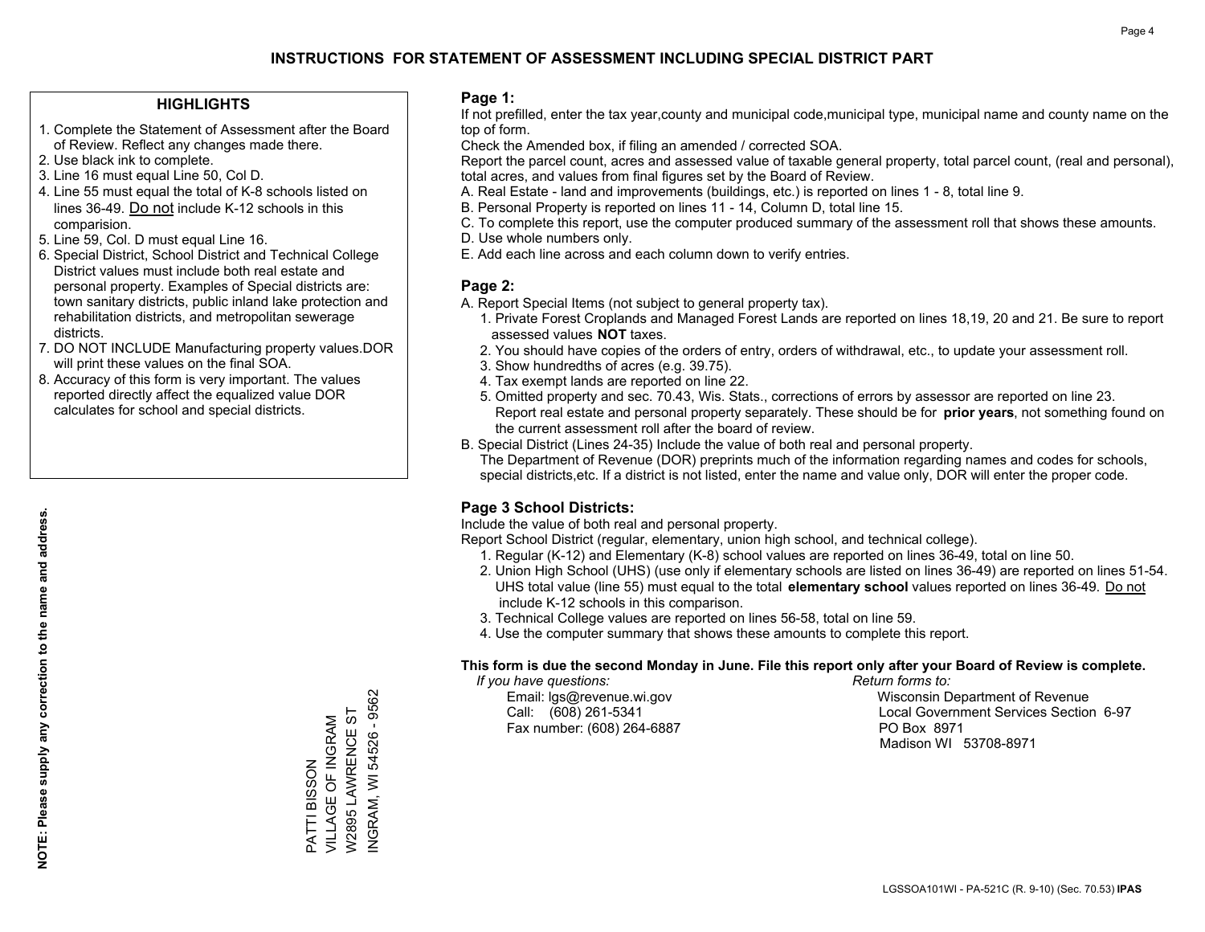# INSTRUCTIONS FOR STATEMENT OF ASSESSMENT INCLUDING SPECIAL DISTRICT PART

## HIGHLIGHTS

1. Complete the Statement of Assessment after the Board of Review. Reflect any changes made there.
2. Use black ink to complete.
3. Line 16 must equal Line 50, Col D.
4. Line 55 must equal the total of K-8 schools listed on lines 36-49. Do not include K-12 schools in this comparision.
5. Line 59, Col. D must equal Line 16.
6. Special District, School District and Technical College District values must include both real estate and personal property. Examples of Special districts are: town sanitary districts, public inland lake protection and rehabilitation districts, and metropolitan sewerage districts.
7. DO NOT INCLUDE Manufacturing property values.DOR will print these values on the final SOA.
8. Accuracy of this form is very important. The values reported directly affect the equalized value DOR calculates for school and special districts.

**NOTE: Please supply any correction to the name and address.**

PATTI BISSON
VILLAGE OF INGRAM
W2895 LAWRENCE ST
INGRAM, WI 54526 - 9562

## Page 1:

If not prefilled, enter the tax year,county and municipal code,municipal type, municipal name and county name on the top of form.

Check the Amended box, if filing an amended / corrected SOA.

Report the parcel count, acres and assessed value of taxable general property, total parcel count, (real and personal), total acres, and values from final figures set by the Board of Review.

A. Real Estate - land and improvements (buildings, etc.) is reported on lines 1 - 8, total line 9.
B. Personal Property is reported on lines 11 - 14, Column D, total line 15.
C. To complete this report, use the computer produced summary of the assessment roll that shows these amounts.
D. Use whole numbers only.
E. Add each line across and each column down to verify entries.

## Page 2:

A. Report Special Items (not subject to general property tax).
   1. Private Forest Croplands and Managed Forest Lands are reported on lines 18,19, 20 and 21. Be sure to report assessed values **NOT** taxes.
   2. You should have copies of the orders of entry, orders of withdrawal, etc., to update your assessment roll.
   3. Show hundredths of acres (e.g. 39.75).
   4. Tax exempt lands are reported on line 22.
   5. Omitted property and sec. 70.43, Wis. Stats., corrections of errors by assessor are reported on line 23. Report real estate and personal property separately. These should be for **prior years**, not something found on the current assessment roll after the board of review.
B. Special District (Lines 24-35) Include the value of both real and personal property.
   The Department of Revenue (DOR) preprints much of the information regarding names and codes for schools, special districts,etc. If a district is not listed, enter the name and value only, DOR will enter the proper code.

## Page 3 School Districts:

Include the value of both real and personal property.

Report School District (regular, elementary, union high school, and technical college).

1. Regular (K-12) and Elementary (K-8) school values are reported on lines 36-49, total on line 50.
2. Union High School (UHS) (use only if elementary schools are listed on lines 36-49) are reported on lines 51-54. UHS total value (line 55) must equal to the total **elementary school** values reported on lines 36-49. Do not include K-12 schools in this comparison.
3. Technical College values are reported on lines 56-58, total on line 59.
4. Use the computer summary that shows these amounts to complete this report.

**This form is due the second Monday in June. File this report only after your Board of Review is complete.**

*If you have questions:*
Email: lgs@revenue.wi.gov
Call: (608) 261-5341
Fax number: (608) 264-6887

*Return forms to:*
Wisconsin Department of Revenue
Local Government Services Section 6-97
PO Box 8971
Madison WI 53708-8971

LGSSOA101WI - PA-521C (R. 9-10) (Sec. 70.53) **IPAS**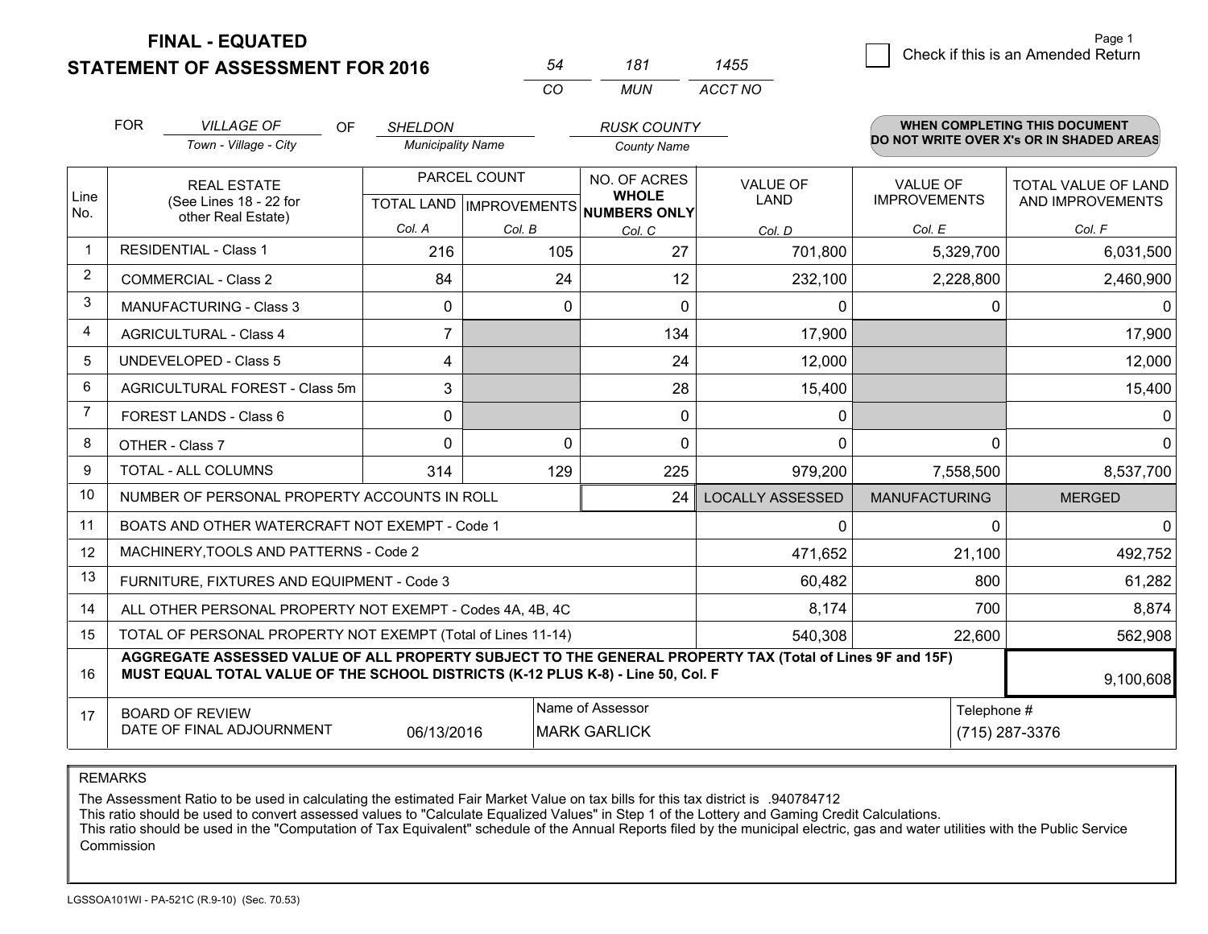**FINAL - EQUATED**
**STATEMENT OF ASSESSMENT FOR 2016**

| 54 | 181 | 1455 |
|---|---|---|
| CO | MUN | ACCT NO |

☐ Check if this is an Amended Return

Page 1

FOR *VILLAGE OF* (Town - Village - City) OF *SHELDON* (Municipality Name) *RUSK COUNTY* (County Name)

**WHEN COMPLETING THIS DOCUMENT DO NOT WRITE OVER X's OR IN SHADED AREAS**

| Line No. | REAL ESTATE (See Lines 18 - 22 for other Real Estate) | PARCEL COUNT TOTAL LAND Col. A | PARCEL COUNT IMPROVEMENTS Col. B | NO. OF ACRES WHOLE NUMBERS ONLY Col. C | VALUE OF LAND Col. D | VALUE OF IMPROVEMENTS Col. E | TOTAL VALUE OF LAND AND IMPROVEMENTS Col. F |
|---|---|---|---|---|---|---|---|
| 1 | RESIDENTIAL - Class 1 | 216 | 105 | 27 | 701,800 | 5,329,700 | 6,031,500 |
| 2 | COMMERCIAL - Class 2 | 84 | 24 | 12 | 232,100 | 2,228,800 | 2,460,900 |
| 3 | MANUFACTURING - Class 3 | 0 | 0 | 0 | 0 | 0 | 0 |
| 4 | AGRICULTURAL - Class 4 | 7 | | 134 | 17,900 | | 17,900 |
| 5 | UNDEVELOPED - Class 5 | 4 | | 24 | 12,000 | | 12,000 |
| 6 | AGRICULTURAL FOREST - Class 5m | 3 | | 28 | 15,400 | | 15,400 |
| 7 | FOREST LANDS - Class 6 | 0 | | 0 | 0 | | 0 |
| 8 | OTHER - Class 7 | 0 | 0 | 0 | 0 | 0 | 0 |
| 9 | TOTAL - ALL COLUMNS | 314 | 129 | 225 | 979,200 | 7,558,500 | 8,537,700 |
| 10 | NUMBER OF PERSONAL PROPERTY ACCOUNTS IN ROLL | | | 24 | LOCALLY ASSESSED | MANUFACTURING | MERGED |
| 11 | BOATS AND OTHER WATERCRAFT NOT EXEMPT - Code 1 | | | | 0 | 0 | 0 |
| 12 | MACHINERY,TOOLS AND PATTERNS - Code 2 | | | | 471,652 | 21,100 | 492,752 |
| 13 | FURNITURE, FIXTURES AND EQUIPMENT - Code 3 | | | | 60,482 | 800 | 61,282 |
| 14 | ALL OTHER PERSONAL PROPERTY NOT EXEMPT - Codes 4A, 4B, 4C | | | | 8,174 | 700 | 8,874 |
| 15 | TOTAL OF PERSONAL PROPERTY NOT EXEMPT (Total of Lines 11-14) | | | | 540,308 | 22,600 | 562,908 |
| 16 | **AGGREGATE ASSESSED VALUE OF ALL PROPERTY SUBJECT TO THE GENERAL PROPERTY TAX (Total of Lines 9F and 15F) MUST EQUAL TOTAL VALUE OF THE SCHOOL DISTRICTS (K-12 PLUS K-8) - Line 50, Col. F** | | | | | | 9,100,608 |
| 17 | BOARD OF REVIEW DATE OF FINAL ADJOURNMENT | 06/13/2016 | Name of Assessor: MARK GARLICK | | | Telephone #: (715) 287-3376 | |

REMARKS

The Assessment Ratio to be used in calculating the estimated Fair Market Value on tax bills for this tax district is .940784712
This ratio should be used to convert assessed values to "Calculate Equalized Values" in Step 1 of the Lottery and Gaming Credit Calculations.
This ratio should be used in the "Computation of Tax Equivalent" schedule of the Annual Reports filed by the municipal electric, gas and water utilities with the Public Service Commission

LGSSOA101WI - PA-521C (R.9-10) (Sec. 70.53)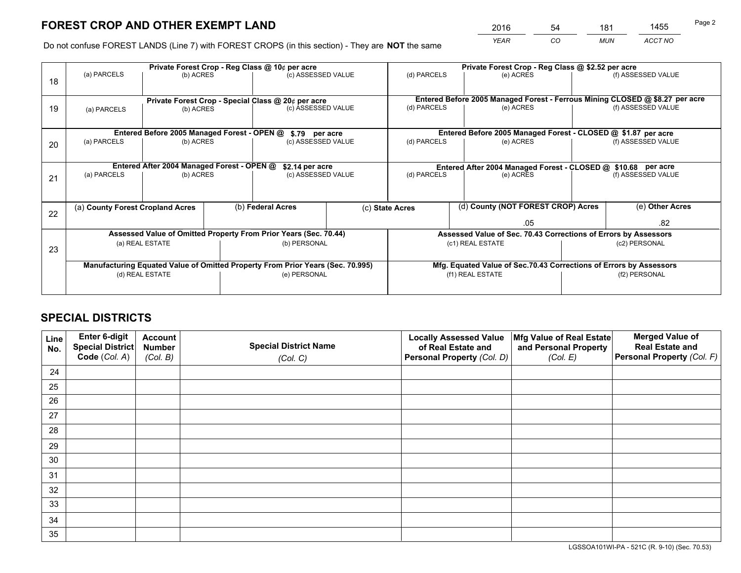# FOREST CROP AND OTHER EXEMPT LAND

| 2016 | 54 | 181 | 1455 |
|---|---|---|---|
| *YEAR* | *CO* | *MUN* | *ACCT NO* |

Do not confuse FOREST LANDS (Line 7) with FOREST CROPS (in this section) - They are **NOT** the same

| Line | Private Forest Crop - Reg Class @ 10¢ per acre | | | Private Forest Crop - Reg Class @ $2.52 per acre | | |
|---|---|---|---|---|---|---|
| 18 | (a) PARCELS | (b) ACRES | (c) ASSESSED VALUE | (d) PARCELS | (e) ACRES | (f) ASSESSED VALUE |
| | **Private Forest Crop - Special Class @ 20¢ per acre** | | | **Entered Before 2005 Managed Forest - Ferrous Mining CLOSED @ $8.27 per acre** | | |
| 19 | (a) PARCELS | (b) ACRES | (c) ASSESSED VALUE | (d) PARCELS | (e) ACRES | (f) ASSESSED VALUE |
| | **Entered Before 2005 Managed Forest - OPEN @ $.79 per acre** | | | **Entered Before 2005 Managed Forest - CLOSED @ $1.87 per acre** | | |
| 20 | (a) PARCELS | (b) ACRES | (c) ASSESSED VALUE | (d) PARCELS | (e) ACRES | (f) ASSESSED VALUE |
| | **Entered After 2004 Managed Forest - OPEN @ $2.14 per acre** | | | **Entered After 2004 Managed Forest - CLOSED @ $10.68 per acre** | | |
| 21 | (a) PARCELS | (b) ACRES | (c) ASSESSED VALUE | (d) PARCELS | (e) ACRES | (f) ASSESSED VALUE |

| Line | (a) County Forest Cropland Acres | (b) Federal Acres | (c) State Acres | (d) County (NOT FOREST CROP) Acres | (e) Other Acres |
|---|---|---|---|---|---|
| 22 | | | | .05 | .82 |

| Line | Assessed Value of Omitted Property From Prior Years (Sec. 70.44) | | Assessed Value of Sec. 70.43 Corrections of Errors by Assessors | |
|---|---|---|---|---|
| 23 | (a) REAL ESTATE | (b) PERSONAL | (c1) REAL ESTATE | (c2) PERSONAL |
| | **Manufacturing Equated Value of Omitted Property From Prior Years (Sec. 70.995)** | | **Mfg. Equated Value of Sec.70.43 Corrections of Errors by Assessors** | |
| | (d) REAL ESTATE | (e) PERSONAL | (f1) REAL ESTATE | (f2) PERSONAL |

# SPECIAL DISTRICTS

| Line No. | Enter 6-digit Special District Code (Col. A) | Account Number (Col. B) | Special District Name (Col. C) | Locally Assessed Value of Real Estate and Personal Property (Col. D) | Mfg Value of Real Estate and Personal Property (Col. E) | Merged Value of Real Estate and Personal Property (Col. F) |
|---|---|---|---|---|---|---|
| 24 | | | | | | |
| 25 | | | | | | |
| 26 | | | | | | |
| 27 | | | | | | |
| 28 | | | | | | |
| 29 | | | | | | |
| 30 | | | | | | |
| 31 | | | | | | |
| 32 | | | | | | |
| 33 | | | | | | |
| 34 | | | | | | |
| 35 | | | | | | |

LGSSOA101WI-PA - 521C (R. 9-10) (Sec. 70.53)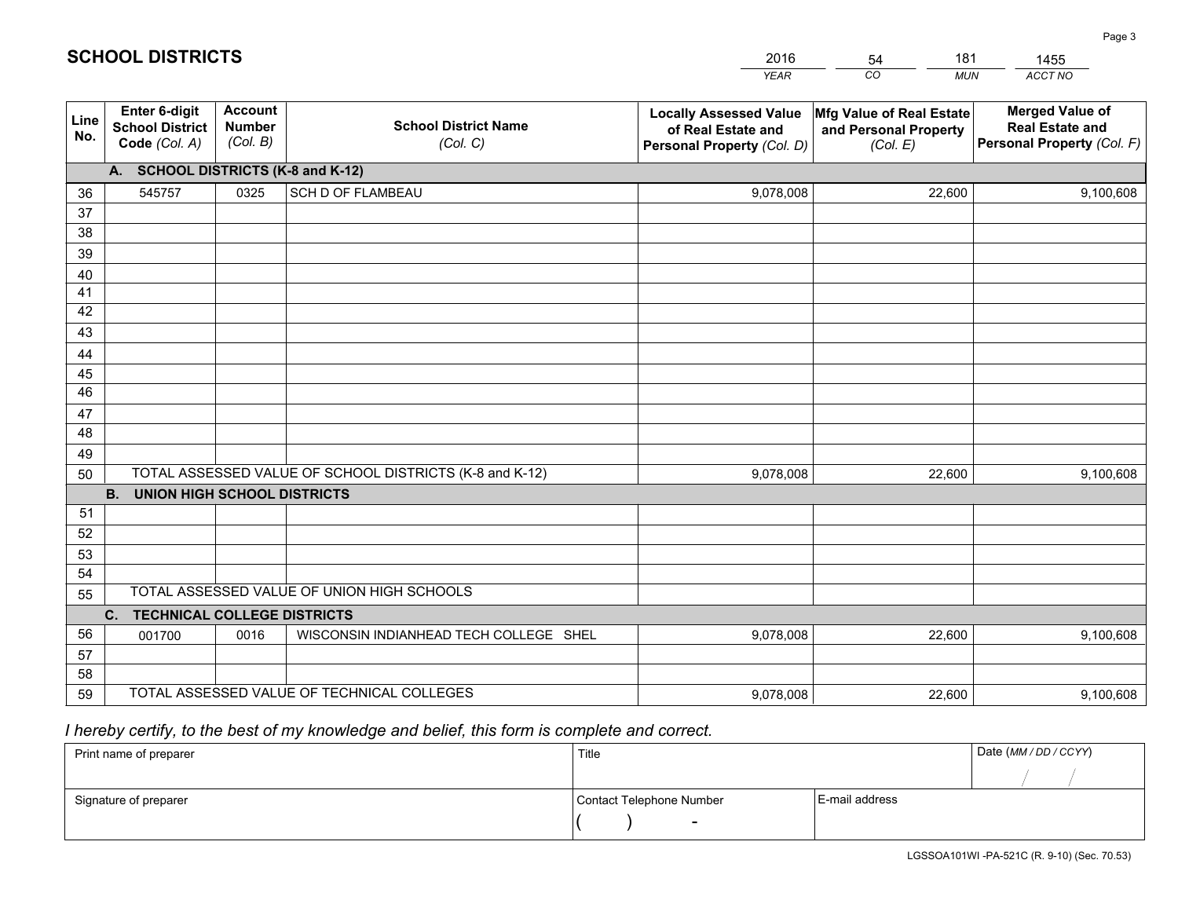# SCHOOL DISTRICTS

| 2016 | 54 | 181 | 1455 |
|---|---|---|---|
| *YEAR* | *CO* | *MUN* | *ACCT NO* |

| Line No. | Enter 6-digit School District Code *(Col. A)* | Account Number *(Col. B)* | School District Name *(Col. C)* | Locally Assessed Value of Real Estate and Personal Property *(Col. D)* | Mfg Value of Real Estate and Personal Property *(Col. E)* | Merged Value of Real Estate and Personal Property *(Col. F)* |
|---|---|---|---|---|---|---|
| | **A. SCHOOL DISTRICTS (K-8 and K-12)** | | | | | |
| 36 | 545757 | 0325 | SCH D OF FLAMBEAU | 9,078,008 | 22,600 | 9,100,608 |
| 37 | | | | | | |
| 38 | | | | | | |
| 39 | | | | | | |
| 40 | | | | | | |
| 41 | | | | | | |
| 42 | | | | | | |
| 43 | | | | | | |
| 44 | | | | | | |
| 45 | | | | | | |
| 46 | | | | | | |
| 47 | | | | | | |
| 48 | | | | | | |
| 49 | | | | | | |
| 50 | TOTAL ASSESSED VALUE OF SCHOOL DISTRICTS (K-8 and K-12) | | | 9,078,008 | 22,600 | 9,100,608 |
| | **B. UNION HIGH SCHOOL DISTRICTS** | | | | | |
| 51 | | | | | | |
| 52 | | | | | | |
| 53 | | | | | | |
| 54 | | | | | | |
| 55 | TOTAL ASSESSED VALUE OF UNION HIGH SCHOOLS | | | | | |
| | **C. TECHNICAL COLLEGE DISTRICTS** | | | | | |
| 56 | 001700 | 0016 | WISCONSIN INDIANHEAD TECH COLLEGE SHEL | 9,078,008 | 22,600 | 9,100,608 |
| 57 | | | | | | |
| 58 | | | | | | |
| 59 | TOTAL ASSESSED VALUE OF TECHNICAL COLLEGES | | | 9,078,008 | 22,600 | 9,100,608 |

*I hereby certify, to the best of my knowledge and belief, this form is complete and correct.*

| Print name of preparer | Title | | Date *(MM / DD / CCYY)* |
|---|---|---|---|
| | | | / / |
| Signature of preparer | Contact Telephone Number | E-mail address | |
| | ( ) - | | |

LGSSOA101WI -PA-521C (R. 9-10) (Sec. 70.53)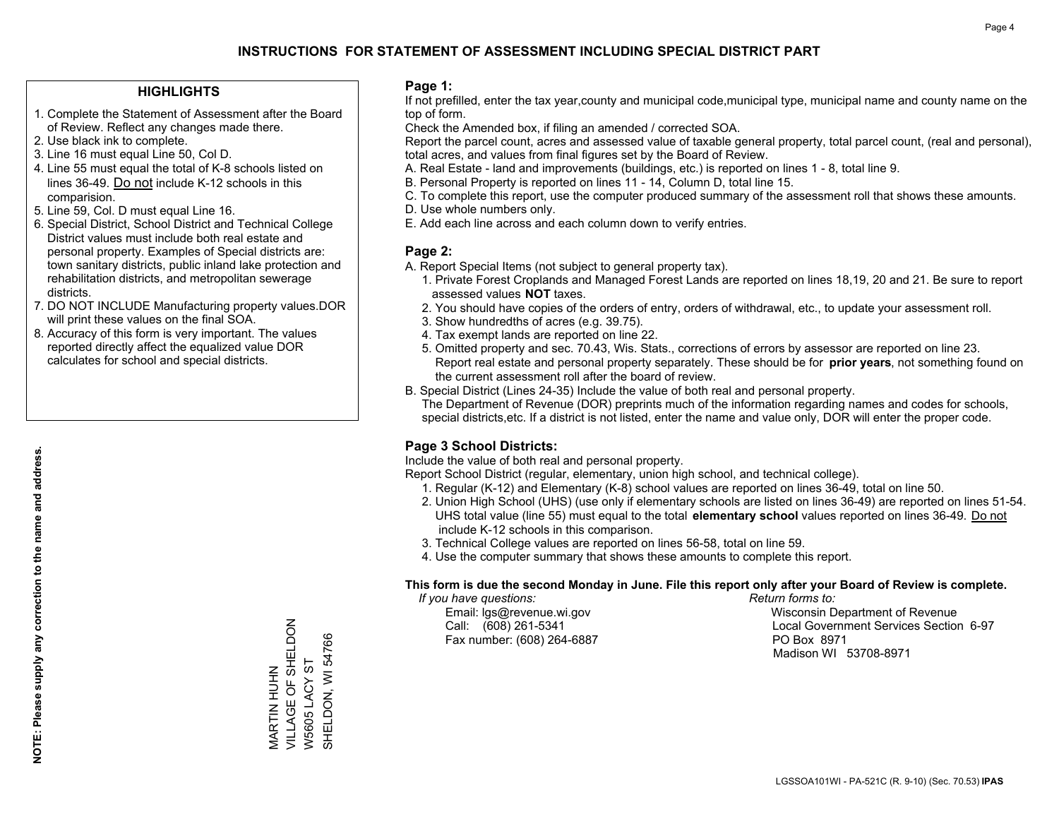# INSTRUCTIONS FOR STATEMENT OF ASSESSMENT INCLUDING SPECIAL DISTRICT PART

## HIGHLIGHTS

1. Complete the Statement of Assessment after the Board of Review. Reflect any changes made there.
2. Use black ink to complete.
3. Line 16 must equal Line 50, Col D.
4. Line 55 must equal the total of K-8 schools listed on lines 36-49. Do not include K-12 schools in this comparision.
5. Line 59, Col. D must equal Line 16.
6. Special District, School District and Technical College District values must include both real estate and personal property. Examples of Special districts are: town sanitary districts, public inland lake protection and rehabilitation districts, and metropolitan sewerage districts.
7. DO NOT INCLUDE Manufacturing property values.DOR will print these values on the final SOA.
8. Accuracy of this form is very important. The values reported directly affect the equalized value DOR calculates for school and special districts.

**NOTE: Please supply any correction to the name and address.**

MARTIN HUHN
VILLAGE OF SHELDON
W5605 LACY ST
SHELDON, WI 54766

## Page 1:

If not prefilled, enter the tax year,county and municipal code,municipal type, municipal name and county name on the top of form.

Check the Amended box, if filing an amended / corrected SOA.

Report the parcel count, acres and assessed value of taxable general property, total parcel count, (real and personal), total acres, and values from final figures set by the Board of Review.

A. Real Estate - land and improvements (buildings, etc.) is reported on lines 1 - 8, total line 9.
B. Personal Property is reported on lines 11 - 14, Column D, total line 15.
C. To complete this report, use the computer produced summary of the assessment roll that shows these amounts.
D. Use whole numbers only.
E. Add each line across and each column down to verify entries.

## Page 2:

A. Report Special Items (not subject to general property tax).
   1. Private Forest Croplands and Managed Forest Lands are reported on lines 18,19, 20 and 21. Be sure to report assessed values **NOT** taxes.
   2. You should have copies of the orders of entry, orders of withdrawal, etc., to update your assessment roll.
   3. Show hundredths of acres (e.g. 39.75).
   4. Tax exempt lands are reported on line 22.
   5. Omitted property and sec. 70.43, Wis. Stats., corrections of errors by assessor are reported on line 23. Report real estate and personal property separately. These should be for **prior years**, not something found on the current assessment roll after the board of review.
B. Special District (Lines 24-35) Include the value of both real and personal property.
   The Department of Revenue (DOR) preprints much of the information regarding names and codes for schools, special districts,etc. If a district is not listed, enter the name and value only, DOR will enter the proper code.

## Page 3 School Districts:

Include the value of both real and personal property.

Report School District (regular, elementary, union high school, and technical college).

1. Regular (K-12) and Elementary (K-8) school values are reported on lines 36-49, total on line 50.
2. Union High School (UHS) (use only if elementary schools are listed on lines 36-49) are reported on lines 51-54. UHS total value (line 55) must equal to the total **elementary school** values reported on lines 36-49. Do not include K-12 schools in this comparison.
3. Technical College values are reported on lines 56-58, total on line 59.
4. Use the computer summary that shows these amounts to complete this report.

**This form is due the second Monday in June. File this report only after your Board of Review is complete.**

*If you have questions:*
Email: lgs@revenue.wi.gov
Call: (608) 261-5341
Fax number: (608) 264-6887

*Return forms to:*
Wisconsin Department of Revenue
Local Government Services Section 6-97
PO Box 8971
Madison WI 53708-8971

LGSSOA101WI - PA-521C (R. 9-10) (Sec. 70.53) **IPAS**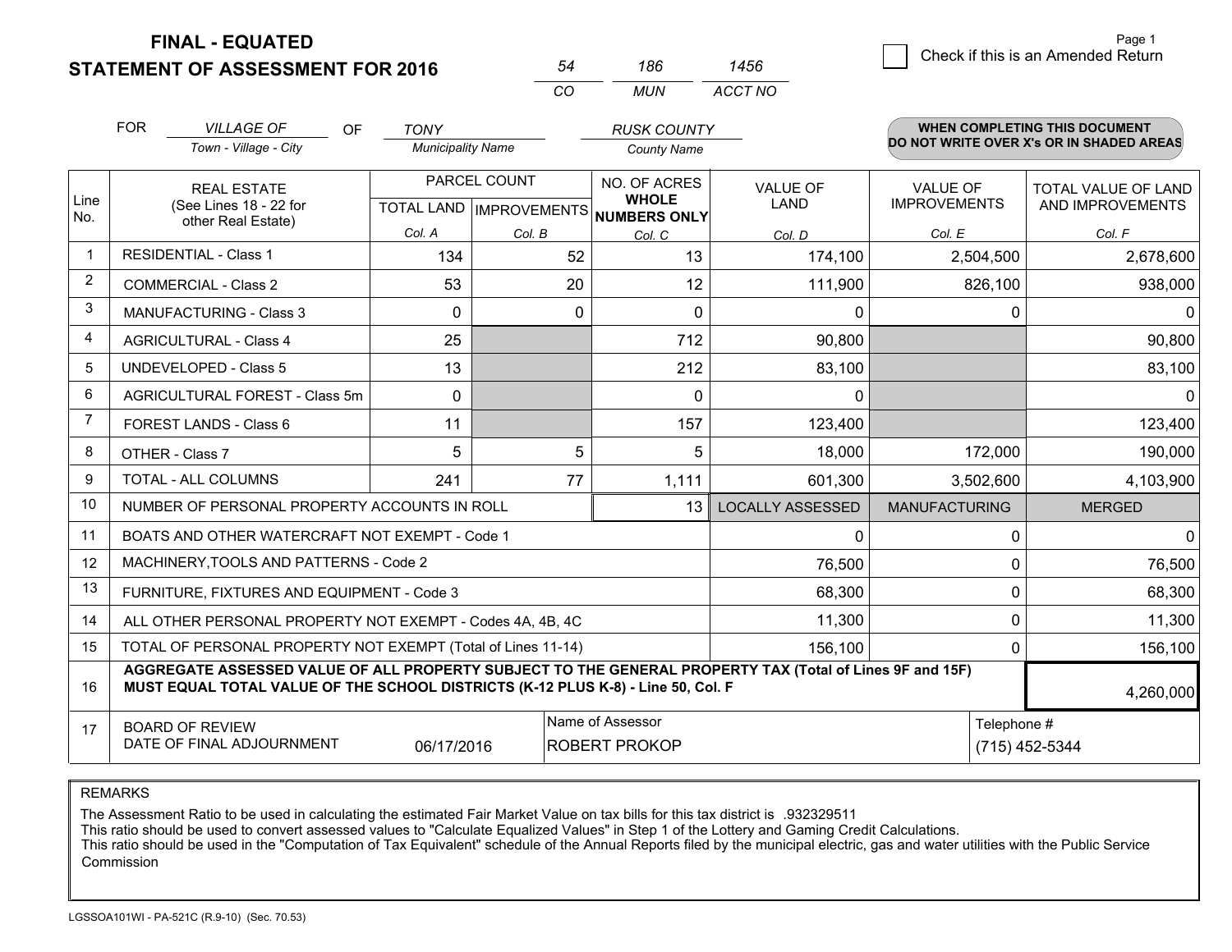**FINAL - EQUATED**

**STATEMENT OF ASSESSMENT FOR 2016**

| 54 | 186 | 1456 |
|---|---|---|
| CO | MUN | ACCT NO |

☐ Check if this is an Amended Return

FOR *VILLAGE OF* (Town - Village - City) OF *TONY* (Municipality Name) *RUSK COUNTY* (County Name)

**WHEN COMPLETING THIS DOCUMENT DO NOT WRITE OVER X's OR IN SHADED AREAS**

| Line No. | REAL ESTATE (See Lines 18 - 22 for other Real Estate) | PARCEL COUNT | | NO. OF ACRES WHOLE NUMBERS ONLY | VALUE OF LAND | VALUE OF IMPROVEMENTS | TOTAL VALUE OF LAND AND IMPROVEMENTS |
|---|---|---|---|---|---|---|---|
| | | TOTAL LAND | IMPROVEMENTS | | | | |
| | | Col. A | Col. B | Col. C | Col. D | Col. E | Col. F |
| 1 | RESIDENTIAL - Class 1 | 134 | 52 | 13 | 174,100 | 2,504,500 | 2,678,600 |
| 2 | COMMERCIAL - Class 2 | 53 | 20 | 12 | 111,900 | 826,100 | 938,000 |
| 3 | MANUFACTURING - Class 3 | 0 | 0 | 0 | 0 | 0 | 0 |
| 4 | AGRICULTURAL - Class 4 | 25 | | 712 | 90,800 | | 90,800 |
| 5 | UNDEVELOPED - Class 5 | 13 | | 212 | 83,100 | | 83,100 |
| 6 | AGRICULTURAL FOREST - Class 5m | 0 | | 0 | 0 | | 0 |
| 7 | FOREST LANDS - Class 6 | 11 | | 157 | 123,400 | | 123,400 |
| 8 | OTHER - Class 7 | 5 | 5 | 5 | 18,000 | 172,000 | 190,000 |
| 9 | TOTAL - ALL COLUMNS | 241 | 77 | 1,111 | 601,300 | 3,502,600 | 4,103,900 |
| 10 | NUMBER OF PERSONAL PROPERTY ACCOUNTS IN ROLL | | | 13 | LOCALLY ASSESSED | MANUFACTURING | MERGED |
| 11 | BOATS AND OTHER WATERCRAFT NOT EXEMPT - Code 1 | | | | 0 | 0 | 0 |
| 12 | MACHINERY,TOOLS AND PATTERNS - Code 2 | | | | 76,500 | 0 | 76,500 |
| 13 | FURNITURE, FIXTURES AND EQUIPMENT - Code 3 | | | | 68,300 | 0 | 68,300 |
| 14 | ALL OTHER PERSONAL PROPERTY NOT EXEMPT - Codes 4A, 4B, 4C | | | | 11,300 | 0 | 11,300 |
| 15 | TOTAL OF PERSONAL PROPERTY NOT EXEMPT (Total of Lines 11-14) | | | | 156,100 | 0 | 156,100 |
| 16 | **AGGREGATE ASSESSED VALUE OF ALL PROPERTY SUBJECT TO THE GENERAL PROPERTY TAX (Total of Lines 9F and 15F) MUST EQUAL TOTAL VALUE OF THE SCHOOL DISTRICTS (K-12 PLUS K-8) - Line 50, Col. F** | | | | | | 4,260,000 |
| 17 | BOARD OF REVIEW DATE OF FINAL ADJOURNMENT | 06/17/2016 | Name of Assessor | ROBERT PROKOP | | Telephone # | (715) 452-5344 |

REMARKS

The Assessment Ratio to be used in calculating the estimated Fair Market Value on tax bills for this tax district is .932329511
This ratio should be used to convert assessed values to "Calculate Equalized Values" in Step 1 of the Lottery and Gaming Credit Calculations.
This ratio should be used in the "Computation of Tax Equivalent" schedule of the Annual Reports filed by the municipal electric, gas and water utilities with the Public Service Commission

LGSSOA101WI - PA-521C (R.9-10) (Sec. 70.53)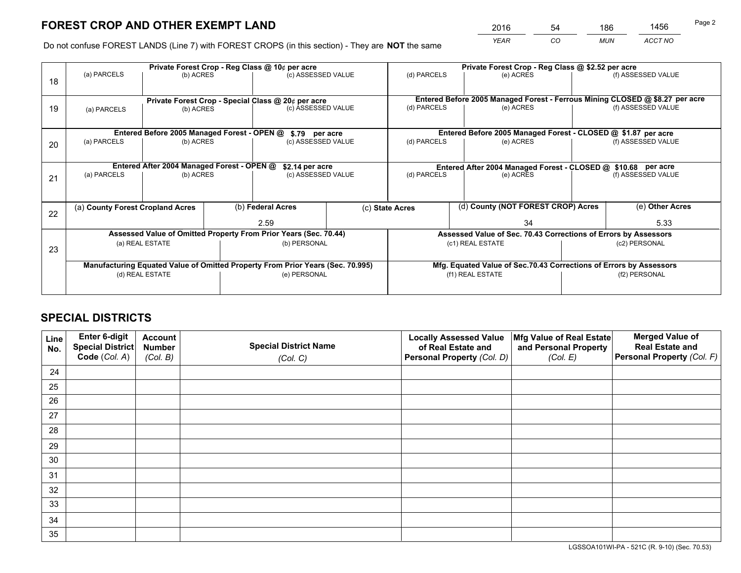# FOREST CROP AND OTHER EXEMPT LAND

| 2016 | 54 | 186 | 1456 |
|---|---|---|---|
| *YEAR* | *CO* | *MUN* | *ACCT NO* |

Page 2

Do not confuse FOREST LANDS (Line 7) with FOREST CROPS (in this section) - They are **NOT** the same

| | Private Forest Crop - Reg Class @ 10¢ per acre | | | Private Forest Crop - Reg Class @ $2.52 per acre | | |
|---|---|---|---|---|---|---|
| 18 | (a) PARCELS | (b) ACRES | (c) ASSESSED VALUE | (d) PARCELS | (e) ACRES | (f) ASSESSED VALUE |
| | **Private Forest Crop - Special Class @ 20¢ per acre** | | | **Entered Before 2005 Managed Forest - Ferrous Mining CLOSED @ $8.27 per acre** | | |
| 19 | (a) PARCELS | (b) ACRES | (c) ASSESSED VALUE | (d) PARCELS | (e) ACRES | (f) ASSESSED VALUE |
| | **Entered Before 2005 Managed Forest - OPEN @ $.79 per acre** | | | **Entered Before 2005 Managed Forest - CLOSED @ $1.87 per acre** | | |
| 20 | (a) PARCELS | (b) ACRES | (c) ASSESSED VALUE | (d) PARCELS | (e) ACRES | (f) ASSESSED VALUE |
| | **Entered After 2004 Managed Forest - OPEN @ $2.14 per acre** | | | **Entered After 2004 Managed Forest - CLOSED @ $10.68 per acre** | | |
| 21 | (a) PARCELS | (b) ACRES | (c) ASSESSED VALUE | (d) PARCELS | (e) ACRES | (f) ASSESSED VALUE |

| 22 | (a) County Forest Cropland Acres | (b) Federal Acres | (c) State Acres | (d) County (NOT FOREST CROP) Acres | (e) Other Acres |
|---|---|---|---|---|---|
| | | 2.59 | | 34 | 5.33 |

| | Assessed Value of Omitted Property From Prior Years (Sec. 70.44) | | Assessed Value of Sec. 70.43 Corrections of Errors by Assessors | |
|---|---|---|---|---|
| 23 | (a) REAL ESTATE | (b) PERSONAL | (c1) REAL ESTATE | (c2) PERSONAL |
| | **Manufacturing Equated Value of Omitted Property From Prior Years (Sec. 70.995)** | | **Mfg. Equated Value of Sec.70.43 Corrections of Errors by Assessors** | |
| | (d) REAL ESTATE | (e) PERSONAL | (f1) REAL ESTATE | (f2) PERSONAL |

# SPECIAL DISTRICTS

| Line No. | Enter 6-digit Special District Code (*Col. A*) | Account Number (*Col. B*) | Special District Name (*Col. C*) | Locally Assessed Value of Real Estate and Personal Property (*Col. D*) | Mfg Value of Real Estate and Personal Property (*Col. E*) | Merged Value of Real Estate and Personal Property (*Col. F*) |
|---|---|---|---|---|---|---|
| 24 | | | | | | |
| 25 | | | | | | |
| 26 | | | | | | |
| 27 | | | | | | |
| 28 | | | | | | |
| 29 | | | | | | |
| 30 | | | | | | |
| 31 | | | | | | |
| 32 | | | | | | |
| 33 | | | | | | |
| 34 | | | | | | |
| 35 | | | | | | |

LGSSOA101WI-PA - 521C (R. 9-10) (Sec. 70.53)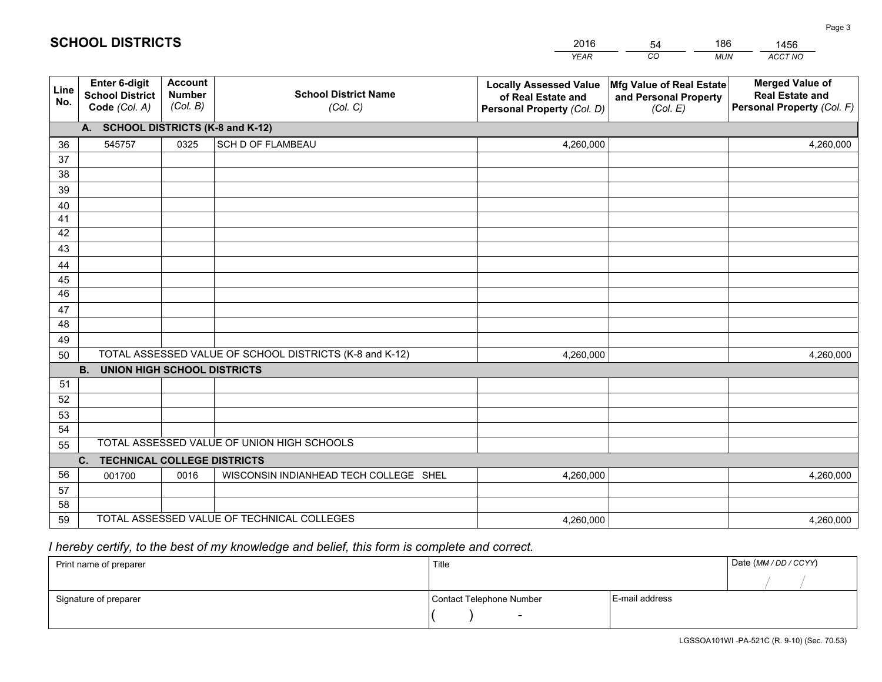# SCHOOL DISTRICTS

| 2016 | 54 | 186 | 1456 |
|---|---|---|---|
| *YEAR* | *CO* | *MUN* | *ACCT NO* |

| Line No. | Enter 6-digit School District Code *(Col. A)* | Account Number *(Col. B)* | School District Name *(Col. C)* | Locally Assessed Value of Real Estate and Personal Property *(Col. D)* | Mfg Value of Real Estate and Personal Property *(Col. E)* | Merged Value of Real Estate and Personal Property *(Col. F)* |
|---|---|---|---|---|---|---|
| **A.** | **SCHOOL DISTRICTS (K-8 and K-12)** | | | | | |
| 36 | 545757 | 0325 | SCH D OF FLAMBEAU | 4,260,000 | | 4,260,000 |
| 37 | | | | | | |
| 38 | | | | | | |
| 39 | | | | | | |
| 40 | | | | | | |
| 41 | | | | | | |
| 42 | | | | | | |
| 43 | | | | | | |
| 44 | | | | | | |
| 45 | | | | | | |
| 46 | | | | | | |
| 47 | | | | | | |
| 48 | | | | | | |
| 49 | | | | | | |
| 50 | TOTAL ASSESSED VALUE OF SCHOOL DISTRICTS (K-8 and K-12) | | | 4,260,000 | | 4,260,000 |
| **B.** | **UNION HIGH SCHOOL DISTRICTS** | | | | | |
| 51 | | | | | | |
| 52 | | | | | | |
| 53 | | | | | | |
| 54 | | | | | | |
| 55 | TOTAL ASSESSED VALUE OF UNION HIGH SCHOOLS | | | | | |
| **C.** | **TECHNICAL COLLEGE DISTRICTS** | | | | | |
| 56 | 001700 | 0016 | WISCONSIN INDIANHEAD TECH COLLEGE SHEL | 4,260,000 | | 4,260,000 |
| 57 | | | | | | |
| 58 | | | | | | |
| 59 | TOTAL ASSESSED VALUE OF TECHNICAL COLLEGES | | | 4,260,000 | | 4,260,000 |

*I hereby certify, to the best of my knowledge and belief, this form is complete and correct.*

| Print name of preparer | Title | | Date *(MM / DD / CCYY)* |
|---|---|---|---|
| | | | / / |
| Signature of preparer | Contact Telephone Number | E-mail address | |
| | ( ) - | | |

LGSSOA101WI -PA-521C (R. 9-10) (Sec. 70.53)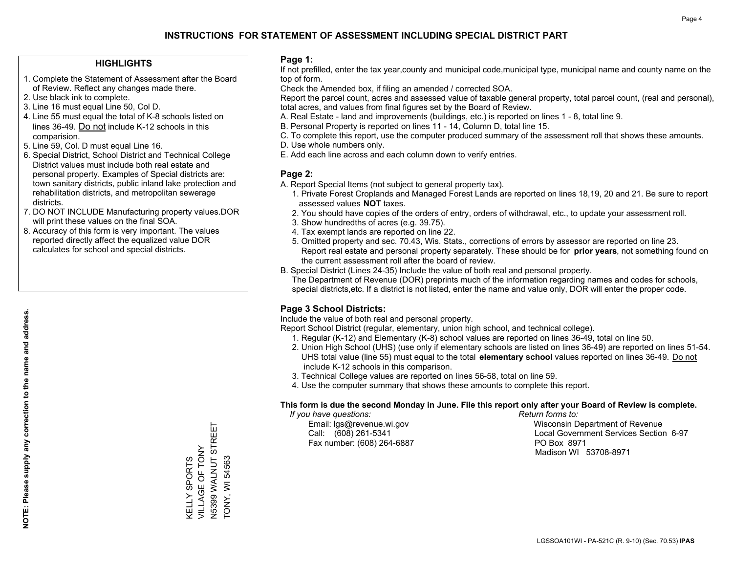# INSTRUCTIONS FOR STATEMENT OF ASSESSMENT INCLUDING SPECIAL DISTRICT PART

## HIGHLIGHTS

1. Complete the Statement of Assessment after the Board of Review. Reflect any changes made there.
2. Use black ink to complete.
3. Line 16 must equal Line 50, Col D.
4. Line 55 must equal the total of K-8 schools listed on lines 36-49. Do not include K-12 schools in this comparision.
5. Line 59, Col. D must equal Line 16.
6. Special District, School District and Technical College District values must include both real estate and personal property. Examples of Special districts are: town sanitary districts, public inland lake protection and rehabilitation districts, and metropolitan sewerage districts.
7. DO NOT INCLUDE Manufacturing property values.DOR will print these values on the final SOA.
8. Accuracy of this form is very important. The values reported directly affect the equalized value DOR calculates for school and special districts.

**NOTE: Please supply any correction to the name and address.**

KELLY SPORTS
VILLAGE OF TONY
N5399 WALNUT STREET
TONY, WI 54563

## Page 1:

If not prefilled, enter the tax year,county and municipal code,municipal type, municipal name and county name on the top of form.

Check the Amended box, if filing an amended / corrected SOA.

Report the parcel count, acres and assessed value of taxable general property, total parcel count, (real and personal), total acres, and values from final figures set by the Board of Review.

A. Real Estate - land and improvements (buildings, etc.) is reported on lines 1 - 8, total line 9.
B. Personal Property is reported on lines 11 - 14, Column D, total line 15.
C. To complete this report, use the computer produced summary of the assessment roll that shows these amounts.
D. Use whole numbers only.
E. Add each line across and each column down to verify entries.

## Page 2:

A. Report Special Items (not subject to general property tax).
   1. Private Forest Croplands and Managed Forest Lands are reported on lines 18,19, 20 and 21. Be sure to report assessed values **NOT** taxes.
   2. You should have copies of the orders of entry, orders of withdrawal, etc., to update your assessment roll.
   3. Show hundredths of acres (e.g. 39.75).
   4. Tax exempt lands are reported on line 22.
   5. Omitted property and sec. 70.43, Wis. Stats., corrections of errors by assessor are reported on line 23. Report real estate and personal property separately. These should be for **prior years**, not something found on the current assessment roll after the board of review.

B. Special District (Lines 24-35) Include the value of both real and personal property.
   The Department of Revenue (DOR) preprints much of the information regarding names and codes for schools, special districts,etc. If a district is not listed, enter the name and value only, DOR will enter the proper code.

## Page 3 School Districts:

Include the value of both real and personal property.

Report School District (regular, elementary, union high school, and technical college).

1. Regular (K-12) and Elementary (K-8) school values are reported on lines 36-49, total on line 50.
2. Union High School (UHS) (use only if elementary schools are listed on lines 36-49) are reported on lines 51-54. UHS total value (line 55) must equal to the total **elementary school** values reported on lines 36-49. Do not include K-12 schools in this comparison.
3. Technical College values are reported on lines 56-58, total on line 59.
4. Use the computer summary that shows these amounts to complete this report.

**This form is due the second Monday in June. File this report only after your Board of Review is complete.**

*If you have questions:*
Email: lgs@revenue.wi.gov
Call: (608) 261-5341
Fax number: (608) 264-6887

*Return forms to:*
Wisconsin Department of Revenue
Local Government Services Section 6-97
PO Box 8971
Madison WI 53708-8971

LGSSOA101WI - PA-521C (R. 9-10) (Sec. 70.53) **IPAS**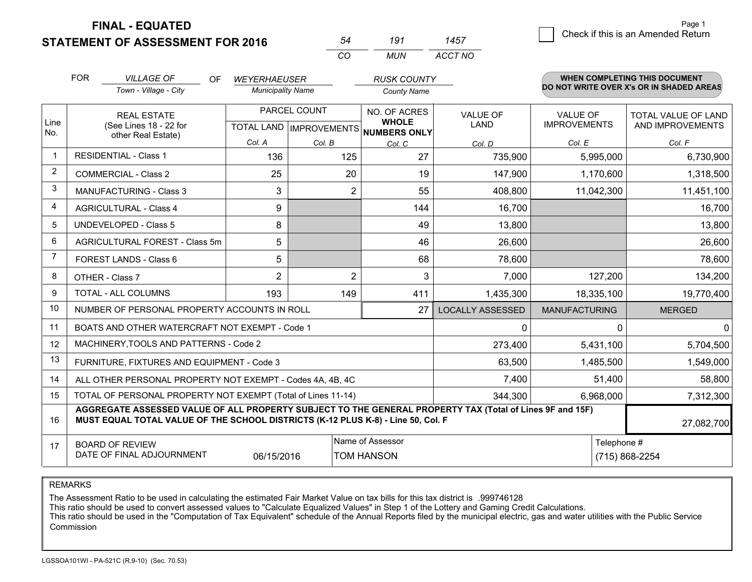**FINAL - EQUATED**
**STATEMENT OF ASSESSMENT FOR 2016**

| 54 | 191 | 1457 |
|---|---|---|
| CO | MUN | ACCT NO |

☐ Check if this is an Amended Return

FOR *VILLAGE OF* (Town - Village - City) OF *WEYERHAEUSER* (Municipality Name) *RUSK COUNTY* (County Name)

**WHEN COMPLETING THIS DOCUMENT DO NOT WRITE OVER X's OR IN SHADED AREAS**

| Line No. | REAL ESTATE (See Lines 18 - 22 for other Real Estate) | PARCEL COUNT TOTAL LAND Col. A | PARCEL COUNT IMPROVEMENTS Col. B | NO. OF ACRES WHOLE NUMBERS ONLY Col. C | VALUE OF LAND Col. D | VALUE OF IMPROVEMENTS Col. E | TOTAL VALUE OF LAND AND IMPROVEMENTS Col. F |
|---|---|---|---|---|---|---|---|
| 1 | RESIDENTIAL - Class 1 | 136 | 125 | 27 | 735,900 | 5,995,000 | 6,730,900 |
| 2 | COMMERCIAL - Class 2 | 25 | 20 | 19 | 147,900 | 1,170,600 | 1,318,500 |
| 3 | MANUFACTURING - Class 3 | 3 | 2 | 55 | 408,800 | 11,042,300 | 11,451,100 |
| 4 | AGRICULTURAL - Class 4 | 9 | | 144 | 16,700 | | 16,700 |
| 5 | UNDEVELOPED - Class 5 | 8 | | 49 | 13,800 | | 13,800 |
| 6 | AGRICULTURAL FOREST - Class 5m | 5 | | 46 | 26,600 | | 26,600 |
| 7 | FOREST LANDS - Class 6 | 5 | | 68 | 78,600 | | 78,600 |
| 8 | OTHER - Class 7 | 2 | 2 | 3 | 7,000 | 127,200 | 134,200 |
| 9 | TOTAL - ALL COLUMNS | 193 | 149 | 411 | 1,435,300 | 18,335,100 | 19,770,400 |
| 10 | NUMBER OF PERSONAL PROPERTY ACCOUNTS IN ROLL | | | 27 | LOCALLY ASSESSED | MANUFACTURING | MERGED |
| 11 | BOATS AND OTHER WATERCRAFT NOT EXEMPT - Code 1 | | | | 0 | 0 | 0 |
| 12 | MACHINERY,TOOLS AND PATTERNS - Code 2 | | | | 273,400 | 5,431,100 | 5,704,500 |
| 13 | FURNITURE, FIXTURES AND EQUIPMENT - Code 3 | | | | 63,500 | 1,485,500 | 1,549,000 |
| 14 | ALL OTHER PERSONAL PROPERTY NOT EXEMPT - Codes 4A, 4B, 4C | | | | 7,400 | 51,400 | 58,800 |
| 15 | TOTAL OF PERSONAL PROPERTY NOT EXEMPT (Total of Lines 11-14) | | | | 344,300 | 6,968,000 | 7,312,300 |
| 16 | **AGGREGATE ASSESSED VALUE OF ALL PROPERTY SUBJECT TO THE GENERAL PROPERTY TAX (Total of Lines 9F and 15F) MUST EQUAL TOTAL VALUE OF THE SCHOOL DISTRICTS (K-12 PLUS K-8) - Line 50, Col. F** | | | | | | 27,082,700 |
| 17 | BOARD OF REVIEW DATE OF FINAL ADJOURNMENT | 06/15/2016 | Name of Assessor: TOM HANSON | | | Telephone #: (715) 868-2254 | |

REMARKS

The Assessment Ratio to be used in calculating the estimated Fair Market Value on tax bills for this tax district is .999746128
This ratio should be used to convert assessed values to "Calculate Equalized Values" in Step 1 of the Lottery and Gaming Credit Calculations.
This ratio should be used in the "Computation of Tax Equivalent" schedule of the Annual Reports filed by the municipal electric, gas and water utilities with the Public Service Commission

LGSSOA101WI - PA-521C (R.9-10) (Sec. 70.53)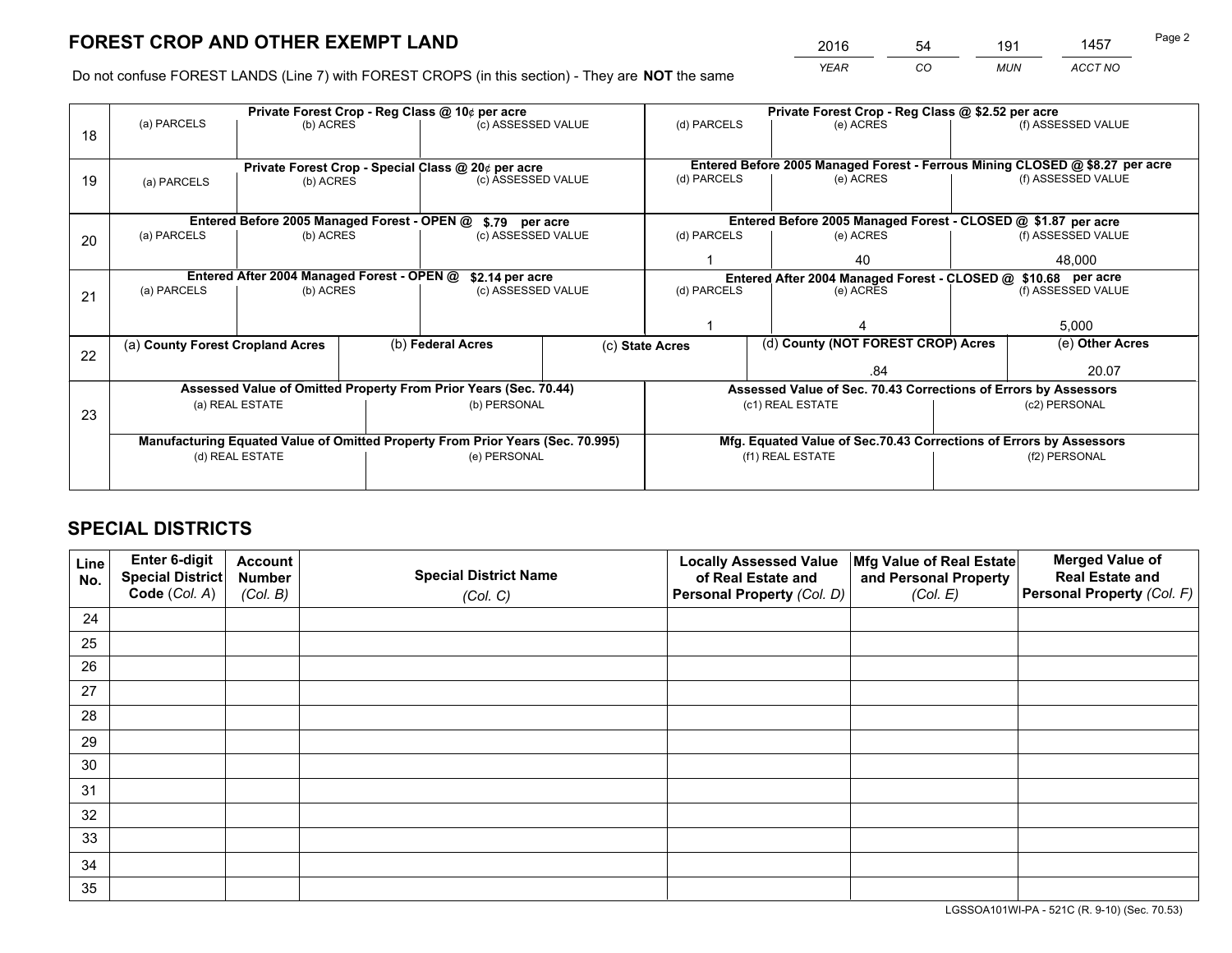# FOREST CROP AND OTHER EXEMPT LAND

| 2016 | 54 | 191 | 1457 |
|---|---|---|---|
| *YEAR* | *CO* | *MUN* | *ACCT NO* |

Do not confuse FOREST LANDS (Line 7) with FOREST CROPS (in this section) - They are **NOT** the same

| Line | | | | | | |
|---|---|---|---|---|---|---|
| 18 | Private Forest Crop - Reg Class @ 10¢ per acre | | | Private Forest Crop - Reg Class @ $2.52 per acre | | |
| | (a) PARCELS | (b) ACRES | (c) ASSESSED VALUE | (d) PARCELS | (e) ACRES | (f) ASSESSED VALUE |
| | | | | | | |
| 19 | Private Forest Crop - Special Class @ 20¢ per acre | | | Entered Before 2005 Managed Forest - Ferrous Mining CLOSED @ $8.27 per acre | | |
| | (a) PARCELS | (b) ACRES | (c) ASSESSED VALUE | (d) PARCELS | (e) ACRES | (f) ASSESSED VALUE |
| | | | | | | |
| 20 | Entered Before 2005 Managed Forest - OPEN @ $.79 per acre | | | Entered Before 2005 Managed Forest - CLOSED @ $1.87 per acre | | |
| | (a) PARCELS | (b) ACRES | (c) ASSESSED VALUE | (d) PARCELS | (e) ACRES | (f) ASSESSED VALUE |
| | | | | 1 | 40 | 48,000 |
| 21 | Entered After 2004 Managed Forest - OPEN @ $2.14 per acre | | | Entered After 2004 Managed Forest - CLOSED @ $10.68 per acre | | |
| | (a) PARCELS | (b) ACRES | (c) ASSESSED VALUE | (d) PARCELS | (e) ACRES | (f) ASSESSED VALUE |
| | | | | 1 | 4 | 5,000 |

| Line | (a) **County Forest Cropland Acres** | (b) **Federal Acres** | (c) **State Acres** | (d) **County (NOT FOREST CROP) Acres** | (e) **Other Acres** |
|---|---|---|---|---|---|
| 22 | | | | .84 | 20.07 |

| Line | Assessed Value of Omitted Property From Prior Years (Sec. 70.44) | | Assessed Value of Sec. 70.43 Corrections of Errors by Assessors | |
|---|---|---|---|---|
| 23 | (a) REAL ESTATE | (b) PERSONAL | (c1) REAL ESTATE | (c2) PERSONAL |
| | | | | |
| | **Manufacturing Equated Value of Omitted Property From Prior Years (Sec. 70.995)** | | **Mfg. Equated Value of Sec.70.43 Corrections of Errors by Assessors** | |
| | (d) REAL ESTATE | (e) PERSONAL | (f1) REAL ESTATE | (f2) PERSONAL |
| | | | | |

# SPECIAL DISTRICTS

| Line No. | Enter 6-digit Special District Code (*Col. A*) | Account Number (*Col. B*) | Special District Name (*Col. C*) | Locally Assessed Value of Real Estate and Personal Property (*Col. D*) | Mfg Value of Real Estate and Personal Property (*Col. E*) | Merged Value of Real Estate and Personal Property (*Col. F*) |
|---|---|---|---|---|---|---|
| 24 | | | | | | |
| 25 | | | | | | |
| 26 | | | | | | |
| 27 | | | | | | |
| 28 | | | | | | |
| 29 | | | | | | |
| 30 | | | | | | |
| 31 | | | | | | |
| 32 | | | | | | |
| 33 | | | | | | |
| 34 | | | | | | |
| 35 | | | | | | |

LGSSOA101WI-PA - 521C (R. 9-10) (Sec. 70.53)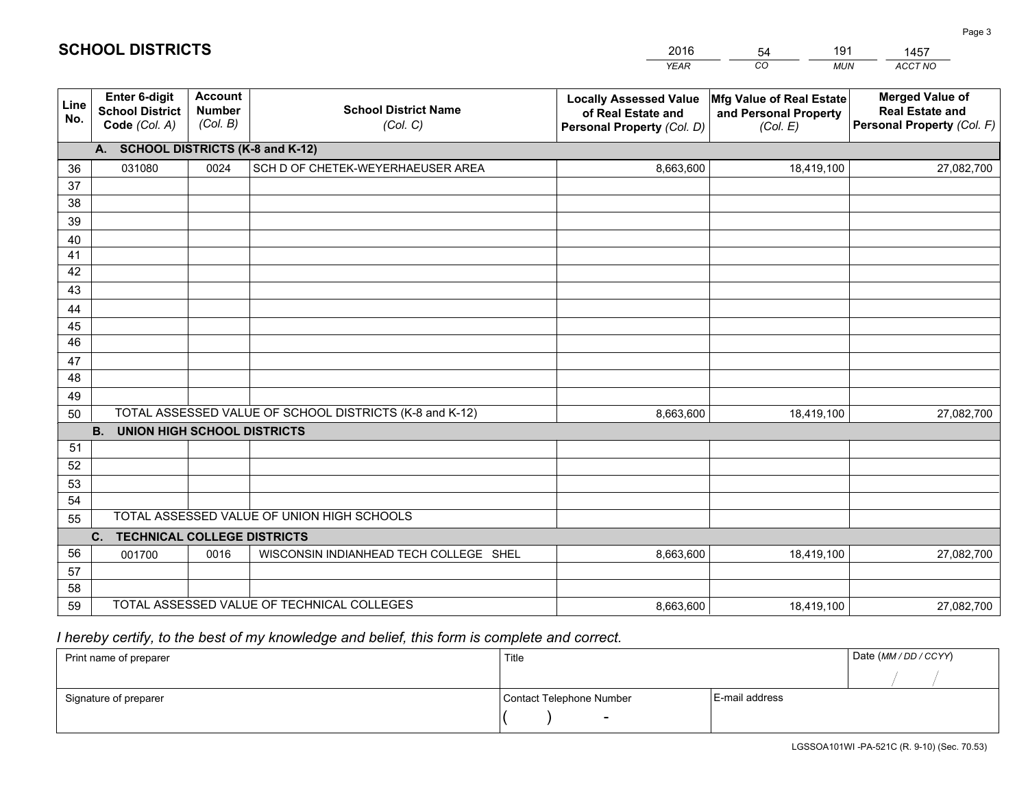## SCHOOL DISTRICTS

| 2016 | 54 | 191 | 1457 |
|---|---|---|---|
| *YEAR* | *CO* | *MUN* | *ACCT NO* |

| Line No. | Enter 6-digit School District Code *(Col. A)* | Account Number *(Col. B)* | School District Name *(Col. C)* | Locally Assessed Value of Real Estate and Personal Property *(Col. D)* | Mfg Value of Real Estate and Personal Property *(Col. E)* | Merged Value of Real Estate and Personal Property *(Col. F)* |
|---|---|---|---|---|---|---|
| **A. SCHOOL DISTRICTS (K-8 and K-12)** | | | | | | |
| 36 | 031080 | 0024 | SCH D OF CHETEK-WEYERHAEUSER AREA | 8,663,600 | 18,419,100 | 27,082,700 |
| 37 | | | | | | |
| 38 | | | | | | |
| 39 | | | | | | |
| 40 | | | | | | |
| 41 | | | | | | |
| 42 | | | | | | |
| 43 | | | | | | |
| 44 | | | | | | |
| 45 | | | | | | |
| 46 | | | | | | |
| 47 | | | | | | |
| 48 | | | | | | |
| 49 | | | | | | |
| 50 | TOTAL ASSESSED VALUE OF SCHOOL DISTRICTS (K-8 and K-12) | | | 8,663,600 | 18,419,100 | 27,082,700 |
| **B. UNION HIGH SCHOOL DISTRICTS** | | | | | | |
| 51 | | | | | | |
| 52 | | | | | | |
| 53 | | | | | | |
| 54 | | | | | | |
| 55 | TOTAL ASSESSED VALUE OF UNION HIGH SCHOOLS | | | | | |
| **C. TECHNICAL COLLEGE DISTRICTS** | | | | | | |
| 56 | 001700 | 0016 | WISCONSIN INDIANHEAD TECH COLLEGE SHEL | 8,663,600 | 18,419,100 | 27,082,700 |
| 57 | | | | | | |
| 58 | | | | | | |
| 59 | TOTAL ASSESSED VALUE OF TECHNICAL COLLEGES | | | 8,663,600 | 18,419,100 | 27,082,700 |

*I hereby certify, to the best of my knowledge and belief, this form is complete and correct.*

| Print name of preparer | Title | | Date *(MM / DD / CCYY)* |
|---|---|---|---|
| | | | / / |
| Signature of preparer | Contact Telephone Number | E-mail address | |
| | ( ) - | | |

LGSSOA101WI -PA-521C (R. 9-10) (Sec. 70.53)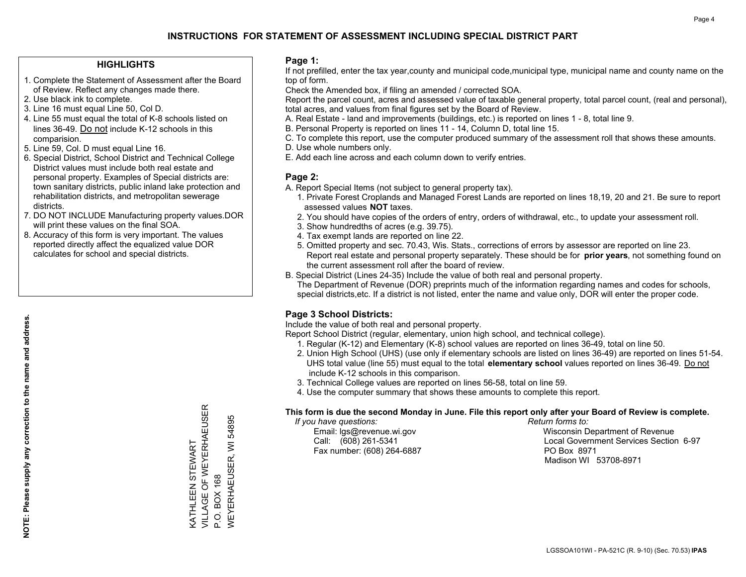# INSTRUCTIONS FOR STATEMENT OF ASSESSMENT INCLUDING SPECIAL DISTRICT PART

## HIGHLIGHTS

1. Complete the Statement of Assessment after the Board of Review. Reflect any changes made there.
2. Use black ink to complete.
3. Line 16 must equal Line 50, Col D.
4. Line 55 must equal the total of K-8 schools listed on lines 36-49. Do not include K-12 schools in this comparision.
5. Line 59, Col. D must equal Line 16.
6. Special District, School District and Technical College District values must include both real estate and personal property. Examples of Special districts are: town sanitary districts, public inland lake protection and rehabilitation districts, and metropolitan sewerage districts.
7. DO NOT INCLUDE Manufacturing property values.DOR will print these values on the final SOA.
8. Accuracy of this form is very important. The values reported directly affect the equalized value DOR calculates for school and special districts.

**NOTE: Please supply any correction to the name and address.**

KATHLEEN STEWART
VILLAGE OF WEYERHAEUSER
P.O. BOX 168
WEYERHAEUSER, WI 54895

## Page 1:

If not prefilled, enter the tax year,county and municipal code,municipal type, municipal name and county name on the top of form.

Check the Amended box, if filing an amended / corrected SOA.

Report the parcel count, acres and assessed value of taxable general property, total parcel count, (real and personal), total acres, and values from final figures set by the Board of Review.

A. Real Estate - land and improvements (buildings, etc.) is reported on lines 1 - 8, total line 9.
B. Personal Property is reported on lines 11 - 14, Column D, total line 15.
C. To complete this report, use the computer produced summary of the assessment roll that shows these amounts.
D. Use whole numbers only.
E. Add each line across and each column down to verify entries.

## Page 2:

A. Report Special Items (not subject to general property tax).
   1. Private Forest Croplands and Managed Forest Lands are reported on lines 18,19, 20 and 21. Be sure to report assessed values **NOT** taxes.
   2. You should have copies of the orders of entry, orders of withdrawal, etc., to update your assessment roll.
   3. Show hundredths of acres (e.g. 39.75).
   4. Tax exempt lands are reported on line 22.
   5. Omitted property and sec. 70.43, Wis. Stats., corrections of errors by assessor are reported on line 23. Report real estate and personal property separately. These should be for **prior years**, not something found on the current assessment roll after the board of review.

B. Special District (Lines 24-35) Include the value of both real and personal property.
The Department of Revenue (DOR) preprints much of the information regarding names and codes for schools, special districts,etc. If a district is not listed, enter the name and value only, DOR will enter the proper code.

## Page 3 School Districts:

Include the value of both real and personal property.

Report School District (regular, elementary, union high school, and technical college).

1. Regular (K-12) and Elementary (K-8) school values are reported on lines 36-49, total on line 50.
2. Union High School (UHS) (use only if elementary schools are listed on lines 36-49) are reported on lines 51-54. UHS total value (line 55) must equal to the total **elementary school** values reported on lines 36-49. Do not include K-12 schools in this comparison.
3. Technical College values are reported on lines 56-58, total on line 59.
4. Use the computer summary that shows these amounts to complete this report.

**This form is due the second Monday in June. File this report only after your Board of Review is complete.**

*If you have questions:*
Email: lgs@revenue.wi.gov
Call: (608) 261-5341
Fax number: (608) 264-6887

*Return forms to:*
Wisconsin Department of Revenue
Local Government Services Section 6-97
PO Box 8971
Madison WI 53708-8971

LGSSOA101WI - PA-521C (R. 9-10) (Sec. 70.53) **IPAS**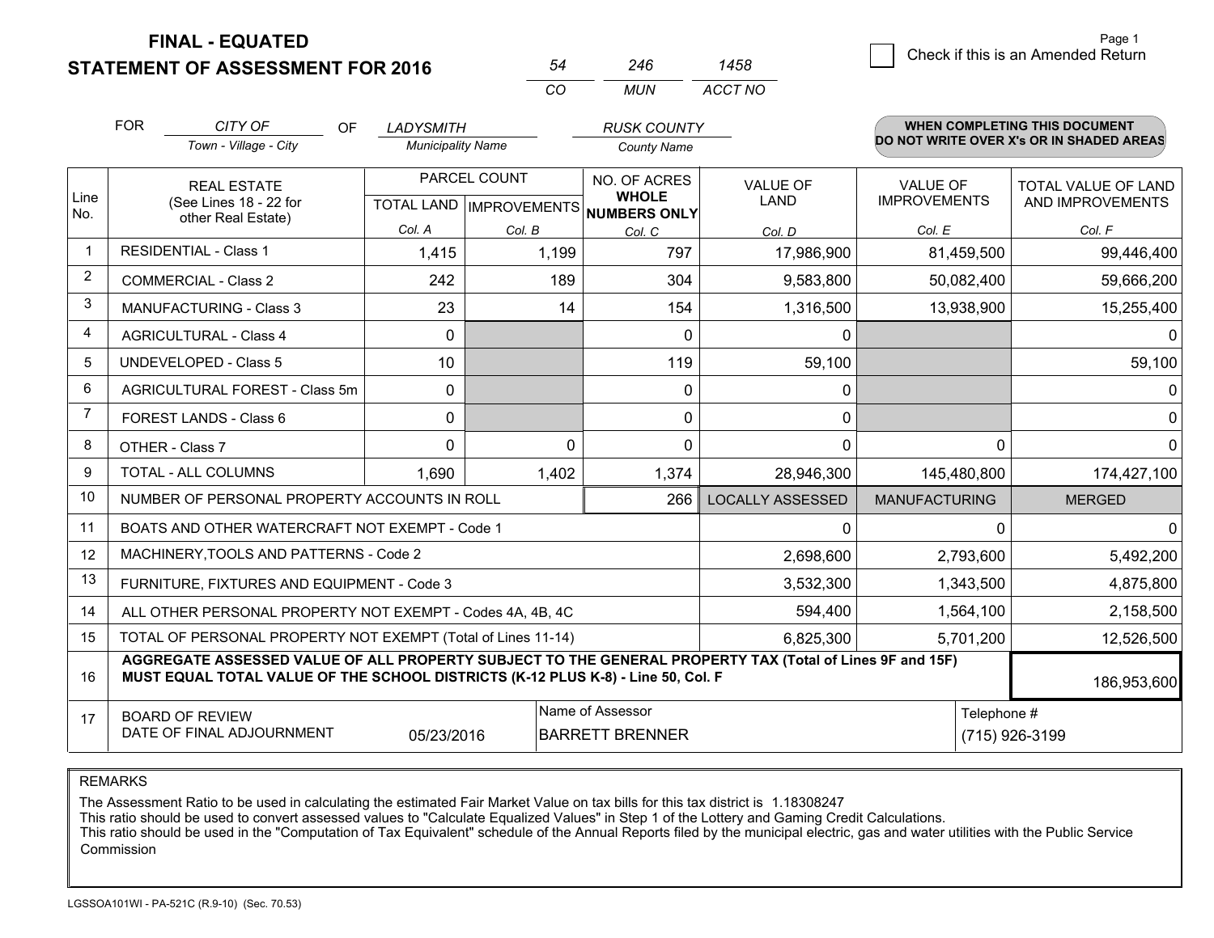# FINAL - EQUATED
# STATEMENT OF ASSESSMENT FOR 2016

| 54 | 246 | 1458 |
|---|---|---|
| CO | MUN | ACCT NO |

Check if this is an Amended Return

FOR CITY OF (Town - Village - City) OF LADYSMITH (Municipality Name) RUSK COUNTY (County Name)

**WHEN COMPLETING THIS DOCUMENT DO NOT WRITE OVER X's OR IN SHADED AREAS**

| Line No. | REAL ESTATE (See Lines 18 - 22 for other Real Estate) | PARCEL COUNT TOTAL LAND Col. A | PARCEL COUNT IMPROVEMENTS Col. B | NO. OF ACRES WHOLE NUMBERS ONLY Col. C | VALUE OF LAND Col. D | VALUE OF IMPROVEMENTS Col. E | TOTAL VALUE OF LAND AND IMPROVEMENTS Col. F |
|---|---|---|---|---|---|---|---|
| 1 | RESIDENTIAL - Class 1 | 1,415 | 1,199 | 797 | 17,986,900 | 81,459,500 | 99,446,400 |
| 2 | COMMERCIAL - Class 2 | 242 | 189 | 304 | 9,583,800 | 50,082,400 | 59,666,200 |
| 3 | MANUFACTURING - Class 3 | 23 | 14 | 154 | 1,316,500 | 13,938,900 | 15,255,400 |
| 4 | AGRICULTURAL - Class 4 | 0 | | 0 | 0 | | 0 |
| 5 | UNDEVELOPED - Class 5 | 10 | | 119 | 59,100 | | 59,100 |
| 6 | AGRICULTURAL FOREST - Class 5m | 0 | | 0 | 0 | | 0 |
| 7 | FOREST LANDS - Class 6 | 0 | | 0 | 0 | | 0 |
| 8 | OTHER - Class 7 | 0 | 0 | 0 | 0 | 0 | 0 |
| 9 | TOTAL - ALL COLUMNS | 1,690 | 1,402 | 1,374 | 28,946,300 | 145,480,800 | 174,427,100 |
| 10 | NUMBER OF PERSONAL PROPERTY ACCOUNTS IN ROLL | | | 266 | LOCALLY ASSESSED | MANUFACTURING | MERGED |
| 11 | BOATS AND OTHER WATERCRAFT NOT EXEMPT - Code 1 | | | | 0 | 0 | 0 |
| 12 | MACHINERY,TOOLS AND PATTERNS - Code 2 | | | | 2,698,600 | 2,793,600 | 5,492,200 |
| 13 | FURNITURE, FIXTURES AND EQUIPMENT - Code 3 | | | | 3,532,300 | 1,343,500 | 4,875,800 |
| 14 | ALL OTHER PERSONAL PROPERTY NOT EXEMPT - Codes 4A, 4B, 4C | | | | 594,400 | 1,564,100 | 2,158,500 |
| 15 | TOTAL OF PERSONAL PROPERTY NOT EXEMPT (Total of Lines 11-14) | | | | 6,825,300 | 5,701,200 | 12,526,500 |
| 16 | **AGGREGATE ASSESSED VALUE OF ALL PROPERTY SUBJECT TO THE GENERAL PROPERTY TAX (Total of Lines 9F and 15F) MUST EQUAL TOTAL VALUE OF THE SCHOOL DISTRICTS (K-12 PLUS K-8) - Line 50, Col. F** | | | | | | 186,953,600 |
| 17 | BOARD OF REVIEW DATE OF FINAL ADJOURNMENT | 05/23/2016 | Name of Assessor: BARRETT BRENNER | | | Telephone #: (715) 926-3199 | |

REMARKS

The Assessment Ratio to be used in calculating the estimated Fair Market Value on tax bills for this tax district is 1.18308247
This ratio should be used to convert assessed values to "Calculate Equalized Values" in Step 1 of the Lottery and Gaming Credit Calculations.
This ratio should be used in the "Computation of Tax Equivalent" schedule of the Annual Reports filed by the municipal electric, gas and water utilities with the Public Service Commission

LGSSOA101WI - PA-521C (R.9-10) (Sec. 70.53)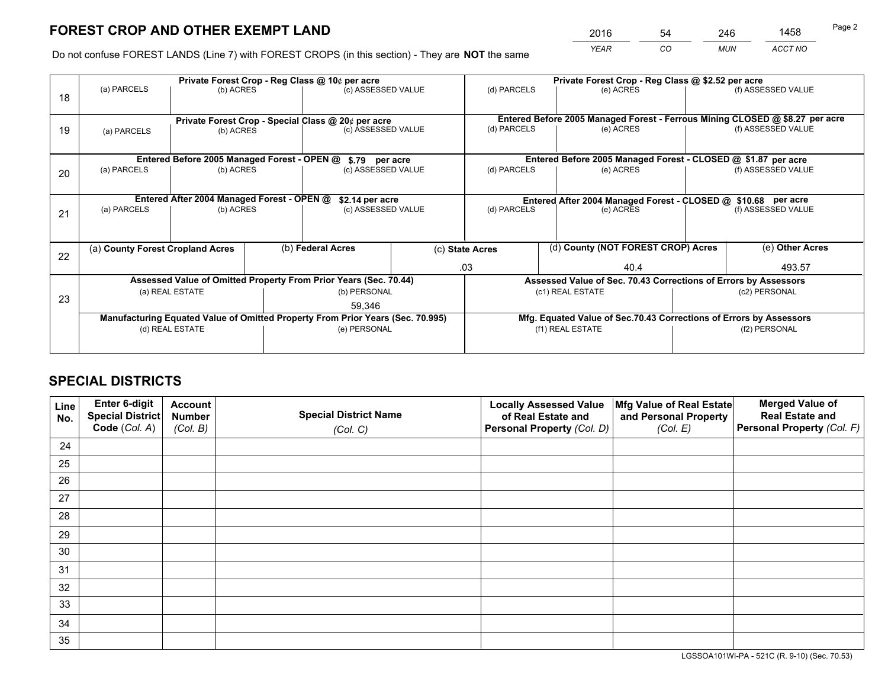# FOREST CROP AND OTHER EXEMPT LAND

| 2016 | 54 | 246 | 1458 |
|---|---|---|---|
| *YEAR* | *CO* | *MUN* | *ACCT NO* |

Do not confuse FOREST LANDS (Line 7) with FOREST CROPS (in this section) - They are **NOT** the same

| Line | Private Forest Crop - Reg Class @ 10¢ per acre | | | Private Forest Crop - Reg Class @ $2.52 per acre | | |
|---|---|---|---|---|---|---|
| 18 | (a) PARCELS | (b) ACRES | (c) ASSESSED VALUE | (d) PARCELS | (e) ACRES | (f) ASSESSED VALUE |
| | | | | | | |
| | **Private Forest Crop - Special Class @ 20¢ per acre** | | | **Entered Before 2005 Managed Forest - Ferrous Mining CLOSED @ $8.27 per acre** | | |
| 19 | (a) PARCELS | (b) ACRES | (c) ASSESSED VALUE | (d) PARCELS | (e) ACRES | (f) ASSESSED VALUE |
| | | | | | | |
| | **Entered Before 2005 Managed Forest - OPEN @ $.79 per acre** | | | **Entered Before 2005 Managed Forest - CLOSED @ $1.87 per acre** | | |
| 20 | (a) PARCELS | (b) ACRES | (c) ASSESSED VALUE | (d) PARCELS | (e) ACRES | (f) ASSESSED VALUE |
| | | | | | | |
| | **Entered After 2004 Managed Forest - OPEN @ $2.14 per acre** | | | **Entered After 2004 Managed Forest - CLOSED @ $10.68 per acre** | | |
| 21 | (a) PARCELS | (b) ACRES | (c) ASSESSED VALUE | (d) PARCELS | (e) ACRES | (f) ASSESSED VALUE |
| | | | | | | |

| Line | (a) County Forest Cropland Acres | (b) Federal Acres | (c) State Acres | (d) County (NOT FOREST CROP) Acres | (e) Other Acres |
|---|---|---|---|---|---|
| 22 | | | .03 | 40.4 | 493.57 |

| Line | Assessed Value of Omitted Property From Prior Years (Sec. 70.44) | | Assessed Value of Sec. 70.43 Corrections of Errors by Assessors | |
|---|---|---|---|---|
| 23 | (a) REAL ESTATE | (b) PERSONAL | (c1) REAL ESTATE | (c2) PERSONAL |
| | | 59,346 | | |
| | **Manufacturing Equated Value of Omitted Property From Prior Years (Sec. 70.995)** | | **Mfg. Equated Value of Sec.70.43 Corrections of Errors by Assessors** | |
| | (d) REAL ESTATE | (e) PERSONAL | (f1) REAL ESTATE | (f2) PERSONAL |
| | | | | |

# SPECIAL DISTRICTS

| Line No. | Enter 6-digit Special District Code (Col. A) | Account Number (Col. B) | Special District Name (Col. C) | Locally Assessed Value of Real Estate and Personal Property (Col. D) | Mfg Value of Real Estate and Personal Property (Col. E) | Merged Value of Real Estate and Personal Property (Col. F) |
|---|---|---|---|---|---|---|
| 24 | | | | | | |
| 25 | | | | | | |
| 26 | | | | | | |
| 27 | | | | | | |
| 28 | | | | | | |
| 29 | | | | | | |
| 30 | | | | | | |
| 31 | | | | | | |
| 32 | | | | | | |
| 33 | | | | | | |
| 34 | | | | | | |
| 35 | | | | | | |

LGSSOA101WI-PA - 521C (R. 9-10) (Sec. 70.53)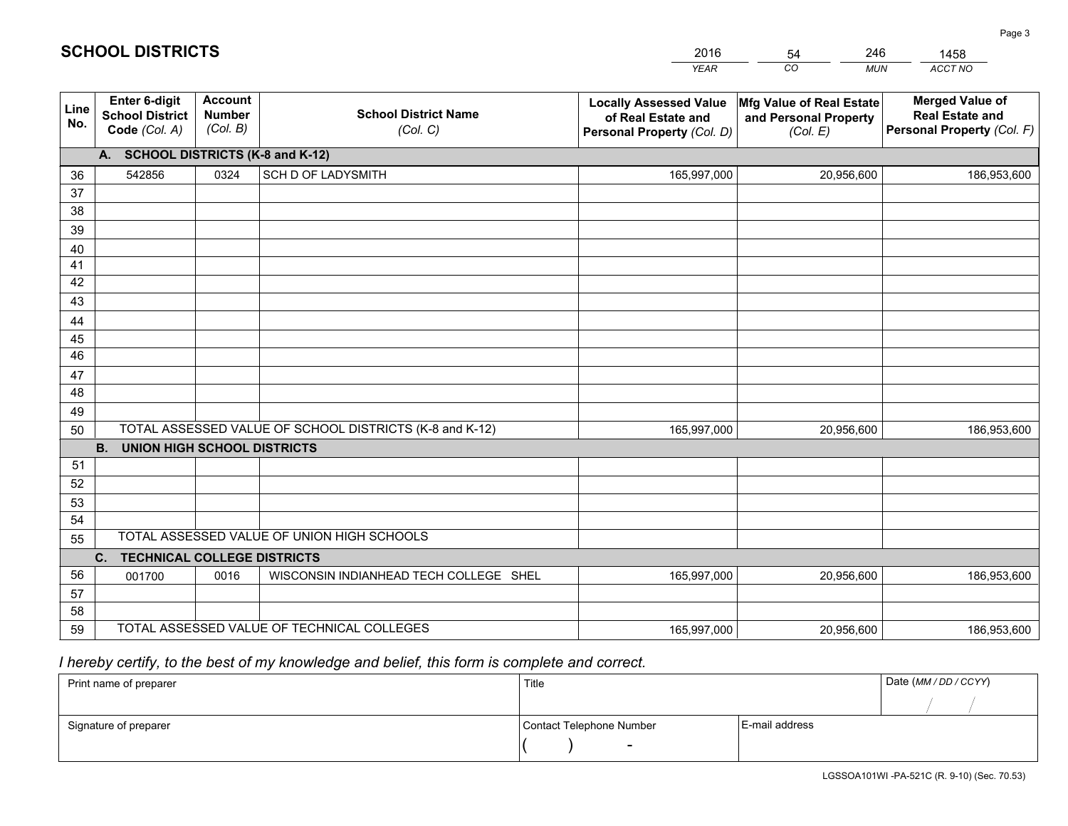# SCHOOL DISTRICTS

| 2016 | 54 | 246 | 1458 |
|---|---|---|---|
| *YEAR* | *CO* | *MUN* | *ACCT NO* |

| Line No. | Enter 6-digit School District Code *(Col. A)* | Account Number *(Col. B)* | School District Name *(Col. C)* | Locally Assessed Value of Real Estate and Personal Property *(Col. D)* | Mfg Value of Real Estate and Personal Property *(Col. E)* | Merged Value of Real Estate and Personal Property *(Col. F)* |
|---|---|---|---|---|---|---|
| **A. SCHOOL DISTRICTS (K-8 and K-12)** | | | | | | |
| 36 | 542856 | 0324 | SCH D OF LADYSMITH | 165,997,000 | 20,956,600 | 186,953,600 |
| 37 | | | | | | |
| 38 | | | | | | |
| 39 | | | | | | |
| 40 | | | | | | |
| 41 | | | | | | |
| 42 | | | | | | |
| 43 | | | | | | |
| 44 | | | | | | |
| 45 | | | | | | |
| 46 | | | | | | |
| 47 | | | | | | |
| 48 | | | | | | |
| 49 | | | | | | |
| 50 | TOTAL ASSESSED VALUE OF SCHOOL DISTRICTS (K-8 and K-12) | | | 165,997,000 | 20,956,600 | 186,953,600 |
| **B. UNION HIGH SCHOOL DISTRICTS** | | | | | | |
| 51 | | | | | | |
| 52 | | | | | | |
| 53 | | | | | | |
| 54 | | | | | | |
| 55 | TOTAL ASSESSED VALUE OF UNION HIGH SCHOOLS | | | | | |
| **C. TECHNICAL COLLEGE DISTRICTS** | | | | | | |
| 56 | 001700 | 0016 | WISCONSIN INDIANHEAD TECH COLLEGE SHEL | 165,997,000 | 20,956,600 | 186,953,600 |
| 57 | | | | | | |
| 58 | | | | | | |
| 59 | TOTAL ASSESSED VALUE OF TECHNICAL COLLEGES | | | 165,997,000 | 20,956,600 | 186,953,600 |

*I hereby certify, to the best of my knowledge and belief, this form is complete and correct.*

| Print name of preparer | Title | | Date *(MM / DD / CCYY)* |
|---|---|---|---|
| | | | / / |
| Signature of preparer | Contact Telephone Number | E-mail address | |
| | ( ) - | | |

LGSSOA101WI -PA-521C (R. 9-10) (Sec. 70.53)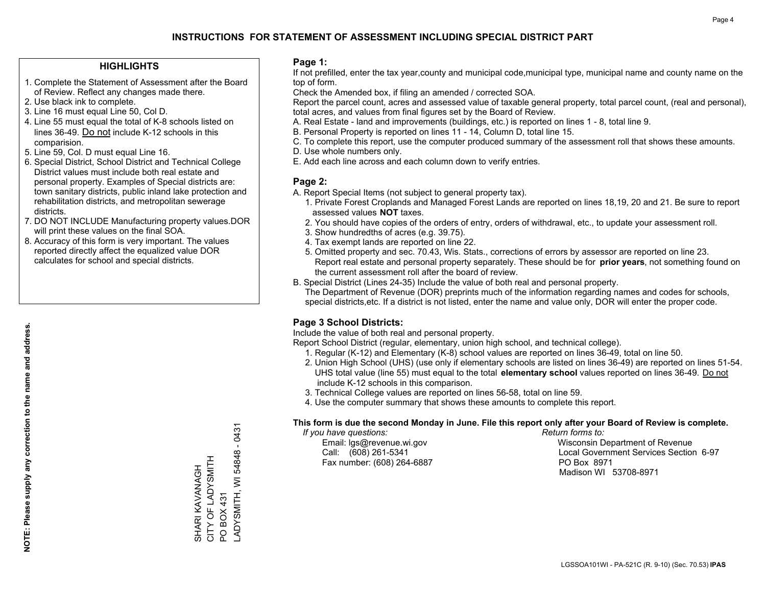# INSTRUCTIONS FOR STATEMENT OF ASSESSMENT INCLUDING SPECIAL DISTRICT PART

### HIGHLIGHTS

1. Complete the Statement of Assessment after the Board of Review. Reflect any changes made there.
2. Use black ink to complete.
3. Line 16 must equal Line 50, Col D.
4. Line 55 must equal the total of K-8 schools listed on lines 36-49. Do not include K-12 schools in this comparision.
5. Line 59, Col. D must equal Line 16.
6. Special District, School District and Technical College District values must include both real estate and personal property. Examples of Special districts are: town sanitary districts, public inland lake protection and rehabilitation districts, and metropolitan sewerage districts.
7. DO NOT INCLUDE Manufacturing property values.DOR will print these values on the final SOA.
8. Accuracy of this form is very important. The values reported directly affect the equalized value DOR calculates for school and special districts.

**NOTE: Please supply any correction to the name and address.**

SHARI KAVANAGH
CITY OF LADYSMITH
PO BOX 431
LADYSMITH, WI 54848 - 0431

### Page 1:

If not prefilled, enter the tax year,county and municipal code,municipal type, municipal name and county name on the top of form.

Check the Amended box, if filing an amended / corrected SOA.

Report the parcel count, acres and assessed value of taxable general property, total parcel count, (real and personal), total acres, and values from final figures set by the Board of Review.

A. Real Estate - land and improvements (buildings, etc.) is reported on lines 1 - 8, total line 9.
B. Personal Property is reported on lines 11 - 14, Column D, total line 15.
C. To complete this report, use the computer produced summary of the assessment roll that shows these amounts.
D. Use whole numbers only.
E. Add each line across and each column down to verify entries.

### Page 2:

A. Report Special Items (not subject to general property tax).
1. Private Forest Croplands and Managed Forest Lands are reported on lines 18,19, 20 and 21. Be sure to report assessed values **NOT** taxes.
2. You should have copies of the orders of entry, orders of withdrawal, etc., to update your assessment roll.
3. Show hundredths of acres (e.g. 39.75).
4. Tax exempt lands are reported on line 22.
5. Omitted property and sec. 70.43, Wis. Stats., corrections of errors by assessor are reported on line 23. Report real estate and personal property separately. These should be for **prior years**, not something found on the current assessment roll after the board of review.

B. Special District (Lines 24-35) Include the value of both real and personal property.
The Department of Revenue (DOR) preprints much of the information regarding names and codes for schools, special districts,etc. If a district is not listed, enter the name and value only, DOR will enter the proper code.

### Page 3 School Districts:

Include the value of both real and personal property.

Report School District (regular, elementary, union high school, and technical college).

1. Regular (K-12) and Elementary (K-8) school values are reported on lines 36-49, total on line 50.
2. Union High School (UHS) (use only if elementary schools are listed on lines 36-49) are reported on lines 51-54. UHS total value (line 55) must equal to the total **elementary school** values reported on lines 36-49. Do not include K-12 schools in this comparison.
3. Technical College values are reported on lines 56-58, total on line 59.
4. Use the computer summary that shows these amounts to complete this report.

**This form is due the second Monday in June. File this report only after your Board of Review is complete.**

*If you have questions:*
Email: lgs@revenue.wi.gov
Call: (608) 261-5341
Fax number: (608) 264-6887

*Return forms to:*
Wisconsin Department of Revenue
Local Government Services Section 6-97
PO Box 8971
Madison WI 53708-8971

LGSSOA101WI - PA-521C (R. 9-10) (Sec. 70.53) **IPAS**